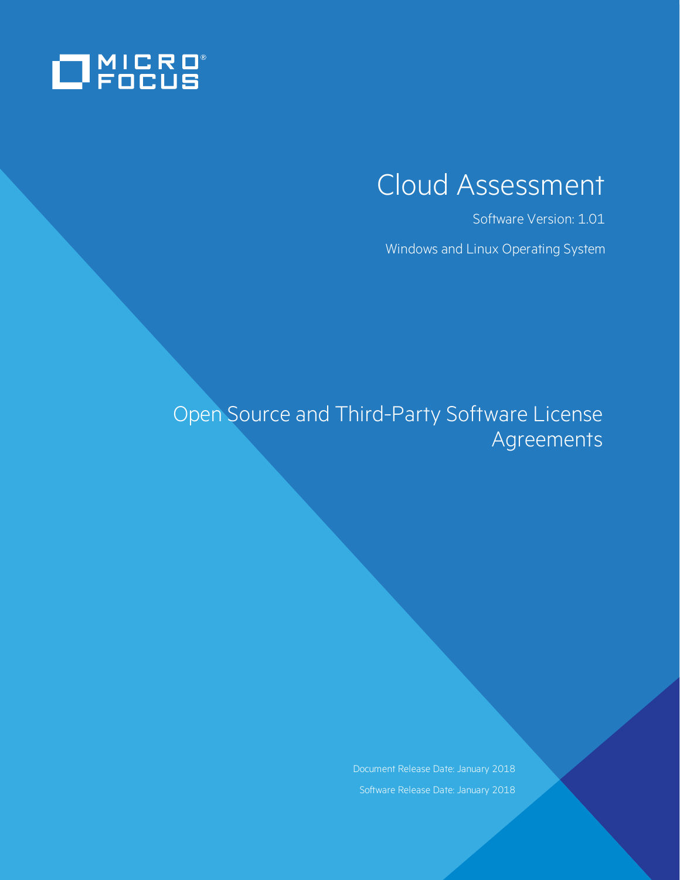MICRO FOCUS

# Cloud Assessment

Software Version: 1.01

Windows and Linux Operating System

## Open Source and Third-Party Software License Agreements

Document Release Date: January 2018

Software Release Date: January 2018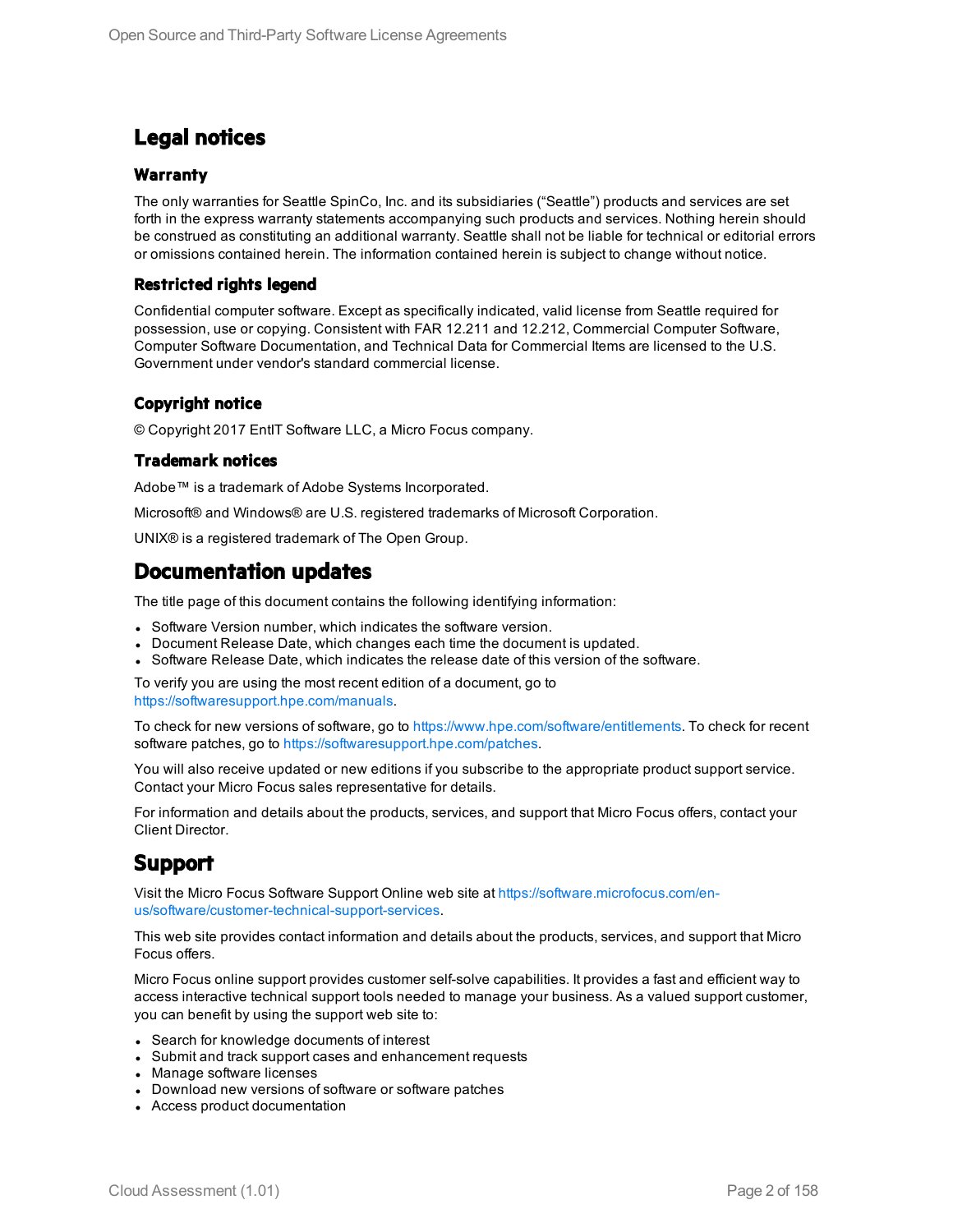# Legal notices

## Warranty

The only warranties for Seattle SpinCo, Inc. and its subsidiaries (“Seattle”) products and services are set forth in the express warranty statements accompanying such products and services. Nothing herein should be construed as constituting an additional warranty. Seattle shall not be liable for technical or editorial errors or omissions contained herein. The information contained herein is subject to change without notice.

## Restricted rights legend

Confidential computer software. Except as specifically indicated, valid license from Seattle required for possession, use or copying. Consistent with FAR 12.211 and 12.212, Commercial Computer Software, Computer Software Documentation, and Technical Data for Commercial Items are licensed to the U.S. Government under vendor's standard commercial license.

## Copyright notice

© Copyright 2017 EntIT Software LLC, a Micro Focus company.

## Trademark notices

Adobe™ is a trademark of Adobe Systems Incorporated.

Microsoft® and Windows® are U.S. registered trademarks of Microsoft Corporation.

UNIX® is a registered trademark of The Open Group.

# Documentation updates

The title page of this document contains the following identifying information:

- Software Version number, which indicates the software version.
- Document Release Date, which changes each time the document is updated.
- Software Release Date, which indicates the release date of this version of the software.

To verify you are using the most recent edition of a document, go to https://softwaresupport.hpe.com/manuals.

To check for new versions of software, go to https://www.hpe.com/software/entitlements. To check for recent software patches, go to https://softwaresupport.hpe.com/patches.

You will also receive updated or new editions if you subscribe to the appropriate product support service. Contact your Micro Focus sales representative for details.

For information and details about the products, services, and support that Micro Focus offers, contact your Client Director.

# Support

Visit the Micro Focus Software Support Online web site at https://software.microfocus.com/en-us/software/customer-technical-support-services.

This web site provides contact information and details about the products, services, and support that Micro Focus offers.

Micro Focus online support provides customer self-solve capabilities. It provides a fast and efficient way to access interactive technical support tools needed to manage your business. As a valued support customer, you can benefit by using the support web site to:

- Search for knowledge documents of interest
- Submit and track support cases and enhancement requests
- Manage software licenses
- Download new versions of software or software patches
- Access product documentation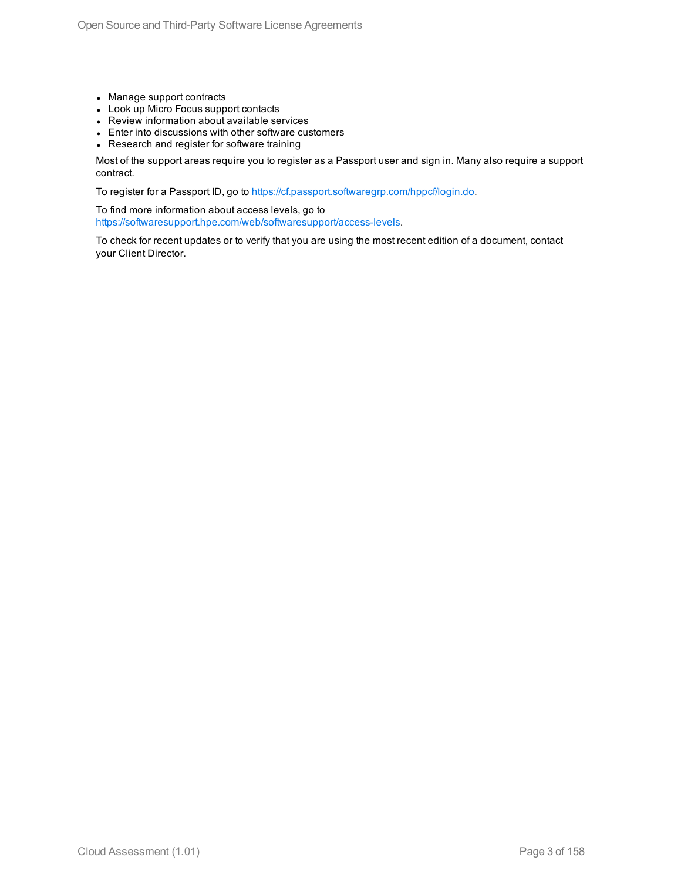- Manage support contracts
- Look up Micro Focus support contacts
- Review information about available services
- Enter into discussions with other software customers
- Research and register for software training

Most of the support areas require you to register as a Passport user and sign in. Many also require a support contract.

To register for a Passport ID, go to https://cf.passport.softwaregrp.com/hppcf/login.do.

To find more information about access levels, go to https://softwaresupport.hpe.com/web/softwaresupport/access-levels.

To check for recent updates or to verify that you are using the most recent edition of a document, contact your Client Director.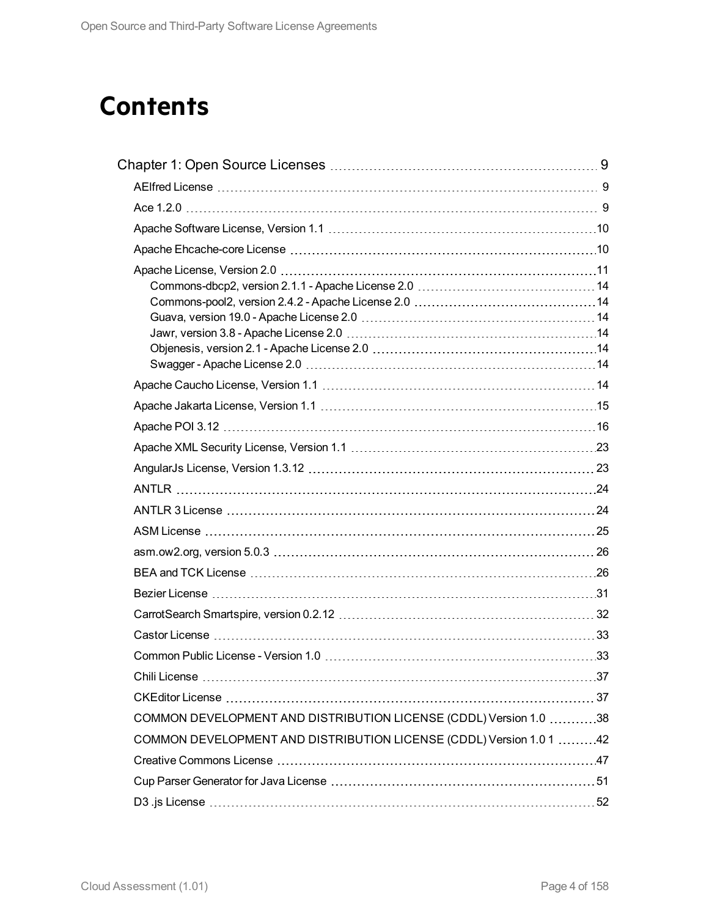# Contents

- Chapter 1: Open Source Licenses 9
  - AElfred License 9
  - Ace 1.2.0 9
  - Apache Software License, Version 1.1 10
  - Apache Ehcache-core License 10
  - Apache License, Version 2.0 11
    - Commons-dbcp2, version 2.1.1 - Apache License 2.0 14
    - Commons-pool2, version 2.4.2 - Apache License 2.0 14
    - Guava, version 19.0 - Apache License 2.0 14
    - Jawr, version 3.8 - Apache License 2.0 14
    - Objenesis, version 2.1 - Apache License 2.0 14
    - Swagger - Apache License 2.0 14
  - Apache Caucho License, Version 1.1 14
  - Apache Jakarta License, Version 1.1 15
  - Apache POI 3.12 16
  - Apache XML Security License, Version 1.1 23
  - AngularJs License, Version 1.3.12 23
  - ANTLR 24
  - ANTLR 3 License 24
  - ASM License 25
  - asm.ow2.org, version 5.0.3 26
  - BEA and TCK License 26
  - Bezier License 31
  - CarrotSearch Smartspire, version 0.2.12 32
  - Castor License 33
  - Common Public License - Version 1.0 33
  - Chili License 37
  - CKEditor License 37
  - COMMON DEVELOPMENT AND DISTRIBUTION LICENSE (CDDL) Version 1.0 38
  - COMMON DEVELOPMENT AND DISTRIBUTION LICENSE (CDDL) Version 1.0 1 42
  - Creative Commons License 47
  - Cup Parser Generator for Java License 51
  - D3 .js License 52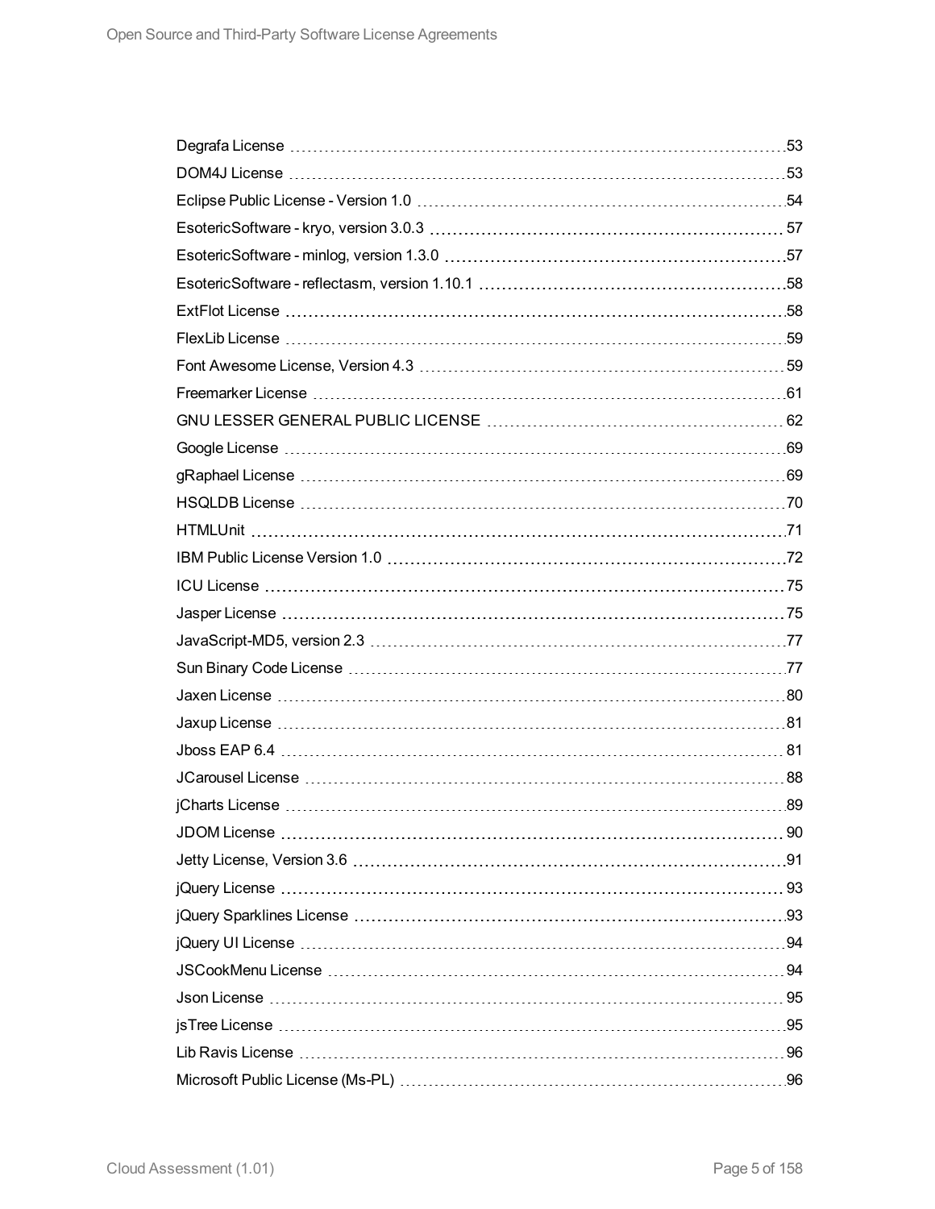Degrafa License ........ 53
DOM4J License ........ 53
Eclipse Public License - Version 1.0 ........ 54
EsotericSoftware - kryo, version 3.0.3 ........ 57
EsotericSoftware - minlog, version 1.3.0 ........ 57
EsotericSoftware - reflectasm, version 1.10.1 ........ 58
ExtFlot License ........ 58
FlexLib License ........ 59
Font Awesome License, Version 4.3 ........ 59
Freemarker License ........ 61
GNU LESSER GENERAL PUBLIC LICENSE ........ 62
Google License ........ 69
gRaphael License ........ 69
HSQLDB License ........ 70
HTMLUnit ........ 71
IBM Public License Version 1.0 ........ 72
ICU License ........ 75
Jasper License ........ 75
JavaScript-MD5, version 2.3 ........ 77
Sun Binary Code License ........ 77
Jaxen License ........ 80
Jaxup License ........ 81
Jboss EAP 6.4 ........ 81
JCarousel License ........ 88
jCharts License ........ 89
JDOM License ........ 90
Jetty License, Version 3.6 ........ 91
jQuery License ........ 93
jQuery Sparklines License ........ 93
jQuery UI License ........ 94
JSCookMenu License ........ 94
Json License ........ 95
jsTree License ........ 95
Lib Ravis License ........ 96
Microsoft Public License (Ms-PL) ........ 96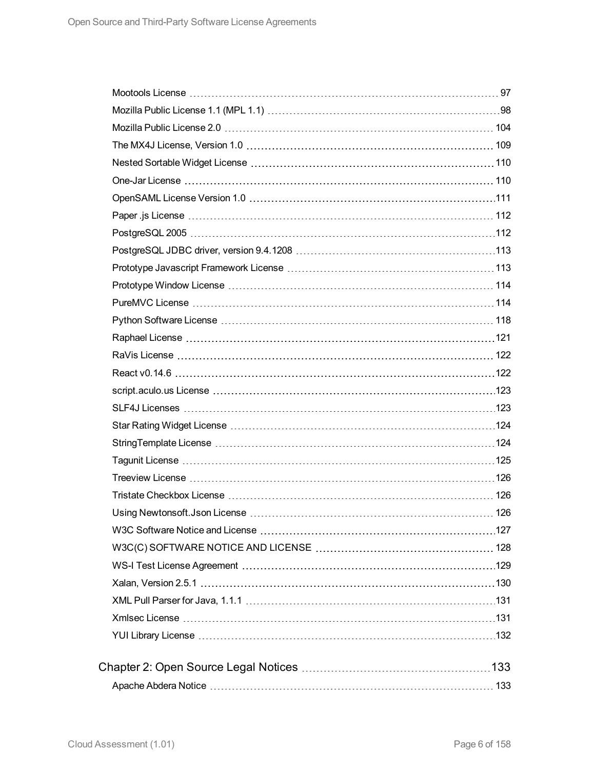Mootools License ..... 97
Mozilla Public License 1.1 (MPL 1.1) ..... 98
Mozilla Public License 2.0 ..... 104
The MX4J License, Version 1.0 ..... 109
Nested Sortable Widget License ..... 110
One-Jar License ..... 110
OpenSAML License Version 1.0 ..... 111
Paper .js License ..... 112
PostgreSQL 2005 ..... 112
PostgreSQL JDBC driver, version 9.4.1208 ..... 113
Prototype Javascript Framework License ..... 113
Prototype Window License ..... 114
PureMVC License ..... 114
Python Software License ..... 118
Raphael License ..... 121
RaVis License ..... 122
React v0.14.6 ..... 122
script.aculo.us License ..... 123
SLF4J Licenses ..... 123
Star Rating Widget License ..... 124
StringTemplate License ..... 124
Tagunit License ..... 125
Treeview License ..... 126
Tristate Checkbox License ..... 126
Using Newtonsoft.Json License ..... 126
W3C Software Notice and License ..... 127
W3C(C) SOFTWARE NOTICE AND LICENSE ..... 128
WS-I Test License Agreement ..... 129
Xalan, Version 2.5.1 ..... 130
XML Pull Parser for Java, 1.1.1 ..... 131
Xmlsec License ..... 131
YUI Library License ..... 132

Chapter 2: Open Source Legal Notices ..... 133

Apache Abdera Notice ..... 133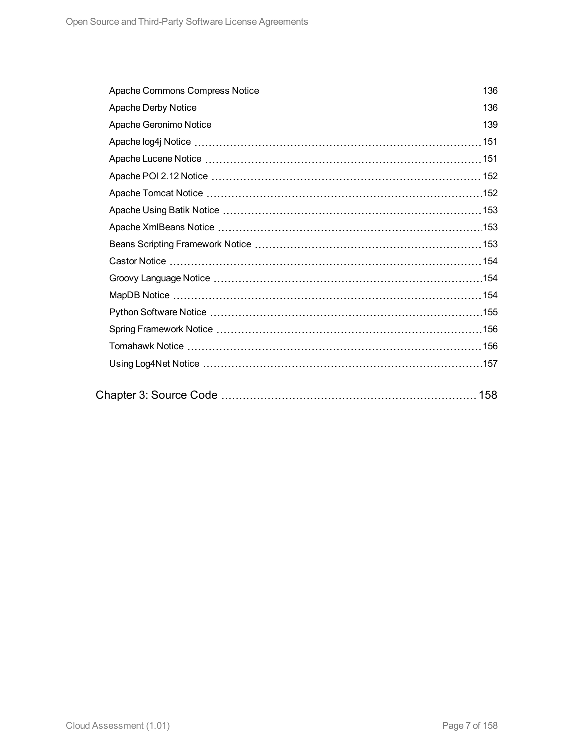Apache Commons Compress Notice 136

Apache Derby Notice 136

Apache Geronimo Notice 139

Apache log4j Notice 151

Apache Lucene Notice 151

Apache POI 2.12 Notice 152

Apache Tomcat Notice 152

Apache Using Batik Notice 153

Apache XmlBeans Notice 153

Beans Scripting Framework Notice 153

Castor Notice 154

Groovy Language Notice 154

MapDB Notice 154

Python Software Notice 155

Spring Framework Notice 156

Tomahawk Notice 156

Using Log4Net Notice 157

Chapter 3: Source Code 158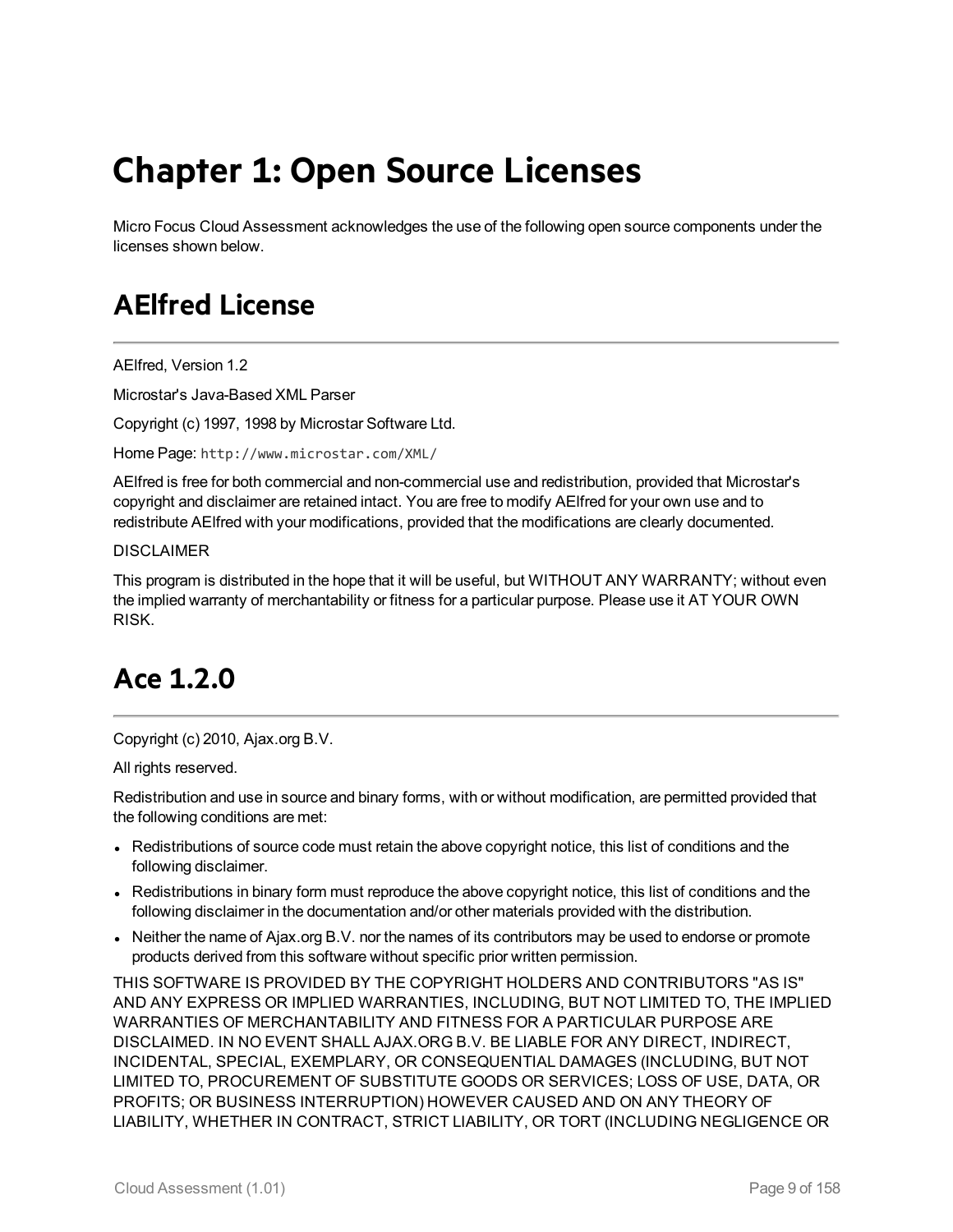# Chapter 1: Open Source Licenses

Micro Focus Cloud Assessment acknowledges the use of the following open source components under the licenses shown below.

## AElfred License

AElfred, Version 1.2

Microstar's Java-Based XML Parser

Copyright (c) 1997, 1998 by Microstar Software Ltd.

Home Page: `http://www.microstar.com/XML/`

AElfred is free for both commercial and non-commercial use and redistribution, provided that Microstar's copyright and disclaimer are retained intact. You are free to modify AElfred for your own use and to redistribute AElfred with your modifications, provided that the modifications are clearly documented.

DISCLAIMER

This program is distributed in the hope that it will be useful, but WITHOUT ANY WARRANTY; without even the implied warranty of merchantability or fitness for a particular purpose. Please use it AT YOUR OWN RISK.

## Ace 1.2.0

Copyright (c) 2010, Ajax.org B.V.

All rights reserved.

Redistribution and use in source and binary forms, with or without modification, are permitted provided that the following conditions are met:

- Redistributions of source code must retain the above copyright notice, this list of conditions and the following disclaimer.
- Redistributions in binary form must reproduce the above copyright notice, this list of conditions and the following disclaimer in the documentation and/or other materials provided with the distribution.
- Neither the name of Ajax.org B.V. nor the names of its contributors may be used to endorse or promote products derived from this software without specific prior written permission.

THIS SOFTWARE IS PROVIDED BY THE COPYRIGHT HOLDERS AND CONTRIBUTORS "AS IS" AND ANY EXPRESS OR IMPLIED WARRANTIES, INCLUDING, BUT NOT LIMITED TO, THE IMPLIED WARRANTIES OF MERCHANTABILITY AND FITNESS FOR A PARTICULAR PURPOSE ARE DISCLAIMED. IN NO EVENT SHALL AJAX.ORG B.V. BE LIABLE FOR ANY DIRECT, INDIRECT, INCIDENTAL, SPECIAL, EXEMPLARY, OR CONSEQUENTIAL DAMAGES (INCLUDING, BUT NOT LIMITED TO, PROCUREMENT OF SUBSTITUTE GOODS OR SERVICES; LOSS OF USE, DATA, OR PROFITS; OR BUSINESS INTERRUPTION) HOWEVER CAUSED AND ON ANY THEORY OF LIABILITY, WHETHER IN CONTRACT, STRICT LIABILITY, OR TORT (INCLUDING NEGLIGENCE OR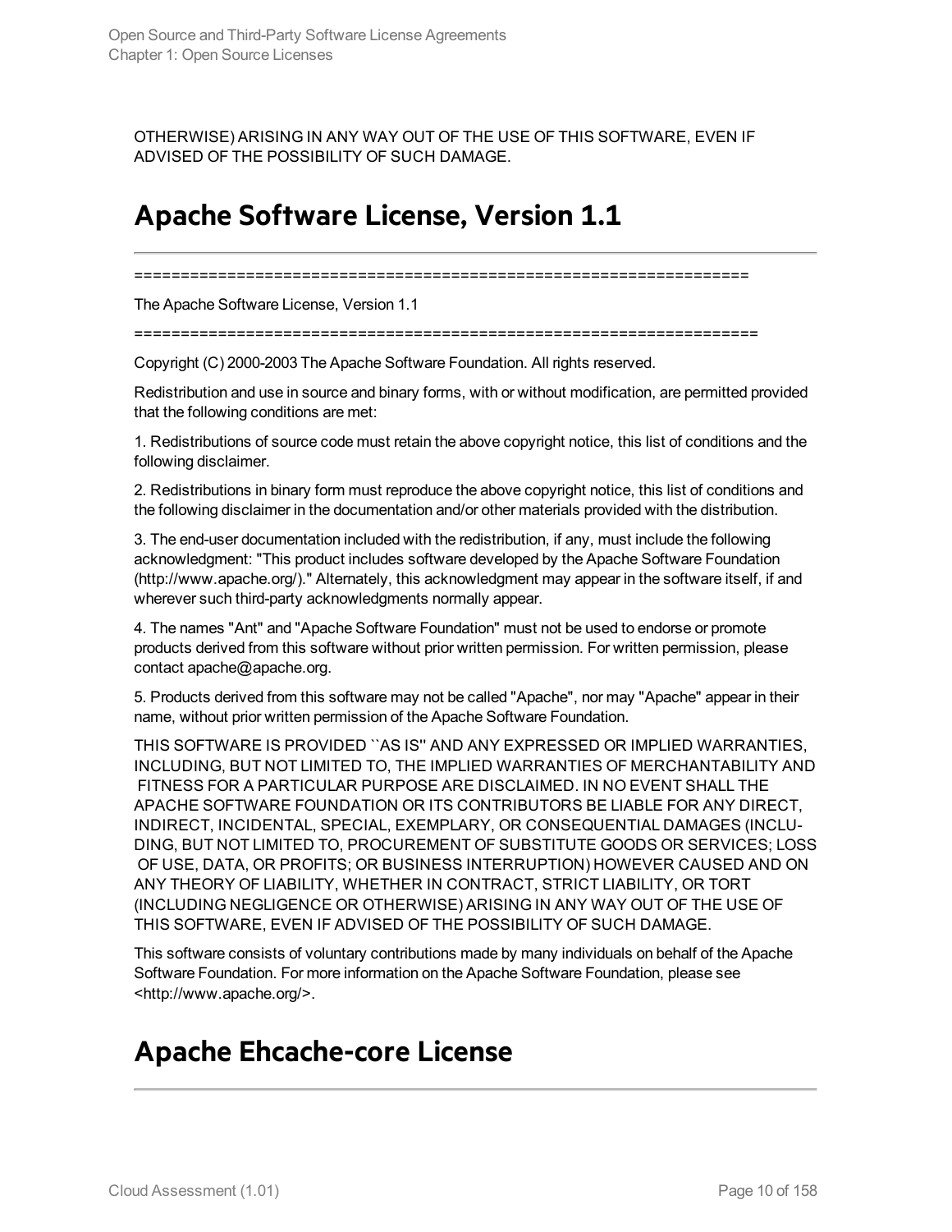OTHERWISE) ARISING IN ANY WAY OUT OF THE USE OF THIS SOFTWARE, EVEN IF ADVISED OF THE POSSIBILITY OF SUCH DAMAGE.

## Apache Software License, Version 1.1

====================================================================

The Apache Software License, Version 1.1

====================================================================

Copyright (C) 2000-2003 The Apache Software Foundation. All rights reserved.

Redistribution and use in source and binary forms, with or without modification, are permitted provided that the following conditions are met:

1. Redistributions of source code must retain the above copyright notice, this list of conditions and the following disclaimer.

2. Redistributions in binary form must reproduce the above copyright notice, this list of conditions and the following disclaimer in the documentation and/or other materials provided with the distribution.

3. The end-user documentation included with the redistribution, if any, must include the following acknowledgment: "This product includes software developed by the Apache Software Foundation (http://www.apache.org/)." Alternately, this acknowledgment may appear in the software itself, if and wherever such third-party acknowledgments normally appear.

4. The names "Ant" and "Apache Software Foundation" must not be used to endorse or promote products derived from this software without prior written permission. For written permission, please contact apache@apache.org.

5. Products derived from this software may not be called "Apache", nor may "Apache" appear in their name, without prior written permission of the Apache Software Foundation.

THIS SOFTWARE IS PROVIDED ``AS IS'' AND ANY EXPRESSED OR IMPLIED WARRANTIES, INCLUDING, BUT NOT LIMITED TO, THE IMPLIED WARRANTIES OF MERCHANTABILITY AND FITNESS FOR A PARTICULAR PURPOSE ARE DISCLAIMED. IN NO EVENT SHALL THE APACHE SOFTWARE FOUNDATION OR ITS CONTRIBUTORS BE LIABLE FOR ANY DIRECT, INDIRECT, INCIDENTAL, SPECIAL, EXEMPLARY, OR CONSEQUENTIAL DAMAGES (INCLUDING, BUT NOT LIMITED TO, PROCUREMENT OF SUBSTITUTE GOODS OR SERVICES; LOSS OF USE, DATA, OR PROFITS; OR BUSINESS INTERRUPTION) HOWEVER CAUSED AND ON ANY THEORY OF LIABILITY, WHETHER IN CONTRACT, STRICT LIABILITY, OR TORT (INCLUDING NEGLIGENCE OR OTHERWISE) ARISING IN ANY WAY OUT OF THE USE OF THIS SOFTWARE, EVEN IF ADVISED OF THE POSSIBILITY OF SUCH DAMAGE.

This software consists of voluntary contributions made by many individuals on behalf of the Apache Software Foundation. For more information on the Apache Software Foundation, please see <http://www.apache.org/>.

## Apache Ehcache-core License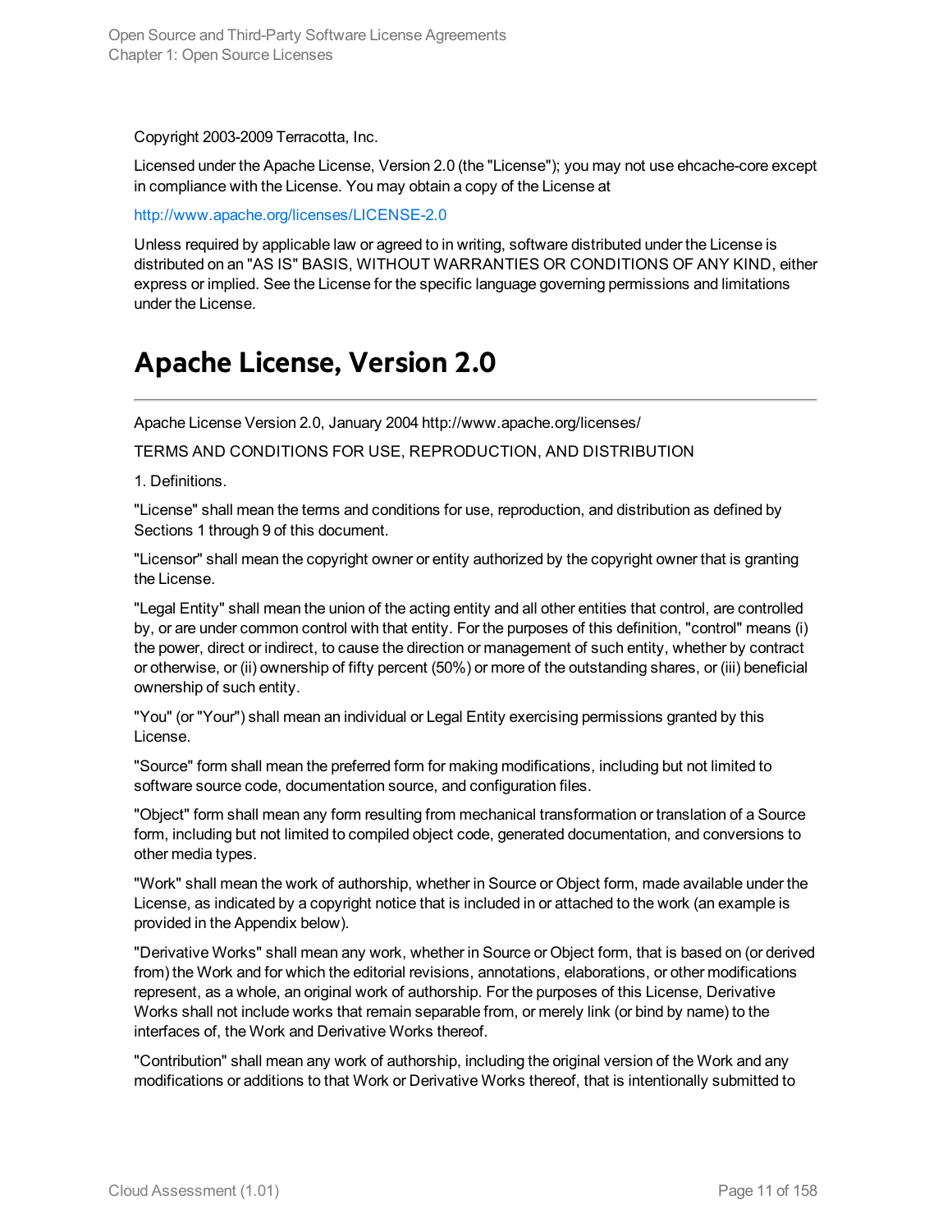Copyright 2003-2009 Terracotta, Inc.

Licensed under the Apache License, Version 2.0 (the "License"); you may not use ehcache-core except in compliance with the License. You may obtain a copy of the License at

http://www.apache.org/licenses/LICENSE-2.0

Unless required by applicable law or agreed to in writing, software distributed under the License is distributed on an "AS IS" BASIS, WITHOUT WARRANTIES OR CONDITIONS OF ANY KIND, either express or implied. See the License for the specific language governing permissions and limitations under the License.

# Apache License, Version 2.0

Apache License Version 2.0, January 2004 http://www.apache.org/licenses/

TERMS AND CONDITIONS FOR USE, REPRODUCTION, AND DISTRIBUTION

1. Definitions.

"License" shall mean the terms and conditions for use, reproduction, and distribution as defined by Sections 1 through 9 of this document.

"Licensor" shall mean the copyright owner or entity authorized by the copyright owner that is granting the License.

"Legal Entity" shall mean the union of the acting entity and all other entities that control, are controlled by, or are under common control with that entity. For the purposes of this definition, "control" means (i) the power, direct or indirect, to cause the direction or management of such entity, whether by contract or otherwise, or (ii) ownership of fifty percent (50%) or more of the outstanding shares, or (iii) beneficial ownership of such entity.

"You" (or "Your") shall mean an individual or Legal Entity exercising permissions granted by this License.

"Source" form shall mean the preferred form for making modifications, including but not limited to software source code, documentation source, and configuration files.

"Object" form shall mean any form resulting from mechanical transformation or translation of a Source form, including but not limited to compiled object code, generated documentation, and conversions to other media types.

"Work" shall mean the work of authorship, whether in Source or Object form, made available under the License, as indicated by a copyright notice that is included in or attached to the work (an example is provided in the Appendix below).

"Derivative Works" shall mean any work, whether in Source or Object form, that is based on (or derived from) the Work and for which the editorial revisions, annotations, elaborations, or other modifications represent, as a whole, an original work of authorship. For the purposes of this License, Derivative Works shall not include works that remain separable from, or merely link (or bind by name) to the interfaces of, the Work and Derivative Works thereof.

"Contribution" shall mean any work of authorship, including the original version of the Work and any modifications or additions to that Work or Derivative Works thereof, that is intentionally submitted to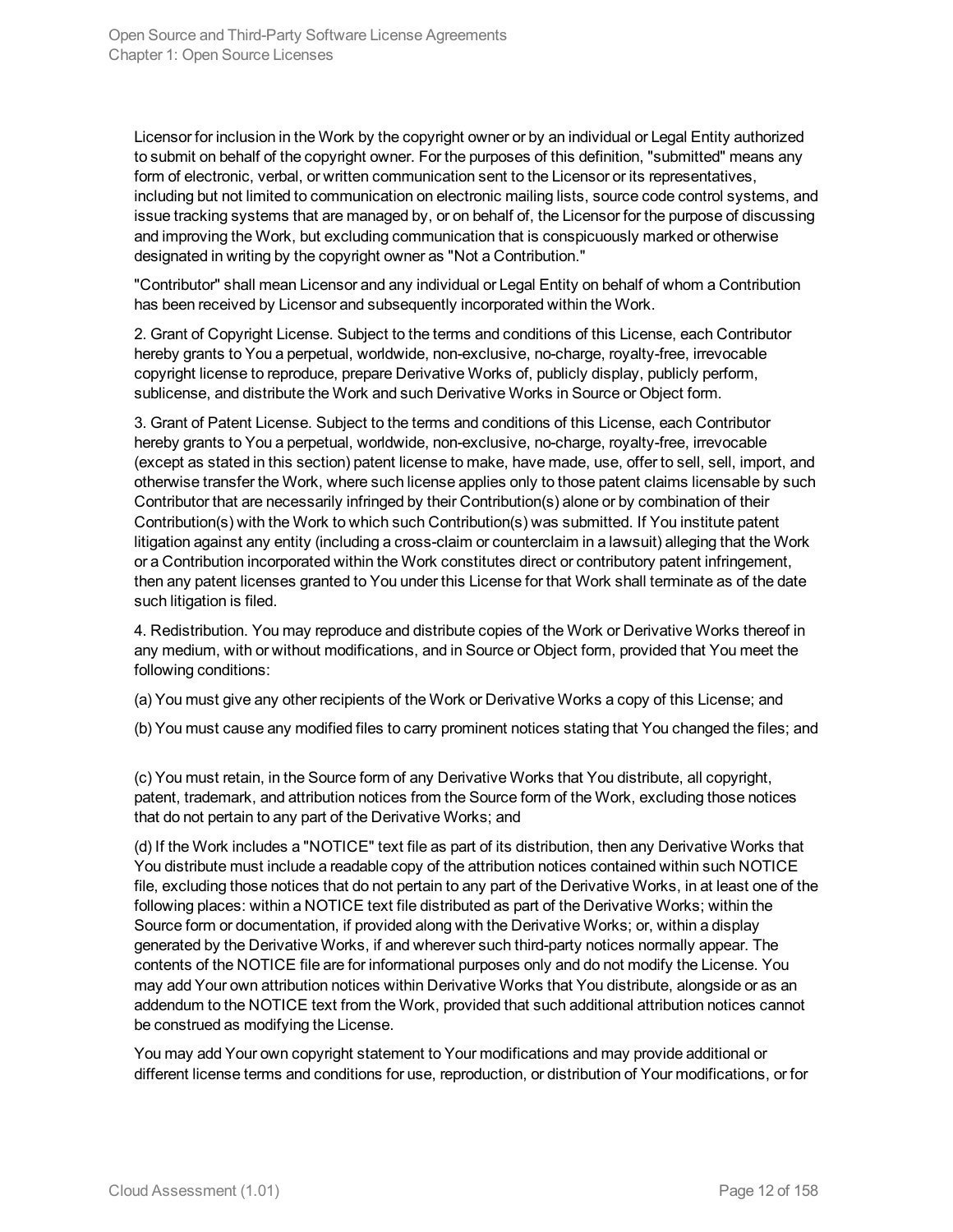Licensor for inclusion in the Work by the copyright owner or by an individual or Legal Entity authorized to submit on behalf of the copyright owner. For the purposes of this definition, "submitted" means any form of electronic, verbal, or written communication sent to the Licensor or its representatives, including but not limited to communication on electronic mailing lists, source code control systems, and issue tracking systems that are managed by, or on behalf of, the Licensor for the purpose of discussing and improving the Work, but excluding communication that is conspicuously marked or otherwise designated in writing by the copyright owner as "Not a Contribution."

"Contributor" shall mean Licensor and any individual or Legal Entity on behalf of whom a Contribution has been received by Licensor and subsequently incorporated within the Work.

2. Grant of Copyright License. Subject to the terms and conditions of this License, each Contributor hereby grants to You a perpetual, worldwide, non-exclusive, no-charge, royalty-free, irrevocable copyright license to reproduce, prepare Derivative Works of, publicly display, publicly perform, sublicense, and distribute the Work and such Derivative Works in Source or Object form.

3. Grant of Patent License. Subject to the terms and conditions of this License, each Contributor hereby grants to You a perpetual, worldwide, non-exclusive, no-charge, royalty-free, irrevocable (except as stated in this section) patent license to make, have made, use, offer to sell, sell, import, and otherwise transfer the Work, where such license applies only to those patent claims licensable by such Contributor that are necessarily infringed by their Contribution(s) alone or by combination of their Contribution(s) with the Work to which such Contribution(s) was submitted. If You institute patent litigation against any entity (including a cross-claim or counterclaim in a lawsuit) alleging that the Work or a Contribution incorporated within the Work constitutes direct or contributory patent infringement, then any patent licenses granted to You under this License for that Work shall terminate as of the date such litigation is filed.

4. Redistribution. You may reproduce and distribute copies of the Work or Derivative Works thereof in any medium, with or without modifications, and in Source or Object form, provided that You meet the following conditions:

(a) You must give any other recipients of the Work or Derivative Works a copy of this License; and

(b) You must cause any modified files to carry prominent notices stating that You changed the files; and

(c) You must retain, in the Source form of any Derivative Works that You distribute, all copyright, patent, trademark, and attribution notices from the Source form of the Work, excluding those notices that do not pertain to any part of the Derivative Works; and

(d) If the Work includes a "NOTICE" text file as part of its distribution, then any Derivative Works that You distribute must include a readable copy of the attribution notices contained within such NOTICE file, excluding those notices that do not pertain to any part of the Derivative Works, in at least one of the following places: within a NOTICE text file distributed as part of the Derivative Works; within the Source form or documentation, if provided along with the Derivative Works; or, within a display generated by the Derivative Works, if and wherever such third-party notices normally appear. The contents of the NOTICE file are for informational purposes only and do not modify the License. You may add Your own attribution notices within Derivative Works that You distribute, alongside or as an addendum to the NOTICE text from the Work, provided that such additional attribution notices cannot be construed as modifying the License.

You may add Your own copyright statement to Your modifications and may provide additional or different license terms and conditions for use, reproduction, or distribution of Your modifications, or for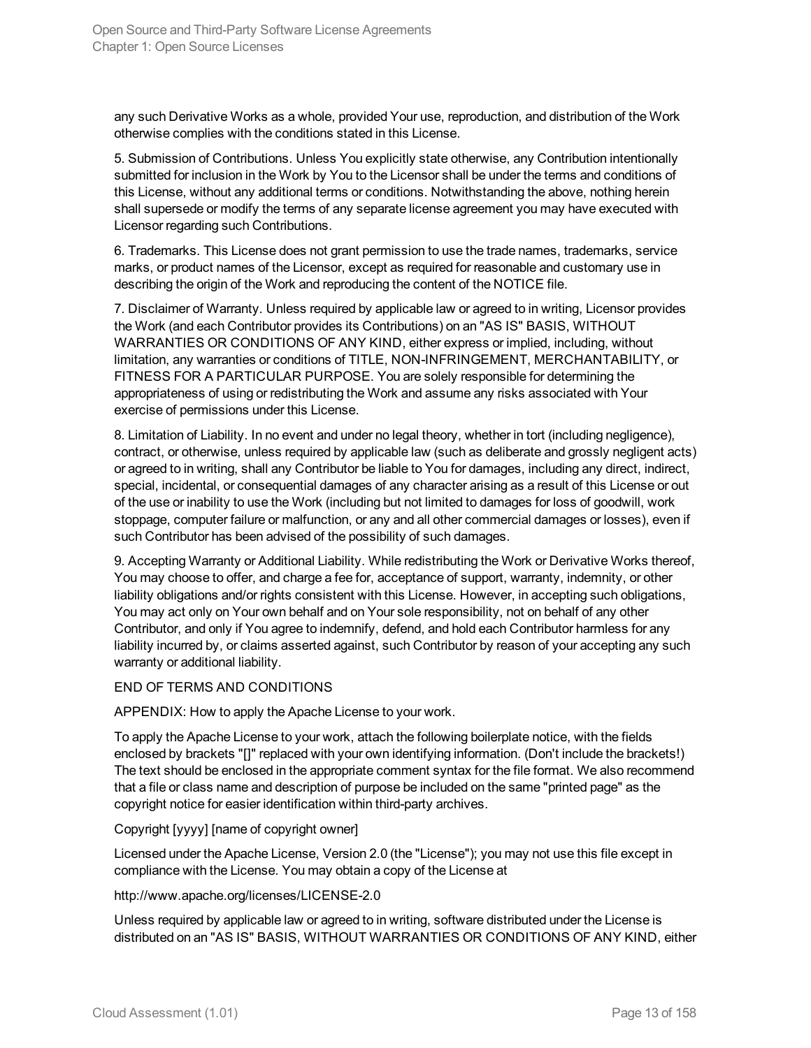any such Derivative Works as a whole, provided Your use, reproduction, and distribution of the Work otherwise complies with the conditions stated in this License.

5. Submission of Contributions. Unless You explicitly state otherwise, any Contribution intentionally submitted for inclusion in the Work by You to the Licensor shall be under the terms and conditions of this License, without any additional terms or conditions. Notwithstanding the above, nothing herein shall supersede or modify the terms of any separate license agreement you may have executed with Licensor regarding such Contributions.

6. Trademarks. This License does not grant permission to use the trade names, trademarks, service marks, or product names of the Licensor, except as required for reasonable and customary use in describing the origin of the Work and reproducing the content of the NOTICE file.

7. Disclaimer of Warranty. Unless required by applicable law or agreed to in writing, Licensor provides the Work (and each Contributor provides its Contributions) on an "AS IS" BASIS, WITHOUT WARRANTIES OR CONDITIONS OF ANY KIND, either express or implied, including, without limitation, any warranties or conditions of TITLE, NON-INFRINGEMENT, MERCHANTABILITY, or FITNESS FOR A PARTICULAR PURPOSE. You are solely responsible for determining the appropriateness of using or redistributing the Work and assume any risks associated with Your exercise of permissions under this License.

8. Limitation of Liability. In no event and under no legal theory, whether in tort (including negligence), contract, or otherwise, unless required by applicable law (such as deliberate and grossly negligent acts) or agreed to in writing, shall any Contributor be liable to You for damages, including any direct, indirect, special, incidental, or consequential damages of any character arising as a result of this License or out of the use or inability to use the Work (including but not limited to damages for loss of goodwill, work stoppage, computer failure or malfunction, or any and all other commercial damages or losses), even if such Contributor has been advised of the possibility of such damages.

9. Accepting Warranty or Additional Liability. While redistributing the Work or Derivative Works thereof, You may choose to offer, and charge a fee for, acceptance of support, warranty, indemnity, or other liability obligations and/or rights consistent with this License. However, in accepting such obligations, You may act only on Your own behalf and on Your sole responsibility, not on behalf of any other Contributor, and only if You agree to indemnify, defend, and hold each Contributor harmless for any liability incurred by, or claims asserted against, such Contributor by reason of your accepting any such warranty or additional liability.

END OF TERMS AND CONDITIONS

APPENDIX: How to apply the Apache License to your work.

To apply the Apache License to your work, attach the following boilerplate notice, with the fields enclosed by brackets "[]" replaced with your own identifying information. (Don't include the brackets!) The text should be enclosed in the appropriate comment syntax for the file format. We also recommend that a file or class name and description of purpose be included on the same "printed page" as the copyright notice for easier identification within third-party archives.

Copyright [yyyy] [name of copyright owner]

Licensed under the Apache License, Version 2.0 (the "License"); you may not use this file except in compliance with the License. You may obtain a copy of the License at

http://www.apache.org/licenses/LICENSE-2.0

Unless required by applicable law or agreed to in writing, software distributed under the License is distributed on an "AS IS" BASIS, WITHOUT WARRANTIES OR CONDITIONS OF ANY KIND, either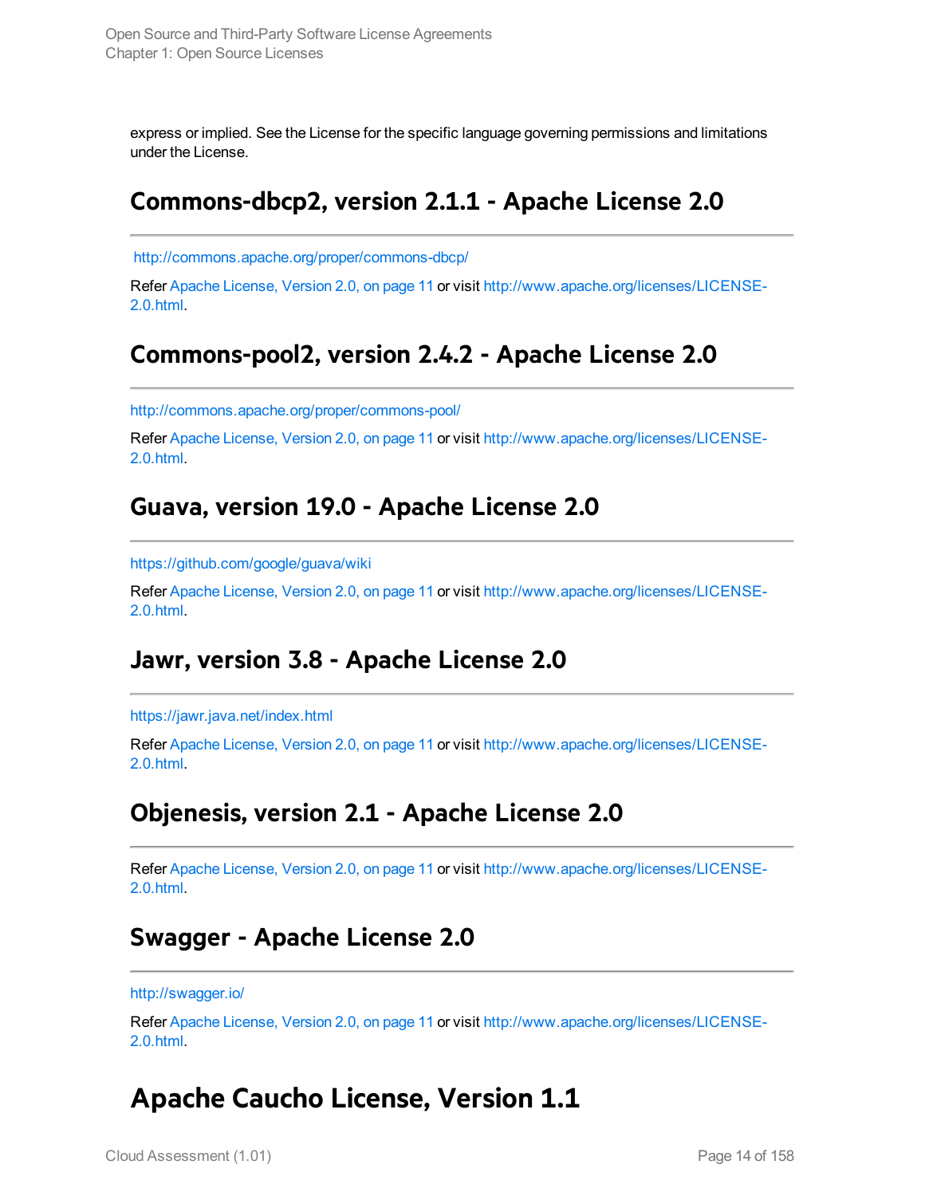express or implied. See the License for the specific language governing permissions and limitations under the License.

## Commons-dbcp2, version 2.1.1 - Apache License 2.0

http://commons.apache.org/proper/commons-dbcp/

Refer Apache License, Version 2.0, on page 11 or visit http://www.apache.org/licenses/LICENSE-2.0.html.

## Commons-pool2, version 2.4.2 - Apache License 2.0

http://commons.apache.org/proper/commons-pool/

Refer Apache License, Version 2.0, on page 11 or visit http://www.apache.org/licenses/LICENSE-2.0.html.

## Guava, version 19.0 - Apache License 2.0

https://github.com/google/guava/wiki

Refer Apache License, Version 2.0, on page 11 or visit http://www.apache.org/licenses/LICENSE-2.0.html.

## Jawr, version 3.8 - Apache License 2.0

https://jawr.java.net/index.html

Refer Apache License, Version 2.0, on page 11 or visit http://www.apache.org/licenses/LICENSE-2.0.html.

## Objenesis, version 2.1 - Apache License 2.0

Refer Apache License, Version 2.0, on page 11 or visit http://www.apache.org/licenses/LICENSE-2.0.html.

## Swagger - Apache License 2.0

http://swagger.io/

Refer Apache License, Version 2.0, on page 11 or visit http://www.apache.org/licenses/LICENSE-2.0.html.

# Apache Caucho License, Version 1.1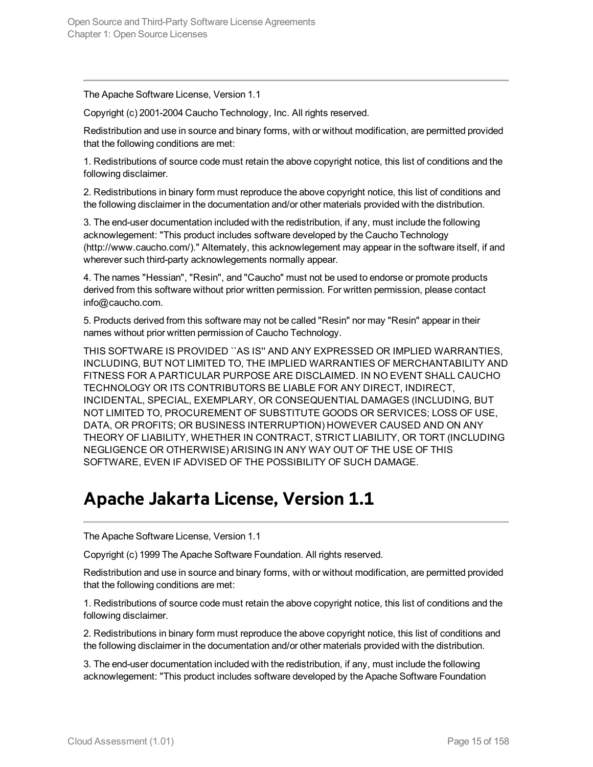---

The Apache Software License, Version 1.1

Copyright (c) 2001-2004 Caucho Technology, Inc. All rights reserved.

Redistribution and use in source and binary forms, with or without modification, are permitted provided that the following conditions are met:

1. Redistributions of source code must retain the above copyright notice, this list of conditions and the following disclaimer.

2. Redistributions in binary form must reproduce the above copyright notice, this list of conditions and the following disclaimer in the documentation and/or other materials provided with the distribution.

3. The end-user documentation included with the redistribution, if any, must include the following acknowlegement: "This product includes software developed by the Caucho Technology (http://www.caucho.com/)." Alternately, this acknowlegement may appear in the software itself, if and wherever such third-party acknowlegements normally appear.

4. The names "Hessian", "Resin", and "Caucho" must not be used to endorse or promote products derived from this software without prior written permission. For written permission, please contact info@caucho.com.

5. Products derived from this software may not be called "Resin" nor may "Resin" appear in their names without prior written permission of Caucho Technology.

THIS SOFTWARE IS PROVIDED ``AS IS'' AND ANY EXPRESSED OR IMPLIED WARRANTIES, INCLUDING, BUT NOT LIMITED TO, THE IMPLIED WARRANTIES OF MERCHANTABILITY AND FITNESS FOR A PARTICULAR PURPOSE ARE DISCLAIMED. IN NO EVENT SHALL CAUCHO TECHNOLOGY OR ITS CONTRIBUTORS BE LIABLE FOR ANY DIRECT, INDIRECT, INCIDENTAL, SPECIAL, EXEMPLARY, OR CONSEQUENTIAL DAMAGES (INCLUDING, BUT NOT LIMITED TO, PROCUREMENT OF SUBSTITUTE GOODS OR SERVICES; LOSS OF USE, DATA, OR PROFITS; OR BUSINESS INTERRUPTION) HOWEVER CAUSED AND ON ANY THEORY OF LIABILITY, WHETHER IN CONTRACT, STRICT LIABILITY, OR TORT (INCLUDING NEGLIGENCE OR OTHERWISE) ARISING IN ANY WAY OUT OF THE USE OF THIS SOFTWARE, EVEN IF ADVISED OF THE POSSIBILITY OF SUCH DAMAGE.

## Apache Jakarta License, Version 1.1

---

The Apache Software License, Version 1.1

Copyright (c) 1999 The Apache Software Foundation. All rights reserved.

Redistribution and use in source and binary forms, with or without modification, are permitted provided that the following conditions are met:

1. Redistributions of source code must retain the above copyright notice, this list of conditions and the following disclaimer.

2. Redistributions in binary form must reproduce the above copyright notice, this list of conditions and the following disclaimer in the documentation and/or other materials provided with the distribution.

3. The end-user documentation included with the redistribution, if any, must include the following acknowlegement: "This product includes software developed by the Apache Software Foundation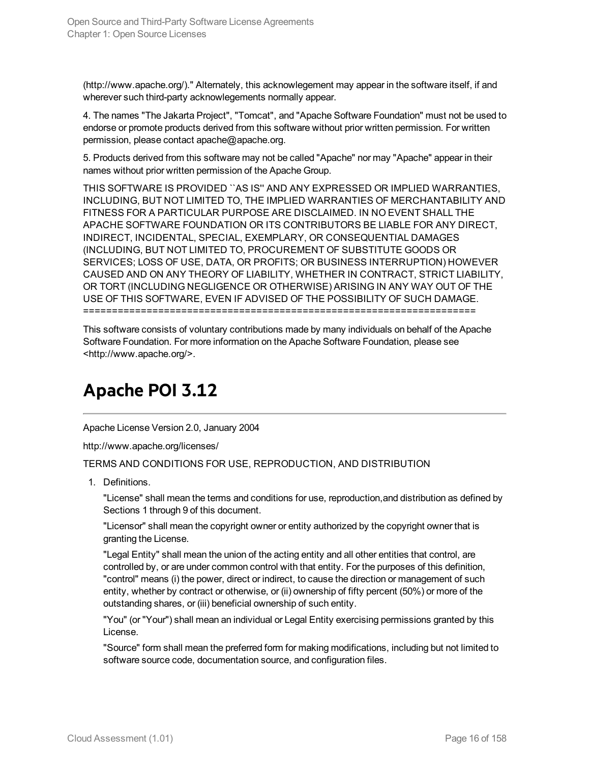(http://www.apache.org/)." Alternately, this acknowlegement may appear in the software itself, if and wherever such third-party acknowlegements normally appear.

4. The names "The Jakarta Project", "Tomcat", and "Apache Software Foundation" must not be used to endorse or promote products derived from this software without prior written permission. For written permission, please contact apache@apache.org.

5. Products derived from this software may not be called "Apache" nor may "Apache" appear in their names without prior written permission of the Apache Group.

THIS SOFTWARE IS PROVIDED ``AS IS'' AND ANY EXPRESSED OR IMPLIED WARRANTIES, INCLUDING, BUT NOT LIMITED TO, THE IMPLIED WARRANTIES OF MERCHANTABILITY AND FITNESS FOR A PARTICULAR PURPOSE ARE DISCLAIMED. IN NO EVENT SHALL THE APACHE SOFTWARE FOUNDATION OR ITS CONTRIBUTORS BE LIABLE FOR ANY DIRECT, INDIRECT, INCIDENTAL, SPECIAL, EXEMPLARY, OR CONSEQUENTIAL DAMAGES (INCLUDING, BUT NOT LIMITED TO, PROCUREMENT OF SUBSTITUTE GOODS OR SERVICES; LOSS OF USE, DATA, OR PROFITS; OR BUSINESS INTERRUPTION) HOWEVER CAUSED AND ON ANY THEORY OF LIABILITY, WHETHER IN CONTRACT, STRICT LIABILITY, OR TORT (INCLUDING NEGLIGENCE OR OTHERWISE) ARISING IN ANY WAY OUT OF THE USE OF THIS SOFTWARE, EVEN IF ADVISED OF THE POSSIBILITY OF SUCH DAMAGE.
====================================================================

This software consists of voluntary contributions made by many individuals on behalf of the Apache Software Foundation. For more information on the Apache Software Foundation, please see <http://www.apache.org/>.

# Apache POI 3.12

Apache License Version 2.0, January 2004

http://www.apache.org/licenses/

TERMS AND CONDITIONS FOR USE, REPRODUCTION, AND DISTRIBUTION

1. Definitions.

   "License" shall mean the terms and conditions for use, reproduction,and distribution as defined by Sections 1 through 9 of this document.

   "Licensor" shall mean the copyright owner or entity authorized by the copyright owner that is granting the License.

   "Legal Entity" shall mean the union of the acting entity and all other entities that control, are controlled by, or are under common control with that entity. For the purposes of this definition, "control" means (i) the power, direct or indirect, to cause the direction or management of such entity, whether by contract or otherwise, or (ii) ownership of fifty percent (50%) or more of the outstanding shares, or (iii) beneficial ownership of such entity.

   "You" (or "Your") shall mean an individual or Legal Entity exercising permissions granted by this License.

   "Source" form shall mean the preferred form for making modifications, including but not limited to software source code, documentation source, and configuration files.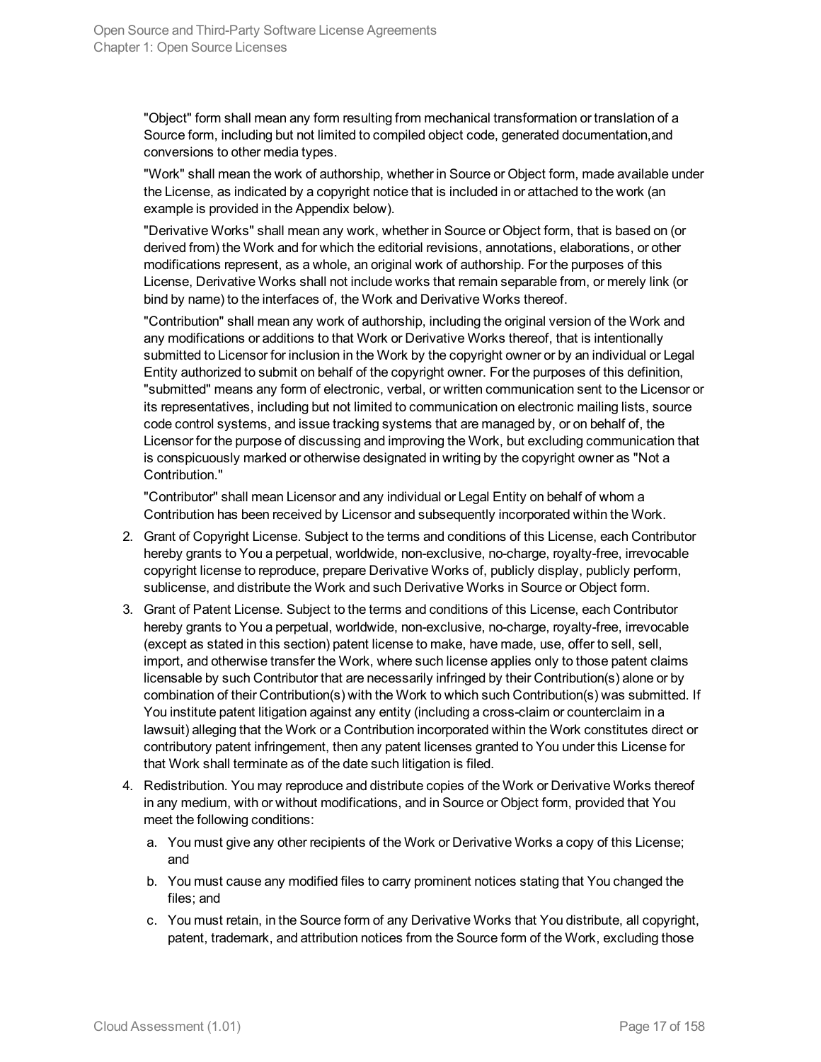"Object" form shall mean any form resulting from mechanical transformation or translation of a Source form, including but not limited to compiled object code, generated documentation,and conversions to other media types.

"Work" shall mean the work of authorship, whether in Source or Object form, made available under the License, as indicated by a copyright notice that is included in or attached to the work (an example is provided in the Appendix below).

"Derivative Works" shall mean any work, whether in Source or Object form, that is based on (or derived from) the Work and for which the editorial revisions, annotations, elaborations, or other modifications represent, as a whole, an original work of authorship. For the purposes of this License, Derivative Works shall not include works that remain separable from, or merely link (or bind by name) to the interfaces of, the Work and Derivative Works thereof.

"Contribution" shall mean any work of authorship, including the original version of the Work and any modifications or additions to that Work or Derivative Works thereof, that is intentionally submitted to Licensor for inclusion in the Work by the copyright owner or by an individual or Legal Entity authorized to submit on behalf of the copyright owner. For the purposes of this definition, "submitted" means any form of electronic, verbal, or written communication sent to the Licensor or its representatives, including but not limited to communication on electronic mailing lists, source code control systems, and issue tracking systems that are managed by, or on behalf of, the Licensor for the purpose of discussing and improving the Work, but excluding communication that is conspicuously marked or otherwise designated in writing by the copyright owner as "Not a Contribution."

"Contributor" shall mean Licensor and any individual or Legal Entity on behalf of whom a Contribution has been received by Licensor and subsequently incorporated within the Work.

2. Grant of Copyright License. Subject to the terms and conditions of this License, each Contributor hereby grants to You a perpetual, worldwide, non-exclusive, no-charge, royalty-free, irrevocable copyright license to reproduce, prepare Derivative Works of, publicly display, publicly perform, sublicense, and distribute the Work and such Derivative Works in Source or Object form.
3. Grant of Patent License. Subject to the terms and conditions of this License, each Contributor hereby grants to You a perpetual, worldwide, non-exclusive, no-charge, royalty-free, irrevocable (except as stated in this section) patent license to make, have made, use, offer to sell, sell, import, and otherwise transfer the Work, where such license applies only to those patent claims licensable by such Contributor that are necessarily infringed by their Contribution(s) alone or by combination of their Contribution(s) with the Work to which such Contribution(s) was submitted. If You institute patent litigation against any entity (including a cross-claim or counterclaim in a lawsuit) alleging that the Work or a Contribution incorporated within the Work constitutes direct or contributory patent infringement, then any patent licenses granted to You under this License for that Work shall terminate as of the date such litigation is filed.
4. Redistribution. You may reproduce and distribute copies of the Work or Derivative Works thereof in any medium, with or without modifications, and in Source or Object form, provided that You meet the following conditions:
   a. You must give any other recipients of the Work or Derivative Works a copy of this License; and
   b. You must cause any modified files to carry prominent notices stating that You changed the files; and
   c. You must retain, in the Source form of any Derivative Works that You distribute, all copyright, patent, trademark, and attribution notices from the Source form of the Work, excluding those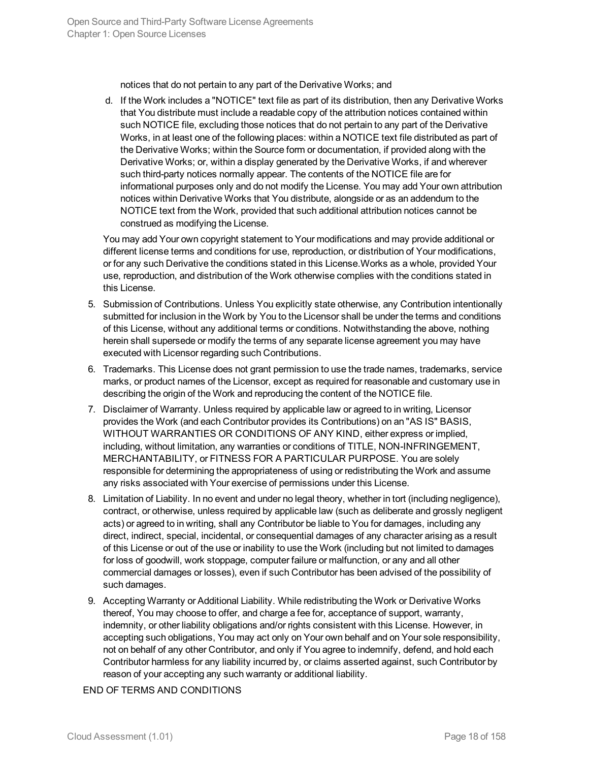notices that do not pertain to any part of the Derivative Works; and

d. If the Work includes a "NOTICE" text file as part of its distribution, then any Derivative Works that You distribute must include a readable copy of the attribution notices contained within such NOTICE file, excluding those notices that do not pertain to any part of the Derivative Works, in at least one of the following places: within a NOTICE text file distributed as part of the Derivative Works; within the Source form or documentation, if provided along with the Derivative Works; or, within a display generated by the Derivative Works, if and wherever such third-party notices normally appear. The contents of the NOTICE file are for informational purposes only and do not modify the License. You may add Your own attribution notices within Derivative Works that You distribute, alongside or as an addendum to the NOTICE text from the Work, provided that such additional attribution notices cannot be construed as modifying the License.

You may add Your own copyright statement to Your modifications and may provide additional or different license terms and conditions for use, reproduction, or distribution of Your modifications, or for any such Derivative the conditions stated in this License.Works as a whole, provided Your use, reproduction, and distribution of the Work otherwise complies with the conditions stated in this License.

5. Submission of Contributions. Unless You explicitly state otherwise, any Contribution intentionally submitted for inclusion in the Work by You to the Licensor shall be under the terms and conditions of this License, without any additional terms or conditions. Notwithstanding the above, nothing herein shall supersede or modify the terms of any separate license agreement you may have executed with Licensor regarding such Contributions.

6. Trademarks. This License does not grant permission to use the trade names, trademarks, service marks, or product names of the Licensor, except as required for reasonable and customary use in describing the origin of the Work and reproducing the content of the NOTICE file.

7. Disclaimer of Warranty. Unless required by applicable law or agreed to in writing, Licensor provides the Work (and each Contributor provides its Contributions) on an "AS IS" BASIS, WITHOUT WARRANTIES OR CONDITIONS OF ANY KIND, either express or implied, including, without limitation, any warranties or conditions of TITLE, NON-INFRINGEMENT, MERCHANTABILITY, or FITNESS FOR A PARTICULAR PURPOSE. You are solely responsible for determining the appropriateness of using or redistributing the Work and assume any risks associated with Your exercise of permissions under this License.

8. Limitation of Liability. In no event and under no legal theory, whether in tort (including negligence), contract, or otherwise, unless required by applicable law (such as deliberate and grossly negligent acts) or agreed to in writing, shall any Contributor be liable to You for damages, including any direct, indirect, special, incidental, or consequential damages of any character arising as a result of this License or out of the use or inability to use the Work (including but not limited to damages for loss of goodwill, work stoppage, computer failure or malfunction, or any and all other commercial damages or losses), even if such Contributor has been advised of the possibility of such damages.

9. Accepting Warranty or Additional Liability. While redistributing the Work or Derivative Works thereof, You may choose to offer, and charge a fee for, acceptance of support, warranty, indemnity, or other liability obligations and/or rights consistent with this License. However, in accepting such obligations, You may act only on Your own behalf and on Your sole responsibility, not on behalf of any other Contributor, and only if You agree to indemnify, defend, and hold each Contributor harmless for any liability incurred by, or claims asserted against, such Contributor by reason of your accepting any such warranty or additional liability.

END OF TERMS AND CONDITIONS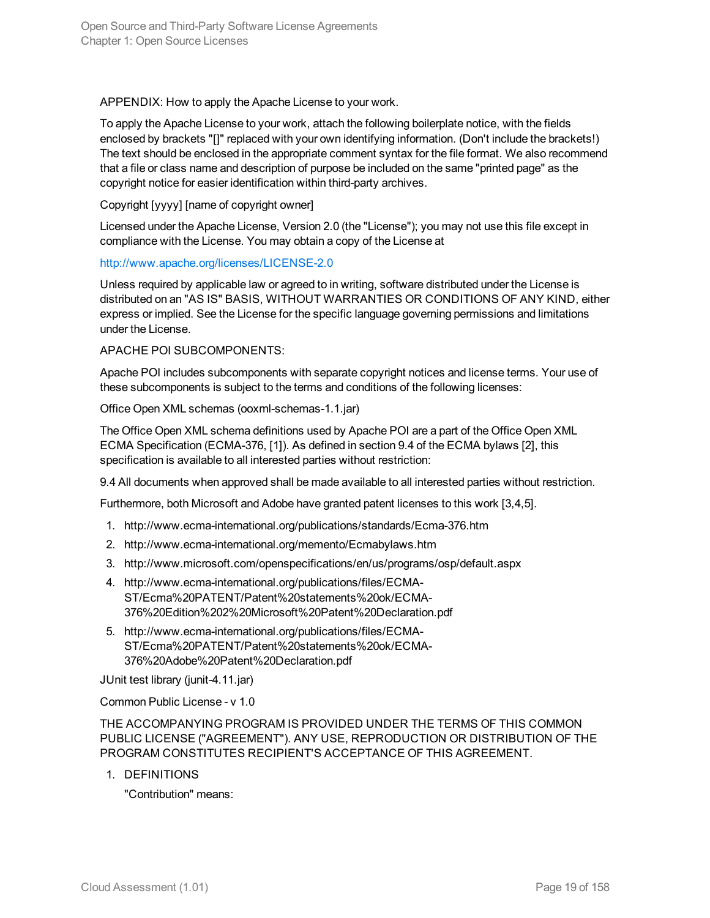APPENDIX: How to apply the Apache License to your work.

To apply the Apache License to your work, attach the following boilerplate notice, with the fields enclosed by brackets "[]" replaced with your own identifying information. (Don't include the brackets!) The text should be enclosed in the appropriate comment syntax for the file format. We also recommend that a file or class name and description of purpose be included on the same "printed page" as the copyright notice for easier identification within third-party archives.

Copyright [yyyy] [name of copyright owner]

Licensed under the Apache License, Version 2.0 (the "License"); you may not use this file except in compliance with the License. You may obtain a copy of the License at

http://www.apache.org/licenses/LICENSE-2.0

Unless required by applicable law or agreed to in writing, software distributed under the License is distributed on an "AS IS" BASIS, WITHOUT WARRANTIES OR CONDITIONS OF ANY KIND, either express or implied. See the License for the specific language governing permissions and limitations under the License.

APACHE POI SUBCOMPONENTS:

Apache POI includes subcomponents with separate copyright notices and license terms. Your use of these subcomponents is subject to the terms and conditions of the following licenses:

Office Open XML schemas (ooxml-schemas-1.1.jar)

The Office Open XML schema definitions used by Apache POI are a part of the Office Open XML ECMA Specification (ECMA-376, [1]). As defined in section 9.4 of the ECMA bylaws [2], this specification is available to all interested parties without restriction:

9.4 All documents when approved shall be made available to all interested parties without restriction.

Furthermore, both Microsoft and Adobe have granted patent licenses to this work [3,4,5].

1. http://www.ecma-international.org/publications/standards/Ecma-376.htm
2. http://www.ecma-international.org/memento/Ecmabylaws.htm
3. http://www.microsoft.com/openspecifications/en/us/programs/osp/default.aspx
4. http://www.ecma-international.org/publications/files/ECMA-ST/Ecma%20PATENT/Patent%20statements%20ok/ECMA-376%20Edition%202%20Microsoft%20Patent%20Declaration.pdf
5. http://www.ecma-international.org/publications/files/ECMA-ST/Ecma%20PATENT/Patent%20statements%20ok/ECMA-376%20Adobe%20Patent%20Declaration.pdf

JUnit test library (junit-4.11.jar)

Common Public License - v 1.0

THE ACCOMPANYING PROGRAM IS PROVIDED UNDER THE TERMS OF THIS COMMON PUBLIC LICENSE ("AGREEMENT"). ANY USE, REPRODUCTION OR DISTRIBUTION OF THE PROGRAM CONSTITUTES RECIPIENT'S ACCEPTANCE OF THIS AGREEMENT.

1. DEFINITIONS

   "Contribution" means: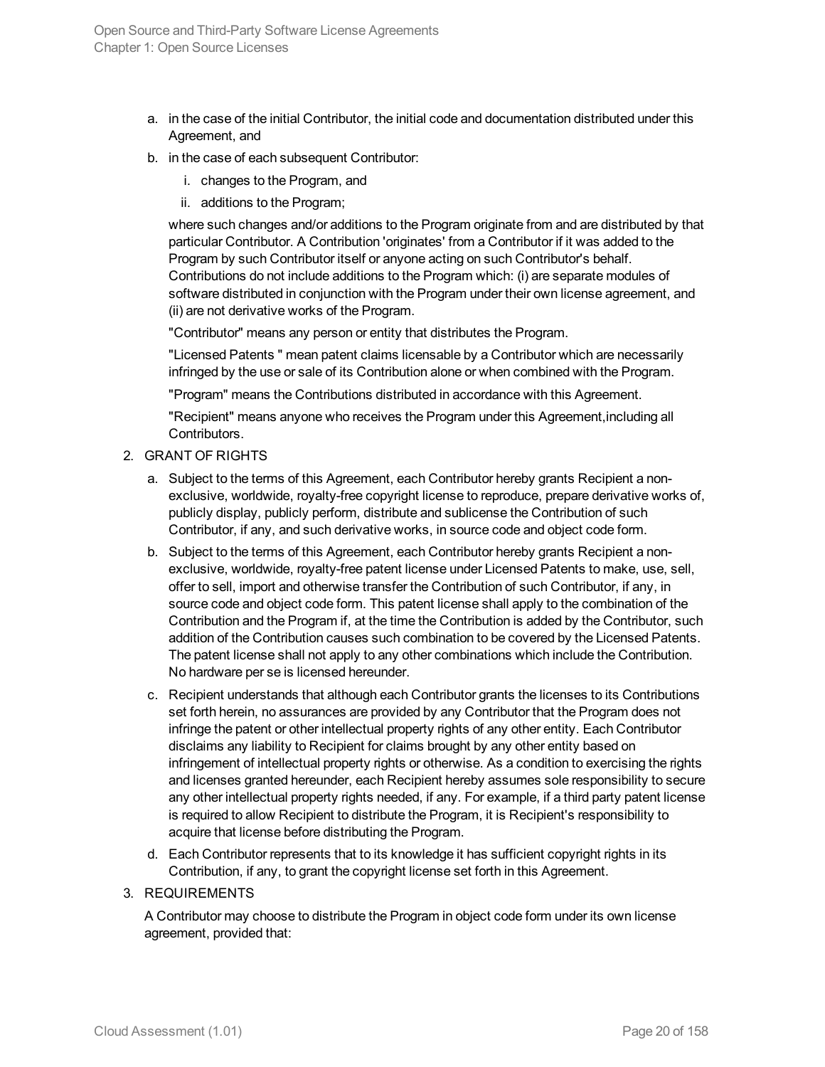a. in the case of the initial Contributor, the initial code and documentation distributed under this Agreement, and
b. in the case of each subsequent Contributor:
   i. changes to the Program, and
   ii. additions to the Program;

   where such changes and/or additions to the Program originate from and are distributed by that particular Contributor. A Contribution 'originates' from a Contributor if it was added to the Program by such Contributor itself or anyone acting on such Contributor's behalf. Contributions do not include additions to the Program which: (i) are separate modules of software distributed in conjunction with the Program under their own license agreement, and (ii) are not derivative works of the Program.

   "Contributor" means any person or entity that distributes the Program.

   "Licensed Patents " mean patent claims licensable by a Contributor which are necessarily infringed by the use or sale of its Contribution alone or when combined with the Program.

   "Program" means the Contributions distributed in accordance with this Agreement.

   "Recipient" means anyone who receives the Program under this Agreement,including all Contributors.

2. GRANT OF RIGHTS
   a. Subject to the terms of this Agreement, each Contributor hereby grants Recipient a non-exclusive, worldwide, royalty-free copyright license to reproduce, prepare derivative works of, publicly display, publicly perform, distribute and sublicense the Contribution of such Contributor, if any, and such derivative works, in source code and object code form.
   b. Subject to the terms of this Agreement, each Contributor hereby grants Recipient a non-exclusive, worldwide, royalty-free patent license under Licensed Patents to make, use, sell, offer to sell, import and otherwise transfer the Contribution of such Contributor, if any, in source code and object code form. This patent license shall apply to the combination of the Contribution and the Program if, at the time the Contribution is added by the Contributor, such addition of the Contribution causes such combination to be covered by the Licensed Patents. The patent license shall not apply to any other combinations which include the Contribution. No hardware per se is licensed hereunder.
   c. Recipient understands that although each Contributor grants the licenses to its Contributions set forth herein, no assurances are provided by any Contributor that the Program does not infringe the patent or other intellectual property rights of any other entity. Each Contributor disclaims any liability to Recipient for claims brought by any other entity based on infringement of intellectual property rights or otherwise. As a condition to exercising the rights and licenses granted hereunder, each Recipient hereby assumes sole responsibility to secure any other intellectual property rights needed, if any. For example, if a third party patent license is required to allow Recipient to distribute the Program, it is Recipient's responsibility to acquire that license before distributing the Program.
   d. Each Contributor represents that to its knowledge it has sufficient copyright rights in its Contribution, if any, to grant the copyright license set forth in this Agreement.

3. REQUIREMENTS

   A Contributor may choose to distribute the Program in object code form under its own license agreement, provided that: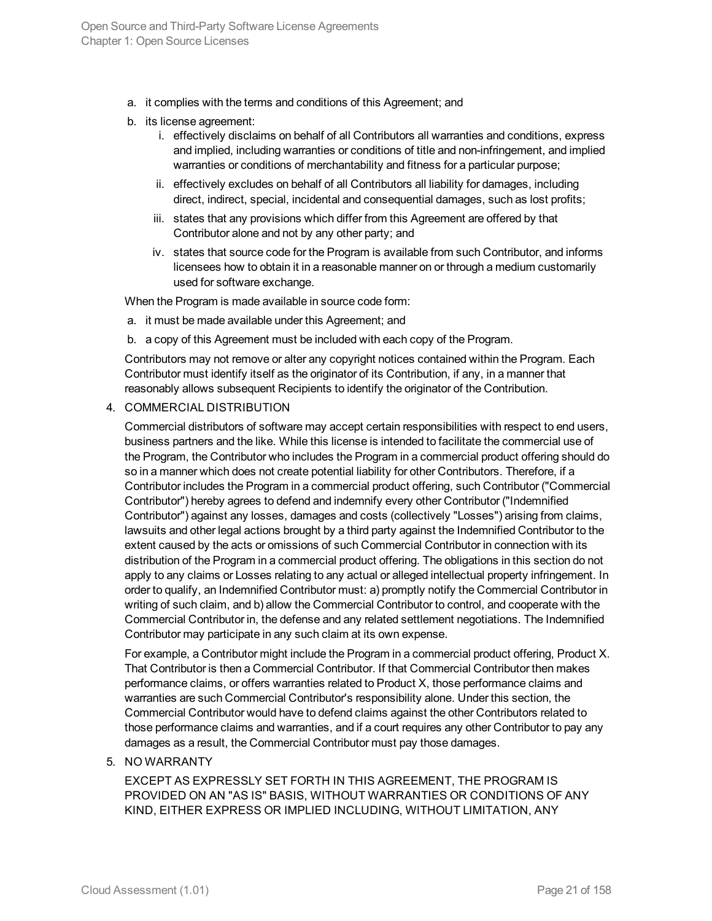a. it complies with the terms and conditions of this Agreement; and
b. its license agreement:
   i. effectively disclaims on behalf of all Contributors all warranties and conditions, express and implied, including warranties or conditions of title and non-infringement, and implied warranties or conditions of merchantability and fitness for a particular purpose;
   ii. effectively excludes on behalf of all Contributors all liability for damages, including direct, indirect, special, incidental and consequential damages, such as lost profits;
   iii. states that any provisions which differ from this Agreement are offered by that Contributor alone and not by any other party; and
   iv. states that source code for the Program is available from such Contributor, and informs licensees how to obtain it in a reasonable manner on or through a medium customarily used for software exchange.

When the Program is made available in source code form:

a. it must be made available under this Agreement; and
b. a copy of this Agreement must be included with each copy of the Program.

Contributors may not remove or alter any copyright notices contained within the Program. Each Contributor must identify itself as the originator of its Contribution, if any, in a manner that reasonably allows subsequent Recipients to identify the originator of the Contribution.

4. COMMERCIAL DISTRIBUTION

Commercial distributors of software may accept certain responsibilities with respect to end users, business partners and the like. While this license is intended to facilitate the commercial use of the Program, the Contributor who includes the Program in a commercial product offering should do so in a manner which does not create potential liability for other Contributors. Therefore, if a Contributor includes the Program in a commercial product offering, such Contributor ("Commercial Contributor") hereby agrees to defend and indemnify every other Contributor ("Indemnified Contributor") against any losses, damages and costs (collectively "Losses") arising from claims, lawsuits and other legal actions brought by a third party against the Indemnified Contributor to the extent caused by the acts or omissions of such Commercial Contributor in connection with its distribution of the Program in a commercial product offering. The obligations in this section do not apply to any claims or Losses relating to any actual or alleged intellectual property infringement. In order to qualify, an Indemnified Contributor must: a) promptly notify the Commercial Contributor in writing of such claim, and b) allow the Commercial Contributor to control, and cooperate with the Commercial Contributor in, the defense and any related settlement negotiations. The Indemnified Contributor may participate in any such claim at its own expense.

For example, a Contributor might include the Program in a commercial product offering, Product X. That Contributor is then a Commercial Contributor. If that Commercial Contributor then makes performance claims, or offers warranties related to Product X, those performance claims and warranties are such Commercial Contributor's responsibility alone. Under this section, the Commercial Contributor would have to defend claims against the other Contributors related to those performance claims and warranties, and if a court requires any other Contributor to pay any damages as a result, the Commercial Contributor must pay those damages.

5. NO WARRANTY

EXCEPT AS EXPRESSLY SET FORTH IN THIS AGREEMENT, THE PROGRAM IS PROVIDED ON AN "AS IS" BASIS, WITHOUT WARRANTIES OR CONDITIONS OF ANY KIND, EITHER EXPRESS OR IMPLIED INCLUDING, WITHOUT LIMITATION, ANY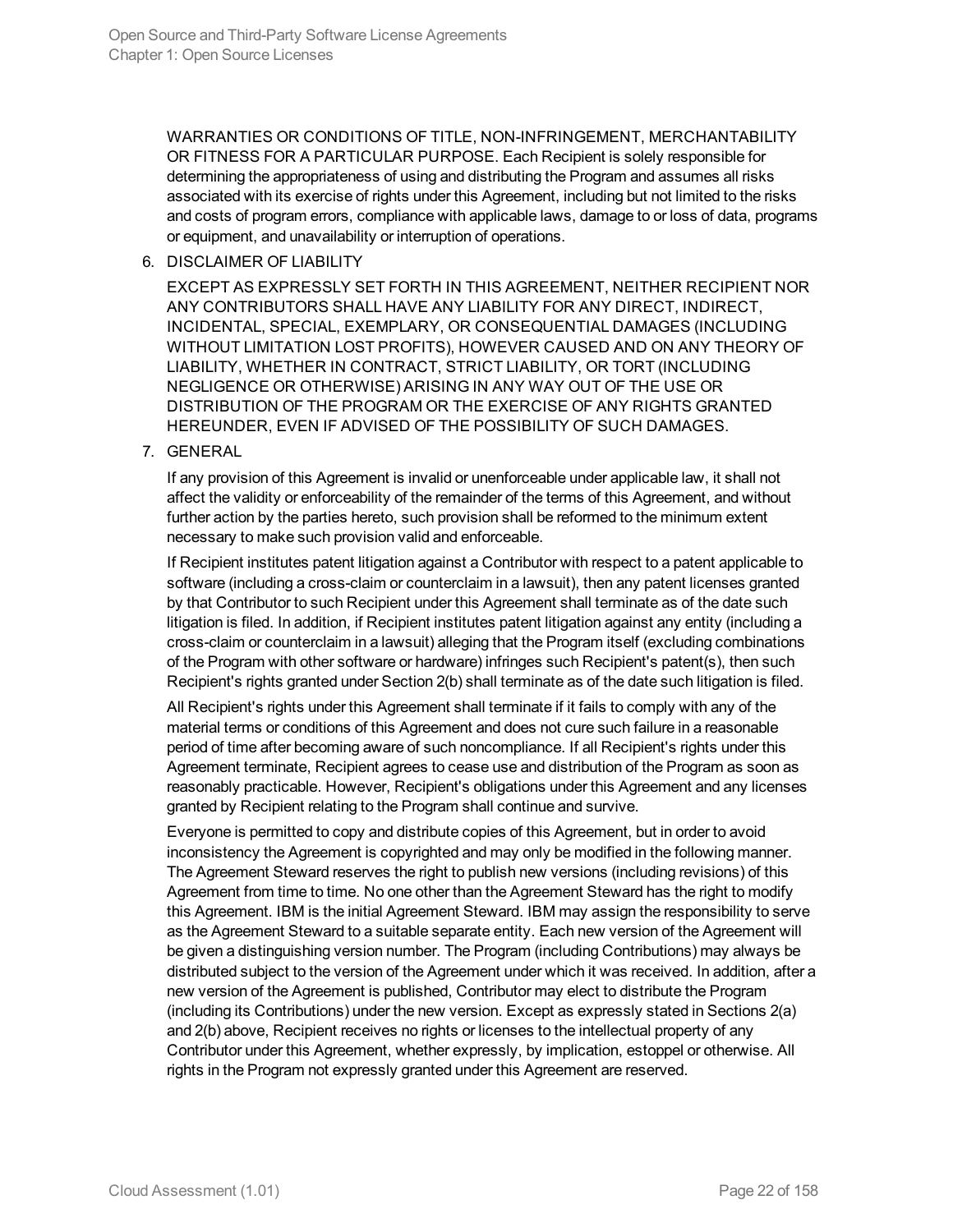WARRANTIES OR CONDITIONS OF TITLE, NON-INFRINGEMENT, MERCHANTABILITY OR FITNESS FOR A PARTICULAR PURPOSE. Each Recipient is solely responsible for determining the appropriateness of using and distributing the Program and assumes all risks associated with its exercise of rights under this Agreement, including but not limited to the risks and costs of program errors, compliance with applicable laws, damage to or loss of data, programs or equipment, and unavailability or interruption of operations.

6. DISCLAIMER OF LIABILITY

   EXCEPT AS EXPRESSLY SET FORTH IN THIS AGREEMENT, NEITHER RECIPIENT NOR ANY CONTRIBUTORS SHALL HAVE ANY LIABILITY FOR ANY DIRECT, INDIRECT, INCIDENTAL, SPECIAL, EXEMPLARY, OR CONSEQUENTIAL DAMAGES (INCLUDING WITHOUT LIMITATION LOST PROFITS), HOWEVER CAUSED AND ON ANY THEORY OF LIABILITY, WHETHER IN CONTRACT, STRICT LIABILITY, OR TORT (INCLUDING NEGLIGENCE OR OTHERWISE) ARISING IN ANY WAY OUT OF THE USE OR DISTRIBUTION OF THE PROGRAM OR THE EXERCISE OF ANY RIGHTS GRANTED HEREUNDER, EVEN IF ADVISED OF THE POSSIBILITY OF SUCH DAMAGES.

7. GENERAL

   If any provision of this Agreement is invalid or unenforceable under applicable law, it shall not affect the validity or enforceability of the remainder of the terms of this Agreement, and without further action by the parties hereto, such provision shall be reformed to the minimum extent necessary to make such provision valid and enforceable.

   If Recipient institutes patent litigation against a Contributor with respect to a patent applicable to software (including a cross-claim or counterclaim in a lawsuit), then any patent licenses granted by that Contributor to such Recipient under this Agreement shall terminate as of the date such litigation is filed. In addition, if Recipient institutes patent litigation against any entity (including a cross-claim or counterclaim in a lawsuit) alleging that the Program itself (excluding combinations of the Program with other software or hardware) infringes such Recipient's patent(s), then such Recipient's rights granted under Section 2(b) shall terminate as of the date such litigation is filed.

   All Recipient's rights under this Agreement shall terminate if it fails to comply with any of the material terms or conditions of this Agreement and does not cure such failure in a reasonable period of time after becoming aware of such noncompliance. If all Recipient's rights under this Agreement terminate, Recipient agrees to cease use and distribution of the Program as soon as reasonably practicable. However, Recipient's obligations under this Agreement and any licenses granted by Recipient relating to the Program shall continue and survive.

   Everyone is permitted to copy and distribute copies of this Agreement, but in order to avoid inconsistency the Agreement is copyrighted and may only be modified in the following manner. The Agreement Steward reserves the right to publish new versions (including revisions) of this Agreement from time to time. No one other than the Agreement Steward has the right to modify this Agreement. IBM is the initial Agreement Steward. IBM may assign the responsibility to serve as the Agreement Steward to a suitable separate entity. Each new version of the Agreement will be given a distinguishing version number. The Program (including Contributions) may always be distributed subject to the version of the Agreement under which it was received. In addition, after a new version of the Agreement is published, Contributor may elect to distribute the Program (including its Contributions) under the new version. Except as expressly stated in Sections 2(a) and 2(b) above, Recipient receives no rights or licenses to the intellectual property of any Contributor under this Agreement, whether expressly, by implication, estoppel or otherwise. All rights in the Program not expressly granted under this Agreement are reserved.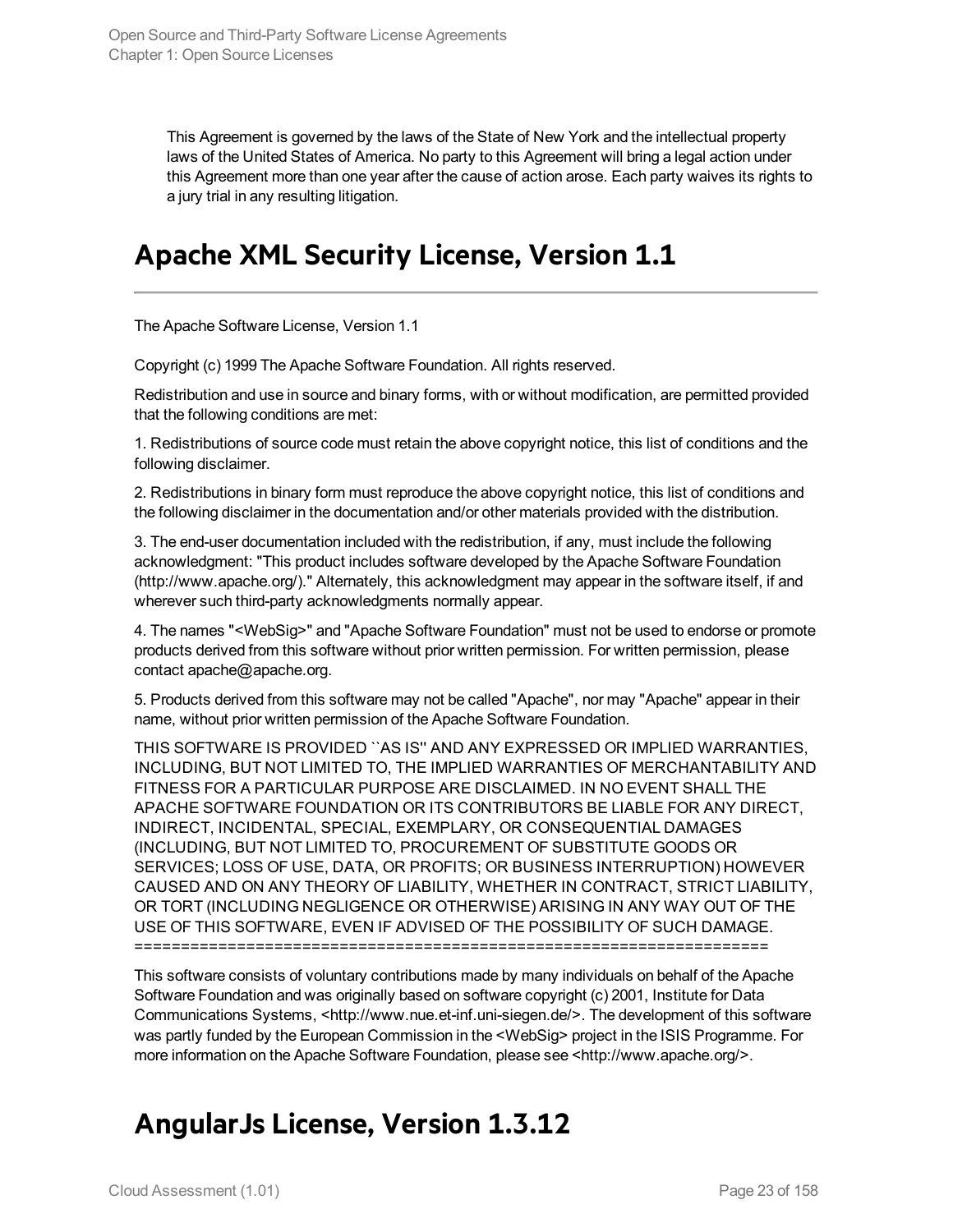This Agreement is governed by the laws of the State of New York and the intellectual property laws of the United States of America. No party to this Agreement will bring a legal action under this Agreement more than one year after the cause of action arose. Each party waives its rights to a jury trial in any resulting litigation.

# Apache XML Security License, Version 1.1

The Apache Software License, Version 1.1

Copyright (c) 1999 The Apache Software Foundation. All rights reserved.

Redistribution and use in source and binary forms, with or without modification, are permitted provided that the following conditions are met:

1. Redistributions of source code must retain the above copyright notice, this list of conditions and the following disclaimer.

2. Redistributions in binary form must reproduce the above copyright notice, this list of conditions and the following disclaimer in the documentation and/or other materials provided with the distribution.

3. The end-user documentation included with the redistribution, if any, must include the following acknowledgment: "This product includes software developed by the Apache Software Foundation (http://www.apache.org/)." Alternately, this acknowledgment may appear in the software itself, if and wherever such third-party acknowledgments normally appear.

4. The names "<WebSig>" and "Apache Software Foundation" must not be used to endorse or promote products derived from this software without prior written permission. For written permission, please contact apache@apache.org.

5. Products derived from this software may not be called "Apache", nor may "Apache" appear in their name, without prior written permission of the Apache Software Foundation.

THIS SOFTWARE IS PROVIDED ``AS IS'' AND ANY EXPRESSED OR IMPLIED WARRANTIES, INCLUDING, BUT NOT LIMITED TO, THE IMPLIED WARRANTIES OF MERCHANTABILITY AND FITNESS FOR A PARTICULAR PURPOSE ARE DISCLAIMED. IN NO EVENT SHALL THE APACHE SOFTWARE FOUNDATION OR ITS CONTRIBUTORS BE LIABLE FOR ANY DIRECT, INDIRECT, INCIDENTAL, SPECIAL, EXEMPLARY, OR CONSEQUENTIAL DAMAGES (INCLUDING, BUT NOT LIMITED TO, PROCUREMENT OF SUBSTITUTE GOODS OR SERVICES; LOSS OF USE, DATA, OR PROFITS; OR BUSINESS INTERRUPTION) HOWEVER CAUSED AND ON ANY THEORY OF LIABILITY, WHETHER IN CONTRACT, STRICT LIABILITY, OR TORT (INCLUDING NEGLIGENCE OR OTHERWISE) ARISING IN ANY WAY OUT OF THE USE OF THIS SOFTWARE, EVEN IF ADVISED OF THE POSSIBILITY OF SUCH DAMAGE.
====================================================================

This software consists of voluntary contributions made by many individuals on behalf of the Apache Software Foundation and was originally based on software copyright (c) 2001, Institute for Data Communications Systems, <http://www.nue.et-inf.uni-siegen.de/>. The development of this software was partly funded by the European Commission in the <WebSig> project in the ISIS Programme. For more information on the Apache Software Foundation, please see <http://www.apache.org/>.

# AngularJs License, Version 1.3.12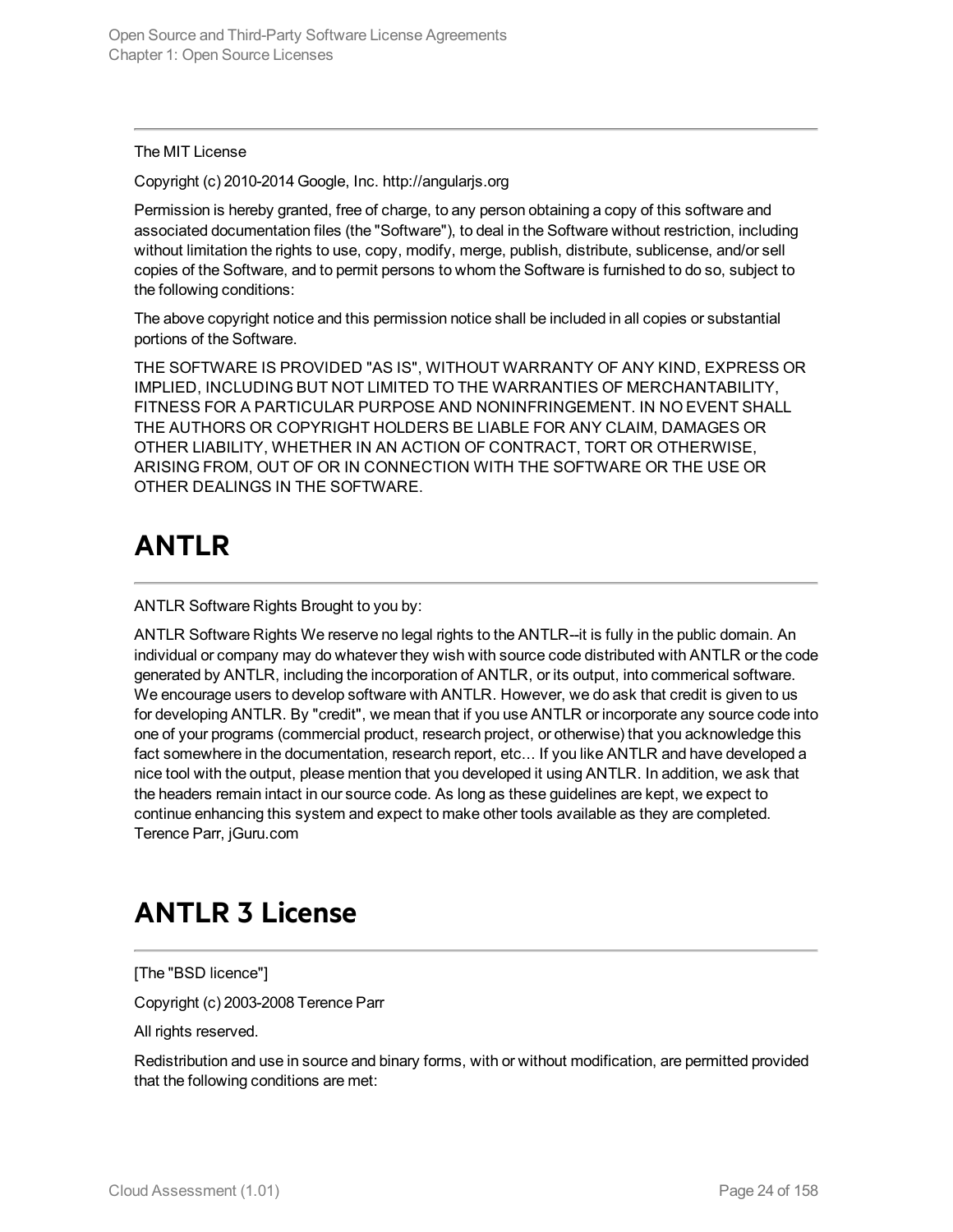The MIT License

Copyright (c) 2010-2014 Google, Inc. http://angularjs.org

Permission is hereby granted, free of charge, to any person obtaining a copy of this software and associated documentation files (the "Software"), to deal in the Software without restriction, including without limitation the rights to use, copy, modify, merge, publish, distribute, sublicense, and/or sell copies of the Software, and to permit persons to whom the Software is furnished to do so, subject to the following conditions:

The above copyright notice and this permission notice shall be included in all copies or substantial portions of the Software.

THE SOFTWARE IS PROVIDED "AS IS", WITHOUT WARRANTY OF ANY KIND, EXPRESS OR IMPLIED, INCLUDING BUT NOT LIMITED TO THE WARRANTIES OF MERCHANTABILITY, FITNESS FOR A PARTICULAR PURPOSE AND NONINFRINGEMENT. IN NO EVENT SHALL THE AUTHORS OR COPYRIGHT HOLDERS BE LIABLE FOR ANY CLAIM, DAMAGES OR OTHER LIABILITY, WHETHER IN AN ACTION OF CONTRACT, TORT OR OTHERWISE, ARISING FROM, OUT OF OR IN CONNECTION WITH THE SOFTWARE OR THE USE OR OTHER DEALINGS IN THE SOFTWARE.

# ANTLR

ANTLR Software Rights Brought to you by:

ANTLR Software Rights We reserve no legal rights to the ANTLR--it is fully in the public domain. An individual or company may do whatever they wish with source code distributed with ANTLR or the code generated by ANTLR, including the incorporation of ANTLR, or its output, into commerical software. We encourage users to develop software with ANTLR. However, we do ask that credit is given to us for developing ANTLR. By "credit", we mean that if you use ANTLR or incorporate any source code into one of your programs (commercial product, research project, or otherwise) that you acknowledge this fact somewhere in the documentation, research report, etc... If you like ANTLR and have developed a nice tool with the output, please mention that you developed it using ANTLR. In addition, we ask that the headers remain intact in our source code. As long as these guidelines are kept, we expect to continue enhancing this system and expect to make other tools available as they are completed. Terence Parr, jGuru.com

# ANTLR 3 License

[The "BSD licence"]

Copyright (c) 2003-2008 Terence Parr

All rights reserved.

Redistribution and use in source and binary forms, with or without modification, are permitted provided that the following conditions are met: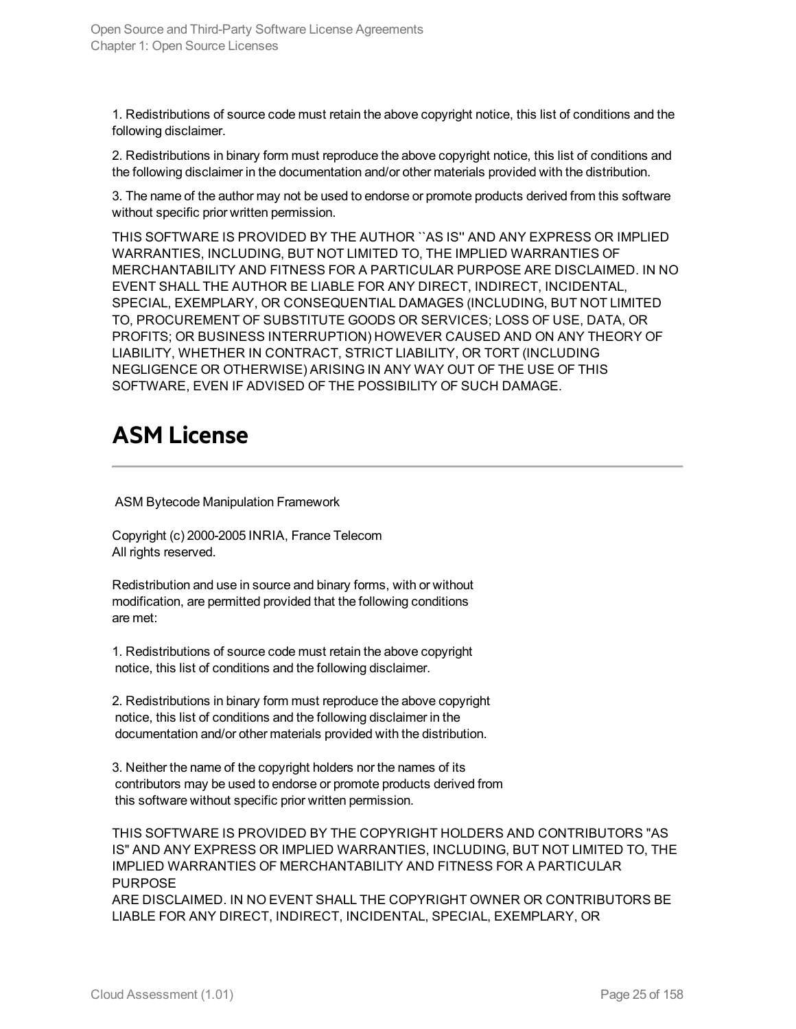1. Redistributions of source code must retain the above copyright notice, this list of conditions and the following disclaimer.

2. Redistributions in binary form must reproduce the above copyright notice, this list of conditions and the following disclaimer in the documentation and/or other materials provided with the distribution.

3. The name of the author may not be used to endorse or promote products derived from this software without specific prior written permission.

THIS SOFTWARE IS PROVIDED BY THE AUTHOR ``AS IS'' AND ANY EXPRESS OR IMPLIED WARRANTIES, INCLUDING, BUT NOT LIMITED TO, THE IMPLIED WARRANTIES OF MERCHANTABILITY AND FITNESS FOR A PARTICULAR PURPOSE ARE DISCLAIMED. IN NO EVENT SHALL THE AUTHOR BE LIABLE FOR ANY DIRECT, INDIRECT, INCIDENTAL, SPECIAL, EXEMPLARY, OR CONSEQUENTIAL DAMAGES (INCLUDING, BUT NOT LIMITED TO, PROCUREMENT OF SUBSTITUTE GOODS OR SERVICES; LOSS OF USE, DATA, OR PROFITS; OR BUSINESS INTERRUPTION) HOWEVER CAUSED AND ON ANY THEORY OF LIABILITY, WHETHER IN CONTRACT, STRICT LIABILITY, OR TORT (INCLUDING NEGLIGENCE OR OTHERWISE) ARISING IN ANY WAY OUT OF THE USE OF THIS SOFTWARE, EVEN IF ADVISED OF THE POSSIBILITY OF SUCH DAMAGE.

# ASM License

ASM Bytecode Manipulation Framework

Copyright (c) 2000-2005 INRIA, France Telecom
All rights reserved.

Redistribution and use in source and binary forms, with or without modification, are permitted provided that the following conditions are met:

1. Redistributions of source code must retain the above copyright notice, this list of conditions and the following disclaimer.

2. Redistributions in binary form must reproduce the above copyright notice, this list of conditions and the following disclaimer in the documentation and/or other materials provided with the distribution.

3. Neither the name of the copyright holders nor the names of its contributors may be used to endorse or promote products derived from this software without specific prior written permission.

THIS SOFTWARE IS PROVIDED BY THE COPYRIGHT HOLDERS AND CONTRIBUTORS "AS IS" AND ANY EXPRESS OR IMPLIED WARRANTIES, INCLUDING, BUT NOT LIMITED TO, THE IMPLIED WARRANTIES OF MERCHANTABILITY AND FITNESS FOR A PARTICULAR PURPOSE
ARE DISCLAIMED. IN NO EVENT SHALL THE COPYRIGHT OWNER OR CONTRIBUTORS BE LIABLE FOR ANY DIRECT, INDIRECT, INCIDENTAL, SPECIAL, EXEMPLARY, OR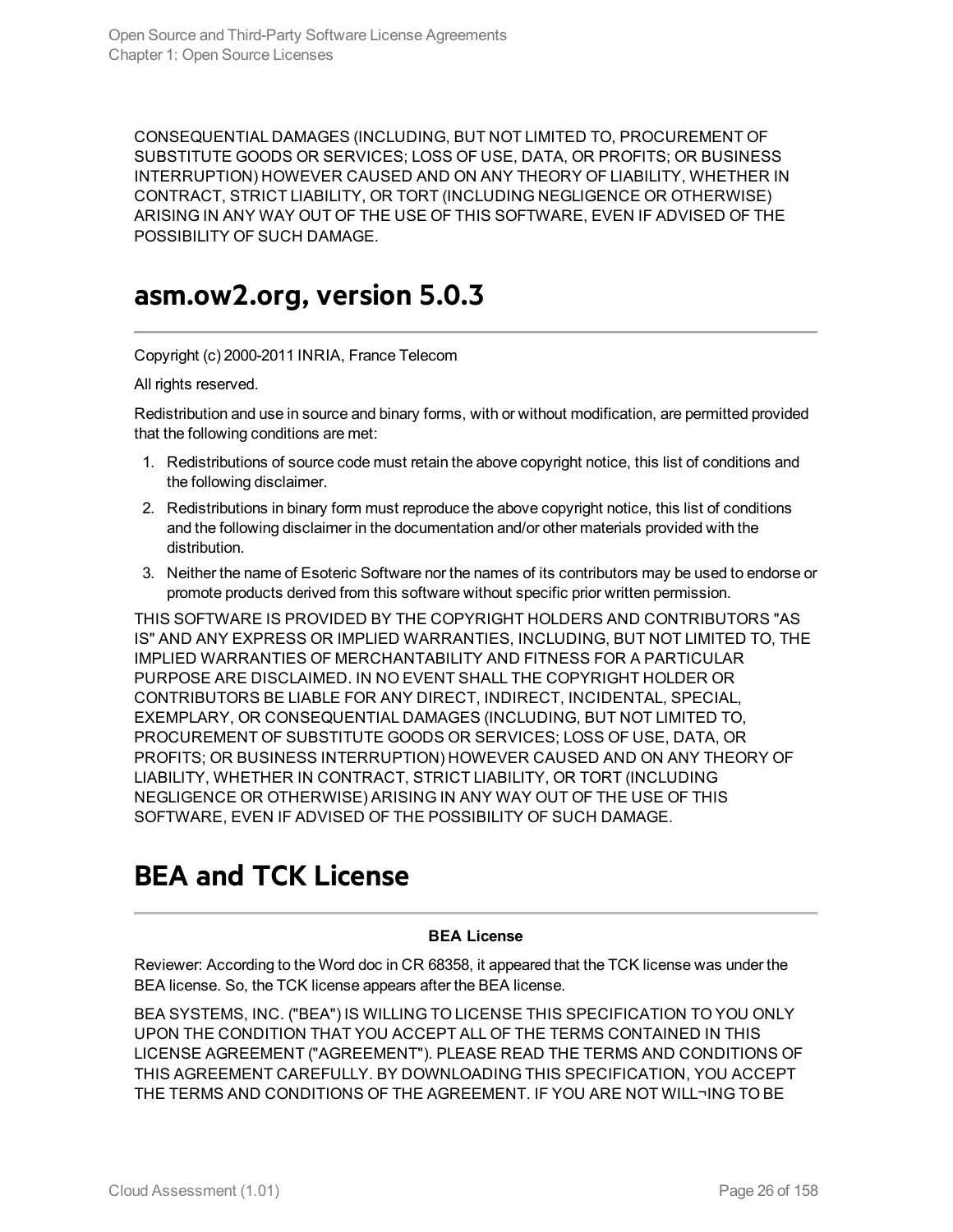CONSEQUENTIAL DAMAGES (INCLUDING, BUT NOT LIMITED TO, PROCUREMENT OF SUBSTITUTE GOODS OR SERVICES; LOSS OF USE, DATA, OR PROFITS; OR BUSINESS INTERRUPTION) HOWEVER CAUSED AND ON ANY THEORY OF LIABILITY, WHETHER IN CONTRACT, STRICT LIABILITY, OR TORT (INCLUDING NEGLIGENCE OR OTHERWISE) ARISING IN ANY WAY OUT OF THE USE OF THIS SOFTWARE, EVEN IF ADVISED OF THE POSSIBILITY OF SUCH DAMAGE.

## asm.ow2.org, version 5.0.3

Copyright (c) 2000-2011 INRIA, France Telecom

All rights reserved.

Redistribution and use in source and binary forms, with or without modification, are permitted provided that the following conditions are met:

1. Redistributions of source code must retain the above copyright notice, this list of conditions and the following disclaimer.
2. Redistributions in binary form must reproduce the above copyright notice, this list of conditions and the following disclaimer in the documentation and/or other materials provided with the distribution.
3. Neither the name of Esoteric Software nor the names of its contributors may be used to endorse or promote products derived from this software without specific prior written permission.

THIS SOFTWARE IS PROVIDED BY THE COPYRIGHT HOLDERS AND CONTRIBUTORS "AS IS" AND ANY EXPRESS OR IMPLIED WARRANTIES, INCLUDING, BUT NOT LIMITED TO, THE IMPLIED WARRANTIES OF MERCHANTABILITY AND FITNESS FOR A PARTICULAR PURPOSE ARE DISCLAIMED. IN NO EVENT SHALL THE COPYRIGHT HOLDER OR CONTRIBUTORS BE LIABLE FOR ANY DIRECT, INDIRECT, INCIDENTAL, SPECIAL, EXEMPLARY, OR CONSEQUENTIAL DAMAGES (INCLUDING, BUT NOT LIMITED TO, PROCUREMENT OF SUBSTITUTE GOODS OR SERVICES; LOSS OF USE, DATA, OR PROFITS; OR BUSINESS INTERRUPTION) HOWEVER CAUSED AND ON ANY THEORY OF LIABILITY, WHETHER IN CONTRACT, STRICT LIABILITY, OR TORT (INCLUDING NEGLIGENCE OR OTHERWISE) ARISING IN ANY WAY OUT OF THE USE OF THIS SOFTWARE, EVEN IF ADVISED OF THE POSSIBILITY OF SUCH DAMAGE.

## BEA and TCK License

**BEA License**

Reviewer: According to the Word doc in CR 68358, it appeared that the TCK license was under the BEA license. So, the TCK license appears after the BEA license.

BEA SYSTEMS, INC. ("BEA") IS WILLING TO LICENSE THIS SPECIFICATION TO YOU ONLY UPON THE CONDITION THAT YOU ACCEPT ALL OF THE TERMS CONTAINED IN THIS LICENSE AGREEMENT ("AGREEMENT"). PLEASE READ THE TERMS AND CONDITIONS OF THIS AGREEMENT CAREFULLY. BY DOWNLOADING THIS SPECIFICATION, YOU ACCEPT THE TERMS AND CONDITIONS OF THE AGREEMENT. IF YOU ARE NOT WILL¬ING TO BE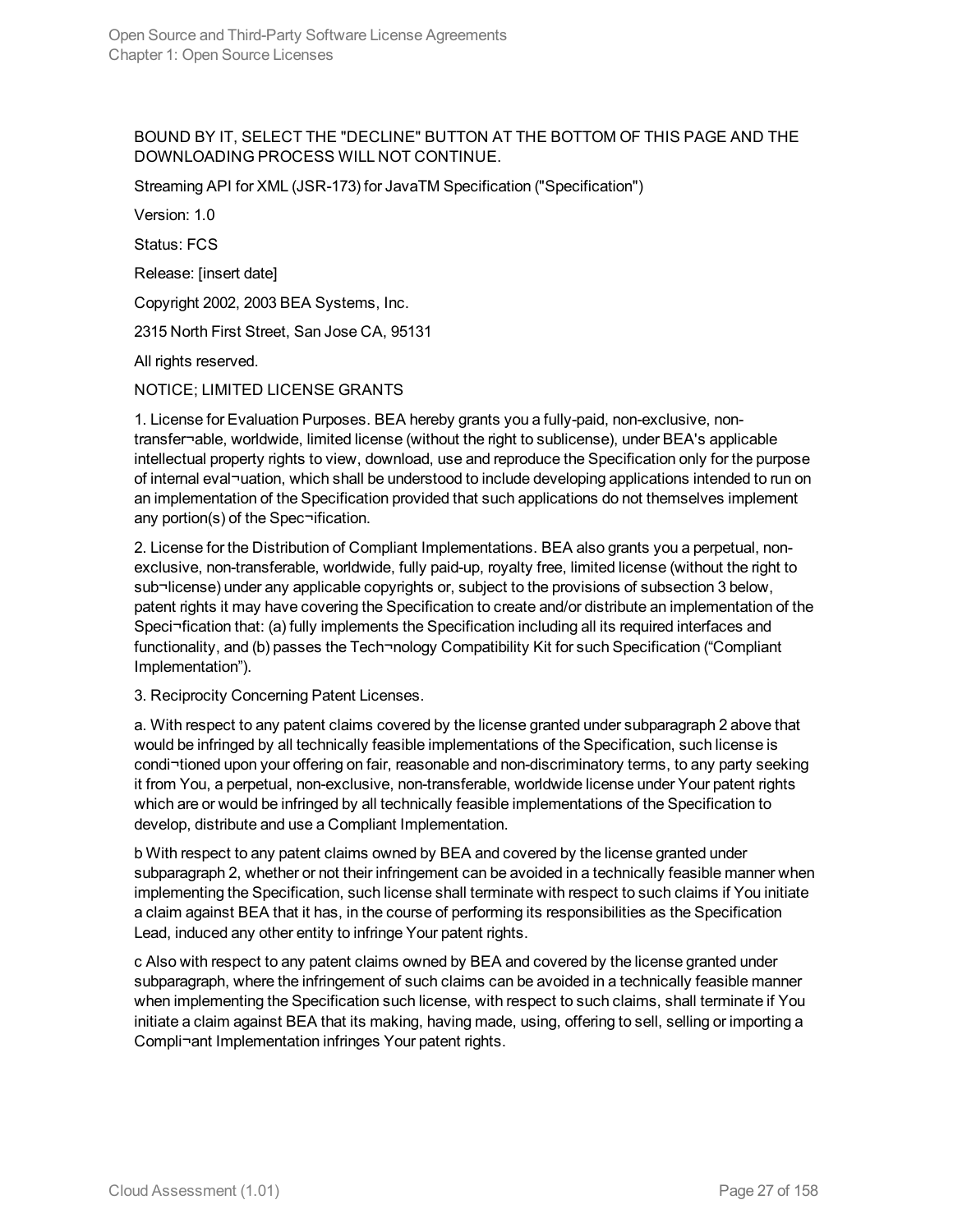BOUND BY IT, SELECT THE "DECLINE" BUTTON AT THE BOTTOM OF THIS PAGE AND THE DOWNLOADING PROCESS WILL NOT CONTINUE.

Streaming API for XML (JSR-173) for JavaTM Specification ("Specification")

Version: 1.0

Status: FCS

Release: [insert date]

Copyright 2002, 2003 BEA Systems, Inc.

2315 North First Street, San Jose CA, 95131

All rights reserved.

NOTICE; LIMITED LICENSE GRANTS

1. License for Evaluation Purposes. BEA hereby grants you a fully-paid, non-exclusive, non-transfer¬able, worldwide, limited license (without the right to sublicense), under BEA's applicable intellectual property rights to view, download, use and reproduce the Specification only for the purpose of internal eval¬uation, which shall be understood to include developing applications intended to run on an implementation of the Specification provided that such applications do not themselves implement any portion(s) of the Spec¬ification.

2. License for the Distribution of Compliant Implementations. BEA also grants you a perpetual, non-exclusive, non-transferable, worldwide, fully paid-up, royalty free, limited license (without the right to sub¬license) under any applicable copyrights or, subject to the provisions of subsection 3 below, patent rights it may have covering the Specification to create and/or distribute an implementation of the Speci¬fication that: (a) fully implements the Specification including all its required interfaces and functionality, and (b) passes the Tech¬nology Compatibility Kit for such Specification ("Compliant Implementation").

3. Reciprocity Concerning Patent Licenses.

a. With respect to any patent claims covered by the license granted under subparagraph 2 above that would be infringed by all technically feasible implementations of the Specification, such license is condi¬tioned upon your offering on fair, reasonable and non-discriminatory terms, to any party seeking it from You, a perpetual, non-exclusive, non-transferable, worldwide license under Your patent rights which are or would be infringed by all technically feasible implementations of the Specification to develop, distribute and use a Compliant Implementation.

b With respect to any patent claims owned by BEA and covered by the license granted under subparagraph 2, whether or not their infringement can be avoided in a technically feasible manner when implementing the Specification, such license shall terminate with respect to such claims if You initiate a claim against BEA that it has, in the course of performing its responsibilities as the Specification Lead, induced any other entity to infringe Your patent rights.

c Also with respect to any patent claims owned by BEA and covered by the license granted under subparagraph, where the infringement of such claims can be avoided in a technically feasible manner when implementing the Specification such license, with respect to such claims, shall terminate if You initiate a claim against BEA that its making, having made, using, offering to sell, selling or importing a Compli¬ant Implementation infringes Your patent rights.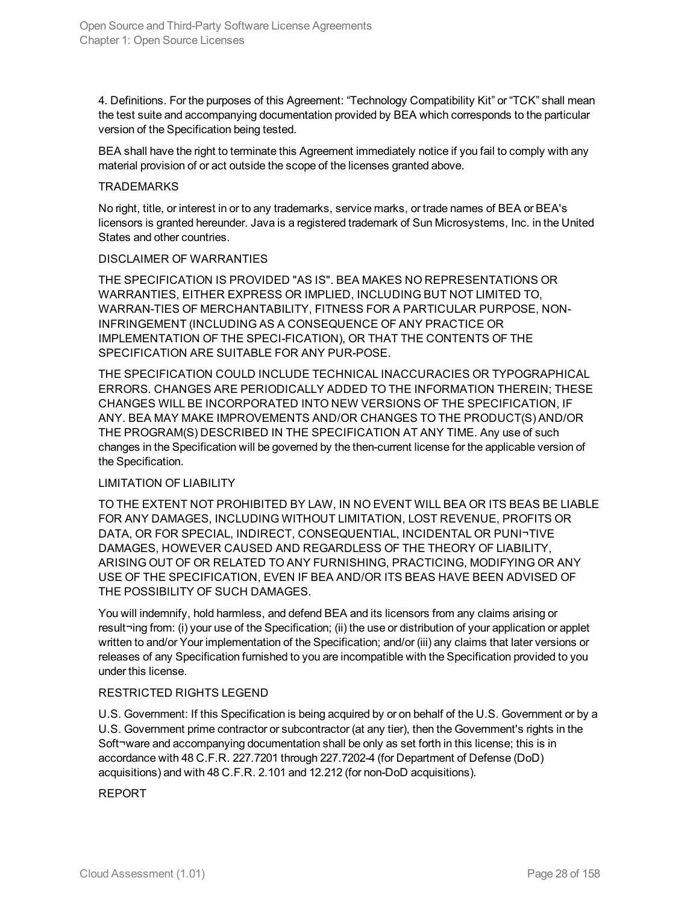4. Definitions. For the purposes of this Agreement: “Technology Compatibility Kit” or “TCK” shall mean the test suite and accompanying documentation provided by BEA which corresponds to the particular version of the Specification being tested.

BEA shall have the right to terminate this Agreement immediately notice if you fail to comply with any material provision of or act outside the scope of the licenses granted above.

TRADEMARKS

No right, title, or interest in or to any trademarks, service marks, or trade names of BEA or BEA's licensors is granted hereunder. Java is a registered trademark of Sun Microsystems, Inc. in the United States and other countries.

DISCLAIMER OF WARRANTIES

THE SPECIFICATION IS PROVIDED "AS IS". BEA MAKES NO REPRESENTATIONS OR WARRANTIES, EITHER EXPRESS OR IMPLIED, INCLUDING BUT NOT LIMITED TO, WARRAN-TIES OF MERCHANTABILITY, FITNESS FOR A PARTICULAR PURPOSE, NON-INFRINGEMENT (INCLUDING AS A CONSEQUENCE OF ANY PRACTICE OR IMPLEMENTATION OF THE SPECI-FICATION), OR THAT THE CONTENTS OF THE SPECIFICATION ARE SUITABLE FOR ANY PUR-POSE.

THE SPECIFICATION COULD INCLUDE TECHNICAL INACCURACIES OR TYPOGRAPHICAL ERRORS. CHANGES ARE PERIODICALLY ADDED TO THE INFORMATION THEREIN; THESE CHANGES WILL BE INCORPORATED INTO NEW VERSIONS OF THE SPECIFICATION, IF ANY. BEA MAY MAKE IMPROVEMENTS AND/OR CHANGES TO THE PRODUCT(S) AND/OR THE PROGRAM(S) DESCRIBED IN THE SPECIFICATION AT ANY TIME. Any use of such changes in the Specification will be governed by the then-current license for the applicable version of the Specification.

LIMITATION OF LIABILITY

TO THE EXTENT NOT PROHIBITED BY LAW, IN NO EVENT WILL BEA OR ITS BEAS BE LIABLE FOR ANY DAMAGES, INCLUDING WITHOUT LIMITATION, LOST REVENUE, PROFITS OR DATA, OR FOR SPECIAL, INDIRECT, CONSEQUENTIAL, INCIDENTAL OR PUNI¬TIVE DAMAGES, HOWEVER CAUSED AND REGARDLESS OF THE THEORY OF LIABILITY, ARISING OUT OF OR RELATED TO ANY FURNISHING, PRACTICING, MODIFYING OR ANY USE OF THE SPECIFICATION, EVEN IF BEA AND/OR ITS BEAS HAVE BEEN ADVISED OF THE POSSIBILITY OF SUCH DAMAGES.

You will indemnify, hold harmless, and defend BEA and its licensors from any claims arising or result¬ing from: (i) your use of the Specification; (ii) the use or distribution of your application or applet written to and/or Your implementation of the Specification; and/or (iii) any claims that later versions or releases of any Specification furnished to you are incompatible with the Specification provided to you under this license.

RESTRICTED RIGHTS LEGEND

U.S. Government: If this Specification is being acquired by or on behalf of the U.S. Government or by a U.S. Government prime contractor or subcontractor (at any tier), then the Government's rights in the Soft¬ware and accompanying documentation shall be only as set forth in this license; this is in accordance with 48 C.F.R. 227.7201 through 227.7202-4 (for Department of Defense (DoD) acquisitions) and with 48 C.F.R. 2.101 and 12.212 (for non-DoD acquisitions).

REPORT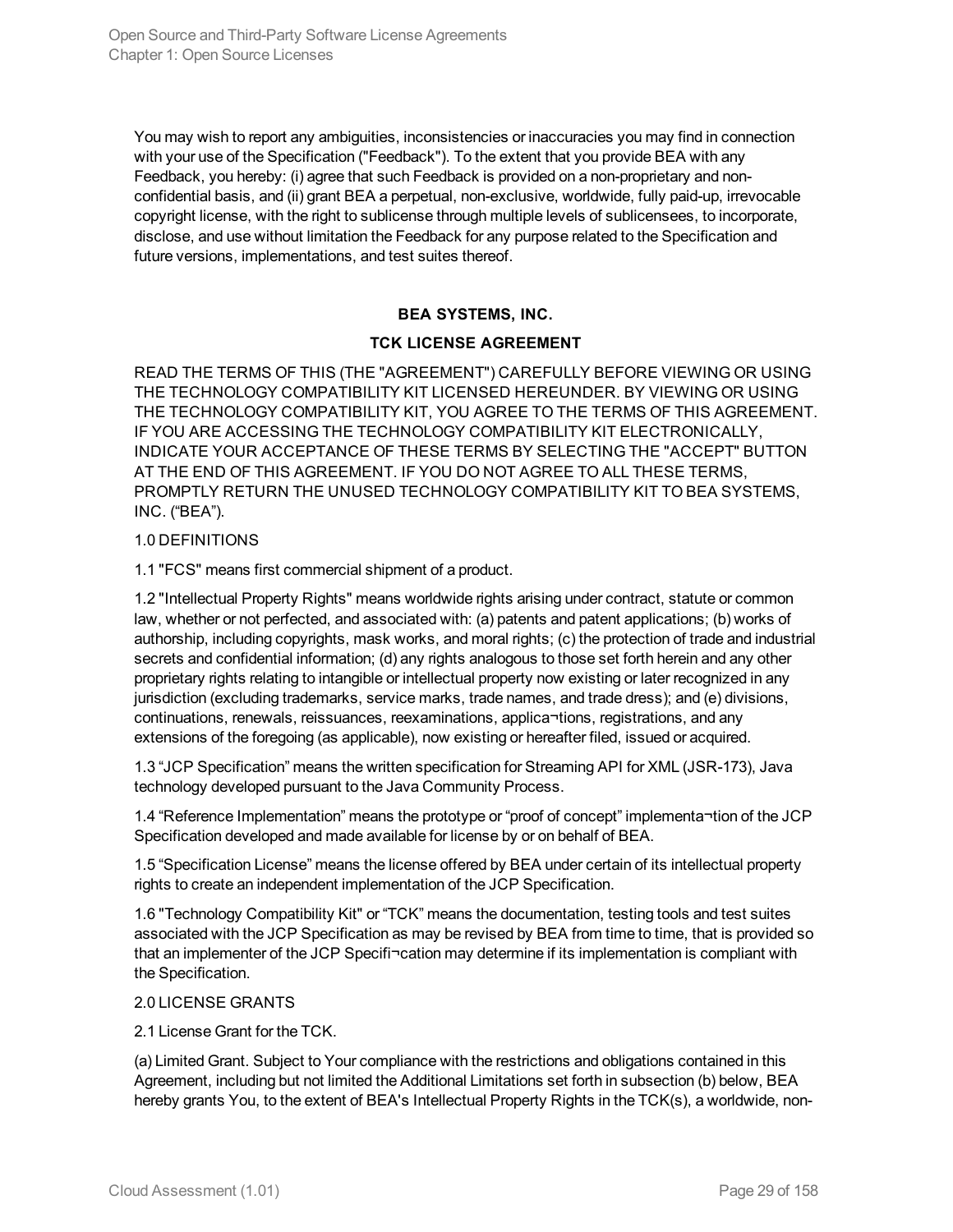You may wish to report any ambiguities, inconsistencies or inaccuracies you may find in connection with your use of the Specification ("Feedback"). To the extent that you provide BEA with any Feedback, you hereby: (i) agree that such Feedback is provided on a non-proprietary and non-confidential basis, and (ii) grant BEA a perpetual, non-exclusive, worldwide, fully paid-up, irrevocable copyright license, with the right to sublicense through multiple levels of sublicensees, to incorporate, disclose, and use without limitation the Feedback for any purpose related to the Specification and future versions, implementations, and test suites thereof.

**BEA SYSTEMS, INC.**

**TCK LICENSE AGREEMENT**

READ THE TERMS OF THIS (THE "AGREEMENT") CAREFULLY BEFORE VIEWING OR USING THE TECHNOLOGY COMPATIBILITY KIT LICENSED HEREUNDER. BY VIEWING OR USING THE TECHNOLOGY COMPATIBILITY KIT, YOU AGREE TO THE TERMS OF THIS AGREEMENT. IF YOU ARE ACCESSING THE TECHNOLOGY COMPATIBILITY KIT ELECTRONICALLY, INDICATE YOUR ACCEPTANCE OF THESE TERMS BY SELECTING THE "ACCEPT" BUTTON AT THE END OF THIS AGREEMENT. IF YOU DO NOT AGREE TO ALL THESE TERMS, PROMPTLY RETURN THE UNUSED TECHNOLOGY COMPATIBILITY KIT TO BEA SYSTEMS, INC. (“BEA”).

1.0 DEFINITIONS

1.1 "FCS" means first commercial shipment of a product.

1.2 "Intellectual Property Rights" means worldwide rights arising under contract, statute or common law, whether or not perfected, and associated with: (a) patents and patent applications; (b) works of authorship, including copyrights, mask works, and moral rights; (c) the protection of trade and industrial secrets and confidential information; (d) any rights analogous to those set forth herein and any other proprietary rights relating to intangible or intellectual property now existing or later recognized in any jurisdiction (excluding trademarks, service marks, trade names, and trade dress); and (e) divisions, continuations, renewals, reissuances, reexaminations, applica¬tions, registrations, and any extensions of the foregoing (as applicable), now existing or hereafter filed, issued or acquired.

1.3 “JCP Specification” means the written specification for Streaming API for XML (JSR-173), Java technology developed pursuant to the Java Community Process.

1.4 “Reference Implementation” means the prototype or “proof of concept” implementa¬tion of the JCP Specification developed and made available for license by or on behalf of BEA.

1.5 “Specification License” means the license offered by BEA under certain of its intellectual property rights to create an independent implementation of the JCP Specification.

1.6 "Technology Compatibility Kit" or “TCK” means the documentation, testing tools and test suites associated with the JCP Specification as may be revised by BEA from time to time, that is provided so that an implementer of the JCP Specifi¬cation may determine if its implementation is compliant with the Specification.

2.0 LICENSE GRANTS

2.1 License Grant for the TCK.

(a) Limited Grant. Subject to Your compliance with the restrictions and obligations contained in this Agreement, including but not limited the Additional Limitations set forth in subsection (b) below, BEA hereby grants You, to the extent of BEA's Intellectual Property Rights in the TCK(s), a worldwide, non-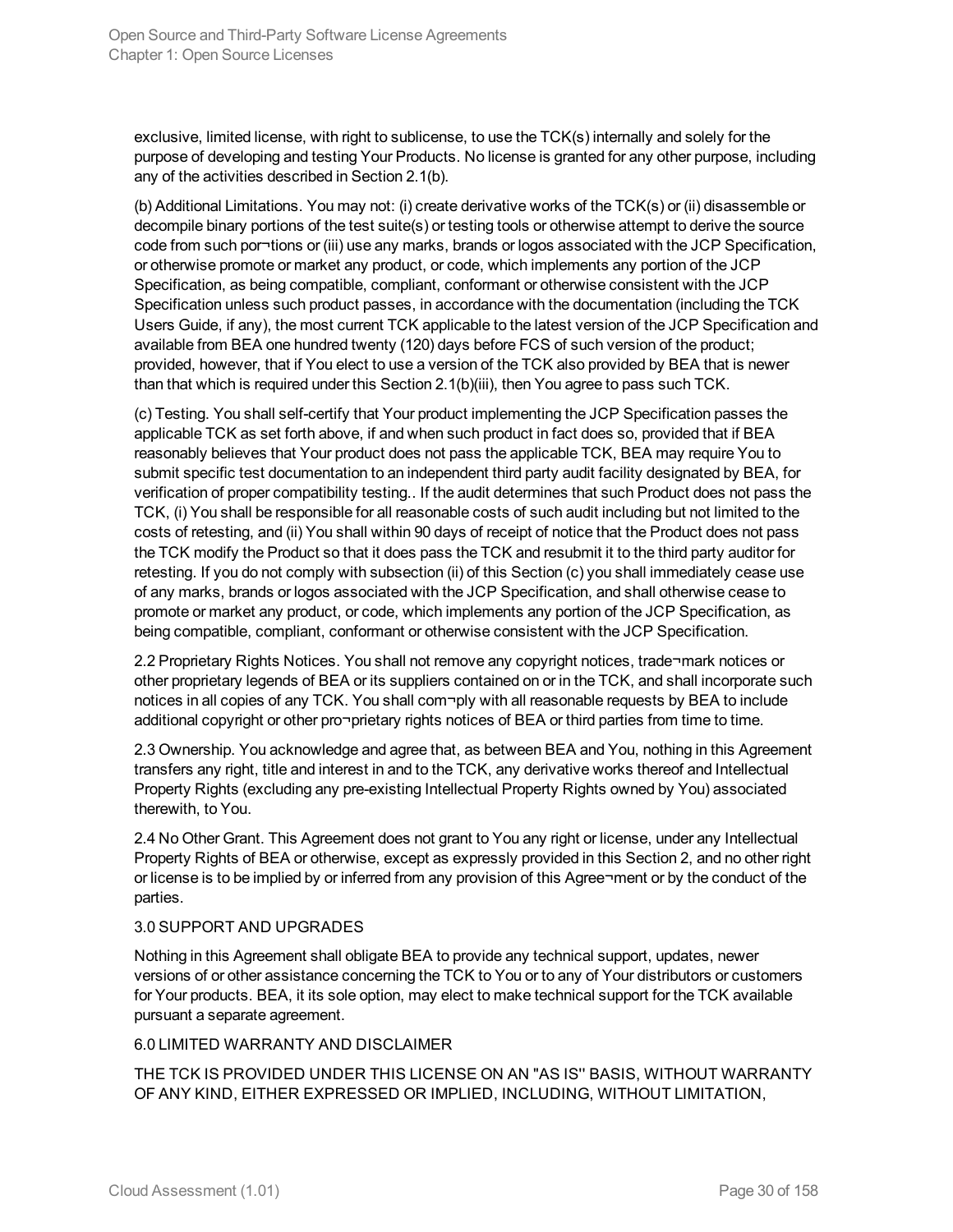exclusive, limited license, with right to sublicense, to use the TCK(s) internally and solely for the purpose of developing and testing Your Products. No license is granted for any other purpose, including any of the activities described in Section 2.1(b).

(b) Additional Limitations. You may not: (i) create derivative works of the TCK(s) or (ii) disassemble or decompile binary portions of the test suite(s) or testing tools or otherwise attempt to derive the source code from such por¬tions or (iii) use any marks, brands or logos associated with the JCP Specification, or otherwise promote or market any product, or code, which implements any portion of the JCP Specification, as being compatible, compliant, conformant or otherwise consistent with the JCP Specification unless such product passes, in accordance with the documentation (including the TCK Users Guide, if any), the most current TCK applicable to the latest version of the JCP Specification and available from BEA one hundred twenty (120) days before FCS of such version of the product; provided, however, that if You elect to use a version of the TCK also provided by BEA that is newer than that which is required under this Section 2.1(b)(iii), then You agree to pass such TCK.

(c) Testing. You shall self-certify that Your product implementing the JCP Specification passes the applicable TCK as set forth above, if and when such product in fact does so, provided that if BEA reasonably believes that Your product does not pass the applicable TCK, BEA may require You to submit specific test documentation to an independent third party audit facility designated by BEA, for verification of proper compatibility testing.. If the audit determines that such Product does not pass the TCK, (i) You shall be responsible for all reasonable costs of such audit including but not limited to the costs of retesting, and (ii) You shall within 90 days of receipt of notice that the Product does not pass the TCK modify the Product so that it does pass the TCK and resubmit it to the third party auditor for retesting. If you do not comply with subsection (ii) of this Section (c) you shall immediately cease use of any marks, brands or logos associated with the JCP Specification, and shall otherwise cease to promote or market any product, or code, which implements any portion of the JCP Specification, as being compatible, compliant, conformant or otherwise consistent with the JCP Specification.

2.2 Proprietary Rights Notices. You shall not remove any copyright notices, trade¬mark notices or other proprietary legends of BEA or its suppliers contained on or in the TCK, and shall incorporate such notices in all copies of any TCK. You shall com¬ply with all reasonable requests by BEA to include additional copyright or other pro¬prietary rights notices of BEA or third parties from time to time.

2.3 Ownership. You acknowledge and agree that, as between BEA and You, nothing in this Agreement transfers any right, title and interest in and to the TCK, any derivative works thereof and Intellectual Property Rights (excluding any pre-existing Intellectual Property Rights owned by You) associated therewith, to You.

2.4 No Other Grant. This Agreement does not grant to You any right or license, under any Intellectual Property Rights of BEA or otherwise, except as expressly provided in this Section 2, and no other right or license is to be implied by or inferred from any provision of this Agree¬ment or by the conduct of the parties.

3.0 SUPPORT AND UPGRADES

Nothing in this Agreement shall obligate BEA to provide any technical support, updates, newer versions of or other assistance concerning the TCK to You or to any of Your distributors or customers for Your products. BEA, it its sole option, may elect to make technical support for the TCK available pursuant a separate agreement.

6.0 LIMITED WARRANTY AND DISCLAIMER

THE TCK IS PROVIDED UNDER THIS LICENSE ON AN "AS IS'' BASIS, WITHOUT WARRANTY OF ANY KIND, EITHER EXPRESSED OR IMPLIED, INCLUDING, WITHOUT LIMITATION,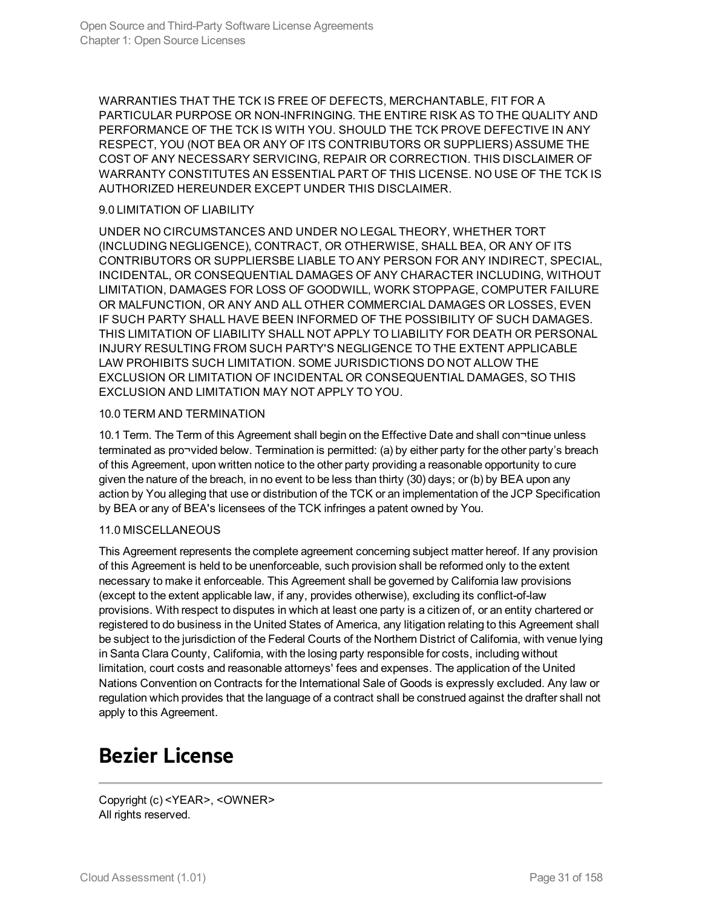WARRANTIES THAT THE TCK IS FREE OF DEFECTS, MERCHANTABLE, FIT FOR A PARTICULAR PURPOSE OR NON-INFRINGING. THE ENTIRE RISK AS TO THE QUALITY AND PERFORMANCE OF THE TCK IS WITH YOU. SHOULD THE TCK PROVE DEFECTIVE IN ANY RESPECT, YOU (NOT BEA OR ANY OF ITS CONTRIBUTORS OR SUPPLIERS) ASSUME THE COST OF ANY NECESSARY SERVICING, REPAIR OR CORRECTION. THIS DISCLAIMER OF WARRANTY CONSTITUTES AN ESSENTIAL PART OF THIS LICENSE. NO USE OF THE TCK IS AUTHORIZED HEREUNDER EXCEPT UNDER THIS DISCLAIMER.

9.0 LIMITATION OF LIABILITY

UNDER NO CIRCUMSTANCES AND UNDER NO LEGAL THEORY, WHETHER TORT (INCLUDING NEGLIGENCE), CONTRACT, OR OTHERWISE, SHALL BEA, OR ANY OF ITS CONTRIBUTORS OR SUPPLIERSBE LIABLE TO ANY PERSON FOR ANY INDIRECT, SPECIAL, INCIDENTAL, OR CONSEQUENTIAL DAMAGES OF ANY CHARACTER INCLUDING, WITHOUT LIMITATION, DAMAGES FOR LOSS OF GOODWILL, WORK STOPPAGE, COMPUTER FAILURE OR MALFUNCTION, OR ANY AND ALL OTHER COMMERCIAL DAMAGES OR LOSSES, EVEN IF SUCH PARTY SHALL HAVE BEEN INFORMED OF THE POSSIBILITY OF SUCH DAMAGES. THIS LIMITATION OF LIABILITY SHALL NOT APPLY TO LIABILITY FOR DEATH OR PERSONAL INJURY RESULTING FROM SUCH PARTY'S NEGLIGENCE TO THE EXTENT APPLICABLE LAW PROHIBITS SUCH LIMITATION. SOME JURISDICTIONS DO NOT ALLOW THE EXCLUSION OR LIMITATION OF INCIDENTAL OR CONSEQUENTIAL DAMAGES, SO THIS EXCLUSION AND LIMITATION MAY NOT APPLY TO YOU.

10.0 TERM AND TERMINATION

10.1 Term. The Term of this Agreement shall begin on the Effective Date and shall con¬tinue unless terminated as pro¬vided below. Termination is permitted: (a) by either party for the other party's breach of this Agreement, upon written notice to the other party providing a reasonable opportunity to cure given the nature of the breach, in no event to be less than thirty (30) days; or (b) by BEA upon any action by You alleging that use or distribution of the TCK or an implementation of the JCP Specification by BEA or any of BEA's licensees of the TCK infringes a patent owned by You.

11.0 MISCELLANEOUS

This Agreement represents the complete agreement concerning subject matter hereof. If any provision of this Agreement is held to be unenforceable, such provision shall be reformed only to the extent necessary to make it enforceable. This Agreement shall be governed by California law provisions (except to the extent applicable law, if any, provides otherwise), excluding its conflict-of-law provisions. With respect to disputes in which at least one party is a citizen of, or an entity chartered or registered to do business in the United States of America, any litigation relating to this Agreement shall be subject to the jurisdiction of the Federal Courts of the Northern District of California, with venue lying in Santa Clara County, California, with the losing party responsible for costs, including without limitation, court costs and reasonable attorneys' fees and expenses. The application of the United Nations Convention on Contracts for the International Sale of Goods is expressly excluded. Any law or regulation which provides that the language of a contract shall be construed against the drafter shall not apply to this Agreement.

# Bezier License

Copyright (c) <YEAR>, <OWNER>
All rights reserved.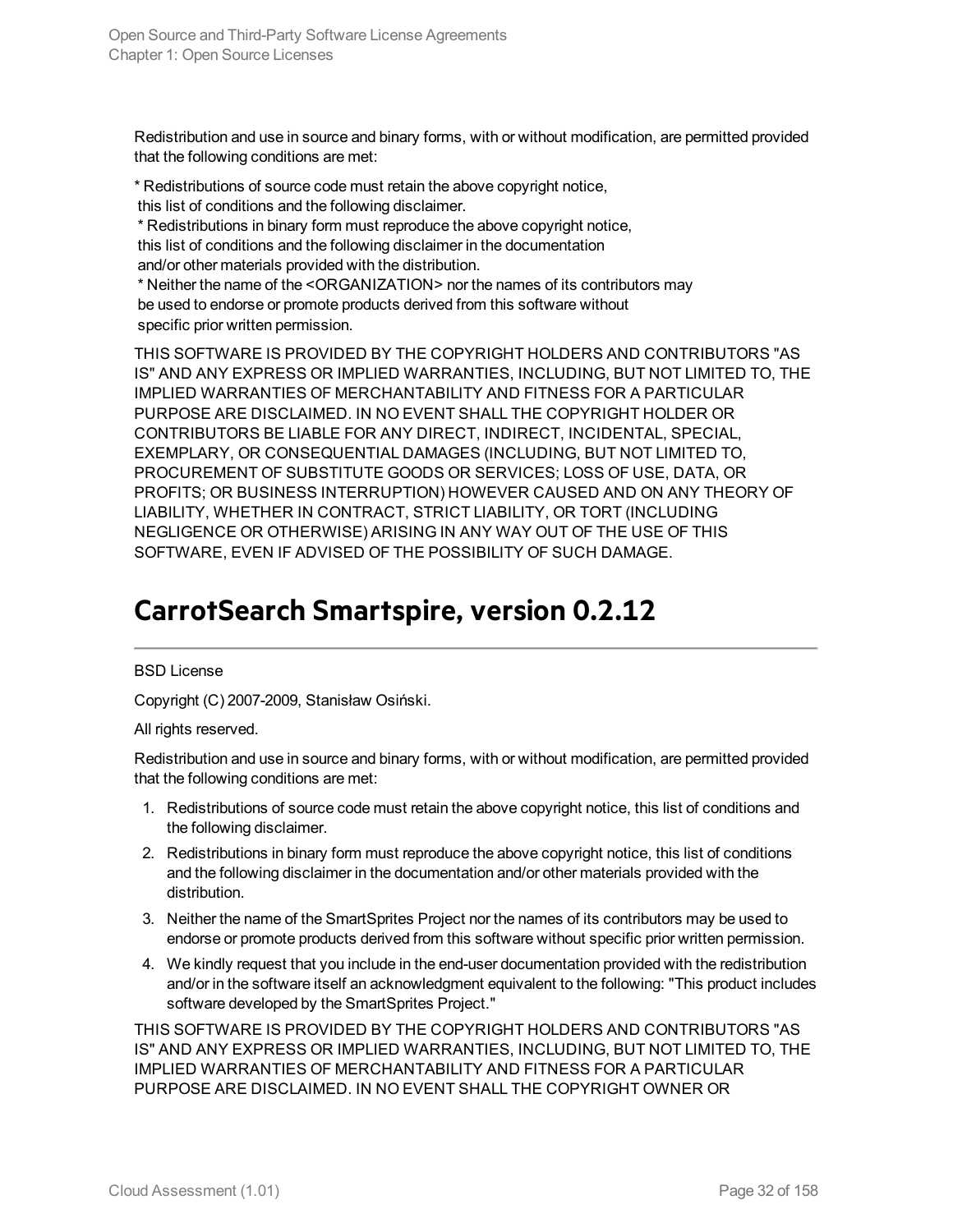Redistribution and use in source and binary forms, with or without modification, are permitted provided that the following conditions are met:

* Redistributions of source code must retain the above copyright notice,
 this list of conditions and the following disclaimer.
 * Redistributions in binary form must reproduce the above copyright notice,
 this list of conditions and the following disclaimer in the documentation
 and/or other materials provided with the distribution.
 * Neither the name of the <ORGANIZATION> nor the names of its contributors may
 be used to endorse or promote products derived from this software without
 specific prior written permission.

THIS SOFTWARE IS PROVIDED BY THE COPYRIGHT HOLDERS AND CONTRIBUTORS "AS IS" AND ANY EXPRESS OR IMPLIED WARRANTIES, INCLUDING, BUT NOT LIMITED TO, THE IMPLIED WARRANTIES OF MERCHANTABILITY AND FITNESS FOR A PARTICULAR PURPOSE ARE DISCLAIMED. IN NO EVENT SHALL THE COPYRIGHT HOLDER OR CONTRIBUTORS BE LIABLE FOR ANY DIRECT, INDIRECT, INCIDENTAL, SPECIAL, EXEMPLARY, OR CONSEQUENTIAL DAMAGES (INCLUDING, BUT NOT LIMITED TO, PROCUREMENT OF SUBSTITUTE GOODS OR SERVICES; LOSS OF USE, DATA, OR PROFITS; OR BUSINESS INTERRUPTION) HOWEVER CAUSED AND ON ANY THEORY OF LIABILITY, WHETHER IN CONTRACT, STRICT LIABILITY, OR TORT (INCLUDING NEGLIGENCE OR OTHERWISE) ARISING IN ANY WAY OUT OF THE USE OF THIS SOFTWARE, EVEN IF ADVISED OF THE POSSIBILITY OF SUCH DAMAGE.

## CarrotSearch Smartspire, version 0.2.12

BSD License

Copyright (C) 2007-2009, Stanisław Osiński.

All rights reserved.

Redistribution and use in source and binary forms, with or without modification, are permitted provided that the following conditions are met:

1. Redistributions of source code must retain the above copyright notice, this list of conditions and the following disclaimer.
2. Redistributions in binary form must reproduce the above copyright notice, this list of conditions and the following disclaimer in the documentation and/or other materials provided with the distribution.
3. Neither the name of the SmartSprites Project nor the names of its contributors may be used to endorse or promote products derived from this software without specific prior written permission.
4. We kindly request that you include in the end-user documentation provided with the redistribution and/or in the software itself an acknowledgment equivalent to the following: "This product includes software developed by the SmartSprites Project."

THIS SOFTWARE IS PROVIDED BY THE COPYRIGHT HOLDERS AND CONTRIBUTORS "AS IS" AND ANY EXPRESS OR IMPLIED WARRANTIES, INCLUDING, BUT NOT LIMITED TO, THE IMPLIED WARRANTIES OF MERCHANTABILITY AND FITNESS FOR A PARTICULAR PURPOSE ARE DISCLAIMED. IN NO EVENT SHALL THE COPYRIGHT OWNER OR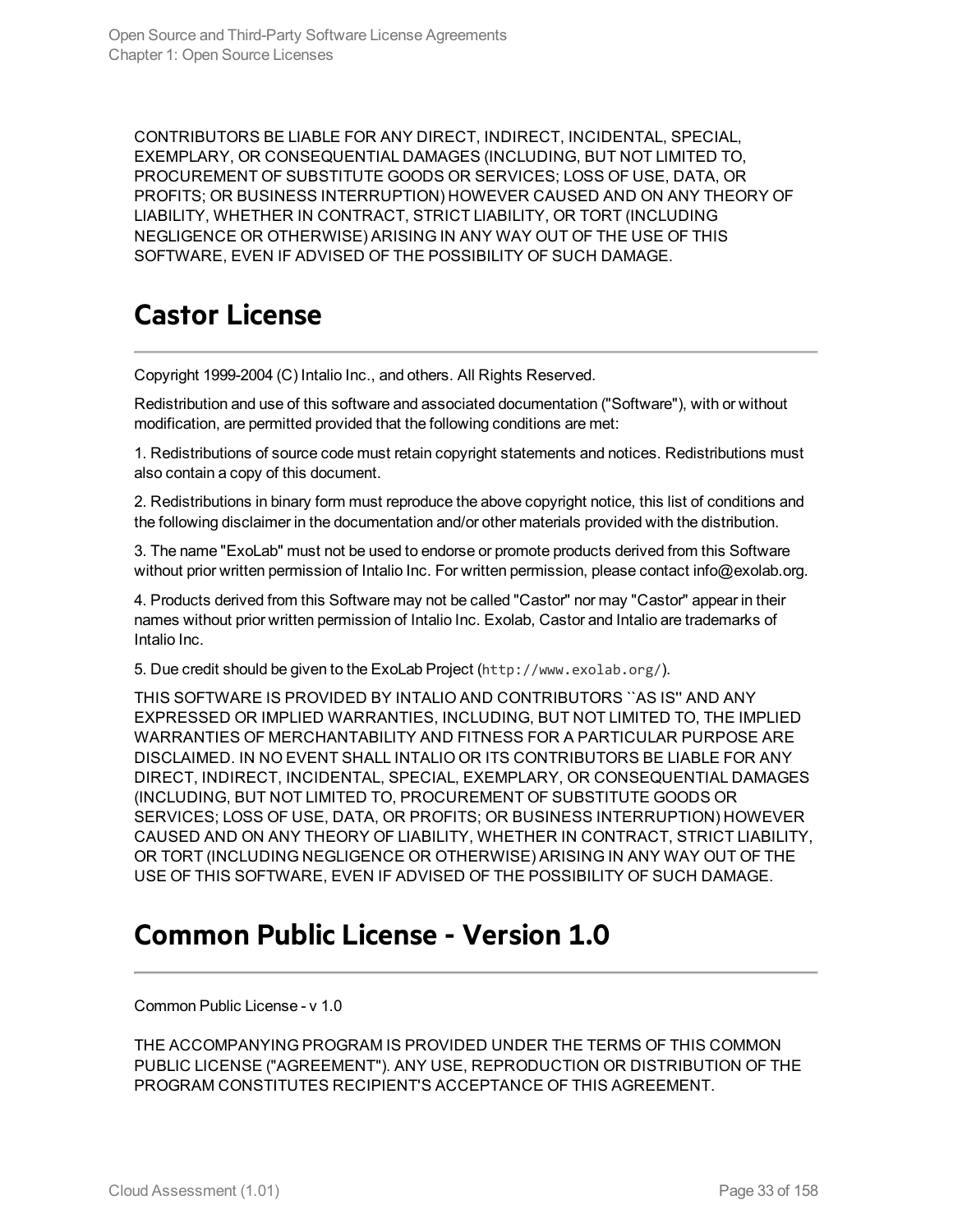CONTRIBUTORS BE LIABLE FOR ANY DIRECT, INDIRECT, INCIDENTAL, SPECIAL, EXEMPLARY, OR CONSEQUENTIAL DAMAGES (INCLUDING, BUT NOT LIMITED TO, PROCUREMENT OF SUBSTITUTE GOODS OR SERVICES; LOSS OF USE, DATA, OR PROFITS; OR BUSINESS INTERRUPTION) HOWEVER CAUSED AND ON ANY THEORY OF LIABILITY, WHETHER IN CONTRACT, STRICT LIABILITY, OR TORT (INCLUDING NEGLIGENCE OR OTHERWISE) ARISING IN ANY WAY OUT OF THE USE OF THIS SOFTWARE, EVEN IF ADVISED OF THE POSSIBILITY OF SUCH DAMAGE.

## Castor License

Copyright 1999-2004 (C) Intalio Inc., and others. All Rights Reserved.

Redistribution and use of this software and associated documentation ("Software"), with or without modification, are permitted provided that the following conditions are met:

1. Redistributions of source code must retain copyright statements and notices. Redistributions must also contain a copy of this document.

2. Redistributions in binary form must reproduce the above copyright notice, this list of conditions and the following disclaimer in the documentation and/or other materials provided with the distribution.

3. The name "ExoLab" must not be used to endorse or promote products derived from this Software without prior written permission of Intalio Inc. For written permission, please contact info@exolab.org.

4. Products derived from this Software may not be called "Castor" nor may "Castor" appear in their names without prior written permission of Intalio Inc. Exolab, Castor and Intalio are trademarks of Intalio Inc.

5. Due credit should be given to the ExoLab Project (`http://www.exolab.org/`).

THIS SOFTWARE IS PROVIDED BY INTALIO AND CONTRIBUTORS ``AS IS'' AND ANY EXPRESSED OR IMPLIED WARRANTIES, INCLUDING, BUT NOT LIMITED TO, THE IMPLIED WARRANTIES OF MERCHANTABILITY AND FITNESS FOR A PARTICULAR PURPOSE ARE DISCLAIMED. IN NO EVENT SHALL INTALIO OR ITS CONTRIBUTORS BE LIABLE FOR ANY DIRECT, INDIRECT, INCIDENTAL, SPECIAL, EXEMPLARY, OR CONSEQUENTIAL DAMAGES (INCLUDING, BUT NOT LIMITED TO, PROCUREMENT OF SUBSTITUTE GOODS OR SERVICES; LOSS OF USE, DATA, OR PROFITS; OR BUSINESS INTERRUPTION) HOWEVER CAUSED AND ON ANY THEORY OF LIABILITY, WHETHER IN CONTRACT, STRICT LIABILITY, OR TORT (INCLUDING NEGLIGENCE OR OTHERWISE) ARISING IN ANY WAY OUT OF THE USE OF THIS SOFTWARE, EVEN IF ADVISED OF THE POSSIBILITY OF SUCH DAMAGE.

## Common Public License - Version 1.0

Common Public License - v 1.0

THE ACCOMPANYING PROGRAM IS PROVIDED UNDER THE TERMS OF THIS COMMON PUBLIC LICENSE ("AGREEMENT"). ANY USE, REPRODUCTION OR DISTRIBUTION OF THE PROGRAM CONSTITUTES RECIPIENT'S ACCEPTANCE OF THIS AGREEMENT.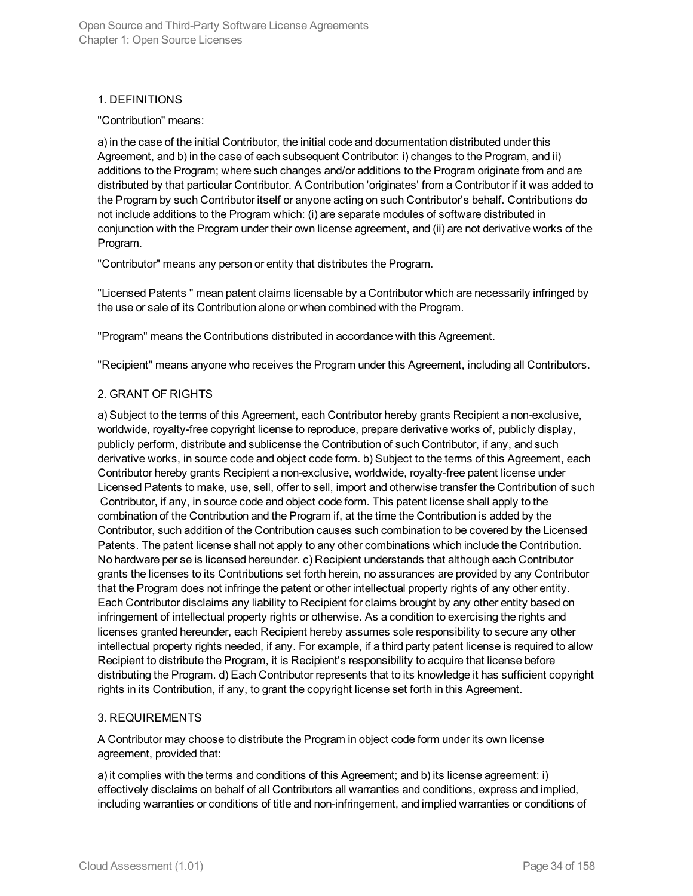1. DEFINITIONS

"Contribution" means:

a) in the case of the initial Contributor, the initial code and documentation distributed under this Agreement, and b) in the case of each subsequent Contributor: i) changes to the Program, and ii) additions to the Program; where such changes and/or additions to the Program originate from and are distributed by that particular Contributor. A Contribution 'originates' from a Contributor if it was added to the Program by such Contributor itself or anyone acting on such Contributor's behalf. Contributions do not include additions to the Program which: (i) are separate modules of software distributed in conjunction with the Program under their own license agreement, and (ii) are not derivative works of the Program.

"Contributor" means any person or entity that distributes the Program.

"Licensed Patents " mean patent claims licensable by a Contributor which are necessarily infringed by the use or sale of its Contribution alone or when combined with the Program.

"Program" means the Contributions distributed in accordance with this Agreement.

"Recipient" means anyone who receives the Program under this Agreement, including all Contributors.

2. GRANT OF RIGHTS

a) Subject to the terms of this Agreement, each Contributor hereby grants Recipient a non-exclusive, worldwide, royalty-free copyright license to reproduce, prepare derivative works of, publicly display, publicly perform, distribute and sublicense the Contribution of such Contributor, if any, and such derivative works, in source code and object code form. b) Subject to the terms of this Agreement, each Contributor hereby grants Recipient a non-exclusive, worldwide, royalty-free patent license under Licensed Patents to make, use, sell, offer to sell, import and otherwise transfer the Contribution of such Contributor, if any, in source code and object code form. This patent license shall apply to the combination of the Contribution and the Program if, at the time the Contribution is added by the Contributor, such addition of the Contribution causes such combination to be covered by the Licensed Patents. The patent license shall not apply to any other combinations which include the Contribution. No hardware per se is licensed hereunder. c) Recipient understands that although each Contributor grants the licenses to its Contributions set forth herein, no assurances are provided by any Contributor that the Program does not infringe the patent or other intellectual property rights of any other entity. Each Contributor disclaims any liability to Recipient for claims brought by any other entity based on infringement of intellectual property rights or otherwise. As a condition to exercising the rights and licenses granted hereunder, each Recipient hereby assumes sole responsibility to secure any other intellectual property rights needed, if any. For example, if a third party patent license is required to allow Recipient to distribute the Program, it is Recipient's responsibility to acquire that license before distributing the Program. d) Each Contributor represents that to its knowledge it has sufficient copyright rights in its Contribution, if any, to grant the copyright license set forth in this Agreement.

3. REQUIREMENTS

A Contributor may choose to distribute the Program in object code form under its own license agreement, provided that:

a) it complies with the terms and conditions of this Agreement; and b) its license agreement: i) effectively disclaims on behalf of all Contributors all warranties and conditions, express and implied, including warranties or conditions of title and non-infringement, and implied warranties or conditions of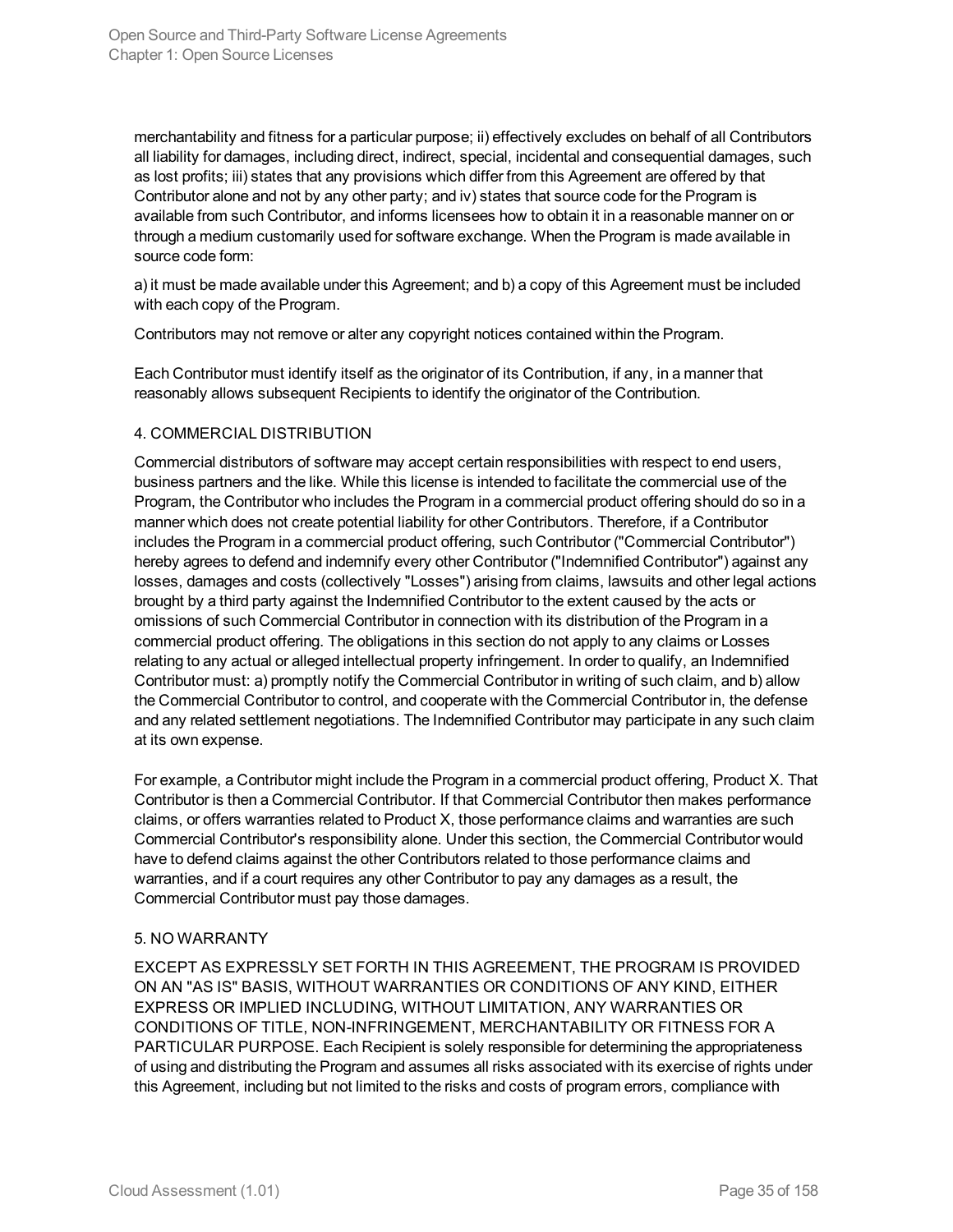merchantability and fitness for a particular purpose; ii) effectively excludes on behalf of all Contributors all liability for damages, including direct, indirect, special, incidental and consequential damages, such as lost profits; iii) states that any provisions which differ from this Agreement are offered by that Contributor alone and not by any other party; and iv) states that source code for the Program is available from such Contributor, and informs licensees how to obtain it in a reasonable manner on or through a medium customarily used for software exchange. When the Program is made available in source code form:

a) it must be made available under this Agreement; and b) a copy of this Agreement must be included with each copy of the Program.

Contributors may not remove or alter any copyright notices contained within the Program.

Each Contributor must identify itself as the originator of its Contribution, if any, in a manner that reasonably allows subsequent Recipients to identify the originator of the Contribution.

4. COMMERCIAL DISTRIBUTION

Commercial distributors of software may accept certain responsibilities with respect to end users, business partners and the like. While this license is intended to facilitate the commercial use of the Program, the Contributor who includes the Program in a commercial product offering should do so in a manner which does not create potential liability for other Contributors. Therefore, if a Contributor includes the Program in a commercial product offering, such Contributor ("Commercial Contributor") hereby agrees to defend and indemnify every other Contributor ("Indemnified Contributor") against any losses, damages and costs (collectively "Losses") arising from claims, lawsuits and other legal actions brought by a third party against the Indemnified Contributor to the extent caused by the acts or omissions of such Commercial Contributor in connection with its distribution of the Program in a commercial product offering. The obligations in this section do not apply to any claims or Losses relating to any actual or alleged intellectual property infringement. In order to qualify, an Indemnified Contributor must: a) promptly notify the Commercial Contributor in writing of such claim, and b) allow the Commercial Contributor to control, and cooperate with the Commercial Contributor in, the defense and any related settlement negotiations. The Indemnified Contributor may participate in any such claim at its own expense.

For example, a Contributor might include the Program in a commercial product offering, Product X. That Contributor is then a Commercial Contributor. If that Commercial Contributor then makes performance claims, or offers warranties related to Product X, those performance claims and warranties are such Commercial Contributor's responsibility alone. Under this section, the Commercial Contributor would have to defend claims against the other Contributors related to those performance claims and warranties, and if a court requires any other Contributor to pay any damages as a result, the Commercial Contributor must pay those damages.

5. NO WARRANTY

EXCEPT AS EXPRESSLY SET FORTH IN THIS AGREEMENT, THE PROGRAM IS PROVIDED ON AN "AS IS" BASIS, WITHOUT WARRANTIES OR CONDITIONS OF ANY KIND, EITHER EXPRESS OR IMPLIED INCLUDING, WITHOUT LIMITATION, ANY WARRANTIES OR CONDITIONS OF TITLE, NON-INFRINGEMENT, MERCHANTABILITY OR FITNESS FOR A PARTICULAR PURPOSE. Each Recipient is solely responsible for determining the appropriateness of using and distributing the Program and assumes all risks associated with its exercise of rights under this Agreement, including but not limited to the risks and costs of program errors, compliance with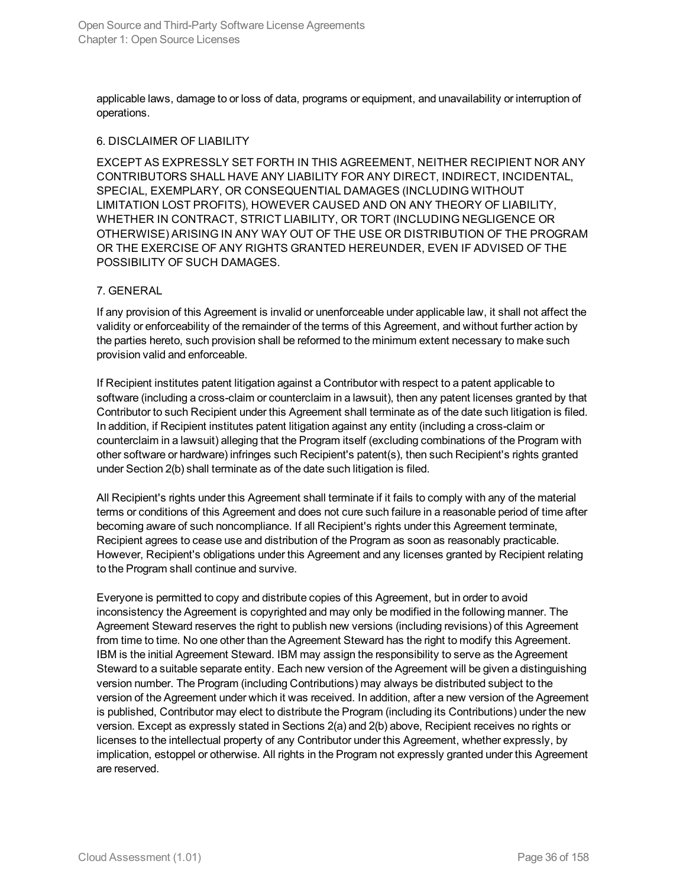applicable laws, damage to or loss of data, programs or equipment, and unavailability or interruption of operations.

6. DISCLAIMER OF LIABILITY

EXCEPT AS EXPRESSLY SET FORTH IN THIS AGREEMENT, NEITHER RECIPIENT NOR ANY CONTRIBUTORS SHALL HAVE ANY LIABILITY FOR ANY DIRECT, INDIRECT, INCIDENTAL, SPECIAL, EXEMPLARY, OR CONSEQUENTIAL DAMAGES (INCLUDING WITHOUT LIMITATION LOST PROFITS), HOWEVER CAUSED AND ON ANY THEORY OF LIABILITY, WHETHER IN CONTRACT, STRICT LIABILITY, OR TORT (INCLUDING NEGLIGENCE OR OTHERWISE) ARISING IN ANY WAY OUT OF THE USE OR DISTRIBUTION OF THE PROGRAM OR THE EXERCISE OF ANY RIGHTS GRANTED HEREUNDER, EVEN IF ADVISED OF THE POSSIBILITY OF SUCH DAMAGES.

7. GENERAL

If any provision of this Agreement is invalid or unenforceable under applicable law, it shall not affect the validity or enforceability of the remainder of the terms of this Agreement, and without further action by the parties hereto, such provision shall be reformed to the minimum extent necessary to make such provision valid and enforceable.

If Recipient institutes patent litigation against a Contributor with respect to a patent applicable to software (including a cross-claim or counterclaim in a lawsuit), then any patent licenses granted by that Contributor to such Recipient under this Agreement shall terminate as of the date such litigation is filed. In addition, if Recipient institutes patent litigation against any entity (including a cross-claim or counterclaim in a lawsuit) alleging that the Program itself (excluding combinations of the Program with other software or hardware) infringes such Recipient's patent(s), then such Recipient's rights granted under Section 2(b) shall terminate as of the date such litigation is filed.

All Recipient's rights under this Agreement shall terminate if it fails to comply with any of the material terms or conditions of this Agreement and does not cure such failure in a reasonable period of time after becoming aware of such noncompliance. If all Recipient's rights under this Agreement terminate, Recipient agrees to cease use and distribution of the Program as soon as reasonably practicable. However, Recipient's obligations under this Agreement and any licenses granted by Recipient relating to the Program shall continue and survive.

Everyone is permitted to copy and distribute copies of this Agreement, but in order to avoid inconsistency the Agreement is copyrighted and may only be modified in the following manner. The Agreement Steward reserves the right to publish new versions (including revisions) of this Agreement from time to time. No one other than the Agreement Steward has the right to modify this Agreement. IBM is the initial Agreement Steward. IBM may assign the responsibility to serve as the Agreement Steward to a suitable separate entity. Each new version of the Agreement will be given a distinguishing version number. The Program (including Contributions) may always be distributed subject to the version of the Agreement under which it was received. In addition, after a new version of the Agreement is published, Contributor may elect to distribute the Program (including its Contributions) under the new version. Except as expressly stated in Sections 2(a) and 2(b) above, Recipient receives no rights or licenses to the intellectual property of any Contributor under this Agreement, whether expressly, by implication, estoppel or otherwise. All rights in the Program not expressly granted under this Agreement are reserved.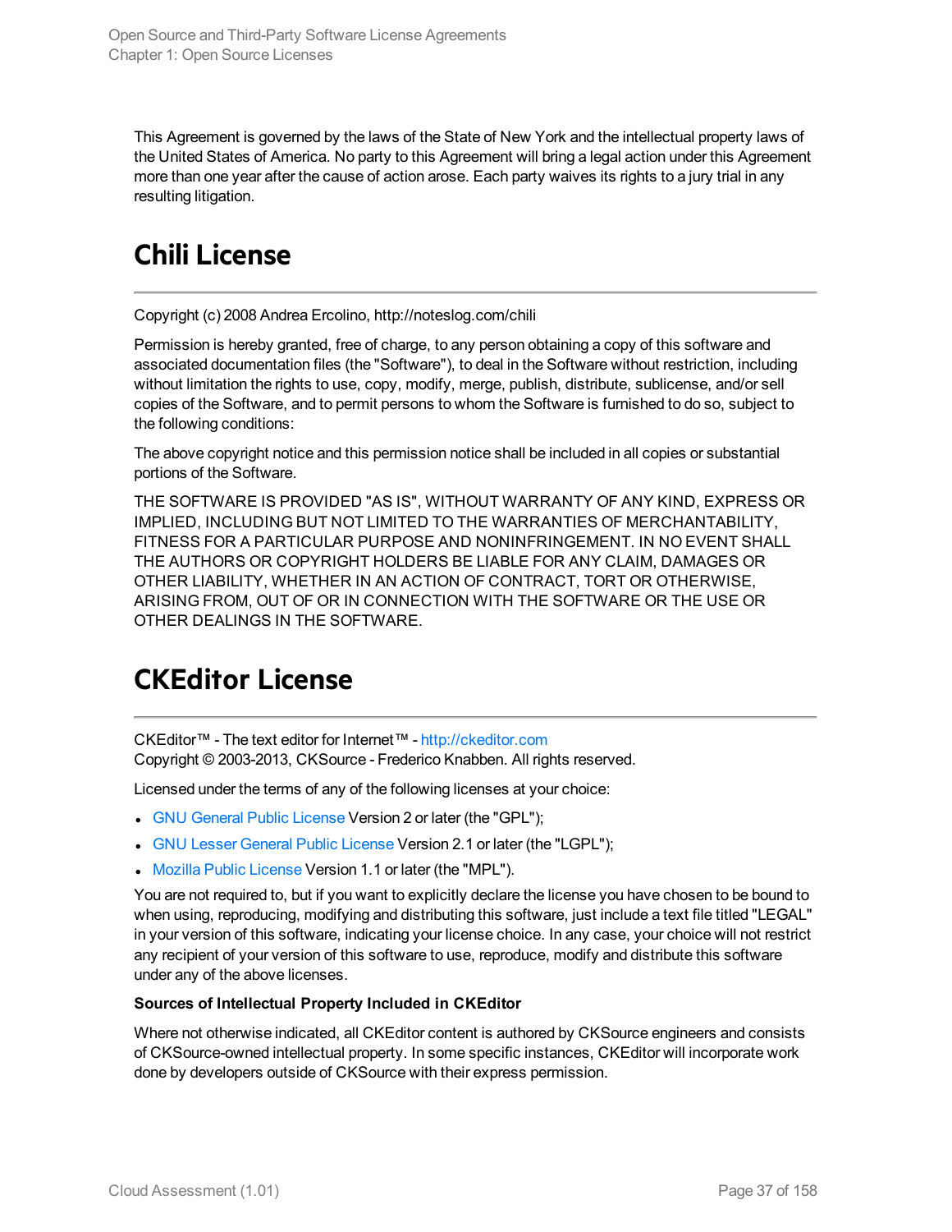This Agreement is governed by the laws of the State of New York and the intellectual property laws of the United States of America. No party to this Agreement will bring a legal action under this Agreement more than one year after the cause of action arose. Each party waives its rights to a jury trial in any resulting litigation.

# Chili License

Copyright (c) 2008 Andrea Ercolino, http://noteslog.com/chili

Permission is hereby granted, free of charge, to any person obtaining a copy of this software and associated documentation files (the "Software"), to deal in the Software without restriction, including without limitation the rights to use, copy, modify, merge, publish, distribute, sublicense, and/or sell copies of the Software, and to permit persons to whom the Software is furnished to do so, subject to the following conditions:

The above copyright notice and this permission notice shall be included in all copies or substantial portions of the Software.

THE SOFTWARE IS PROVIDED "AS IS", WITHOUT WARRANTY OF ANY KIND, EXPRESS OR IMPLIED, INCLUDING BUT NOT LIMITED TO THE WARRANTIES OF MERCHANTABILITY, FITNESS FOR A PARTICULAR PURPOSE AND NONINFRINGEMENT. IN NO EVENT SHALL THE AUTHORS OR COPYRIGHT HOLDERS BE LIABLE FOR ANY CLAIM, DAMAGES OR OTHER LIABILITY, WHETHER IN AN ACTION OF CONTRACT, TORT OR OTHERWISE, ARISING FROM, OUT OF OR IN CONNECTION WITH THE SOFTWARE OR THE USE OR OTHER DEALINGS IN THE SOFTWARE.

# CKEditor License

CKEditor™ - The text editor for Internet™ - http://ckeditor.com
Copyright © 2003-2013, CKSource - Frederico Knabben. All rights reserved.

Licensed under the terms of any of the following licenses at your choice:

- GNU General Public License Version 2 or later (the "GPL");
- GNU Lesser General Public License Version 2.1 or later (the "LGPL");
- Mozilla Public License Version 1.1 or later (the "MPL").

You are not required to, but if you want to explicitly declare the license you have chosen to be bound to when using, reproducing, modifying and distributing this software, just include a text file titled "LEGAL" in your version of this software, indicating your license choice. In any case, your choice will not restrict any recipient of your version of this software to use, reproduce, modify and distribute this software under any of the above licenses.

**Sources of Intellectual Property Included in CKEditor**

Where not otherwise indicated, all CKEditor content is authored by CKSource engineers and consists of CKSource-owned intellectual property. In some specific instances, CKEditor will incorporate work done by developers outside of CKSource with their express permission.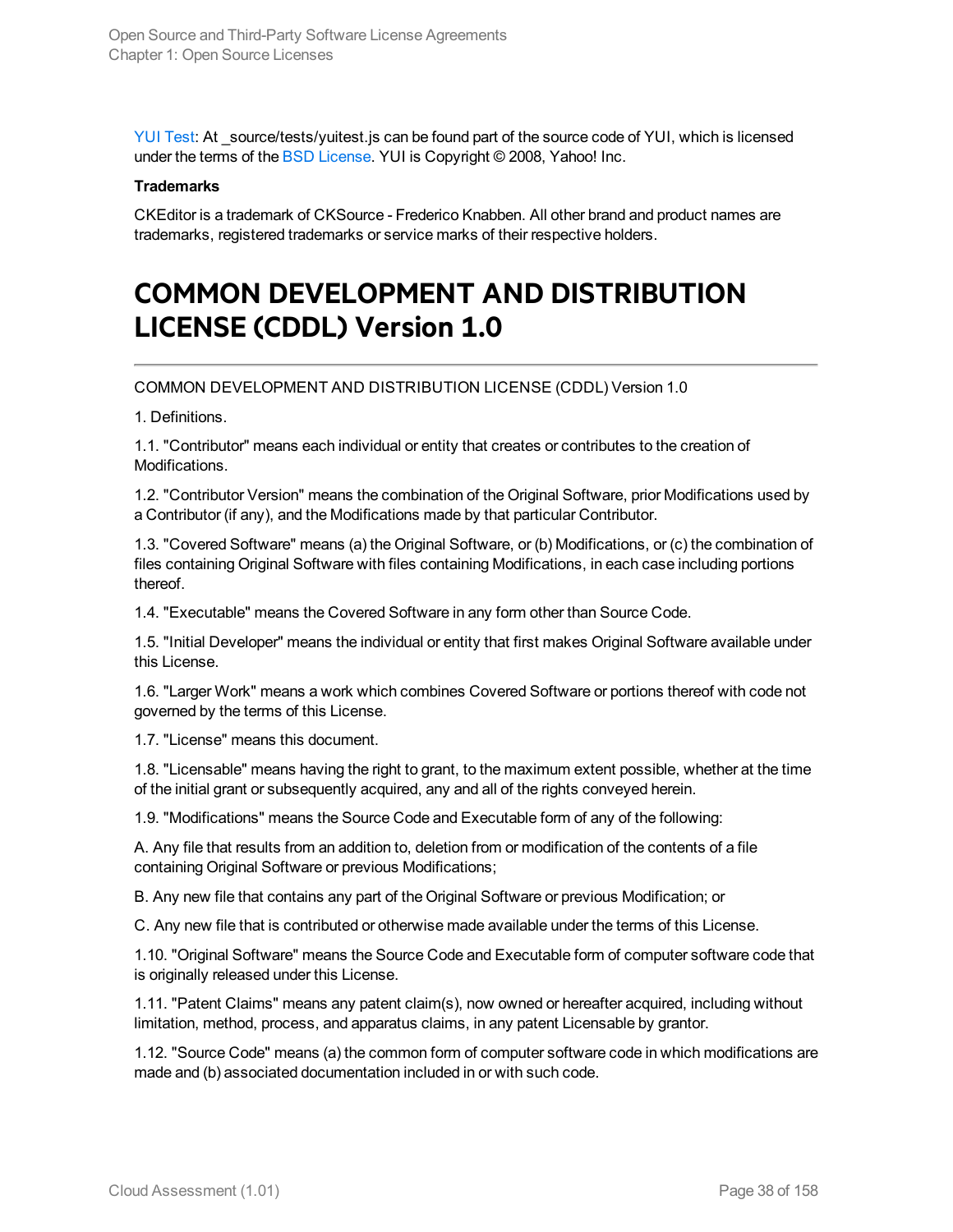YUI Test: At _source/tests/yuitest.js can be found part of the source code of YUI, which is licensed under the terms of the BSD License. YUI is Copyright © 2008, Yahoo! Inc.

**Trademarks**

CKEditor is a trademark of CKSource - Frederico Knabben. All other brand and product names are trademarks, registered trademarks or service marks of their respective holders.

# COMMON DEVELOPMENT AND DISTRIBUTION LICENSE (CDDL) Version 1.0

COMMON DEVELOPMENT AND DISTRIBUTION LICENSE (CDDL) Version 1.0

1. Definitions.

1.1. "Contributor" means each individual or entity that creates or contributes to the creation of Modifications.

1.2. "Contributor Version" means the combination of the Original Software, prior Modifications used by a Contributor (if any), and the Modifications made by that particular Contributor.

1.3. "Covered Software" means (a) the Original Software, or (b) Modifications, or (c) the combination of files containing Original Software with files containing Modifications, in each case including portions thereof.

1.4. "Executable" means the Covered Software in any form other than Source Code.

1.5. "Initial Developer" means the individual or entity that first makes Original Software available under this License.

1.6. "Larger Work" means a work which combines Covered Software or portions thereof with code not governed by the terms of this License.

1.7. "License" means this document.

1.8. "Licensable" means having the right to grant, to the maximum extent possible, whether at the time of the initial grant or subsequently acquired, any and all of the rights conveyed herein.

1.9. "Modifications" means the Source Code and Executable form of any of the following:

A. Any file that results from an addition to, deletion from or modification of the contents of a file containing Original Software or previous Modifications;

B. Any new file that contains any part of the Original Software or previous Modification; or

C. Any new file that is contributed or otherwise made available under the terms of this License.

1.10. "Original Software" means the Source Code and Executable form of computer software code that is originally released under this License.

1.11. "Patent Claims" means any patent claim(s), now owned or hereafter acquired, including without limitation, method, process, and apparatus claims, in any patent Licensable by grantor.

1.12. "Source Code" means (a) the common form of computer software code in which modifications are made and (b) associated documentation included in or with such code.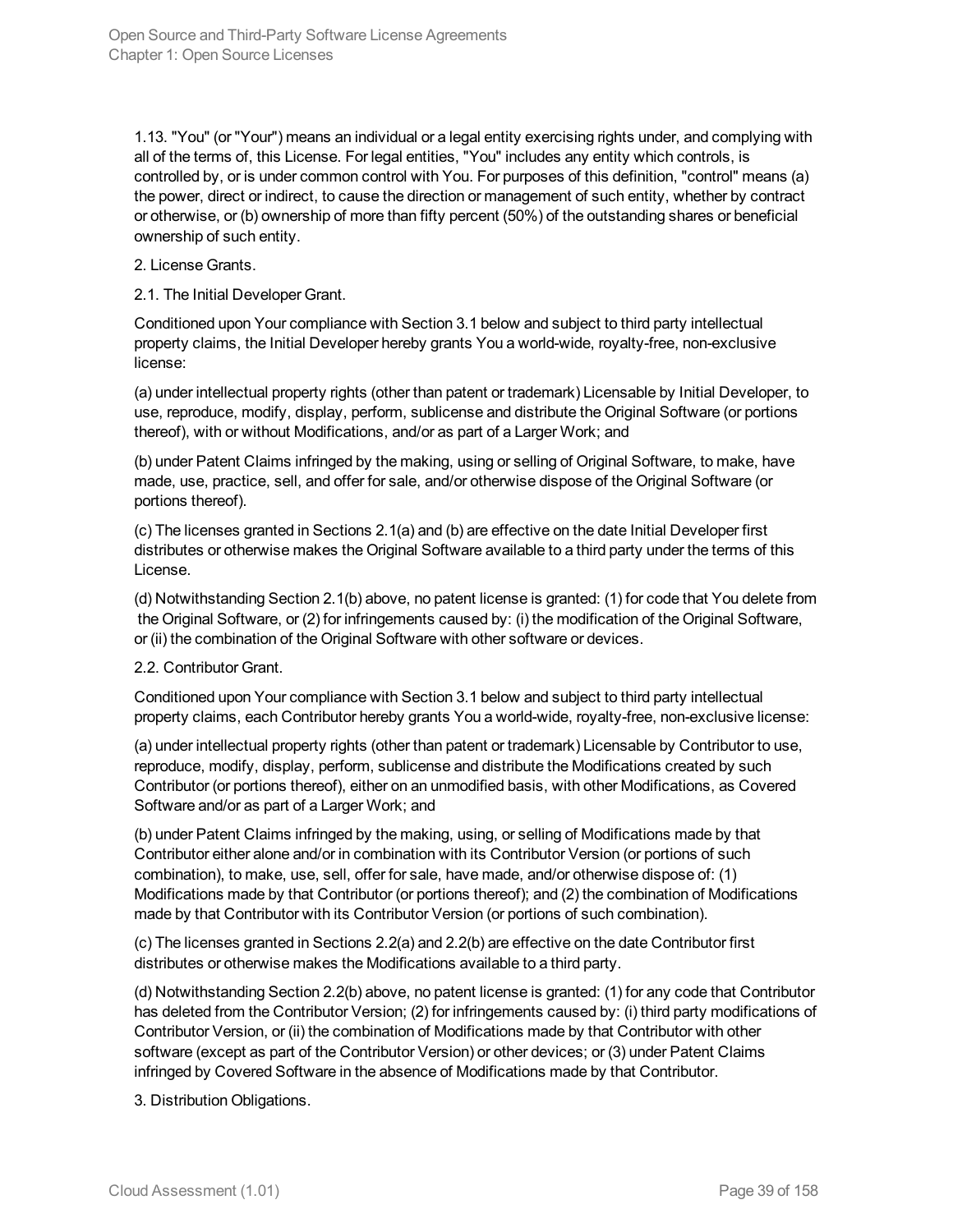1.13. "You" (or "Your") means an individual or a legal entity exercising rights under, and complying with all of the terms of, this License. For legal entities, "You" includes any entity which controls, is controlled by, or is under common control with You. For purposes of this definition, "control" means (a) the power, direct or indirect, to cause the direction or management of such entity, whether by contract or otherwise, or (b) ownership of more than fifty percent (50%) of the outstanding shares or beneficial ownership of such entity.

2. License Grants.

2.1. The Initial Developer Grant.

Conditioned upon Your compliance with Section 3.1 below and subject to third party intellectual property claims, the Initial Developer hereby grants You a world-wide, royalty-free, non-exclusive license:

(a) under intellectual property rights (other than patent or trademark) Licensable by Initial Developer, to use, reproduce, modify, display, perform, sublicense and distribute the Original Software (or portions thereof), with or without Modifications, and/or as part of a Larger Work; and

(b) under Patent Claims infringed by the making, using or selling of Original Software, to make, have made, use, practice, sell, and offer for sale, and/or otherwise dispose of the Original Software (or portions thereof).

(c) The licenses granted in Sections 2.1(a) and (b) are effective on the date Initial Developer first distributes or otherwise makes the Original Software available to a third party under the terms of this License.

(d) Notwithstanding Section 2.1(b) above, no patent license is granted: (1) for code that You delete from the Original Software, or (2) for infringements caused by: (i) the modification of the Original Software, or (ii) the combination of the Original Software with other software or devices.

2.2. Contributor Grant.

Conditioned upon Your compliance with Section 3.1 below and subject to third party intellectual property claims, each Contributor hereby grants You a world-wide, royalty-free, non-exclusive license:

(a) under intellectual property rights (other than patent or trademark) Licensable by Contributor to use, reproduce, modify, display, perform, sublicense and distribute the Modifications created by such Contributor (or portions thereof), either on an unmodified basis, with other Modifications, as Covered Software and/or as part of a Larger Work; and

(b) under Patent Claims infringed by the making, using, or selling of Modifications made by that Contributor either alone and/or in combination with its Contributor Version (or portions of such combination), to make, use, sell, offer for sale, have made, and/or otherwise dispose of: (1) Modifications made by that Contributor (or portions thereof); and (2) the combination of Modifications made by that Contributor with its Contributor Version (or portions of such combination).

(c) The licenses granted in Sections 2.2(a) and 2.2(b) are effective on the date Contributor first distributes or otherwise makes the Modifications available to a third party.

(d) Notwithstanding Section 2.2(b) above, no patent license is granted: (1) for any code that Contributor has deleted from the Contributor Version; (2) for infringements caused by: (i) third party modifications of Contributor Version, or (ii) the combination of Modifications made by that Contributor with other software (except as part of the Contributor Version) or other devices; or (3) under Patent Claims infringed by Covered Software in the absence of Modifications made by that Contributor.

3. Distribution Obligations.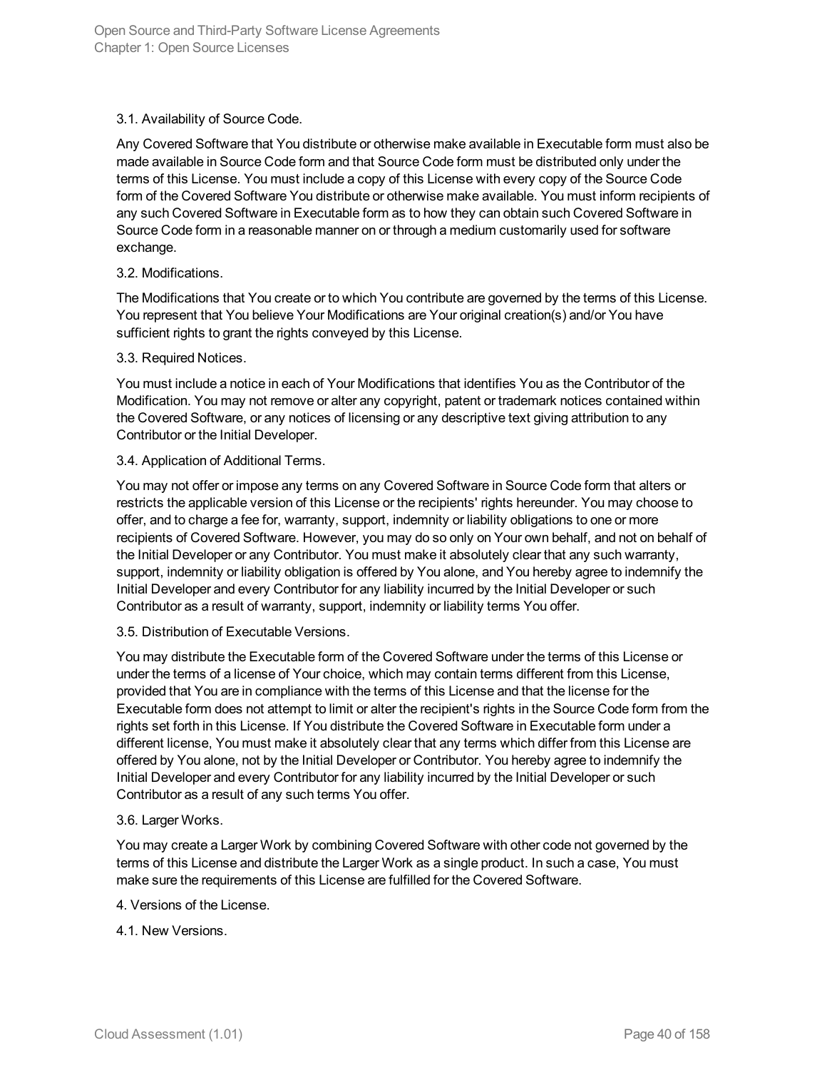3.1. Availability of Source Code.

Any Covered Software that You distribute or otherwise make available in Executable form must also be made available in Source Code form and that Source Code form must be distributed only under the terms of this License. You must include a copy of this License with every copy of the Source Code form of the Covered Software You distribute or otherwise make available. You must inform recipients of any such Covered Software in Executable form as to how they can obtain such Covered Software in Source Code form in a reasonable manner on or through a medium customarily used for software exchange.

3.2. Modifications.

The Modifications that You create or to which You contribute are governed by the terms of this License. You represent that You believe Your Modifications are Your original creation(s) and/or You have sufficient rights to grant the rights conveyed by this License.

3.3. Required Notices.

You must include a notice in each of Your Modifications that identifies You as the Contributor of the Modification. You may not remove or alter any copyright, patent or trademark notices contained within the Covered Software, or any notices of licensing or any descriptive text giving attribution to any Contributor or the Initial Developer.

3.4. Application of Additional Terms.

You may not offer or impose any terms on any Covered Software in Source Code form that alters or restricts the applicable version of this License or the recipients' rights hereunder. You may choose to offer, and to charge a fee for, warranty, support, indemnity or liability obligations to one or more recipients of Covered Software. However, you may do so only on Your own behalf, and not on behalf of the Initial Developer or any Contributor. You must make it absolutely clear that any such warranty, support, indemnity or liability obligation is offered by You alone, and You hereby agree to indemnify the Initial Developer and every Contributor for any liability incurred by the Initial Developer or such Contributor as a result of warranty, support, indemnity or liability terms You offer.

3.5. Distribution of Executable Versions.

You may distribute the Executable form of the Covered Software under the terms of this License or under the terms of a license of Your choice, which may contain terms different from this License, provided that You are in compliance with the terms of this License and that the license for the Executable form does not attempt to limit or alter the recipient's rights in the Source Code form from the rights set forth in this License. If You distribute the Covered Software in Executable form under a different license, You must make it absolutely clear that any terms which differ from this License are offered by You alone, not by the Initial Developer or Contributor. You hereby agree to indemnify the Initial Developer and every Contributor for any liability incurred by the Initial Developer or such Contributor as a result of any such terms You offer.

3.6. Larger Works.

You may create a Larger Work by combining Covered Software with other code not governed by the terms of this License and distribute the Larger Work as a single product. In such a case, You must make sure the requirements of this License are fulfilled for the Covered Software.

4. Versions of the License.

4.1. New Versions.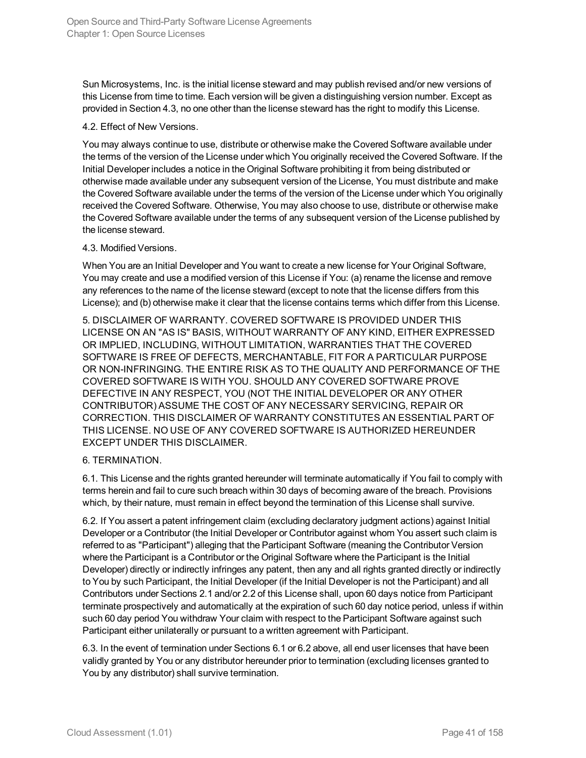Sun Microsystems, Inc. is the initial license steward and may publish revised and/or new versions of this License from time to time. Each version will be given a distinguishing version number. Except as provided in Section 4.3, no one other than the license steward has the right to modify this License.

4.2. Effect of New Versions.

You may always continue to use, distribute or otherwise make the Covered Software available under the terms of the version of the License under which You originally received the Covered Software. If the Initial Developer includes a notice in the Original Software prohibiting it from being distributed or otherwise made available under any subsequent version of the License, You must distribute and make the Covered Software available under the terms of the version of the License under which You originally received the Covered Software. Otherwise, You may also choose to use, distribute or otherwise make the Covered Software available under the terms of any subsequent version of the License published by the license steward.

4.3. Modified Versions.

When You are an Initial Developer and You want to create a new license for Your Original Software, You may create and use a modified version of this License if You: (a) rename the license and remove any references to the name of the license steward (except to note that the license differs from this License); and (b) otherwise make it clear that the license contains terms which differ from this License.

5. DISCLAIMER OF WARRANTY. COVERED SOFTWARE IS PROVIDED UNDER THIS LICENSE ON AN "AS IS" BASIS, WITHOUT WARRANTY OF ANY KIND, EITHER EXPRESSED OR IMPLIED, INCLUDING, WITHOUT LIMITATION, WARRANTIES THAT THE COVERED SOFTWARE IS FREE OF DEFECTS, MERCHANTABLE, FIT FOR A PARTICULAR PURPOSE OR NON-INFRINGING. THE ENTIRE RISK AS TO THE QUALITY AND PERFORMANCE OF THE COVERED SOFTWARE IS WITH YOU. SHOULD ANY COVERED SOFTWARE PROVE DEFECTIVE IN ANY RESPECT, YOU (NOT THE INITIAL DEVELOPER OR ANY OTHER CONTRIBUTOR) ASSUME THE COST OF ANY NECESSARY SERVICING, REPAIR OR CORRECTION. THIS DISCLAIMER OF WARRANTY CONSTITUTES AN ESSENTIAL PART OF THIS LICENSE. NO USE OF ANY COVERED SOFTWARE IS AUTHORIZED HEREUNDER EXCEPT UNDER THIS DISCLAIMER.

6. TERMINATION.

6.1. This License and the rights granted hereunder will terminate automatically if You fail to comply with terms herein and fail to cure such breach within 30 days of becoming aware of the breach. Provisions which, by their nature, must remain in effect beyond the termination of this License shall survive.

6.2. If You assert a patent infringement claim (excluding declaratory judgment actions) against Initial Developer or a Contributor (the Initial Developer or Contributor against whom You assert such claim is referred to as "Participant") alleging that the Participant Software (meaning the Contributor Version where the Participant is a Contributor or the Original Software where the Participant is the Initial Developer) directly or indirectly infringes any patent, then any and all rights granted directly or indirectly to You by such Participant, the Initial Developer (if the Initial Developer is not the Participant) and all Contributors under Sections 2.1 and/or 2.2 of this License shall, upon 60 days notice from Participant terminate prospectively and automatically at the expiration of such 60 day notice period, unless if within such 60 day period You withdraw Your claim with respect to the Participant Software against such Participant either unilaterally or pursuant to a written agreement with Participant.

6.3. In the event of termination under Sections 6.1 or 6.2 above, all end user licenses that have been validly granted by You or any distributor hereunder prior to termination (excluding licenses granted to You by any distributor) shall survive termination.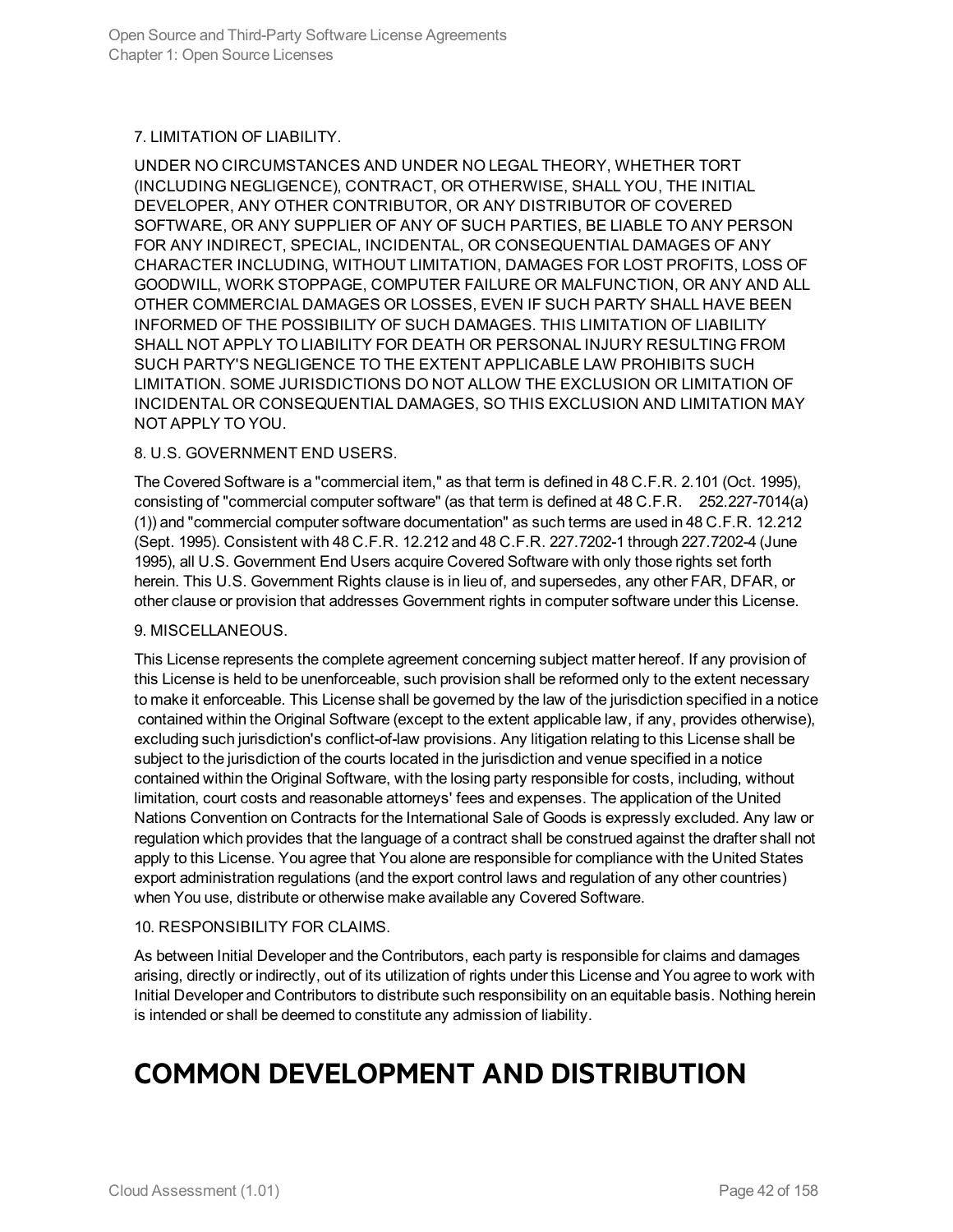7. LIMITATION OF LIABILITY.

UNDER NO CIRCUMSTANCES AND UNDER NO LEGAL THEORY, WHETHER TORT (INCLUDING NEGLIGENCE), CONTRACT, OR OTHERWISE, SHALL YOU, THE INITIAL DEVELOPER, ANY OTHER CONTRIBUTOR, OR ANY DISTRIBUTOR OF COVERED SOFTWARE, OR ANY SUPPLIER OF ANY OF SUCH PARTIES, BE LIABLE TO ANY PERSON FOR ANY INDIRECT, SPECIAL, INCIDENTAL, OR CONSEQUENTIAL DAMAGES OF ANY CHARACTER INCLUDING, WITHOUT LIMITATION, DAMAGES FOR LOST PROFITS, LOSS OF GOODWILL, WORK STOPPAGE, COMPUTER FAILURE OR MALFUNCTION, OR ANY AND ALL OTHER COMMERCIAL DAMAGES OR LOSSES, EVEN IF SUCH PARTY SHALL HAVE BEEN INFORMED OF THE POSSIBILITY OF SUCH DAMAGES. THIS LIMITATION OF LIABILITY SHALL NOT APPLY TO LIABILITY FOR DEATH OR PERSONAL INJURY RESULTING FROM SUCH PARTY'S NEGLIGENCE TO THE EXTENT APPLICABLE LAW PROHIBITS SUCH LIMITATION. SOME JURISDICTIONS DO NOT ALLOW THE EXCLUSION OR LIMITATION OF INCIDENTAL OR CONSEQUENTIAL DAMAGES, SO THIS EXCLUSION AND LIMITATION MAY NOT APPLY TO YOU.

8. U.S. GOVERNMENT END USERS.

The Covered Software is a "commercial item," as that term is defined in 48 C.F.R. 2.101 (Oct. 1995), consisting of "commercial computer software" (as that term is defined at 48 C.F.R. 252.227-7014(a)(1)) and "commercial computer software documentation" as such terms are used in 48 C.F.R. 12.212 (Sept. 1995). Consistent with 48 C.F.R. 12.212 and 48 C.F.R. 227.7202-1 through 227.7202-4 (June 1995), all U.S. Government End Users acquire Covered Software with only those rights set forth herein. This U.S. Government Rights clause is in lieu of, and supersedes, any other FAR, DFAR, or other clause or provision that addresses Government rights in computer software under this License.

9. MISCELLANEOUS.

This License represents the complete agreement concerning subject matter hereof. If any provision of this License is held to be unenforceable, such provision shall be reformed only to the extent necessary to make it enforceable. This License shall be governed by the law of the jurisdiction specified in a notice contained within the Original Software (except to the extent applicable law, if any, provides otherwise), excluding such jurisdiction's conflict-of-law provisions. Any litigation relating to this License shall be subject to the jurisdiction of the courts located in the jurisdiction and venue specified in a notice contained within the Original Software, with the losing party responsible for costs, including, without limitation, court costs and reasonable attorneys' fees and expenses. The application of the United Nations Convention on Contracts for the International Sale of Goods is expressly excluded. Any law or regulation which provides that the language of a contract shall be construed against the drafter shall not apply to this License. You agree that You alone are responsible for compliance with the United States export administration regulations (and the export control laws and regulation of any other countries) when You use, distribute or otherwise make available any Covered Software.

10. RESPONSIBILITY FOR CLAIMS.

As between Initial Developer and the Contributors, each party is responsible for claims and damages arising, directly or indirectly, out of its utilization of rights under this License and You agree to work with Initial Developer and Contributors to distribute such responsibility on an equitable basis. Nothing herein is intended or shall be deemed to constitute any admission of liability.

# COMMON DEVELOPMENT AND DISTRIBUTION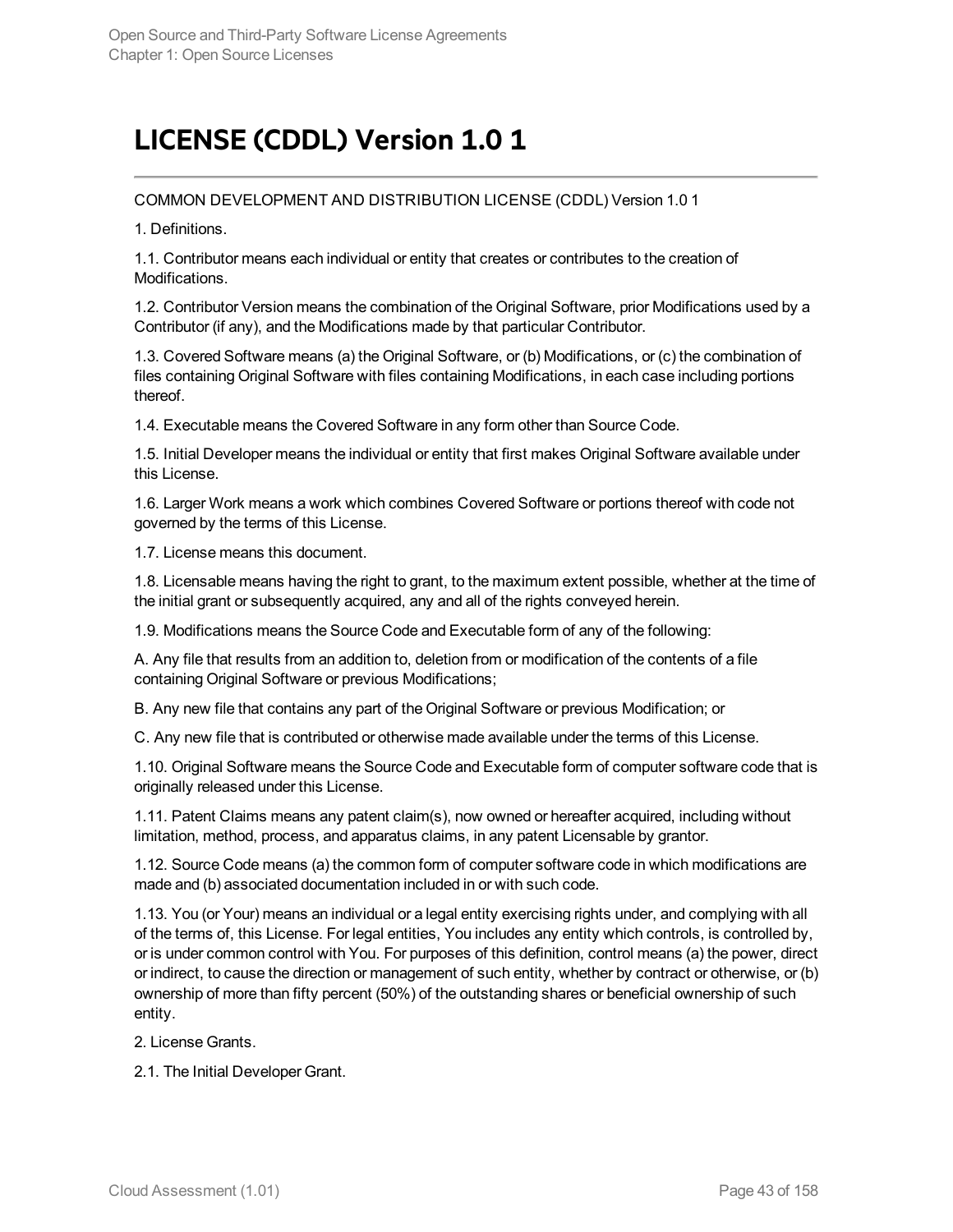# LICENSE (CDDL) Version 1.0 1

COMMON DEVELOPMENT AND DISTRIBUTION LICENSE (CDDL) Version 1.0 1

1. Definitions.

1.1. Contributor means each individual or entity that creates or contributes to the creation of Modifications.

1.2. Contributor Version means the combination of the Original Software, prior Modifications used by a Contributor (if any), and the Modifications made by that particular Contributor.

1.3. Covered Software means (a) the Original Software, or (b) Modifications, or (c) the combination of files containing Original Software with files containing Modifications, in each case including portions thereof.

1.4. Executable means the Covered Software in any form other than Source Code.

1.5. Initial Developer means the individual or entity that first makes Original Software available under this License.

1.6. Larger Work means a work which combines Covered Software or portions thereof with code not governed by the terms of this License.

1.7. License means this document.

1.8. Licensable means having the right to grant, to the maximum extent possible, whether at the time of the initial grant or subsequently acquired, any and all of the rights conveyed herein.

1.9. Modifications means the Source Code and Executable form of any of the following:

A. Any file that results from an addition to, deletion from or modification of the contents of a file containing Original Software or previous Modifications;

B. Any new file that contains any part of the Original Software or previous Modification; or

C. Any new file that is contributed or otherwise made available under the terms of this License.

1.10. Original Software means the Source Code and Executable form of computer software code that is originally released under this License.

1.11. Patent Claims means any patent claim(s), now owned or hereafter acquired, including without limitation, method, process, and apparatus claims, in any patent Licensable by grantor.

1.12. Source Code means (a) the common form of computer software code in which modifications are made and (b) associated documentation included in or with such code.

1.13. You (or Your) means an individual or a legal entity exercising rights under, and complying with all of the terms of, this License. For legal entities, You includes any entity which controls, is controlled by, or is under common control with You. For purposes of this definition, control means (a) the power, direct or indirect, to cause the direction or management of such entity, whether by contract or otherwise, or (b) ownership of more than fifty percent (50%) of the outstanding shares or beneficial ownership of such entity.

2. License Grants.

2.1. The Initial Developer Grant.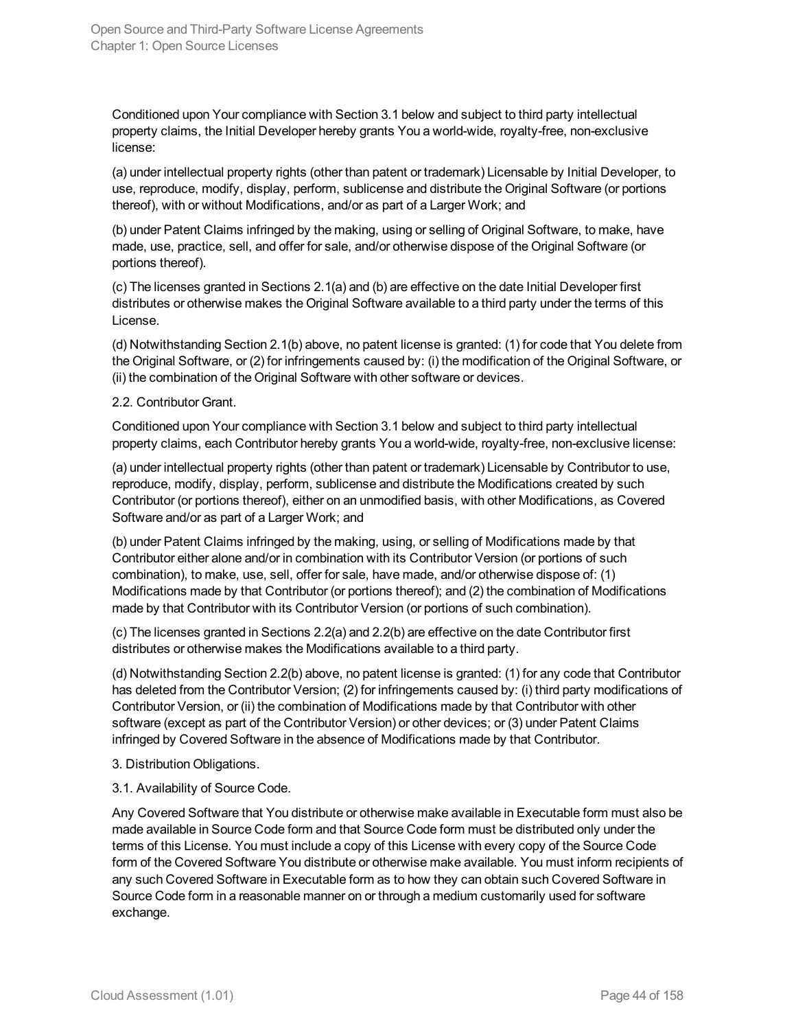Conditioned upon Your compliance with Section 3.1 below and subject to third party intellectual property claims, the Initial Developer hereby grants You a world-wide, royalty-free, non-exclusive license:

(a) under intellectual property rights (other than patent or trademark) Licensable by Initial Developer, to use, reproduce, modify, display, perform, sublicense and distribute the Original Software (or portions thereof), with or without Modifications, and/or as part of a Larger Work; and

(b) under Patent Claims infringed by the making, using or selling of Original Software, to make, have made, use, practice, sell, and offer for sale, and/or otherwise dispose of the Original Software (or portions thereof).

(c) The licenses granted in Sections 2.1(a) and (b) are effective on the date Initial Developer first distributes or otherwise makes the Original Software available to a third party under the terms of this License.

(d) Notwithstanding Section 2.1(b) above, no patent license is granted: (1) for code that You delete from the Original Software, or (2) for infringements caused by: (i) the modification of the Original Software, or (ii) the combination of the Original Software with other software or devices.

2.2. Contributor Grant.

Conditioned upon Your compliance with Section 3.1 below and subject to third party intellectual property claims, each Contributor hereby grants You a world-wide, royalty-free, non-exclusive license:

(a) under intellectual property rights (other than patent or trademark) Licensable by Contributor to use, reproduce, modify, display, perform, sublicense and distribute the Modifications created by such Contributor (or portions thereof), either on an unmodified basis, with other Modifications, as Covered Software and/or as part of a Larger Work; and

(b) under Patent Claims infringed by the making, using, or selling of Modifications made by that Contributor either alone and/or in combination with its Contributor Version (or portions of such combination), to make, use, sell, offer for sale, have made, and/or otherwise dispose of: (1) Modifications made by that Contributor (or portions thereof); and (2) the combination of Modifications made by that Contributor with its Contributor Version (or portions of such combination).

(c) The licenses granted in Sections 2.2(a) and 2.2(b) are effective on the date Contributor first distributes or otherwise makes the Modifications available to a third party.

(d) Notwithstanding Section 2.2(b) above, no patent license is granted: (1) for any code that Contributor has deleted from the Contributor Version; (2) for infringements caused by: (i) third party modifications of Contributor Version, or (ii) the combination of Modifications made by that Contributor with other software (except as part of the Contributor Version) or other devices; or (3) under Patent Claims infringed by Covered Software in the absence of Modifications made by that Contributor.

3. Distribution Obligations.

3.1. Availability of Source Code.

Any Covered Software that You distribute or otherwise make available in Executable form must also be made available in Source Code form and that Source Code form must be distributed only under the terms of this License. You must include a copy of this License with every copy of the Source Code form of the Covered Software You distribute or otherwise make available. You must inform recipients of any such Covered Software in Executable form as to how they can obtain such Covered Software in Source Code form in a reasonable manner on or through a medium customarily used for software exchange.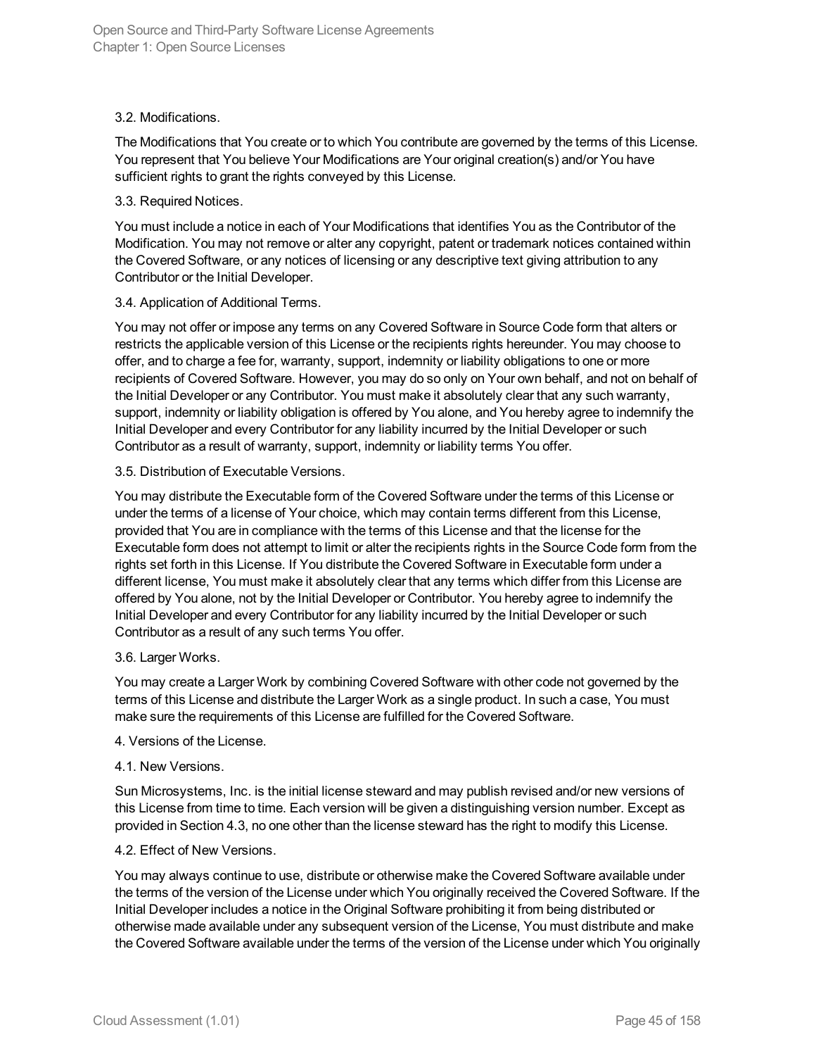3.2. Modifications.

The Modifications that You create or to which You contribute are governed by the terms of this License. You represent that You believe Your Modifications are Your original creation(s) and/or You have sufficient rights to grant the rights conveyed by this License.

3.3. Required Notices.

You must include a notice in each of Your Modifications that identifies You as the Contributor of the Modification. You may not remove or alter any copyright, patent or trademark notices contained within the Covered Software, or any notices of licensing or any descriptive text giving attribution to any Contributor or the Initial Developer.

3.4. Application of Additional Terms.

You may not offer or impose any terms on any Covered Software in Source Code form that alters or restricts the applicable version of this License or the recipients rights hereunder. You may choose to offer, and to charge a fee for, warranty, support, indemnity or liability obligations to one or more recipients of Covered Software. However, you may do so only on Your own behalf, and not on behalf of the Initial Developer or any Contributor. You must make it absolutely clear that any such warranty, support, indemnity or liability obligation is offered by You alone, and You hereby agree to indemnify the Initial Developer and every Contributor for any liability incurred by the Initial Developer or such Contributor as a result of warranty, support, indemnity or liability terms You offer.

3.5. Distribution of Executable Versions.

You may distribute the Executable form of the Covered Software under the terms of this License or under the terms of a license of Your choice, which may contain terms different from this License, provided that You are in compliance with the terms of this License and that the license for the Executable form does not attempt to limit or alter the recipients rights in the Source Code form from the rights set forth in this License. If You distribute the Covered Software in Executable form under a different license, You must make it absolutely clear that any terms which differ from this License are offered by You alone, not by the Initial Developer or Contributor. You hereby agree to indemnify the Initial Developer and every Contributor for any liability incurred by the Initial Developer or such Contributor as a result of any such terms You offer.

3.6. Larger Works.

You may create a Larger Work by combining Covered Software with other code not governed by the terms of this License and distribute the Larger Work as a single product. In such a case, You must make sure the requirements of this License are fulfilled for the Covered Software.

4. Versions of the License.

4.1. New Versions.

Sun Microsystems, Inc. is the initial license steward and may publish revised and/or new versions of this License from time to time. Each version will be given a distinguishing version number. Except as provided in Section 4.3, no one other than the license steward has the right to modify this License.

4.2. Effect of New Versions.

You may always continue to use, distribute or otherwise make the Covered Software available under the terms of the version of the License under which You originally received the Covered Software. If the Initial Developer includes a notice in the Original Software prohibiting it from being distributed or otherwise made available under any subsequent version of the License, You must distribute and make the Covered Software available under the terms of the version of the License under which You originally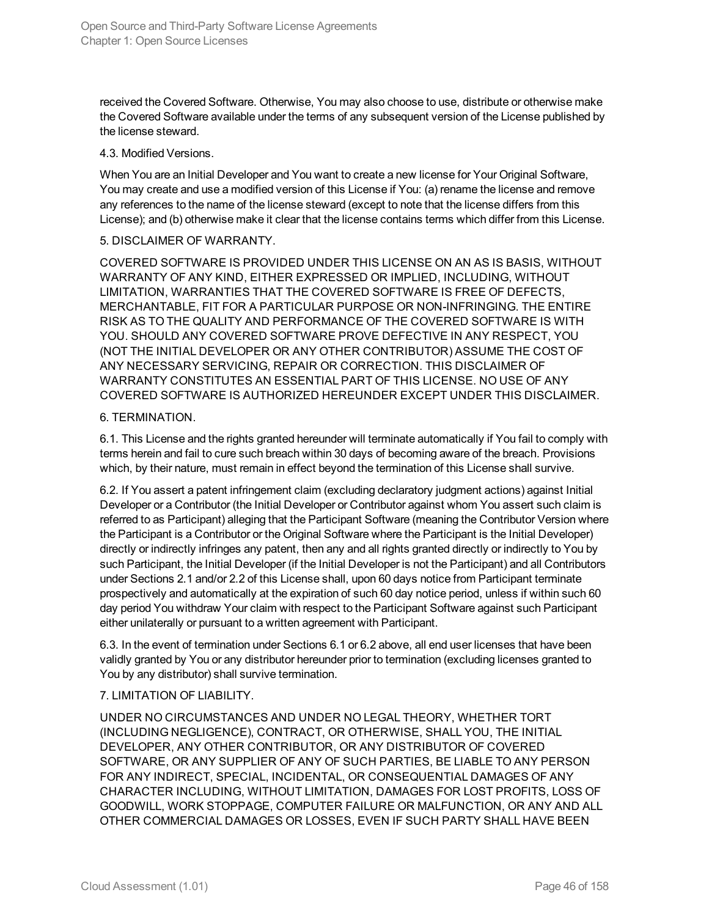received the Covered Software. Otherwise, You may also choose to use, distribute or otherwise make the Covered Software available under the terms of any subsequent version of the License published by the license steward.

4.3. Modified Versions.

When You are an Initial Developer and You want to create a new license for Your Original Software, You may create and use a modified version of this License if You: (a) rename the license and remove any references to the name of the license steward (except to note that the license differs from this License); and (b) otherwise make it clear that the license contains terms which differ from this License.

5. DISCLAIMER OF WARRANTY.

COVERED SOFTWARE IS PROVIDED UNDER THIS LICENSE ON AN AS IS BASIS, WITHOUT WARRANTY OF ANY KIND, EITHER EXPRESSED OR IMPLIED, INCLUDING, WITHOUT LIMITATION, WARRANTIES THAT THE COVERED SOFTWARE IS FREE OF DEFECTS, MERCHANTABLE, FIT FOR A PARTICULAR PURPOSE OR NON-INFRINGING. THE ENTIRE RISK AS TO THE QUALITY AND PERFORMANCE OF THE COVERED SOFTWARE IS WITH YOU. SHOULD ANY COVERED SOFTWARE PROVE DEFECTIVE IN ANY RESPECT, YOU (NOT THE INITIAL DEVELOPER OR ANY OTHER CONTRIBUTOR) ASSUME THE COST OF ANY NECESSARY SERVICING, REPAIR OR CORRECTION. THIS DISCLAIMER OF WARRANTY CONSTITUTES AN ESSENTIAL PART OF THIS LICENSE. NO USE OF ANY COVERED SOFTWARE IS AUTHORIZED HEREUNDER EXCEPT UNDER THIS DISCLAIMER.

6. TERMINATION.

6.1. This License and the rights granted hereunder will terminate automatically if You fail to comply with terms herein and fail to cure such breach within 30 days of becoming aware of the breach. Provisions which, by their nature, must remain in effect beyond the termination of this License shall survive.

6.2. If You assert a patent infringement claim (excluding declaratory judgment actions) against Initial Developer or a Contributor (the Initial Developer or Contributor against whom You assert such claim is referred to as Participant) alleging that the Participant Software (meaning the Contributor Version where the Participant is a Contributor or the Original Software where the Participant is the Initial Developer) directly or indirectly infringes any patent, then any and all rights granted directly or indirectly to You by such Participant, the Initial Developer (if the Initial Developer is not the Participant) and all Contributors under Sections 2.1 and/or 2.2 of this License shall, upon 60 days notice from Participant terminate prospectively and automatically at the expiration of such 60 day notice period, unless if within such 60 day period You withdraw Your claim with respect to the Participant Software against such Participant either unilaterally or pursuant to a written agreement with Participant.

6.3. In the event of termination under Sections 6.1 or 6.2 above, all end user licenses that have been validly granted by You or any distributor hereunder prior to termination (excluding licenses granted to You by any distributor) shall survive termination.

7. LIMITATION OF LIABILITY.

UNDER NO CIRCUMSTANCES AND UNDER NO LEGAL THEORY, WHETHER TORT (INCLUDING NEGLIGENCE), CONTRACT, OR OTHERWISE, SHALL YOU, THE INITIAL DEVELOPER, ANY OTHER CONTRIBUTOR, OR ANY DISTRIBUTOR OF COVERED SOFTWARE, OR ANY SUPPLIER OF ANY OF SUCH PARTIES, BE LIABLE TO ANY PERSON FOR ANY INDIRECT, SPECIAL, INCIDENTAL, OR CONSEQUENTIAL DAMAGES OF ANY CHARACTER INCLUDING, WITHOUT LIMITATION, DAMAGES FOR LOST PROFITS, LOSS OF GOODWILL, WORK STOPPAGE, COMPUTER FAILURE OR MALFUNCTION, OR ANY AND ALL OTHER COMMERCIAL DAMAGES OR LOSSES, EVEN IF SUCH PARTY SHALL HAVE BEEN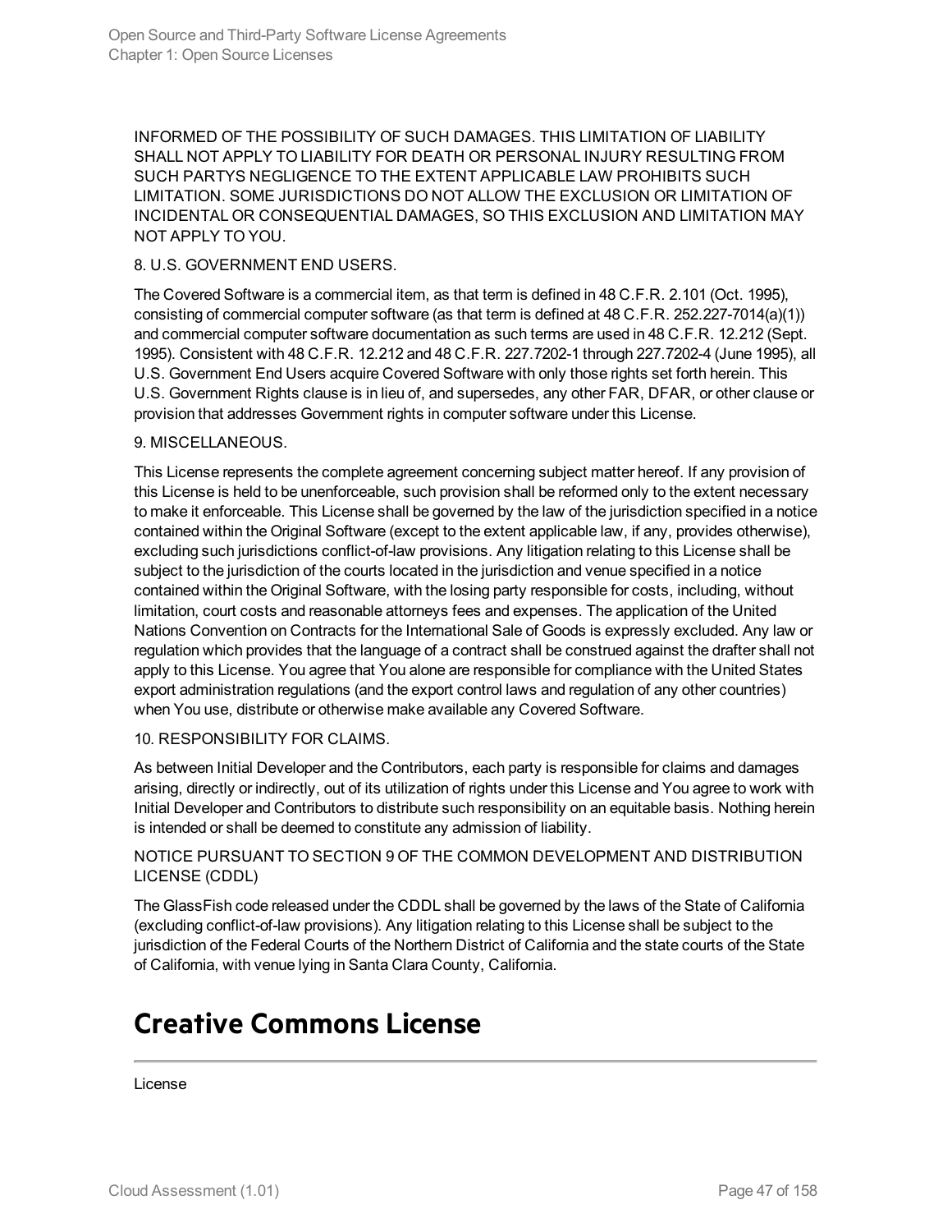INFORMED OF THE POSSIBILITY OF SUCH DAMAGES. THIS LIMITATION OF LIABILITY SHALL NOT APPLY TO LIABILITY FOR DEATH OR PERSONAL INJURY RESULTING FROM SUCH PARTYS NEGLIGENCE TO THE EXTENT APPLICABLE LAW PROHIBITS SUCH LIMITATION. SOME JURISDICTIONS DO NOT ALLOW THE EXCLUSION OR LIMITATION OF INCIDENTAL OR CONSEQUENTIAL DAMAGES, SO THIS EXCLUSION AND LIMITATION MAY NOT APPLY TO YOU.

8. U.S. GOVERNMENT END USERS.

The Covered Software is a commercial item, as that term is defined in 48 C.F.R. 2.101 (Oct. 1995), consisting of commercial computer software (as that term is defined at 48 C.F.R. 252.227-7014(a)(1)) and commercial computer software documentation as such terms are used in 48 C.F.R. 12.212 (Sept. 1995). Consistent with 48 C.F.R. 12.212 and 48 C.F.R. 227.7202-1 through 227.7202-4 (June 1995), all U.S. Government End Users acquire Covered Software with only those rights set forth herein. This U.S. Government Rights clause is in lieu of, and supersedes, any other FAR, DFAR, or other clause or provision that addresses Government rights in computer software under this License.

9. MISCELLANEOUS.

This License represents the complete agreement concerning subject matter hereof. If any provision of this License is held to be unenforceable, such provision shall be reformed only to the extent necessary to make it enforceable. This License shall be governed by the law of the jurisdiction specified in a notice contained within the Original Software (except to the extent applicable law, if any, provides otherwise), excluding such jurisdictions conflict-of-law provisions. Any litigation relating to this License shall be subject to the jurisdiction of the courts located in the jurisdiction and venue specified in a notice contained within the Original Software, with the losing party responsible for costs, including, without limitation, court costs and reasonable attorneys fees and expenses. The application of the United Nations Convention on Contracts for the International Sale of Goods is expressly excluded. Any law or regulation which provides that the language of a contract shall be construed against the drafter shall not apply to this License. You agree that You alone are responsible for compliance with the United States export administration regulations (and the export control laws and regulation of any other countries) when You use, distribute or otherwise make available any Covered Software.

10. RESPONSIBILITY FOR CLAIMS.

As between Initial Developer and the Contributors, each party is responsible for claims and damages arising, directly or indirectly, out of its utilization of rights under this License and You agree to work with Initial Developer and Contributors to distribute such responsibility on an equitable basis. Nothing herein is intended or shall be deemed to constitute any admission of liability.

NOTICE PURSUANT TO SECTION 9 OF THE COMMON DEVELOPMENT AND DISTRIBUTION LICENSE (CDDL)

The GlassFish code released under the CDDL shall be governed by the laws of the State of California (excluding conflict-of-law provisions). Any litigation relating to this License shall be subject to the jurisdiction of the Federal Courts of the Northern District of California and the state courts of the State of California, with venue lying in Santa Clara County, California.

# Creative Commons License

License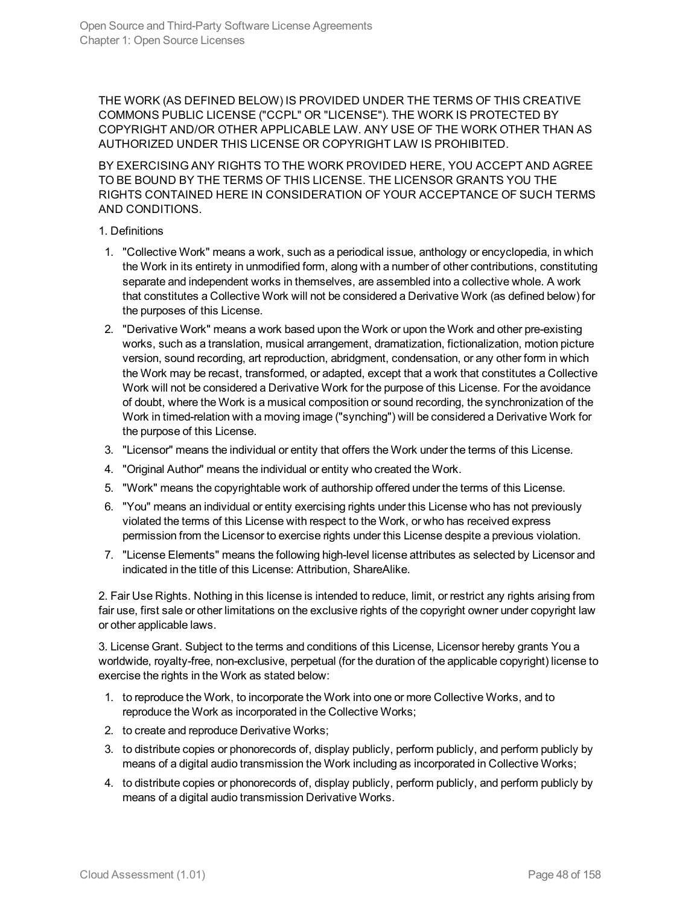THE WORK (AS DEFINED BELOW) IS PROVIDED UNDER THE TERMS OF THIS CREATIVE COMMONS PUBLIC LICENSE ("CCPL" OR "LICENSE"). THE WORK IS PROTECTED BY COPYRIGHT AND/OR OTHER APPLICABLE LAW. ANY USE OF THE WORK OTHER THAN AS AUTHORIZED UNDER THIS LICENSE OR COPYRIGHT LAW IS PROHIBITED.

BY EXERCISING ANY RIGHTS TO THE WORK PROVIDED HERE, YOU ACCEPT AND AGREE TO BE BOUND BY THE TERMS OF THIS LICENSE. THE LICENSOR GRANTS YOU THE RIGHTS CONTAINED HERE IN CONSIDERATION OF YOUR ACCEPTANCE OF SUCH TERMS AND CONDITIONS.

1. Definitions

1. "Collective Work" means a work, such as a periodical issue, anthology or encyclopedia, in which the Work in its entirety in unmodified form, along with a number of other contributions, constituting separate and independent works in themselves, are assembled into a collective whole. A work that constitutes a Collective Work will not be considered a Derivative Work (as defined below) for the purposes of this License.
2. "Derivative Work" means a work based upon the Work or upon the Work and other pre-existing works, such as a translation, musical arrangement, dramatization, fictionalization, motion picture version, sound recording, art reproduction, abridgment, condensation, or any other form in which the Work may be recast, transformed, or adapted, except that a work that constitutes a Collective Work will not be considered a Derivative Work for the purpose of this License. For the avoidance of doubt, where the Work is a musical composition or sound recording, the synchronization of the Work in timed-relation with a moving image ("synching") will be considered a Derivative Work for the purpose of this License.
3. "Licensor" means the individual or entity that offers the Work under the terms of this License.
4. "Original Author" means the individual or entity who created the Work.
5. "Work" means the copyrightable work of authorship offered under the terms of this License.
6. "You" means an individual or entity exercising rights under this License who has not previously violated the terms of this License with respect to the Work, or who has received express permission from the Licensor to exercise rights under this License despite a previous violation.
7. "License Elements" means the following high-level license attributes as selected by Licensor and indicated in the title of this License: Attribution, ShareAlike.

2. Fair Use Rights. Nothing in this license is intended to reduce, limit, or restrict any rights arising from fair use, first sale or other limitations on the exclusive rights of the copyright owner under copyright law or other applicable laws.

3. License Grant. Subject to the terms and conditions of this License, Licensor hereby grants You a worldwide, royalty-free, non-exclusive, perpetual (for the duration of the applicable copyright) license to exercise the rights in the Work as stated below:

1. to reproduce the Work, to incorporate the Work into one or more Collective Works, and to reproduce the Work as incorporated in the Collective Works;
2. to create and reproduce Derivative Works;
3. to distribute copies or phonorecords of, display publicly, perform publicly, and perform publicly by means of a digital audio transmission the Work including as incorporated in Collective Works;
4. to distribute copies or phonorecords of, display publicly, perform publicly, and perform publicly by means of a digital audio transmission Derivative Works.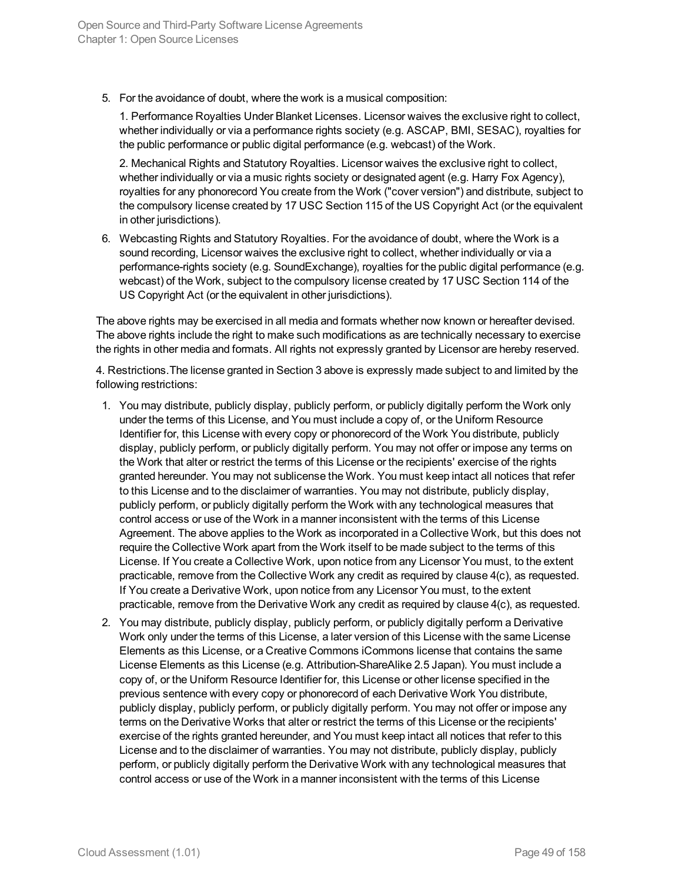5. For the avoidance of doubt, where the work is a musical composition:

   1. Performance Royalties Under Blanket Licenses. Licensor waives the exclusive right to collect, whether individually or via a performance rights society (e.g. ASCAP, BMI, SESAC), royalties for the public performance or public digital performance (e.g. webcast) of the Work.

   2. Mechanical Rights and Statutory Royalties. Licensor waives the exclusive right to collect, whether individually or via a music rights society or designated agent (e.g. Harry Fox Agency), royalties for any phonorecord You create from the Work ("cover version") and distribute, subject to the compulsory license created by 17 USC Section 115 of the US Copyright Act (or the equivalent in other jurisdictions).

6. Webcasting Rights and Statutory Royalties. For the avoidance of doubt, where the Work is a sound recording, Licensor waives the exclusive right to collect, whether individually or via a performance-rights society (e.g. SoundExchange), royalties for the public digital performance (e.g. webcast) of the Work, subject to the compulsory license created by 17 USC Section 114 of the US Copyright Act (or the equivalent in other jurisdictions).

The above rights may be exercised in all media and formats whether now known or hereafter devised. The above rights include the right to make such modifications as are technically necessary to exercise the rights in other media and formats. All rights not expressly granted by Licensor are hereby reserved.

4. Restrictions.The license granted in Section 3 above is expressly made subject to and limited by the following restrictions:

1. You may distribute, publicly display, publicly perform, or publicly digitally perform the Work only under the terms of this License, and You must include a copy of, or the Uniform Resource Identifier for, this License with every copy or phonorecord of the Work You distribute, publicly display, publicly perform, or publicly digitally perform. You may not offer or impose any terms on the Work that alter or restrict the terms of this License or the recipients' exercise of the rights granted hereunder. You may not sublicense the Work. You must keep intact all notices that refer to this License and to the disclaimer of warranties. You may not distribute, publicly display, publicly perform, or publicly digitally perform the Work with any technological measures that control access or use of the Work in a manner inconsistent with the terms of this License Agreement. The above applies to the Work as incorporated in a Collective Work, but this does not require the Collective Work apart from the Work itself to be made subject to the terms of this License. If You create a Collective Work, upon notice from any Licensor You must, to the extent practicable, remove from the Collective Work any credit as required by clause 4(c), as requested. If You create a Derivative Work, upon notice from any Licensor You must, to the extent practicable, remove from the Derivative Work any credit as required by clause 4(c), as requested.
2. You may distribute, publicly display, publicly perform, or publicly digitally perform a Derivative Work only under the terms of this License, a later version of this License with the same License Elements as this License, or a Creative Commons iCommons license that contains the same License Elements as this License (e.g. Attribution-ShareAlike 2.5 Japan). You must include a copy of, or the Uniform Resource Identifier for, this License or other license specified in the previous sentence with every copy or phonorecord of each Derivative Work You distribute, publicly display, publicly perform, or publicly digitally perform. You may not offer or impose any terms on the Derivative Works that alter or restrict the terms of this License or the recipients' exercise of the rights granted hereunder, and You must keep intact all notices that refer to this License and to the disclaimer of warranties. You may not distribute, publicly display, publicly perform, or publicly digitally perform the Derivative Work with any technological measures that control access or use of the Work in a manner inconsistent with the terms of this License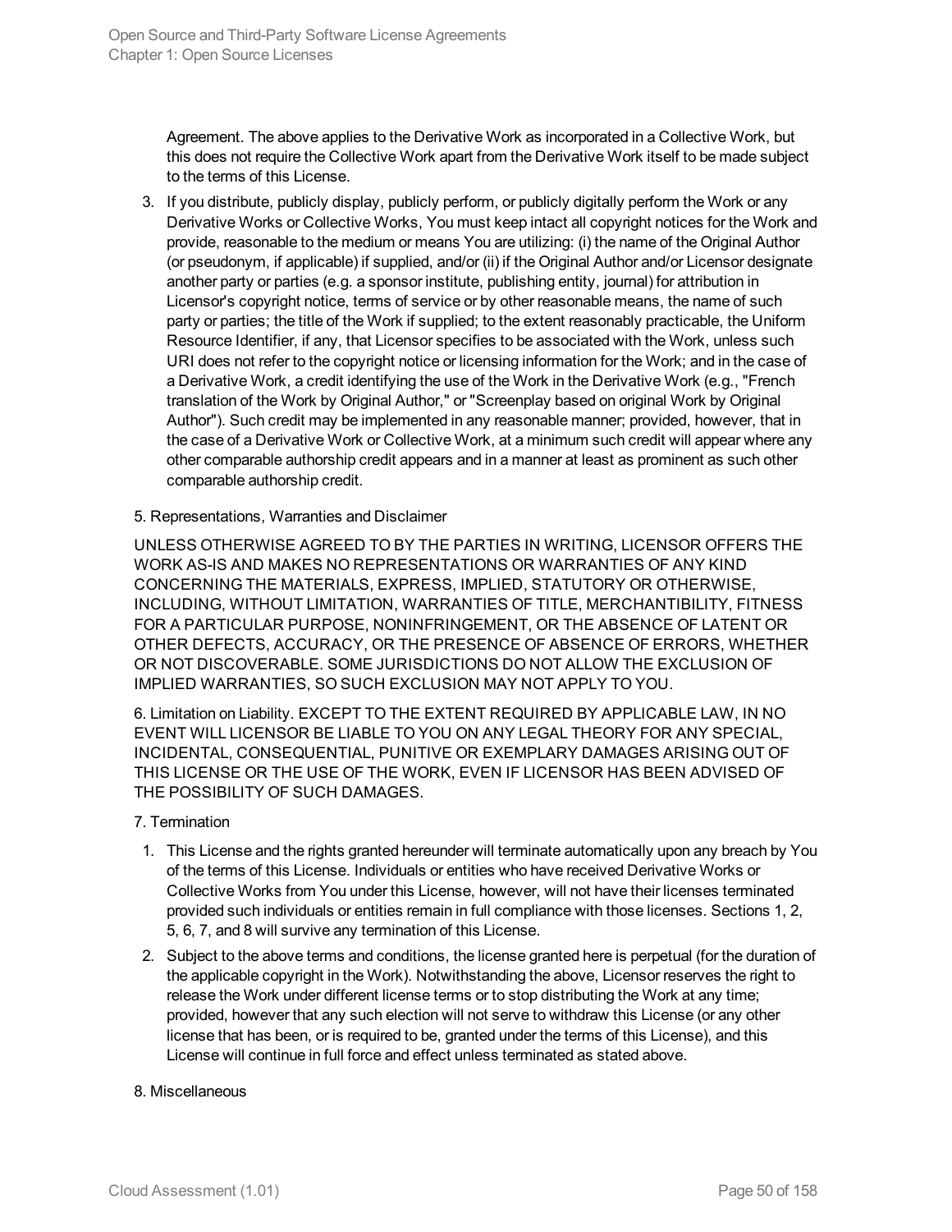Agreement. The above applies to the Derivative Work as incorporated in a Collective Work, but this does not require the Collective Work apart from the Derivative Work itself to be made subject to the terms of this License.

3. If you distribute, publicly display, publicly perform, or publicly digitally perform the Work or any Derivative Works or Collective Works, You must keep intact all copyright notices for the Work and provide, reasonable to the medium or means You are utilizing: (i) the name of the Original Author (or pseudonym, if applicable) if supplied, and/or (ii) if the Original Author and/or Licensor designate another party or parties (e.g. a sponsor institute, publishing entity, journal) for attribution in Licensor's copyright notice, terms of service or by other reasonable means, the name of such party or parties; the title of the Work if supplied; to the extent reasonably practicable, the Uniform Resource Identifier, if any, that Licensor specifies to be associated with the Work, unless such URI does not refer to the copyright notice or licensing information for the Work; and in the case of a Derivative Work, a credit identifying the use of the Work in the Derivative Work (e.g., "French translation of the Work by Original Author," or "Screenplay based on original Work by Original Author"). Such credit may be implemented in any reasonable manner; provided, however, that in the case of a Derivative Work or Collective Work, at a minimum such credit will appear where any other comparable authorship credit appears and in a manner at least as prominent as such other comparable authorship credit.

5. Representations, Warranties and Disclaimer

UNLESS OTHERWISE AGREED TO BY THE PARTIES IN WRITING, LICENSOR OFFERS THE WORK AS-IS AND MAKES NO REPRESENTATIONS OR WARRANTIES OF ANY KIND CONCERNING THE MATERIALS, EXPRESS, IMPLIED, STATUTORY OR OTHERWISE, INCLUDING, WITHOUT LIMITATION, WARRANTIES OF TITLE, MERCHANTIBILITY, FITNESS FOR A PARTICULAR PURPOSE, NONINFRINGEMENT, OR THE ABSENCE OF LATENT OR OTHER DEFECTS, ACCURACY, OR THE PRESENCE OF ABSENCE OF ERRORS, WHETHER OR NOT DISCOVERABLE. SOME JURISDICTIONS DO NOT ALLOW THE EXCLUSION OF IMPLIED WARRANTIES, SO SUCH EXCLUSION MAY NOT APPLY TO YOU.

6. Limitation on Liability. EXCEPT TO THE EXTENT REQUIRED BY APPLICABLE LAW, IN NO EVENT WILL LICENSOR BE LIABLE TO YOU ON ANY LEGAL THEORY FOR ANY SPECIAL, INCIDENTAL, CONSEQUENTIAL, PUNITIVE OR EXEMPLARY DAMAGES ARISING OUT OF THIS LICENSE OR THE USE OF THE WORK, EVEN IF LICENSOR HAS BEEN ADVISED OF THE POSSIBILITY OF SUCH DAMAGES.

7. Termination

1. This License and the rights granted hereunder will terminate automatically upon any breach by You of the terms of this License. Individuals or entities who have received Derivative Works or Collective Works from You under this License, however, will not have their licenses terminated provided such individuals or entities remain in full compliance with those licenses. Sections 1, 2, 5, 6, 7, and 8 will survive any termination of this License.
2. Subject to the above terms and conditions, the license granted here is perpetual (for the duration of the applicable copyright in the Work). Notwithstanding the above, Licensor reserves the right to release the Work under different license terms or to stop distributing the Work at any time; provided, however that any such election will not serve to withdraw this License (or any other license that has been, or is required to be, granted under the terms of this License), and this License will continue in full force and effect unless terminated as stated above.

8. Miscellaneous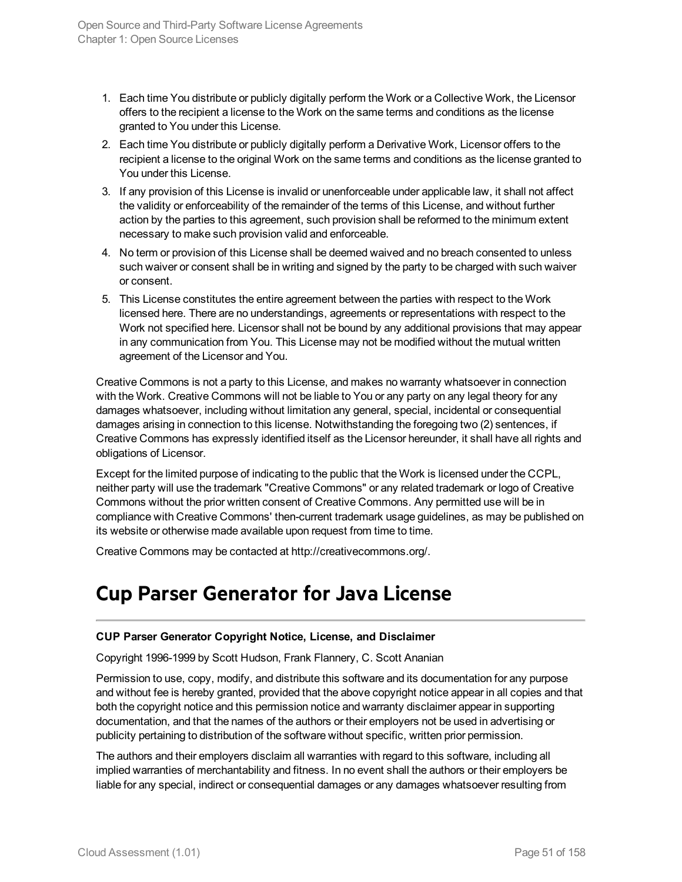1. Each time You distribute or publicly digitally perform the Work or a Collective Work, the Licensor offers to the recipient a license to the Work on the same terms and conditions as the license granted to You under this License.
2. Each time You distribute or publicly digitally perform a Derivative Work, Licensor offers to the recipient a license to the original Work on the same terms and conditions as the license granted to You under this License.
3. If any provision of this License is invalid or unenforceable under applicable law, it shall not affect the validity or enforceability of the remainder of the terms of this License, and without further action by the parties to this agreement, such provision shall be reformed to the minimum extent necessary to make such provision valid and enforceable.
4. No term or provision of this License shall be deemed waived and no breach consented to unless such waiver or consent shall be in writing and signed by the party to be charged with such waiver or consent.
5. This License constitutes the entire agreement between the parties with respect to the Work licensed here. There are no understandings, agreements or representations with respect to the Work not specified here. Licensor shall not be bound by any additional provisions that may appear in any communication from You. This License may not be modified without the mutual written agreement of the Licensor and You.

Creative Commons is not a party to this License, and makes no warranty whatsoever in connection with the Work. Creative Commons will not be liable to You or any party on any legal theory for any damages whatsoever, including without limitation any general, special, incidental or consequential damages arising in connection to this license. Notwithstanding the foregoing two (2) sentences, if Creative Commons has expressly identified itself as the Licensor hereunder, it shall have all rights and obligations of Licensor.

Except for the limited purpose of indicating to the public that the Work is licensed under the CCPL, neither party will use the trademark "Creative Commons" or any related trademark or logo of Creative Commons without the prior written consent of Creative Commons. Any permitted use will be in compliance with Creative Commons' then-current trademark usage guidelines, as may be published on its website or otherwise made available upon request from time to time.

Creative Commons may be contacted at http://creativecommons.org/.

# Cup Parser Generator for Java License

**CUP Parser Generator Copyright Notice, License, and Disclaimer**

Copyright 1996-1999 by Scott Hudson, Frank Flannery, C. Scott Ananian

Permission to use, copy, modify, and distribute this software and its documentation for any purpose and without fee is hereby granted, provided that the above copyright notice appear in all copies and that both the copyright notice and this permission notice and warranty disclaimer appear in supporting documentation, and that the names of the authors or their employers not be used in advertising or publicity pertaining to distribution of the software without specific, written prior permission.

The authors and their employers disclaim all warranties with regard to this software, including all implied warranties of merchantability and fitness. In no event shall the authors or their employers be liable for any special, indirect or consequential damages or any damages whatsoever resulting from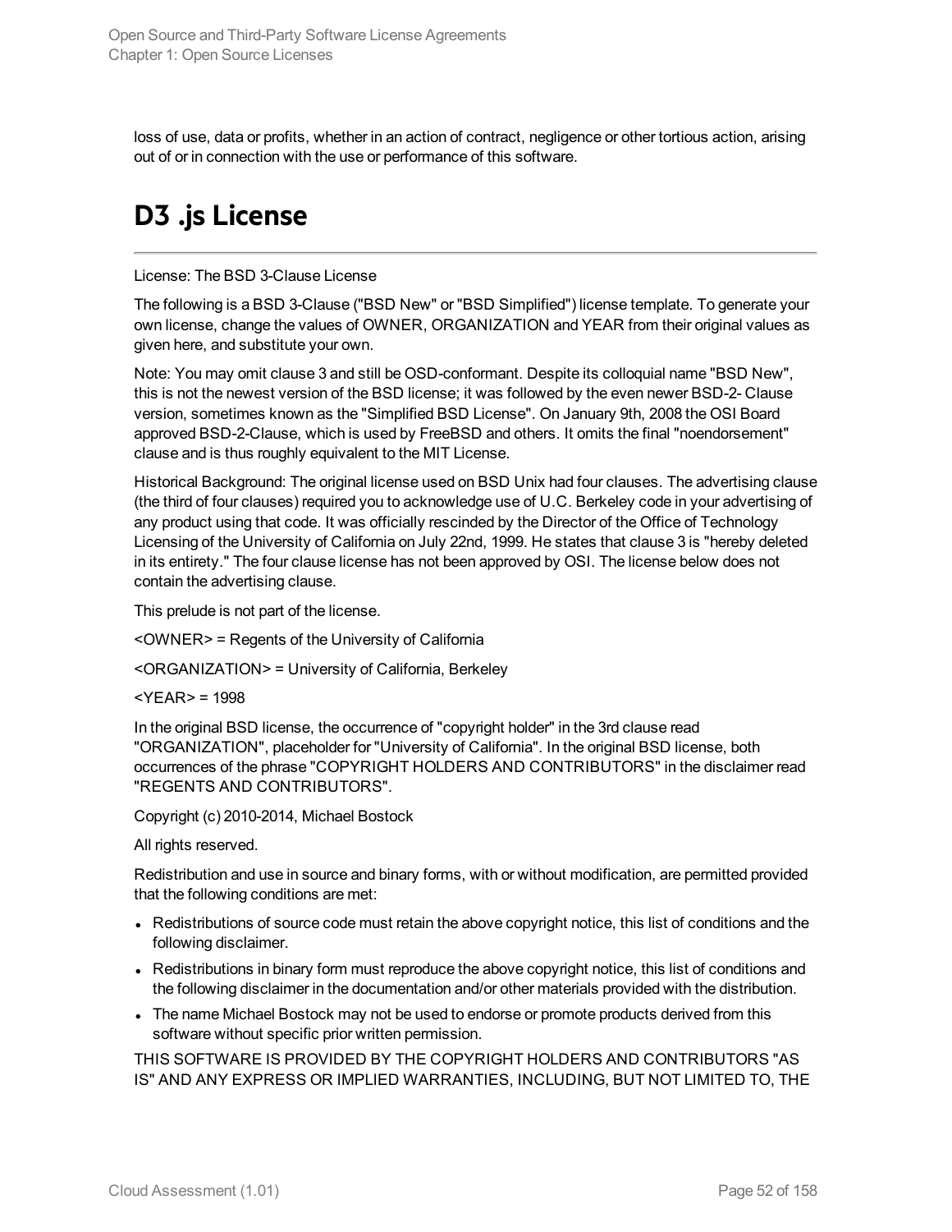loss of use, data or profits, whether in an action of contract, negligence or other tortious action, arising out of or in connection with the use or performance of this software.

# D3 .js License

License: The BSD 3-Clause License

The following is a BSD 3-Clause ("BSD New" or "BSD Simplified") license template. To generate your own license, change the values of OWNER, ORGANIZATION and YEAR from their original values as given here, and substitute your own.

Note: You may omit clause 3 and still be OSD-conformant. Despite its colloquial name "BSD New", this is not the newest version of the BSD license; it was followed by the even newer BSD-2- Clause version, sometimes known as the "Simplified BSD License". On January 9th, 2008 the OSI Board approved BSD-2-Clause, which is used by FreeBSD and others. It omits the final "noendorsement" clause and is thus roughly equivalent to the MIT License.

Historical Background: The original license used on BSD Unix had four clauses. The advertising clause (the third of four clauses) required you to acknowledge use of U.C. Berkeley code in your advertising of any product using that code. It was officially rescinded by the Director of the Office of Technology Licensing of the University of California on July 22nd, 1999. He states that clause 3 is "hereby deleted in its entirety." The four clause license has not been approved by OSI. The license below does not contain the advertising clause.

This prelude is not part of the license.

<OWNER> = Regents of the University of California

<ORGANIZATION> = University of California, Berkeley

<YEAR> = 1998

In the original BSD license, the occurrence of "copyright holder" in the 3rd clause read "ORGANIZATION", placeholder for "University of California". In the original BSD license, both occurrences of the phrase "COPYRIGHT HOLDERS AND CONTRIBUTORS" in the disclaimer read "REGENTS AND CONTRIBUTORS".

Copyright (c) 2010-2014, Michael Bostock

All rights reserved.

Redistribution and use in source and binary forms, with or without modification, are permitted provided that the following conditions are met:

- Redistributions of source code must retain the above copyright notice, this list of conditions and the following disclaimer.
- Redistributions in binary form must reproduce the above copyright notice, this list of conditions and the following disclaimer in the documentation and/or other materials provided with the distribution.
- The name Michael Bostock may not be used to endorse or promote products derived from this software without specific prior written permission.

THIS SOFTWARE IS PROVIDED BY THE COPYRIGHT HOLDERS AND CONTRIBUTORS "AS IS" AND ANY EXPRESS OR IMPLIED WARRANTIES, INCLUDING, BUT NOT LIMITED TO, THE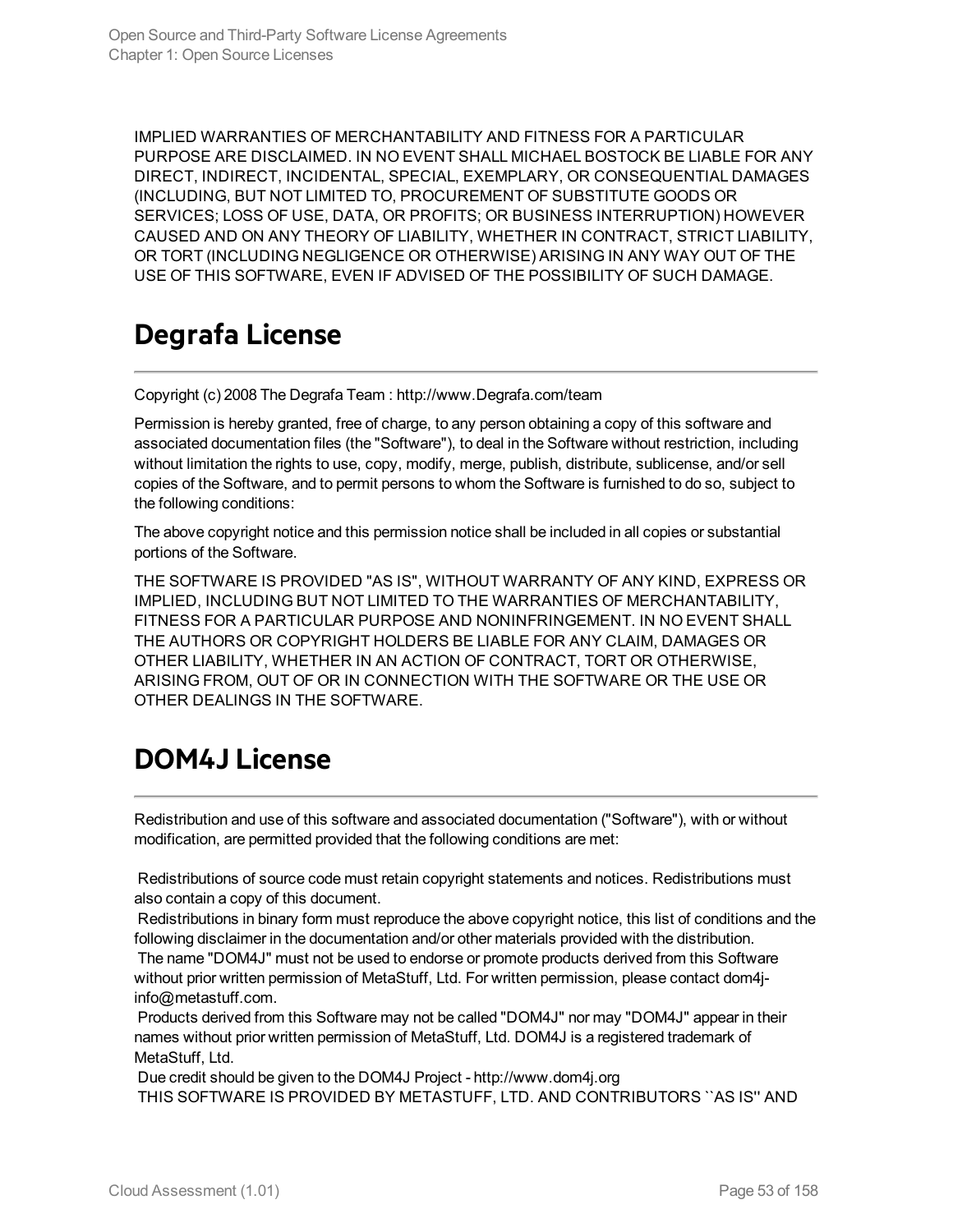IMPLIED WARRANTIES OF MERCHANTABILITY AND FITNESS FOR A PARTICULAR PURPOSE ARE DISCLAIMED. IN NO EVENT SHALL MICHAEL BOSTOCK BE LIABLE FOR ANY DIRECT, INDIRECT, INCIDENTAL, SPECIAL, EXEMPLARY, OR CONSEQUENTIAL DAMAGES (INCLUDING, BUT NOT LIMITED TO, PROCUREMENT OF SUBSTITUTE GOODS OR SERVICES; LOSS OF USE, DATA, OR PROFITS; OR BUSINESS INTERRUPTION) HOWEVER CAUSED AND ON ANY THEORY OF LIABILITY, WHETHER IN CONTRACT, STRICT LIABILITY, OR TORT (INCLUDING NEGLIGENCE OR OTHERWISE) ARISING IN ANY WAY OUT OF THE USE OF THIS SOFTWARE, EVEN IF ADVISED OF THE POSSIBILITY OF SUCH DAMAGE.

# Degrafa License

Copyright (c) 2008 The Degrafa Team : http://www.Degrafa.com/team

Permission is hereby granted, free of charge, to any person obtaining a copy of this software and associated documentation files (the "Software"), to deal in the Software without restriction, including without limitation the rights to use, copy, modify, merge, publish, distribute, sublicense, and/or sell copies of the Software, and to permit persons to whom the Software is furnished to do so, subject to the following conditions:

The above copyright notice and this permission notice shall be included in all copies or substantial portions of the Software.

THE SOFTWARE IS PROVIDED "AS IS", WITHOUT WARRANTY OF ANY KIND, EXPRESS OR IMPLIED, INCLUDING BUT NOT LIMITED TO THE WARRANTIES OF MERCHANTABILITY, FITNESS FOR A PARTICULAR PURPOSE AND NONINFRINGEMENT. IN NO EVENT SHALL THE AUTHORS OR COPYRIGHT HOLDERS BE LIABLE FOR ANY CLAIM, DAMAGES OR OTHER LIABILITY, WHETHER IN AN ACTION OF CONTRACT, TORT OR OTHERWISE, ARISING FROM, OUT OF OR IN CONNECTION WITH THE SOFTWARE OR THE USE OR OTHER DEALINGS IN THE SOFTWARE.

# DOM4J License

Redistribution and use of this software and associated documentation ("Software"), with or without modification, are permitted provided that the following conditions are met:

Redistributions of source code must retain copyright statements and notices. Redistributions must also contain a copy of this document.
Redistributions in binary form must reproduce the above copyright notice, this list of conditions and the following disclaimer in the documentation and/or other materials provided with the distribution.
The name "DOM4J" must not be used to endorse or promote products derived from this Software without prior written permission of MetaStuff, Ltd. For written permission, please contact dom4j-info@metastuff.com.
Products derived from this Software may not be called "DOM4J" nor may "DOM4J" appear in their names without prior written permission of MetaStuff, Ltd. DOM4J is a registered trademark of MetaStuff, Ltd.
Due credit should be given to the DOM4J Project - http://www.dom4j.org
THIS SOFTWARE IS PROVIDED BY METASTUFF, LTD. AND CONTRIBUTORS ``AS IS'' AND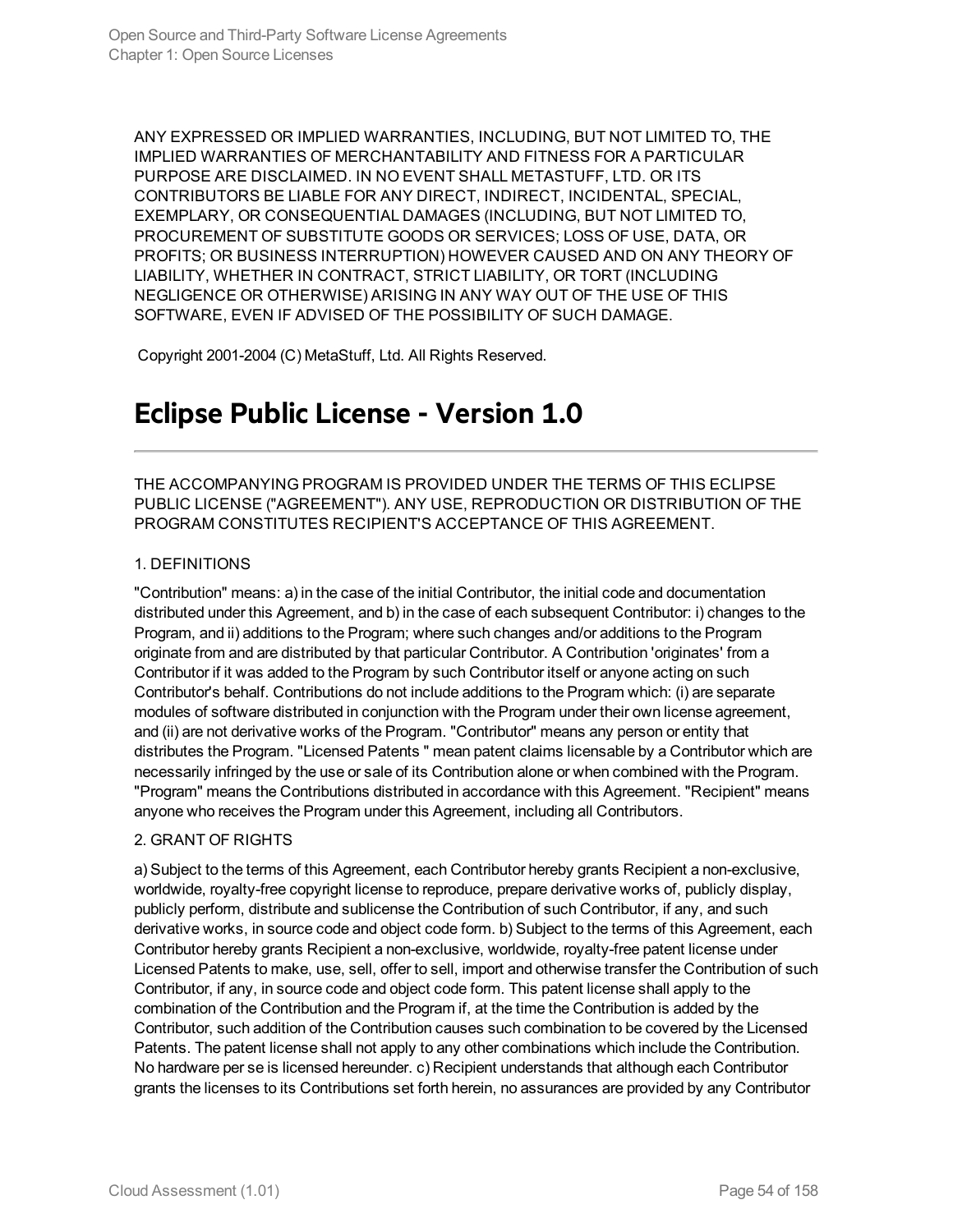ANY EXPRESSED OR IMPLIED WARRANTIES, INCLUDING, BUT NOT LIMITED TO, THE IMPLIED WARRANTIES OF MERCHANTABILITY AND FITNESS FOR A PARTICULAR PURPOSE ARE DISCLAIMED. IN NO EVENT SHALL METASTUFF, LTD. OR ITS CONTRIBUTORS BE LIABLE FOR ANY DIRECT, INDIRECT, INCIDENTAL, SPECIAL, EXEMPLARY, OR CONSEQUENTIAL DAMAGES (INCLUDING, BUT NOT LIMITED TO, PROCUREMENT OF SUBSTITUTE GOODS OR SERVICES; LOSS OF USE, DATA, OR PROFITS; OR BUSINESS INTERRUPTION) HOWEVER CAUSED AND ON ANY THEORY OF LIABILITY, WHETHER IN CONTRACT, STRICT LIABILITY, OR TORT (INCLUDING NEGLIGENCE OR OTHERWISE) ARISING IN ANY WAY OUT OF THE USE OF THIS SOFTWARE, EVEN IF ADVISED OF THE POSSIBILITY OF SUCH DAMAGE.

Copyright 2001-2004 (C) MetaStuff, Ltd. All Rights Reserved.

# Eclipse Public License - Version 1.0

THE ACCOMPANYING PROGRAM IS PROVIDED UNDER THE TERMS OF THIS ECLIPSE PUBLIC LICENSE ("AGREEMENT"). ANY USE, REPRODUCTION OR DISTRIBUTION OF THE PROGRAM CONSTITUTES RECIPIENT'S ACCEPTANCE OF THIS AGREEMENT.

1. DEFINITIONS

"Contribution" means: a) in the case of the initial Contributor, the initial code and documentation distributed under this Agreement, and b) in the case of each subsequent Contributor: i) changes to the Program, and ii) additions to the Program; where such changes and/or additions to the Program originate from and are distributed by that particular Contributor. A Contribution 'originates' from a Contributor if it was added to the Program by such Contributor itself or anyone acting on such Contributor's behalf. Contributions do not include additions to the Program which: (i) are separate modules of software distributed in conjunction with the Program under their own license agreement, and (ii) are not derivative works of the Program. "Contributor" means any person or entity that distributes the Program. "Licensed Patents " mean patent claims licensable by a Contributor which are necessarily infringed by the use or sale of its Contribution alone or when combined with the Program. "Program" means the Contributions distributed in accordance with this Agreement. "Recipient" means anyone who receives the Program under this Agreement, including all Contributors.

2. GRANT OF RIGHTS

a) Subject to the terms of this Agreement, each Contributor hereby grants Recipient a non-exclusive, worldwide, royalty-free copyright license to reproduce, prepare derivative works of, publicly display, publicly perform, distribute and sublicense the Contribution of such Contributor, if any, and such derivative works, in source code and object code form. b) Subject to the terms of this Agreement, each Contributor hereby grants Recipient a non-exclusive, worldwide, royalty-free patent license under Licensed Patents to make, use, sell, offer to sell, import and otherwise transfer the Contribution of such Contributor, if any, in source code and object code form. This patent license shall apply to the combination of the Contribution and the Program if, at the time the Contribution is added by the Contributor, such addition of the Contribution causes such combination to be covered by the Licensed Patents. The patent license shall not apply to any other combinations which include the Contribution. No hardware per se is licensed hereunder. c) Recipient understands that although each Contributor grants the licenses to its Contributions set forth herein, no assurances are provided by any Contributor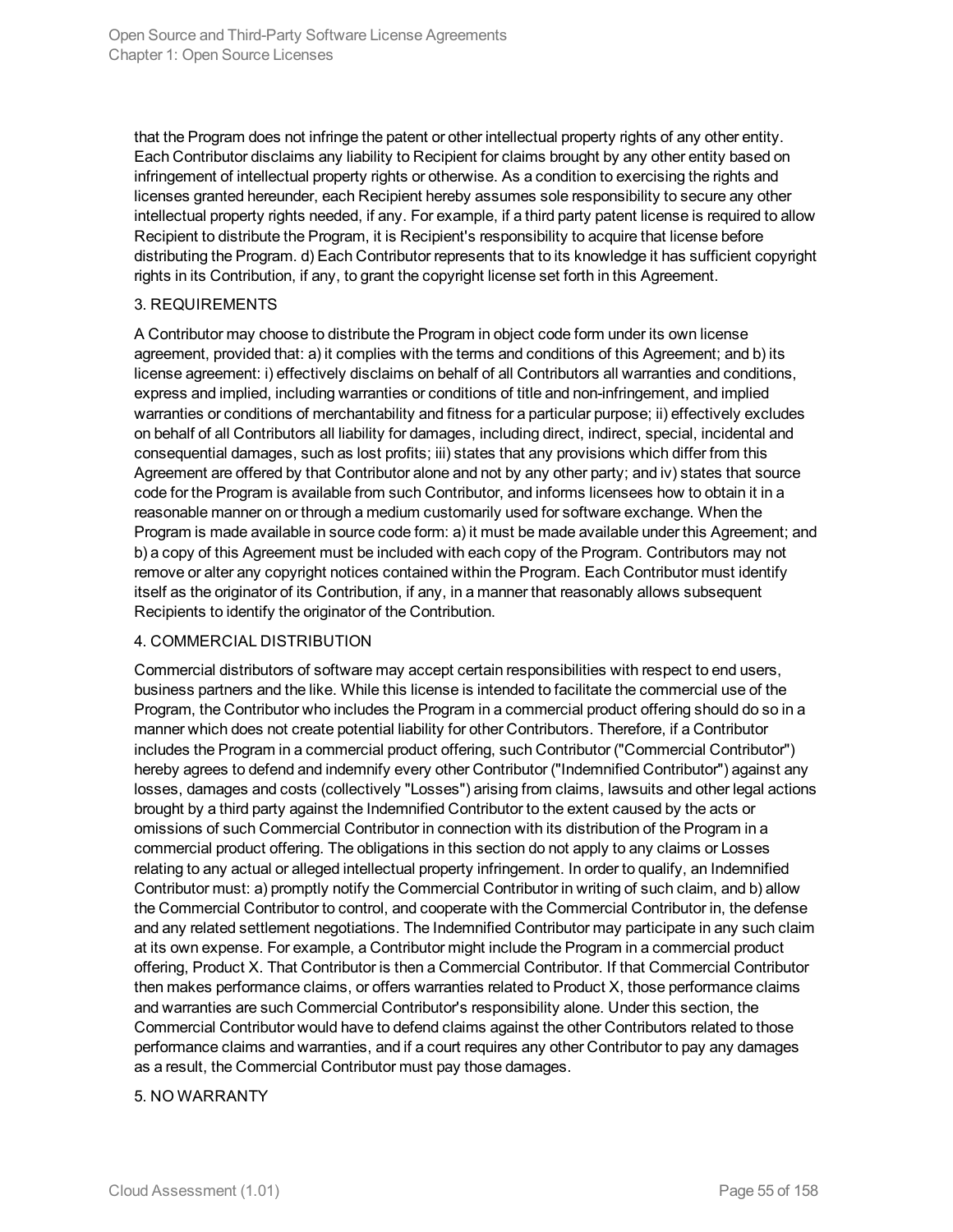that the Program does not infringe the patent or other intellectual property rights of any other entity. Each Contributor disclaims any liability to Recipient for claims brought by any other entity based on infringement of intellectual property rights or otherwise. As a condition to exercising the rights and licenses granted hereunder, each Recipient hereby assumes sole responsibility to secure any other intellectual property rights needed, if any. For example, if a third party patent license is required to allow Recipient to distribute the Program, it is Recipient's responsibility to acquire that license before distributing the Program. d) Each Contributor represents that to its knowledge it has sufficient copyright rights in its Contribution, if any, to grant the copyright license set forth in this Agreement.

3. REQUIREMENTS

A Contributor may choose to distribute the Program in object code form under its own license agreement, provided that: a) it complies with the terms and conditions of this Agreement; and b) its license agreement: i) effectively disclaims on behalf of all Contributors all warranties and conditions, express and implied, including warranties or conditions of title and non-infringement, and implied warranties or conditions of merchantability and fitness for a particular purpose; ii) effectively excludes on behalf of all Contributors all liability for damages, including direct, indirect, special, incidental and consequential damages, such as lost profits; iii) states that any provisions which differ from this Agreement are offered by that Contributor alone and not by any other party; and iv) states that source code for the Program is available from such Contributor, and informs licensees how to obtain it in a reasonable manner on or through a medium customarily used for software exchange. When the Program is made available in source code form: a) it must be made available under this Agreement; and b) a copy of this Agreement must be included with each copy of the Program. Contributors may not remove or alter any copyright notices contained within the Program. Each Contributor must identify itself as the originator of its Contribution, if any, in a manner that reasonably allows subsequent Recipients to identify the originator of the Contribution.

4. COMMERCIAL DISTRIBUTION

Commercial distributors of software may accept certain responsibilities with respect to end users, business partners and the like. While this license is intended to facilitate the commercial use of the Program, the Contributor who includes the Program in a commercial product offering should do so in a manner which does not create potential liability for other Contributors. Therefore, if a Contributor includes the Program in a commercial product offering, such Contributor ("Commercial Contributor") hereby agrees to defend and indemnify every other Contributor ("Indemnified Contributor") against any losses, damages and costs (collectively "Losses") arising from claims, lawsuits and other legal actions brought by a third party against the Indemnified Contributor to the extent caused by the acts or omissions of such Commercial Contributor in connection with its distribution of the Program in a commercial product offering. The obligations in this section do not apply to any claims or Losses relating to any actual or alleged intellectual property infringement. In order to qualify, an Indemnified Contributor must: a) promptly notify the Commercial Contributor in writing of such claim, and b) allow the Commercial Contributor to control, and cooperate with the Commercial Contributor in, the defense and any related settlement negotiations. The Indemnified Contributor may participate in any such claim at its own expense. For example, a Contributor might include the Program in a commercial product offering, Product X. That Contributor is then a Commercial Contributor. If that Commercial Contributor then makes performance claims, or offers warranties related to Product X, those performance claims and warranties are such Commercial Contributor's responsibility alone. Under this section, the Commercial Contributor would have to defend claims against the other Contributors related to those performance claims and warranties, and if a court requires any other Contributor to pay any damages as a result, the Commercial Contributor must pay those damages.

5. NO WARRANTY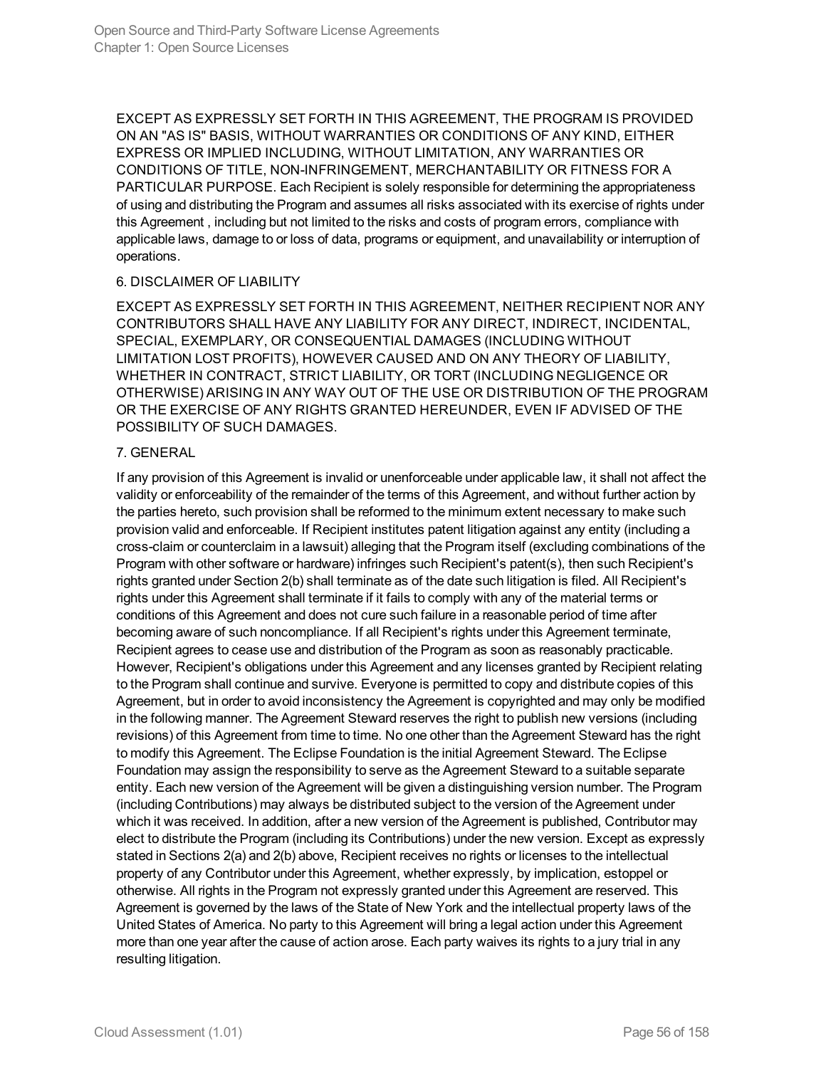EXCEPT AS EXPRESSLY SET FORTH IN THIS AGREEMENT, THE PROGRAM IS PROVIDED ON AN "AS IS" BASIS, WITHOUT WARRANTIES OR CONDITIONS OF ANY KIND, EITHER EXPRESS OR IMPLIED INCLUDING, WITHOUT LIMITATION, ANY WARRANTIES OR CONDITIONS OF TITLE, NON-INFRINGEMENT, MERCHANTABILITY OR FITNESS FOR A PARTICULAR PURPOSE. Each Recipient is solely responsible for determining the appropriateness of using and distributing the Program and assumes all risks associated with its exercise of rights under this Agreement , including but not limited to the risks and costs of program errors, compliance with applicable laws, damage to or loss of data, programs or equipment, and unavailability or interruption of operations.

6. DISCLAIMER OF LIABILITY

EXCEPT AS EXPRESSLY SET FORTH IN THIS AGREEMENT, NEITHER RECIPIENT NOR ANY CONTRIBUTORS SHALL HAVE ANY LIABILITY FOR ANY DIRECT, INDIRECT, INCIDENTAL, SPECIAL, EXEMPLARY, OR CONSEQUENTIAL DAMAGES (INCLUDING WITHOUT LIMITATION LOST PROFITS), HOWEVER CAUSED AND ON ANY THEORY OF LIABILITY, WHETHER IN CONTRACT, STRICT LIABILITY, OR TORT (INCLUDING NEGLIGENCE OR OTHERWISE) ARISING IN ANY WAY OUT OF THE USE OR DISTRIBUTION OF THE PROGRAM OR THE EXERCISE OF ANY RIGHTS GRANTED HEREUNDER, EVEN IF ADVISED OF THE POSSIBILITY OF SUCH DAMAGES.

7. GENERAL

If any provision of this Agreement is invalid or unenforceable under applicable law, it shall not affect the validity or enforceability of the remainder of the terms of this Agreement, and without further action by the parties hereto, such provision shall be reformed to the minimum extent necessary to make such provision valid and enforceable. If Recipient institutes patent litigation against any entity (including a cross-claim or counterclaim in a lawsuit) alleging that the Program itself (excluding combinations of the Program with other software or hardware) infringes such Recipient's patent(s), then such Recipient's rights granted under Section 2(b) shall terminate as of the date such litigation is filed. All Recipient's rights under this Agreement shall terminate if it fails to comply with any of the material terms or conditions of this Agreement and does not cure such failure in a reasonable period of time after becoming aware of such noncompliance. If all Recipient's rights under this Agreement terminate, Recipient agrees to cease use and distribution of the Program as soon as reasonably practicable. However, Recipient's obligations under this Agreement and any licenses granted by Recipient relating to the Program shall continue and survive. Everyone is permitted to copy and distribute copies of this Agreement, but in order to avoid inconsistency the Agreement is copyrighted and may only be modified in the following manner. The Agreement Steward reserves the right to publish new versions (including revisions) of this Agreement from time to time. No one other than the Agreement Steward has the right to modify this Agreement. The Eclipse Foundation is the initial Agreement Steward. The Eclipse Foundation may assign the responsibility to serve as the Agreement Steward to a suitable separate entity. Each new version of the Agreement will be given a distinguishing version number. The Program (including Contributions) may always be distributed subject to the version of the Agreement under which it was received. In addition, after a new version of the Agreement is published, Contributor may elect to distribute the Program (including its Contributions) under the new version. Except as expressly stated in Sections 2(a) and 2(b) above, Recipient receives no rights or licenses to the intellectual property of any Contributor under this Agreement, whether expressly, by implication, estoppel or otherwise. All rights in the Program not expressly granted under this Agreement are reserved. This Agreement is governed by the laws of the State of New York and the intellectual property laws of the United States of America. No party to this Agreement will bring a legal action under this Agreement more than one year after the cause of action arose. Each party waives its rights to a jury trial in any resulting litigation.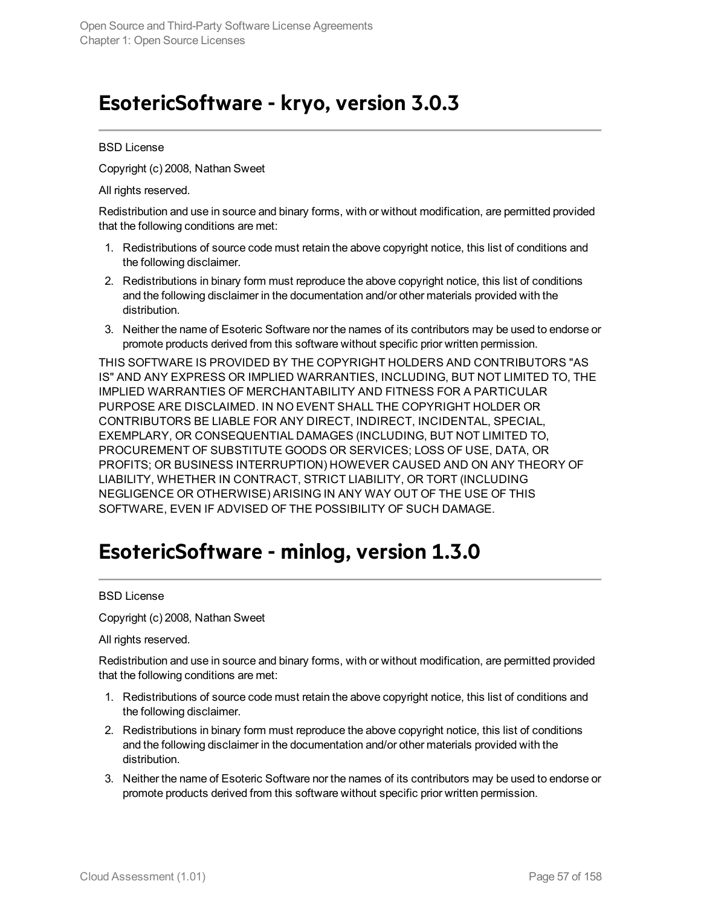## EsotericSoftware - kryo, version 3.0.3

BSD License

Copyright (c) 2008, Nathan Sweet

All rights reserved.

Redistribution and use in source and binary forms, with or without modification, are permitted provided that the following conditions are met:

1. Redistributions of source code must retain the above copyright notice, this list of conditions and the following disclaimer.
2. Redistributions in binary form must reproduce the above copyright notice, this list of conditions and the following disclaimer in the documentation and/or other materials provided with the distribution.
3. Neither the name of Esoteric Software nor the names of its contributors may be used to endorse or promote products derived from this software without specific prior written permission.

THIS SOFTWARE IS PROVIDED BY THE COPYRIGHT HOLDERS AND CONTRIBUTORS "AS IS" AND ANY EXPRESS OR IMPLIED WARRANTIES, INCLUDING, BUT NOT LIMITED TO, THE IMPLIED WARRANTIES OF MERCHANTABILITY AND FITNESS FOR A PARTICULAR PURPOSE ARE DISCLAIMED. IN NO EVENT SHALL THE COPYRIGHT HOLDER OR CONTRIBUTORS BE LIABLE FOR ANY DIRECT, INDIRECT, INCIDENTAL, SPECIAL, EXEMPLARY, OR CONSEQUENTIAL DAMAGES (INCLUDING, BUT NOT LIMITED TO, PROCUREMENT OF SUBSTITUTE GOODS OR SERVICES; LOSS OF USE, DATA, OR PROFITS; OR BUSINESS INTERRUPTION) HOWEVER CAUSED AND ON ANY THEORY OF LIABILITY, WHETHER IN CONTRACT, STRICT LIABILITY, OR TORT (INCLUDING NEGLIGENCE OR OTHERWISE) ARISING IN ANY WAY OUT OF THE USE OF THIS SOFTWARE, EVEN IF ADVISED OF THE POSSIBILITY OF SUCH DAMAGE.

## EsotericSoftware - minlog, version 1.3.0

BSD License

Copyright (c) 2008, Nathan Sweet

All rights reserved.

Redistribution and use in source and binary forms, with or without modification, are permitted provided that the following conditions are met:

1. Redistributions of source code must retain the above copyright notice, this list of conditions and the following disclaimer.
2. Redistributions in binary form must reproduce the above copyright notice, this list of conditions and the following disclaimer in the documentation and/or other materials provided with the distribution.
3. Neither the name of Esoteric Software nor the names of its contributors may be used to endorse or promote products derived from this software without specific prior written permission.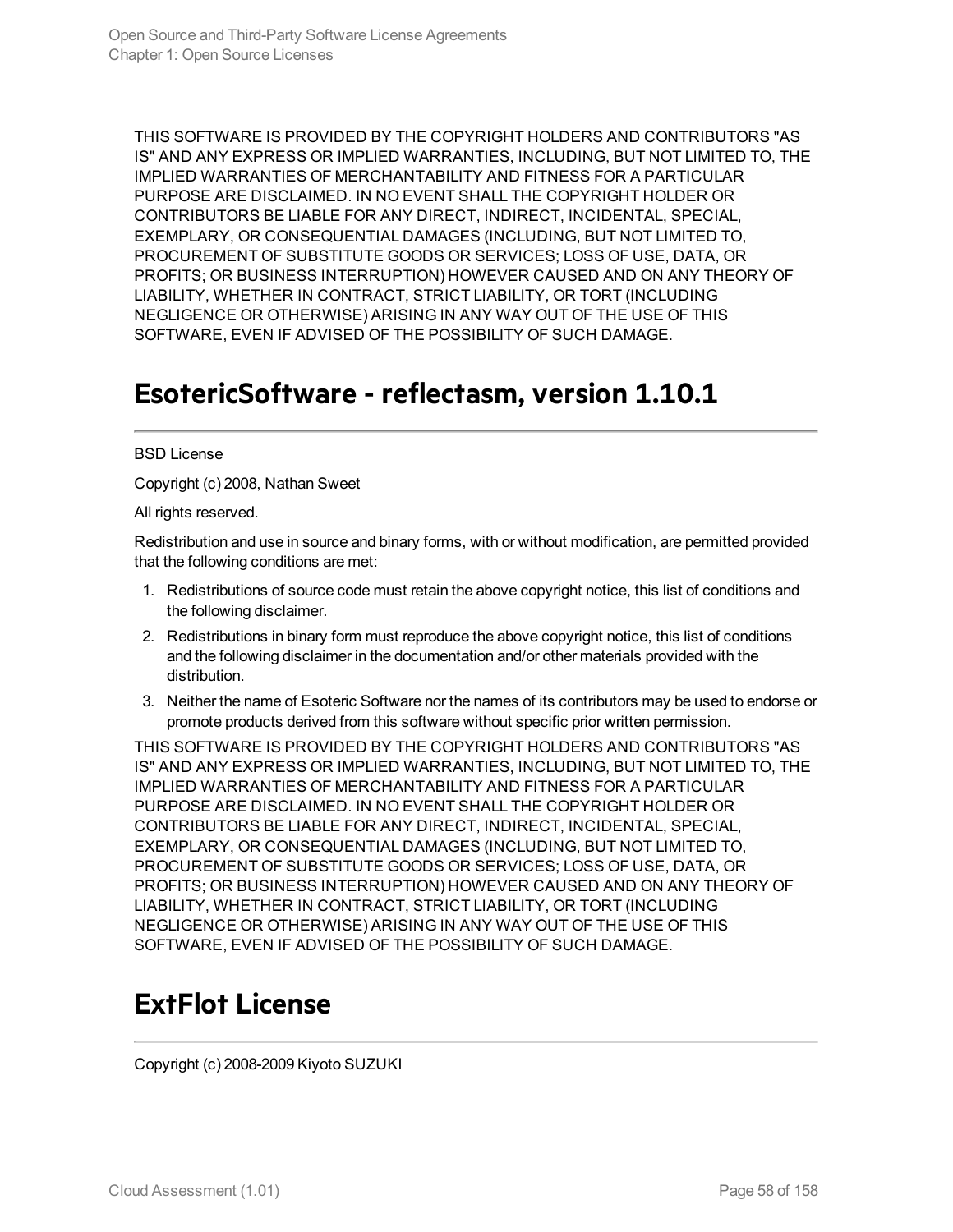THIS SOFTWARE IS PROVIDED BY THE COPYRIGHT HOLDERS AND CONTRIBUTORS "AS IS" AND ANY EXPRESS OR IMPLIED WARRANTIES, INCLUDING, BUT NOT LIMITED TO, THE IMPLIED WARRANTIES OF MERCHANTABILITY AND FITNESS FOR A PARTICULAR PURPOSE ARE DISCLAIMED. IN NO EVENT SHALL THE COPYRIGHT HOLDER OR CONTRIBUTORS BE LIABLE FOR ANY DIRECT, INDIRECT, INCIDENTAL, SPECIAL, EXEMPLARY, OR CONSEQUENTIAL DAMAGES (INCLUDING, BUT NOT LIMITED TO, PROCUREMENT OF SUBSTITUTE GOODS OR SERVICES; LOSS OF USE, DATA, OR PROFITS; OR BUSINESS INTERRUPTION) HOWEVER CAUSED AND ON ANY THEORY OF LIABILITY, WHETHER IN CONTRACT, STRICT LIABILITY, OR TORT (INCLUDING NEGLIGENCE OR OTHERWISE) ARISING IN ANY WAY OUT OF THE USE OF THIS SOFTWARE, EVEN IF ADVISED OF THE POSSIBILITY OF SUCH DAMAGE.

# EsotericSoftware - reflectasm, version 1.10.1

BSD License

Copyright (c) 2008, Nathan Sweet

All rights reserved.

Redistribution and use in source and binary forms, with or without modification, are permitted provided that the following conditions are met:

1. Redistributions of source code must retain the above copyright notice, this list of conditions and the following disclaimer.
2. Redistributions in binary form must reproduce the above copyright notice, this list of conditions and the following disclaimer in the documentation and/or other materials provided with the distribution.
3. Neither the name of Esoteric Software nor the names of its contributors may be used to endorse or promote products derived from this software without specific prior written permission.

THIS SOFTWARE IS PROVIDED BY THE COPYRIGHT HOLDERS AND CONTRIBUTORS "AS IS" AND ANY EXPRESS OR IMPLIED WARRANTIES, INCLUDING, BUT NOT LIMITED TO, THE IMPLIED WARRANTIES OF MERCHANTABILITY AND FITNESS FOR A PARTICULAR PURPOSE ARE DISCLAIMED. IN NO EVENT SHALL THE COPYRIGHT HOLDER OR CONTRIBUTORS BE LIABLE FOR ANY DIRECT, INDIRECT, INCIDENTAL, SPECIAL, EXEMPLARY, OR CONSEQUENTIAL DAMAGES (INCLUDING, BUT NOT LIMITED TO, PROCUREMENT OF SUBSTITUTE GOODS OR SERVICES; LOSS OF USE, DATA, OR PROFITS; OR BUSINESS INTERRUPTION) HOWEVER CAUSED AND ON ANY THEORY OF LIABILITY, WHETHER IN CONTRACT, STRICT LIABILITY, OR TORT (INCLUDING NEGLIGENCE OR OTHERWISE) ARISING IN ANY WAY OUT OF THE USE OF THIS SOFTWARE, EVEN IF ADVISED OF THE POSSIBILITY OF SUCH DAMAGE.

# ExtFlot License

Copyright (c) 2008-2009 Kiyoto SUZUKI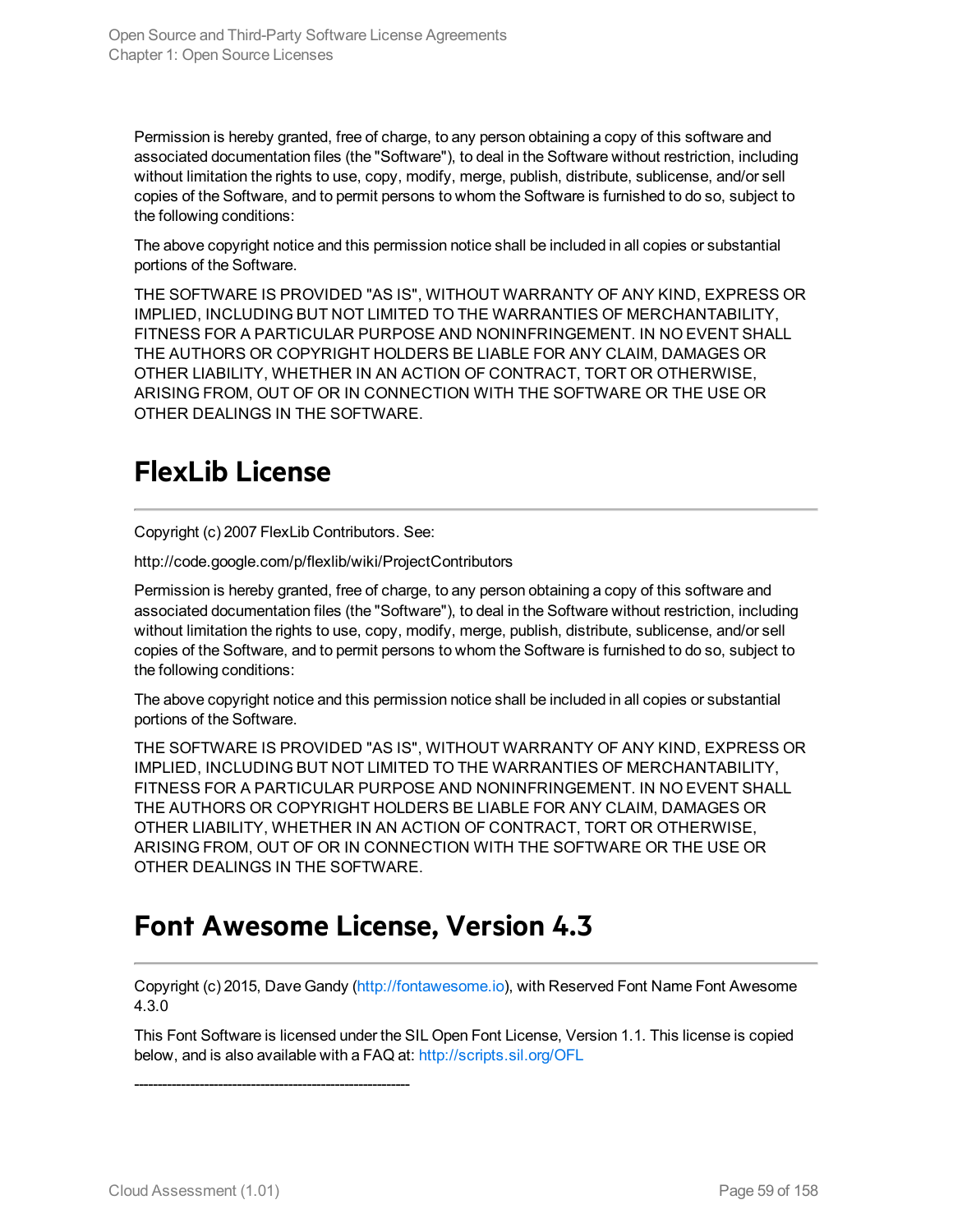Permission is hereby granted, free of charge, to any person obtaining a copy of this software and associated documentation files (the "Software"), to deal in the Software without restriction, including without limitation the rights to use, copy, modify, merge, publish, distribute, sublicense, and/or sell copies of the Software, and to permit persons to whom the Software is furnished to do so, subject to the following conditions:

The above copyright notice and this permission notice shall be included in all copies or substantial portions of the Software.

THE SOFTWARE IS PROVIDED "AS IS", WITHOUT WARRANTY OF ANY KIND, EXPRESS OR IMPLIED, INCLUDING BUT NOT LIMITED TO THE WARRANTIES OF MERCHANTABILITY, FITNESS FOR A PARTICULAR PURPOSE AND NONINFRINGEMENT. IN NO EVENT SHALL THE AUTHORS OR COPYRIGHT HOLDERS BE LIABLE FOR ANY CLAIM, DAMAGES OR OTHER LIABILITY, WHETHER IN AN ACTION OF CONTRACT, TORT OR OTHERWISE, ARISING FROM, OUT OF OR IN CONNECTION WITH THE SOFTWARE OR THE USE OR OTHER DEALINGS IN THE SOFTWARE.

# FlexLib License

---

Copyright (c) 2007 FlexLib Contributors. See:

http://code.google.com/p/flexlib/wiki/ProjectContributors

Permission is hereby granted, free of charge, to any person obtaining a copy of this software and associated documentation files (the "Software"), to deal in the Software without restriction, including without limitation the rights to use, copy, modify, merge, publish, distribute, sublicense, and/or sell copies of the Software, and to permit persons to whom the Software is furnished to do so, subject to the following conditions:

The above copyright notice and this permission notice shall be included in all copies or substantial portions of the Software.

THE SOFTWARE IS PROVIDED "AS IS", WITHOUT WARRANTY OF ANY KIND, EXPRESS OR IMPLIED, INCLUDING BUT NOT LIMITED TO THE WARRANTIES OF MERCHANTABILITY, FITNESS FOR A PARTICULAR PURPOSE AND NONINFRINGEMENT. IN NO EVENT SHALL THE AUTHORS OR COPYRIGHT HOLDERS BE LIABLE FOR ANY CLAIM, DAMAGES OR OTHER LIABILITY, WHETHER IN AN ACTION OF CONTRACT, TORT OR OTHERWISE, ARISING FROM, OUT OF OR IN CONNECTION WITH THE SOFTWARE OR THE USE OR OTHER DEALINGS IN THE SOFTWARE.

# Font Awesome License, Version 4.3

---

Copyright (c) 2015, Dave Gandy (http://fontawesome.io), with Reserved Font Name Font Awesome 4.3.0

This Font Software is licensed under the SIL Open Font License, Version 1.1. This license is copied below, and is also available with a FAQ at: http://scripts.sil.org/OFL

-----------------------------------------------------------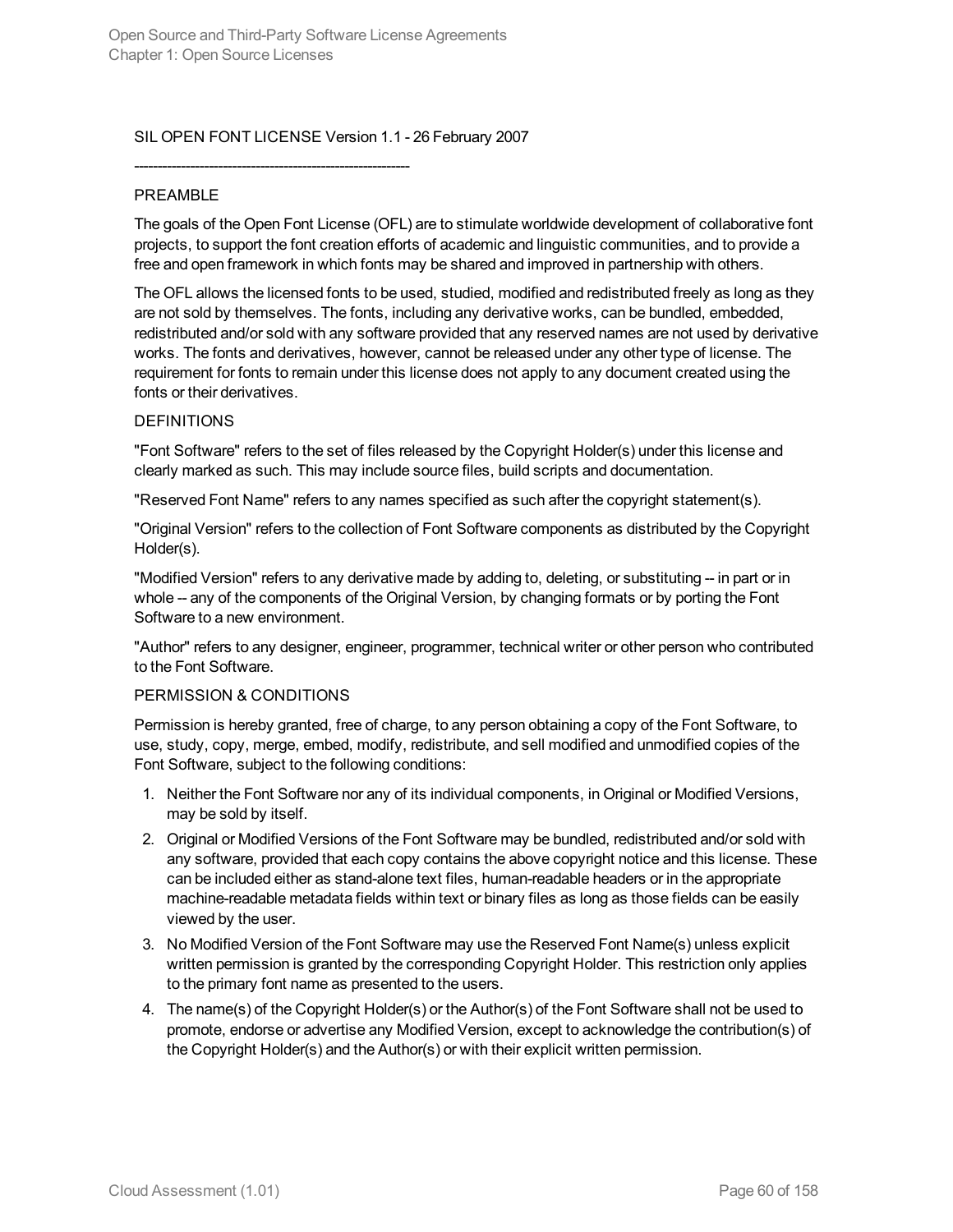SIL OPEN FONT LICENSE Version 1.1 - 26 February 2007

-----------------------------------------------------------

PREAMBLE

The goals of the Open Font License (OFL) are to stimulate worldwide development of collaborative font projects, to support the font creation efforts of academic and linguistic communities, and to provide a free and open framework in which fonts may be shared and improved in partnership with others.

The OFL allows the licensed fonts to be used, studied, modified and redistributed freely as long as they are not sold by themselves. The fonts, including any derivative works, can be bundled, embedded, redistributed and/or sold with any software provided that any reserved names are not used by derivative works. The fonts and derivatives, however, cannot be released under any other type of license. The requirement for fonts to remain under this license does not apply to any document created using the fonts or their derivatives.

DEFINITIONS

"Font Software" refers to the set of files released by the Copyright Holder(s) under this license and clearly marked as such. This may include source files, build scripts and documentation.

"Reserved Font Name" refers to any names specified as such after the copyright statement(s).

"Original Version" refers to the collection of Font Software components as distributed by the Copyright Holder(s).

"Modified Version" refers to any derivative made by adding to, deleting, or substituting -- in part or in whole -- any of the components of the Original Version, by changing formats or by porting the Font Software to a new environment.

"Author" refers to any designer, engineer, programmer, technical writer or other person who contributed to the Font Software.

PERMISSION & CONDITIONS

Permission is hereby granted, free of charge, to any person obtaining a copy of the Font Software, to use, study, copy, merge, embed, modify, redistribute, and sell modified and unmodified copies of the Font Software, subject to the following conditions:

1. Neither the Font Software nor any of its individual components, in Original or Modified Versions, may be sold by itself.
2. Original or Modified Versions of the Font Software may be bundled, redistributed and/or sold with any software, provided that each copy contains the above copyright notice and this license. These can be included either as stand-alone text files, human-readable headers or in the appropriate machine-readable metadata fields within text or binary files as long as those fields can be easily viewed by the user.
3. No Modified Version of the Font Software may use the Reserved Font Name(s) unless explicit written permission is granted by the corresponding Copyright Holder. This restriction only applies to the primary font name as presented to the users.
4. The name(s) of the Copyright Holder(s) or the Author(s) of the Font Software shall not be used to promote, endorse or advertise any Modified Version, except to acknowledge the contribution(s) of the Copyright Holder(s) and the Author(s) or with their explicit written permission.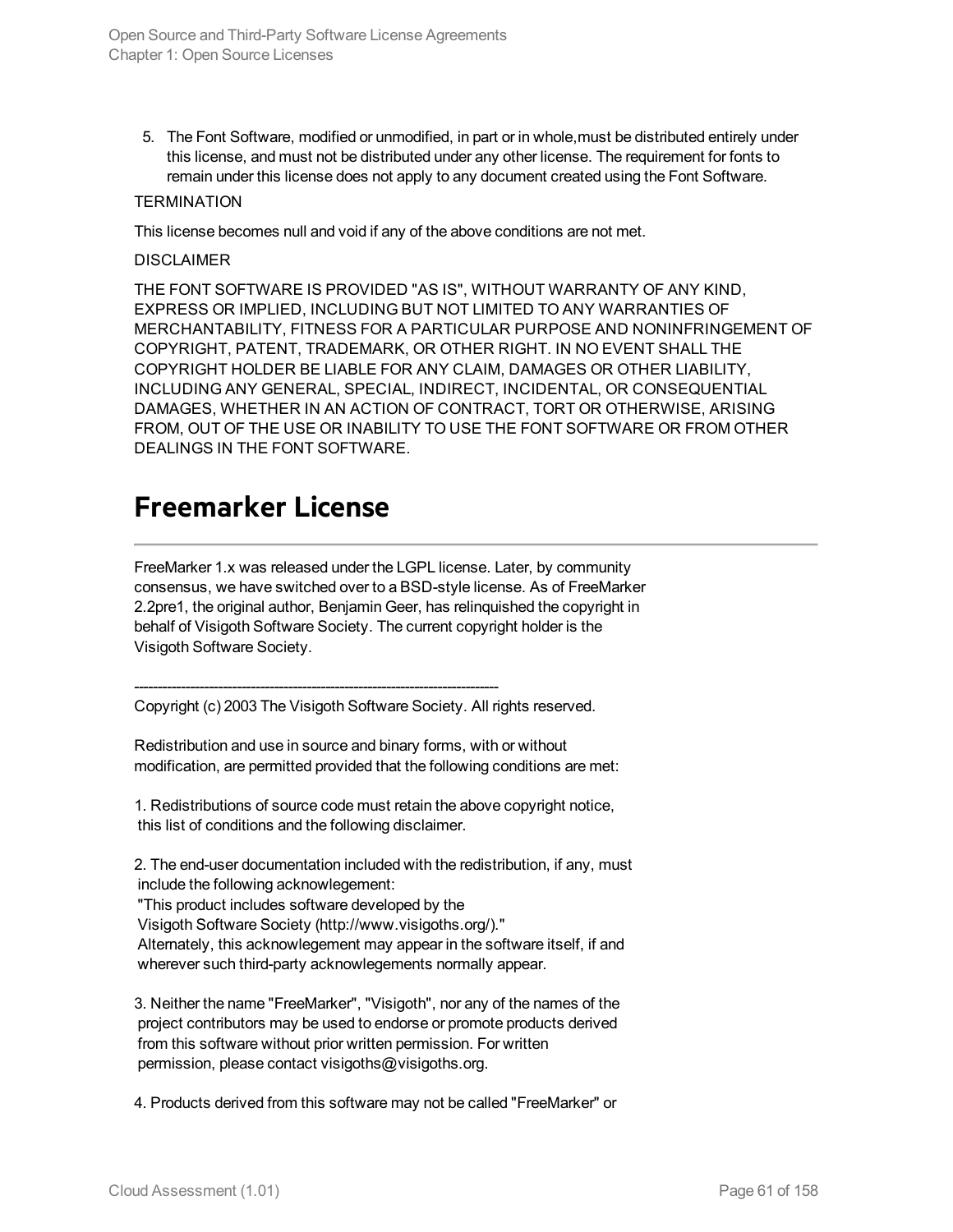5. The Font Software, modified or unmodified, in part or in whole,must be distributed entirely under this license, and must not be distributed under any other license. The requirement for fonts to remain under this license does not apply to any document created using the Font Software.

TERMINATION

This license becomes null and void if any of the above conditions are not met.

DISCLAIMER

THE FONT SOFTWARE IS PROVIDED "AS IS", WITHOUT WARRANTY OF ANY KIND, EXPRESS OR IMPLIED, INCLUDING BUT NOT LIMITED TO ANY WARRANTIES OF MERCHANTABILITY, FITNESS FOR A PARTICULAR PURPOSE AND NONINFRINGEMENT OF COPYRIGHT, PATENT, TRADEMARK, OR OTHER RIGHT. IN NO EVENT SHALL THE COPYRIGHT HOLDER BE LIABLE FOR ANY CLAIM, DAMAGES OR OTHER LIABILITY, INCLUDING ANY GENERAL, SPECIAL, INDIRECT, INCIDENTAL, OR CONSEQUENTIAL DAMAGES, WHETHER IN AN ACTION OF CONTRACT, TORT OR OTHERWISE, ARISING FROM, OUT OF THE USE OR INABILITY TO USE THE FONT SOFTWARE OR FROM OTHER DEALINGS IN THE FONT SOFTWARE.

# Freemarker License

FreeMarker 1.x was released under the LGPL license. Later, by community consensus, we have switched over to a BSD-style license. As of FreeMarker 2.2pre1, the original author, Benjamin Geer, has relinquished the copyright in behalf of Visigoth Software Society. The current copyright holder is the Visigoth Software Society.

------------------------------------------------------------------------------
Copyright (c) 2003 The Visigoth Software Society. All rights reserved.

Redistribution and use in source and binary forms, with or without modification, are permitted provided that the following conditions are met:

1. Redistributions of source code must retain the above copyright notice, this list of conditions and the following disclaimer.

2. The end-user documentation included with the redistribution, if any, must include the following acknowlegement:
"This product includes software developed by the Visigoth Software Society (http://www.visigoths.org/)."
Alternately, this acknowlegement may appear in the software itself, if and wherever such third-party acknowlegements normally appear.

3. Neither the name "FreeMarker", "Visigoth", nor any of the names of the project contributors may be used to endorse or promote products derived from this software without prior written permission. For written permission, please contact visigoths@visigoths.org.

4. Products derived from this software may not be called "FreeMarker" or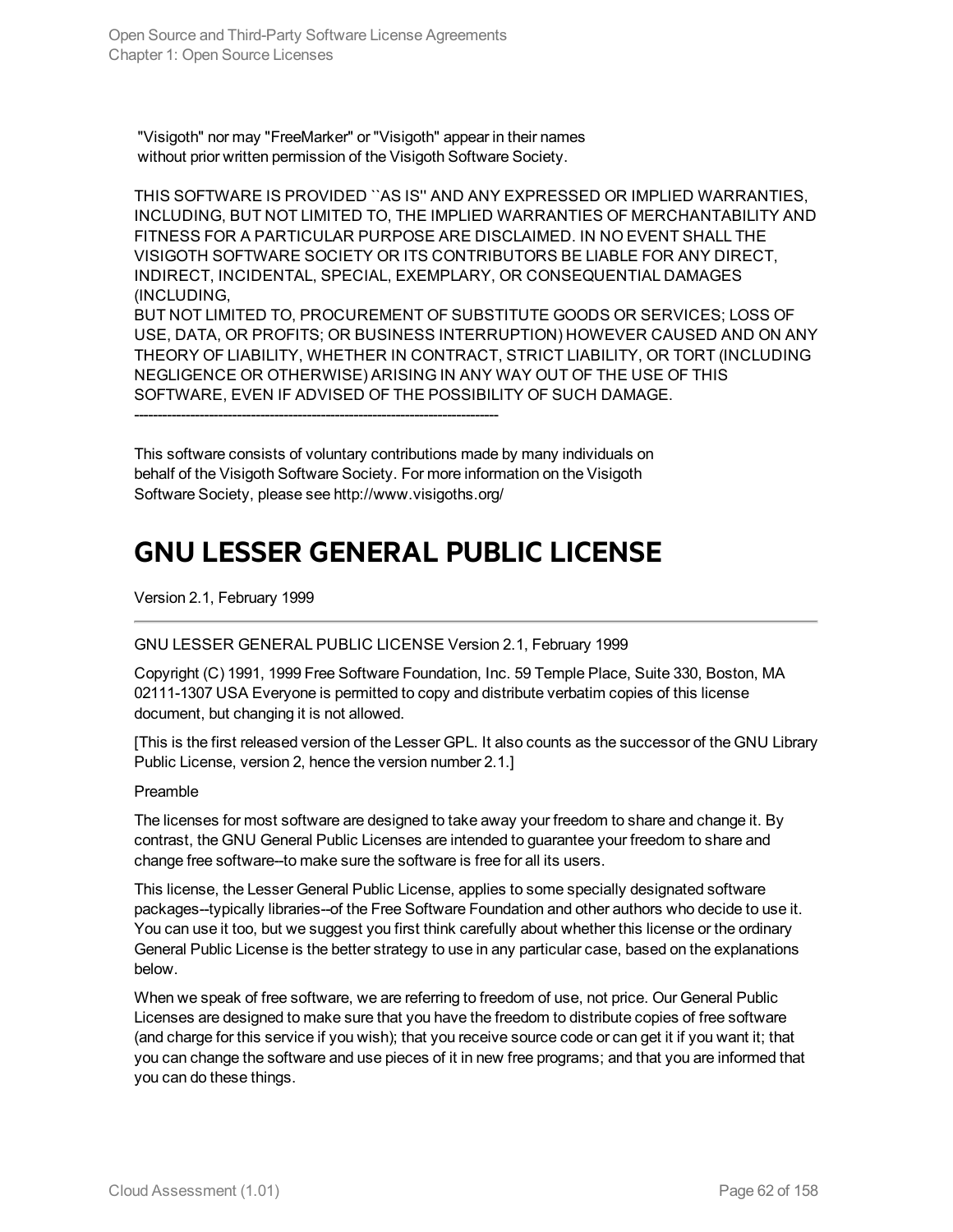"Visigoth" nor may "FreeMarker" or "Visigoth" appear in their names
without prior written permission of the Visigoth Software Society.

THIS SOFTWARE IS PROVIDED ``AS IS'' AND ANY EXPRESSED OR IMPLIED WARRANTIES, INCLUDING, BUT NOT LIMITED TO, THE IMPLIED WARRANTIES OF MERCHANTABILITY AND FITNESS FOR A PARTICULAR PURPOSE ARE DISCLAIMED. IN NO EVENT SHALL THE VISIGOTH SOFTWARE SOCIETY OR ITS CONTRIBUTORS BE LIABLE FOR ANY DIRECT, INDIRECT, INCIDENTAL, SPECIAL, EXEMPLARY, OR CONSEQUENTIAL DAMAGES (INCLUDING,
BUT NOT LIMITED TO, PROCUREMENT OF SUBSTITUTE GOODS OR SERVICES; LOSS OF USE, DATA, OR PROFITS; OR BUSINESS INTERRUPTION) HOWEVER CAUSED AND ON ANY THEORY OF LIABILITY, WHETHER IN CONTRACT, STRICT LIABILITY, OR TORT (INCLUDING NEGLIGENCE OR OTHERWISE) ARISING IN ANY WAY OUT OF THE USE OF THIS SOFTWARE, EVEN IF ADVISED OF THE POSSIBILITY OF SUCH DAMAGE.
--------------------------------------------------------------------

This software consists of voluntary contributions made by many individuals on
behalf of the Visigoth Software Society. For more information on the Visigoth
Software Society, please see http://www.visigoths.org/

# GNU LESSER GENERAL PUBLIC LICENSE

Version 2.1, February 1999

---

GNU LESSER GENERAL PUBLIC LICENSE Version 2.1, February 1999

Copyright (C) 1991, 1999 Free Software Foundation, Inc. 59 Temple Place, Suite 330, Boston, MA 02111-1307 USA Everyone is permitted to copy and distribute verbatim copies of this license document, but changing it is not allowed.

[This is the first released version of the Lesser GPL. It also counts as the successor of the GNU Library Public License, version 2, hence the version number 2.1.]

Preamble

The licenses for most software are designed to take away your freedom to share and change it. By contrast, the GNU General Public Licenses are intended to guarantee your freedom to share and change free software--to make sure the software is free for all its users.

This license, the Lesser General Public License, applies to some specially designated software packages--typically libraries--of the Free Software Foundation and other authors who decide to use it. You can use it too, but we suggest you first think carefully about whether this license or the ordinary General Public License is the better strategy to use in any particular case, based on the explanations below.

When we speak of free software, we are referring to freedom of use, not price. Our General Public Licenses are designed to make sure that you have the freedom to distribute copies of free software (and charge for this service if you wish); that you receive source code or can get it if you want it; that you can change the software and use pieces of it in new free programs; and that you are informed that you can do these things.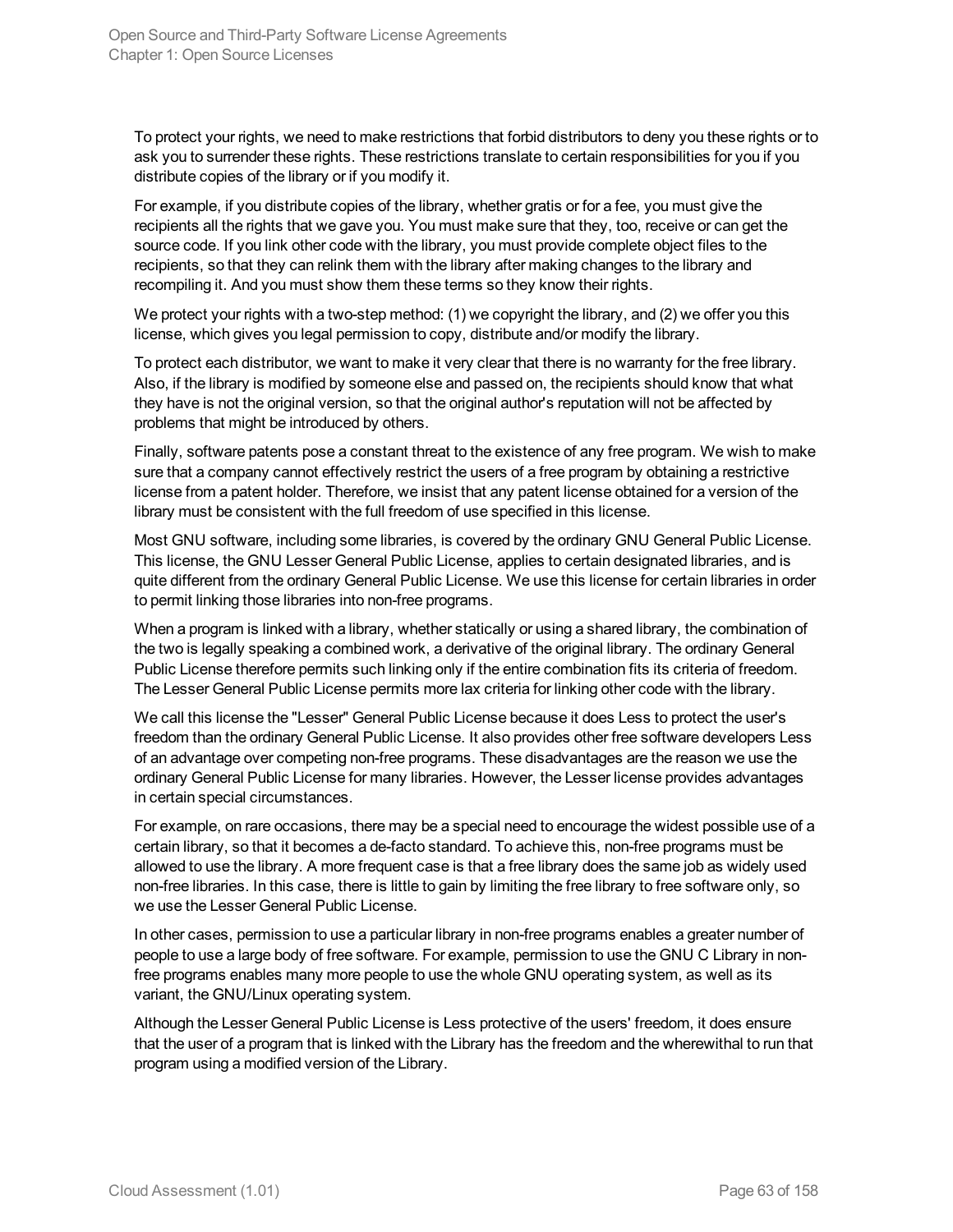To protect your rights, we need to make restrictions that forbid distributors to deny you these rights or to ask you to surrender these rights. These restrictions translate to certain responsibilities for you if you distribute copies of the library or if you modify it.

For example, if you distribute copies of the library, whether gratis or for a fee, you must give the recipients all the rights that we gave you. You must make sure that they, too, receive or can get the source code. If you link other code with the library, you must provide complete object files to the recipients, so that they can relink them with the library after making changes to the library and recompiling it. And you must show them these terms so they know their rights.

We protect your rights with a two-step method: (1) we copyright the library, and (2) we offer you this license, which gives you legal permission to copy, distribute and/or modify the library.

To protect each distributor, we want to make it very clear that there is no warranty for the free library. Also, if the library is modified by someone else and passed on, the recipients should know that what they have is not the original version, so that the original author's reputation will not be affected by problems that might be introduced by others.

Finally, software patents pose a constant threat to the existence of any free program. We wish to make sure that a company cannot effectively restrict the users of a free program by obtaining a restrictive license from a patent holder. Therefore, we insist that any patent license obtained for a version of the library must be consistent with the full freedom of use specified in this license.

Most GNU software, including some libraries, is covered by the ordinary GNU General Public License. This license, the GNU Lesser General Public License, applies to certain designated libraries, and is quite different from the ordinary General Public License. We use this license for certain libraries in order to permit linking those libraries into non-free programs.

When a program is linked with a library, whether statically or using a shared library, the combination of the two is legally speaking a combined work, a derivative of the original library. The ordinary General Public License therefore permits such linking only if the entire combination fits its criteria of freedom. The Lesser General Public License permits more lax criteria for linking other code with the library.

We call this license the "Lesser" General Public License because it does Less to protect the user's freedom than the ordinary General Public License. It also provides other free software developers Less of an advantage over competing non-free programs. These disadvantages are the reason we use the ordinary General Public License for many libraries. However, the Lesser license provides advantages in certain special circumstances.

For example, on rare occasions, there may be a special need to encourage the widest possible use of a certain library, so that it becomes a de-facto standard. To achieve this, non-free programs must be allowed to use the library. A more frequent case is that a free library does the same job as widely used non-free libraries. In this case, there is little to gain by limiting the free library to free software only, so we use the Lesser General Public License.

In other cases, permission to use a particular library in non-free programs enables a greater number of people to use a large body of free software. For example, permission to use the GNU C Library in non-free programs enables many more people to use the whole GNU operating system, as well as its variant, the GNU/Linux operating system.

Although the Lesser General Public License is Less protective of the users' freedom, it does ensure that the user of a program that is linked with the Library has the freedom and the wherewithal to run that program using a modified version of the Library.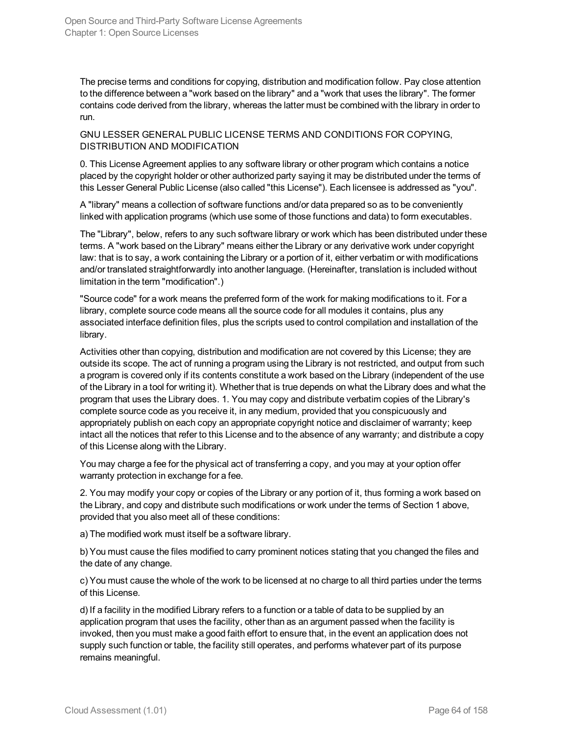The precise terms and conditions for copying, distribution and modification follow. Pay close attention to the difference between a "work based on the library" and a "work that uses the library". The former contains code derived from the library, whereas the latter must be combined with the library in order to run.

GNU LESSER GENERAL PUBLIC LICENSE TERMS AND CONDITIONS FOR COPYING, DISTRIBUTION AND MODIFICATION

0. This License Agreement applies to any software library or other program which contains a notice placed by the copyright holder or other authorized party saying it may be distributed under the terms of this Lesser General Public License (also called "this License"). Each licensee is addressed as "you".

A "library" means a collection of software functions and/or data prepared so as to be conveniently linked with application programs (which use some of those functions and data) to form executables.

The "Library", below, refers to any such software library or work which has been distributed under these terms. A "work based on the Library" means either the Library or any derivative work under copyright law: that is to say, a work containing the Library or a portion of it, either verbatim or with modifications and/or translated straightforwardly into another language. (Hereinafter, translation is included without limitation in the term "modification".)

"Source code" for a work means the preferred form of the work for making modifications to it. For a library, complete source code means all the source code for all modules it contains, plus any associated interface definition files, plus the scripts used to control compilation and installation of the library.

Activities other than copying, distribution and modification are not covered by this License; they are outside its scope. The act of running a program using the Library is not restricted, and output from such a program is covered only if its contents constitute a work based on the Library (independent of the use of the Library in a tool for writing it). Whether that is true depends on what the Library does and what the program that uses the Library does. 1. You may copy and distribute verbatim copies of the Library's complete source code as you receive it, in any medium, provided that you conspicuously and appropriately publish on each copy an appropriate copyright notice and disclaimer of warranty; keep intact all the notices that refer to this License and to the absence of any warranty; and distribute a copy of this License along with the Library.

You may charge a fee for the physical act of transferring a copy, and you may at your option offer warranty protection in exchange for a fee.

2. You may modify your copy or copies of the Library or any portion of it, thus forming a work based on the Library, and copy and distribute such modifications or work under the terms of Section 1 above, provided that you also meet all of these conditions:

a) The modified work must itself be a software library.

b) You must cause the files modified to carry prominent notices stating that you changed the files and the date of any change.

c) You must cause the whole of the work to be licensed at no charge to all third parties under the terms of this License.

d) If a facility in the modified Library refers to a function or a table of data to be supplied by an application program that uses the facility, other than as an argument passed when the facility is invoked, then you must make a good faith effort to ensure that, in the event an application does not supply such function or table, the facility still operates, and performs whatever part of its purpose remains meaningful.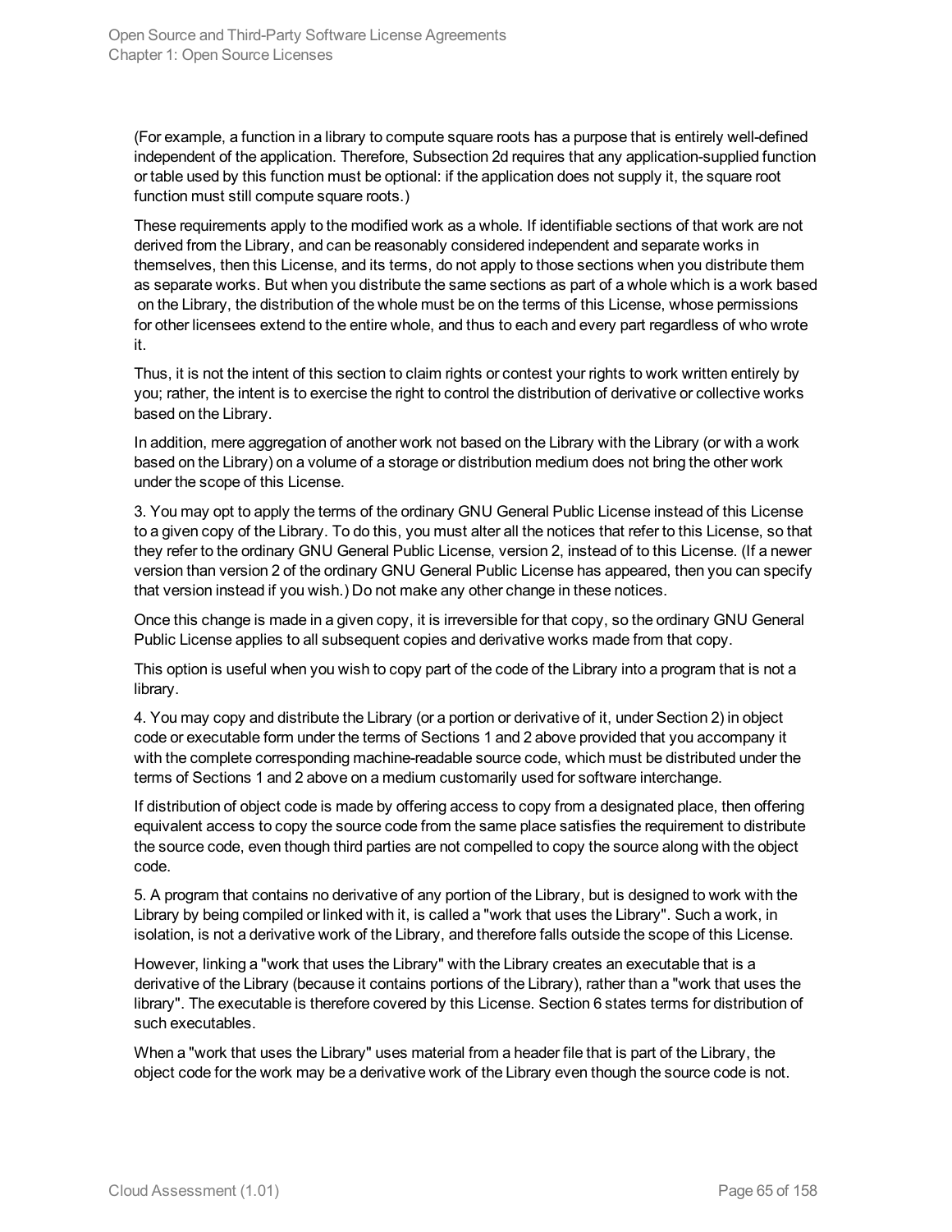(For example, a function in a library to compute square roots has a purpose that is entirely well-defined independent of the application. Therefore, Subsection 2d requires that any application-supplied function or table used by this function must be optional: if the application does not supply it, the square root function must still compute square roots.)

These requirements apply to the modified work as a whole. If identifiable sections of that work are not derived from the Library, and can be reasonably considered independent and separate works in themselves, then this License, and its terms, do not apply to those sections when you distribute them as separate works. But when you distribute the same sections as part of a whole which is a work based on the Library, the distribution of the whole must be on the terms of this License, whose permissions for other licensees extend to the entire whole, and thus to each and every part regardless of who wrote it.

Thus, it is not the intent of this section to claim rights or contest your rights to work written entirely by you; rather, the intent is to exercise the right to control the distribution of derivative or collective works based on the Library.

In addition, mere aggregation of another work not based on the Library with the Library (or with a work based on the Library) on a volume of a storage or distribution medium does not bring the other work under the scope of this License.

3. You may opt to apply the terms of the ordinary GNU General Public License instead of this License to a given copy of the Library. To do this, you must alter all the notices that refer to this License, so that they refer to the ordinary GNU General Public License, version 2, instead of to this License. (If a newer version than version 2 of the ordinary GNU General Public License has appeared, then you can specify that version instead if you wish.) Do not make any other change in these notices.

Once this change is made in a given copy, it is irreversible for that copy, so the ordinary GNU General Public License applies to all subsequent copies and derivative works made from that copy.

This option is useful when you wish to copy part of the code of the Library into a program that is not a library.

4. You may copy and distribute the Library (or a portion or derivative of it, under Section 2) in object code or executable form under the terms of Sections 1 and 2 above provided that you accompany it with the complete corresponding machine-readable source code, which must be distributed under the terms of Sections 1 and 2 above on a medium customarily used for software interchange.

If distribution of object code is made by offering access to copy from a designated place, then offering equivalent access to copy the source code from the same place satisfies the requirement to distribute the source code, even though third parties are not compelled to copy the source along with the object code.

5. A program that contains no derivative of any portion of the Library, but is designed to work with the Library by being compiled or linked with it, is called a "work that uses the Library". Such a work, in isolation, is not a derivative work of the Library, and therefore falls outside the scope of this License.

However, linking a "work that uses the Library" with the Library creates an executable that is a derivative of the Library (because it contains portions of the Library), rather than a "work that uses the library". The executable is therefore covered by this License. Section 6 states terms for distribution of such executables.

When a "work that uses the Library" uses material from a header file that is part of the Library, the object code for the work may be a derivative work of the Library even though the source code is not.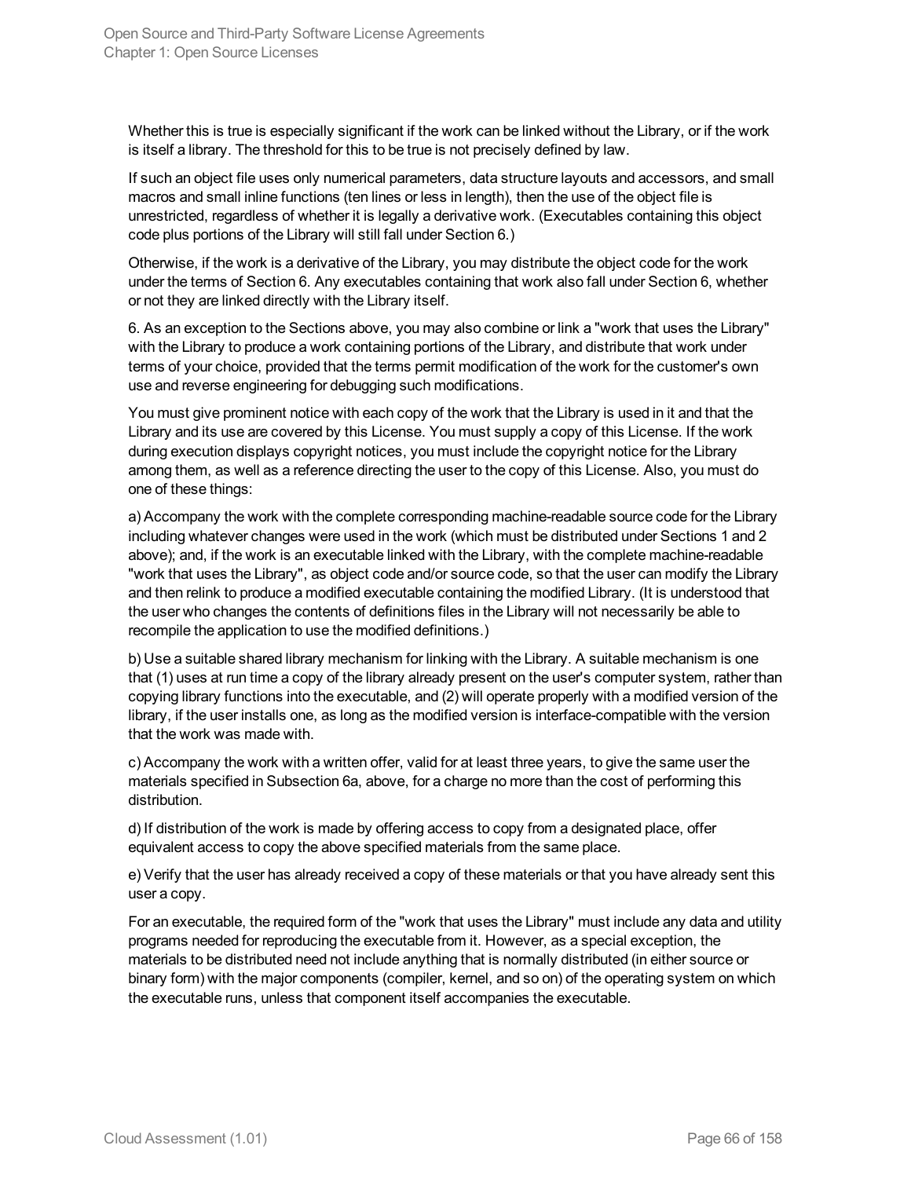Whether this is true is especially significant if the work can be linked without the Library, or if the work is itself a library. The threshold for this to be true is not precisely defined by law.

If such an object file uses only numerical parameters, data structure layouts and accessors, and small macros and small inline functions (ten lines or less in length), then the use of the object file is unrestricted, regardless of whether it is legally a derivative work. (Executables containing this object code plus portions of the Library will still fall under Section 6.)

Otherwise, if the work is a derivative of the Library, you may distribute the object code for the work under the terms of Section 6. Any executables containing that work also fall under Section 6, whether or not they are linked directly with the Library itself.

6. As an exception to the Sections above, you may also combine or link a "work that uses the Library" with the Library to produce a work containing portions of the Library, and distribute that work under terms of your choice, provided that the terms permit modification of the work for the customer's own use and reverse engineering for debugging such modifications.

You must give prominent notice with each copy of the work that the Library is used in it and that the Library and its use are covered by this License. You must supply a copy of this License. If the work during execution displays copyright notices, you must include the copyright notice for the Library among them, as well as a reference directing the user to the copy of this License. Also, you must do one of these things:

a) Accompany the work with the complete corresponding machine-readable source code for the Library including whatever changes were used in the work (which must be distributed under Sections 1 and 2 above); and, if the work is an executable linked with the Library, with the complete machine-readable "work that uses the Library", as object code and/or source code, so that the user can modify the Library and then relink to produce a modified executable containing the modified Library. (It is understood that the user who changes the contents of definitions files in the Library will not necessarily be able to recompile the application to use the modified definitions.)

b) Use a suitable shared library mechanism for linking with the Library. A suitable mechanism is one that (1) uses at run time a copy of the library already present on the user's computer system, rather than copying library functions into the executable, and (2) will operate properly with a modified version of the library, if the user installs one, as long as the modified version is interface-compatible with the version that the work was made with.

c) Accompany the work with a written offer, valid for at least three years, to give the same user the materials specified in Subsection 6a, above, for a charge no more than the cost of performing this distribution.

d) If distribution of the work is made by offering access to copy from a designated place, offer equivalent access to copy the above specified materials from the same place.

e) Verify that the user has already received a copy of these materials or that you have already sent this user a copy.

For an executable, the required form of the "work that uses the Library" must include any data and utility programs needed for reproducing the executable from it. However, as a special exception, the materials to be distributed need not include anything that is normally distributed (in either source or binary form) with the major components (compiler, kernel, and so on) of the operating system on which the executable runs, unless that component itself accompanies the executable.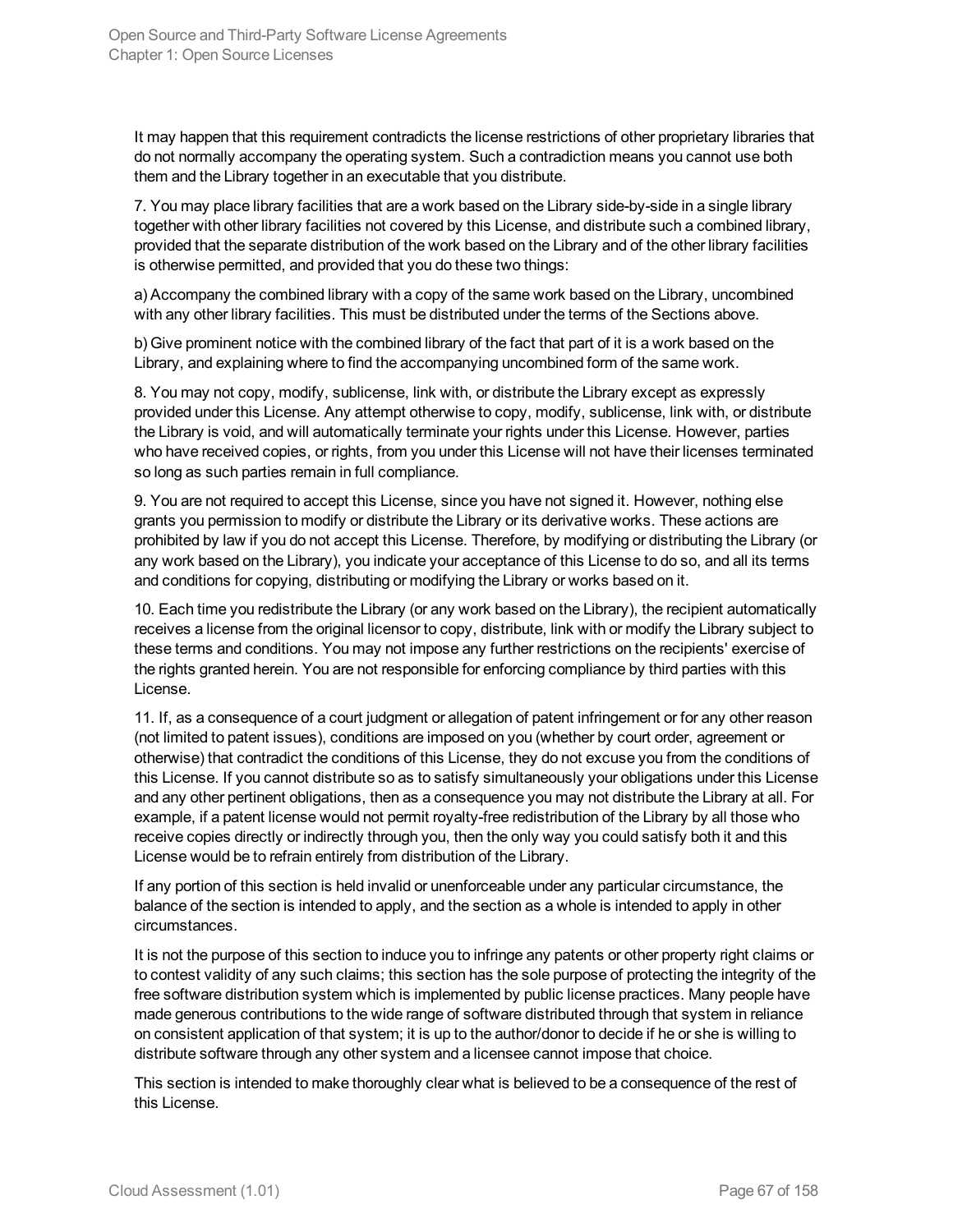It may happen that this requirement contradicts the license restrictions of other proprietary libraries that do not normally accompany the operating system. Such a contradiction means you cannot use both them and the Library together in an executable that you distribute.

7. You may place library facilities that are a work based on the Library side-by-side in a single library together with other library facilities not covered by this License, and distribute such a combined library, provided that the separate distribution of the work based on the Library and of the other library facilities is otherwise permitted, and provided that you do these two things:

a) Accompany the combined library with a copy of the same work based on the Library, uncombined with any other library facilities. This must be distributed under the terms of the Sections above.

b) Give prominent notice with the combined library of the fact that part of it is a work based on the Library, and explaining where to find the accompanying uncombined form of the same work.

8. You may not copy, modify, sublicense, link with, or distribute the Library except as expressly provided under this License. Any attempt otherwise to copy, modify, sublicense, link with, or distribute the Library is void, and will automatically terminate your rights under this License. However, parties who have received copies, or rights, from you under this License will not have their licenses terminated so long as such parties remain in full compliance.

9. You are not required to accept this License, since you have not signed it. However, nothing else grants you permission to modify or distribute the Library or its derivative works. These actions are prohibited by law if you do not accept this License. Therefore, by modifying or distributing the Library (or any work based on the Library), you indicate your acceptance of this License to do so, and all its terms and conditions for copying, distributing or modifying the Library or works based on it.

10. Each time you redistribute the Library (or any work based on the Library), the recipient automatically receives a license from the original licensor to copy, distribute, link with or modify the Library subject to these terms and conditions. You may not impose any further restrictions on the recipients' exercise of the rights granted herein. You are not responsible for enforcing compliance by third parties with this License.

11. If, as a consequence of a court judgment or allegation of patent infringement or for any other reason (not limited to patent issues), conditions are imposed on you (whether by court order, agreement or otherwise) that contradict the conditions of this License, they do not excuse you from the conditions of this License. If you cannot distribute so as to satisfy simultaneously your obligations under this License and any other pertinent obligations, then as a consequence you may not distribute the Library at all. For example, if a patent license would not permit royalty-free redistribution of the Library by all those who receive copies directly or indirectly through you, then the only way you could satisfy both it and this License would be to refrain entirely from distribution of the Library.

If any portion of this section is held invalid or unenforceable under any particular circumstance, the balance of the section is intended to apply, and the section as a whole is intended to apply in other circumstances.

It is not the purpose of this section to induce you to infringe any patents or other property right claims or to contest validity of any such claims; this section has the sole purpose of protecting the integrity of the free software distribution system which is implemented by public license practices. Many people have made generous contributions to the wide range of software distributed through that system in reliance on consistent application of that system; it is up to the author/donor to decide if he or she is willing to distribute software through any other system and a licensee cannot impose that choice.

This section is intended to make thoroughly clear what is believed to be a consequence of the rest of this License.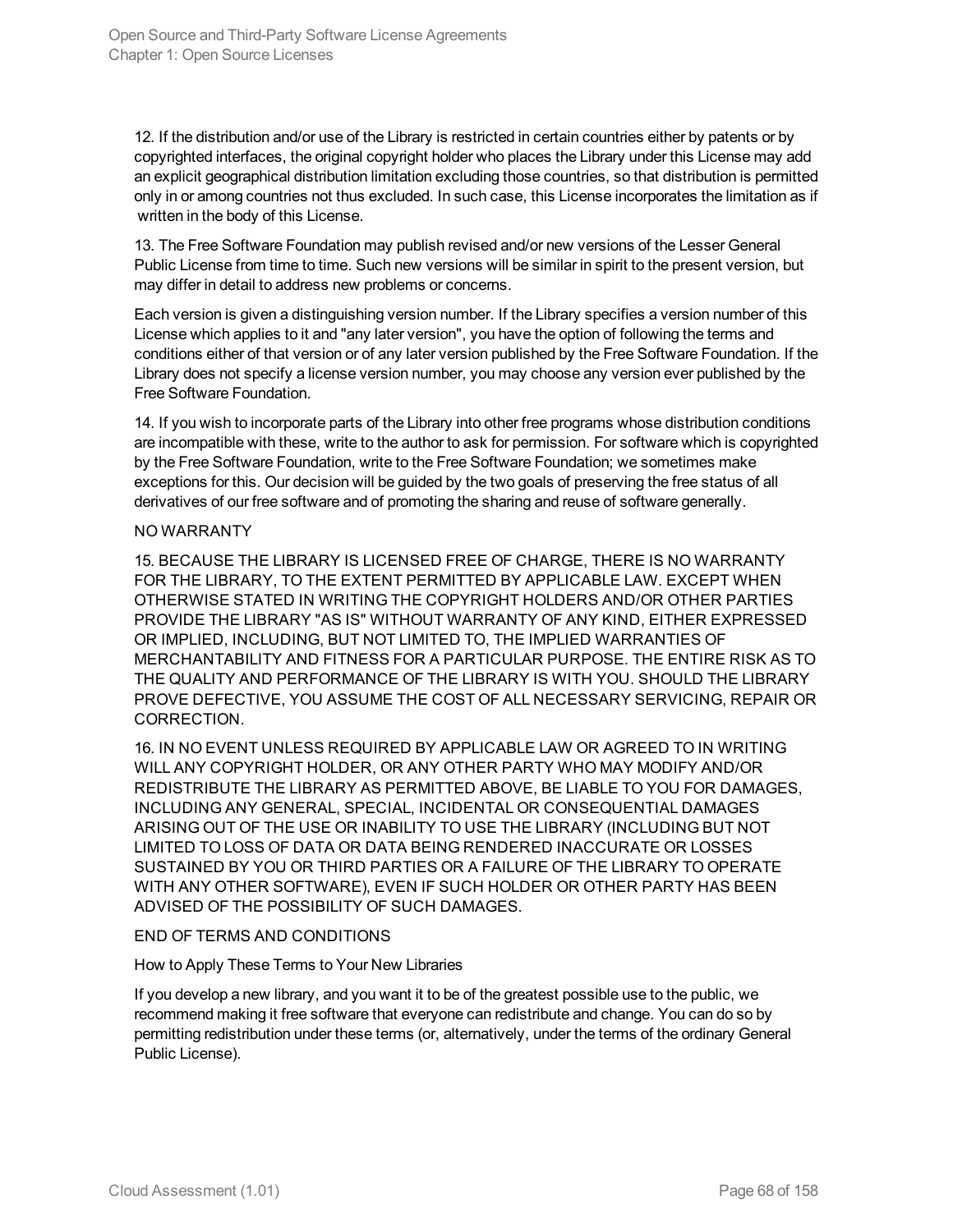12. If the distribution and/or use of the Library is restricted in certain countries either by patents or by copyrighted interfaces, the original copyright holder who places the Library under this License may add an explicit geographical distribution limitation excluding those countries, so that distribution is permitted only in or among countries not thus excluded. In such case, this License incorporates the limitation as if written in the body of this License.

13. The Free Software Foundation may publish revised and/or new versions of the Lesser General Public License from time to time. Such new versions will be similar in spirit to the present version, but may differ in detail to address new problems or concerns.

Each version is given a distinguishing version number. If the Library specifies a version number of this License which applies to it and "any later version", you have the option of following the terms and conditions either of that version or of any later version published by the Free Software Foundation. If the Library does not specify a license version number, you may choose any version ever published by the Free Software Foundation.

14. If you wish to incorporate parts of the Library into other free programs whose distribution conditions are incompatible with these, write to the author to ask for permission. For software which is copyrighted by the Free Software Foundation, write to the Free Software Foundation; we sometimes make exceptions for this. Our decision will be guided by the two goals of preserving the free status of all derivatives of our free software and of promoting the sharing and reuse of software generally.

NO WARRANTY

15. BECAUSE THE LIBRARY IS LICENSED FREE OF CHARGE, THERE IS NO WARRANTY FOR THE LIBRARY, TO THE EXTENT PERMITTED BY APPLICABLE LAW. EXCEPT WHEN OTHERWISE STATED IN WRITING THE COPYRIGHT HOLDERS AND/OR OTHER PARTIES PROVIDE THE LIBRARY "AS IS" WITHOUT WARRANTY OF ANY KIND, EITHER EXPRESSED OR IMPLIED, INCLUDING, BUT NOT LIMITED TO, THE IMPLIED WARRANTIES OF MERCHANTABILITY AND FITNESS FOR A PARTICULAR PURPOSE. THE ENTIRE RISK AS TO THE QUALITY AND PERFORMANCE OF THE LIBRARY IS WITH YOU. SHOULD THE LIBRARY PROVE DEFECTIVE, YOU ASSUME THE COST OF ALL NECESSARY SERVICING, REPAIR OR CORRECTION.

16. IN NO EVENT UNLESS REQUIRED BY APPLICABLE LAW OR AGREED TO IN WRITING WILL ANY COPYRIGHT HOLDER, OR ANY OTHER PARTY WHO MAY MODIFY AND/OR REDISTRIBUTE THE LIBRARY AS PERMITTED ABOVE, BE LIABLE TO YOU FOR DAMAGES, INCLUDING ANY GENERAL, SPECIAL, INCIDENTAL OR CONSEQUENTIAL DAMAGES ARISING OUT OF THE USE OR INABILITY TO USE THE LIBRARY (INCLUDING BUT NOT LIMITED TO LOSS OF DATA OR DATA BEING RENDERED INACCURATE OR LOSSES SUSTAINED BY YOU OR THIRD PARTIES OR A FAILURE OF THE LIBRARY TO OPERATE WITH ANY OTHER SOFTWARE), EVEN IF SUCH HOLDER OR OTHER PARTY HAS BEEN ADVISED OF THE POSSIBILITY OF SUCH DAMAGES.

END OF TERMS AND CONDITIONS

How to Apply These Terms to Your New Libraries

If you develop a new library, and you want it to be of the greatest possible use to the public, we recommend making it free software that everyone can redistribute and change. You can do so by permitting redistribution under these terms (or, alternatively, under the terms of the ordinary General Public License).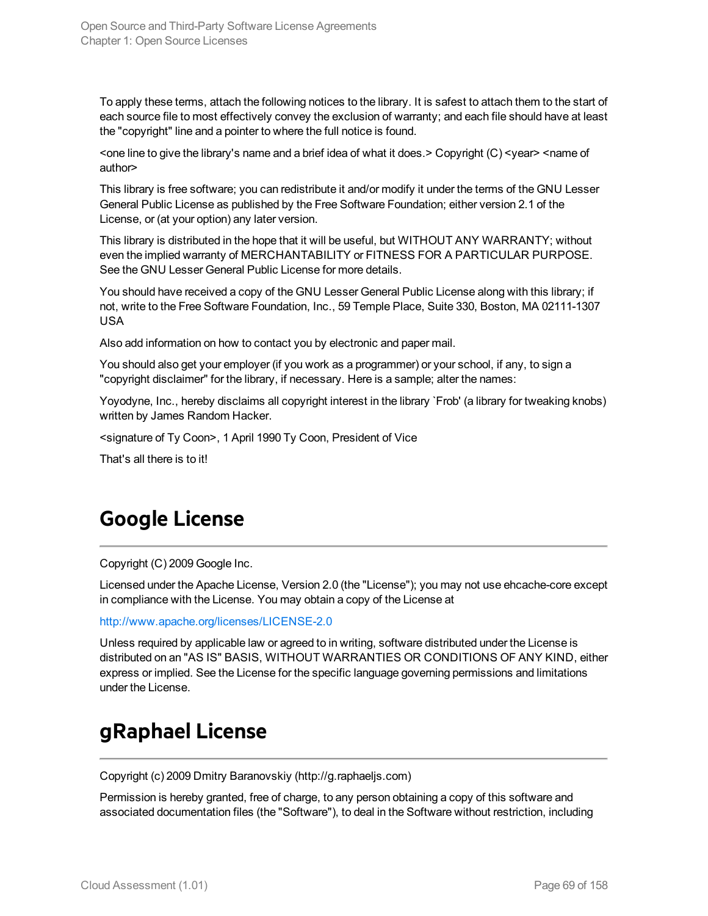To apply these terms, attach the following notices to the library. It is safest to attach them to the start of each source file to most effectively convey the exclusion of warranty; and each file should have at least the "copyright" line and a pointer to where the full notice is found.

<one line to give the library's name and a brief idea of what it does.> Copyright (C) <year> <name of author>

This library is free software; you can redistribute it and/or modify it under the terms of the GNU Lesser General Public License as published by the Free Software Foundation; either version 2.1 of the License, or (at your option) any later version.

This library is distributed in the hope that it will be useful, but WITHOUT ANY WARRANTY; without even the implied warranty of MERCHANTABILITY or FITNESS FOR A PARTICULAR PURPOSE. See the GNU Lesser General Public License for more details.

You should have received a copy of the GNU Lesser General Public License along with this library; if not, write to the Free Software Foundation, Inc., 59 Temple Place, Suite 330, Boston, MA 02111-1307 USA

Also add information on how to contact you by electronic and paper mail.

You should also get your employer (if you work as a programmer) or your school, if any, to sign a "copyright disclaimer" for the library, if necessary. Here is a sample; alter the names:

Yoyodyne, Inc., hereby disclaims all copyright interest in the library `Frob' (a library for tweaking knobs) written by James Random Hacker.

<signature of Ty Coon>, 1 April 1990 Ty Coon, President of Vice

That's all there is to it!

# Google License

Copyright (C) 2009 Google Inc.

Licensed under the Apache License, Version 2.0 (the "License"); you may not use ehcache-core except in compliance with the License. You may obtain a copy of the License at

http://www.apache.org/licenses/LICENSE-2.0

Unless required by applicable law or agreed to in writing, software distributed under the License is distributed on an "AS IS" BASIS, WITHOUT WARRANTIES OR CONDITIONS OF ANY KIND, either express or implied. See the License for the specific language governing permissions and limitations under the License.

# gRaphael License

Copyright (c) 2009 Dmitry Baranovskiy (http://g.raphaeljs.com)

Permission is hereby granted, free of charge, to any person obtaining a copy of this software and associated documentation files (the "Software"), to deal in the Software without restriction, including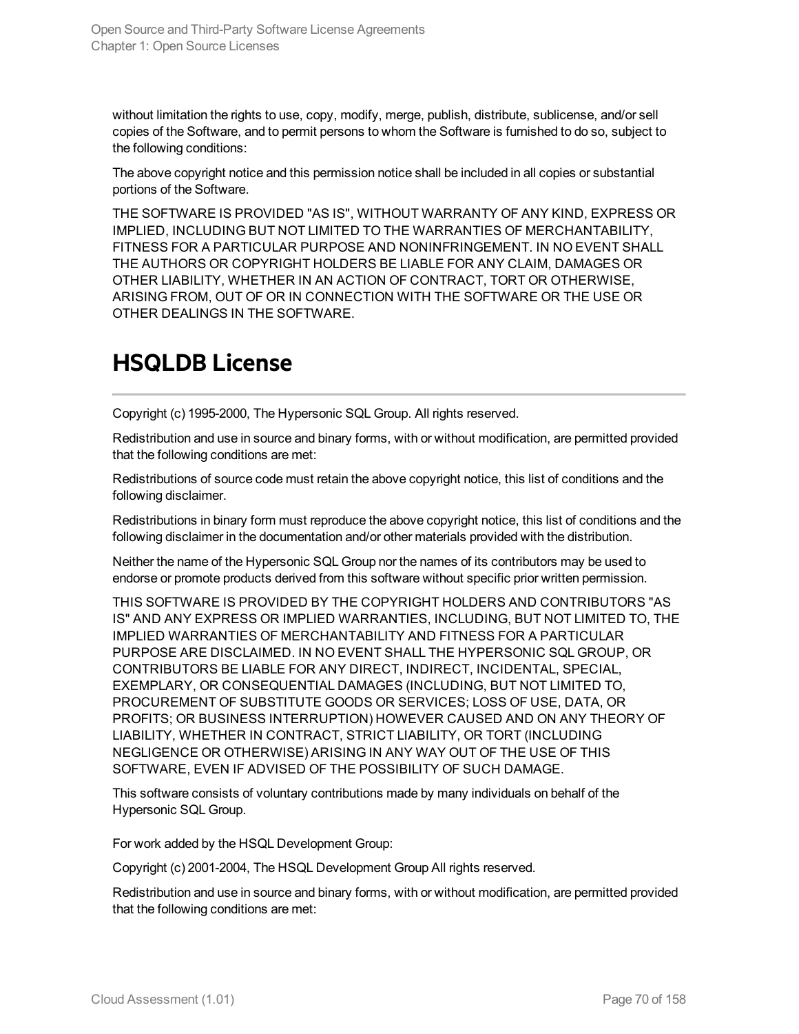without limitation the rights to use, copy, modify, merge, publish, distribute, sublicense, and/or sell copies of the Software, and to permit persons to whom the Software is furnished to do so, subject to the following conditions:

The above copyright notice and this permission notice shall be included in all copies or substantial portions of the Software.

THE SOFTWARE IS PROVIDED "AS IS", WITHOUT WARRANTY OF ANY KIND, EXPRESS OR IMPLIED, INCLUDING BUT NOT LIMITED TO THE WARRANTIES OF MERCHANTABILITY, FITNESS FOR A PARTICULAR PURPOSE AND NONINFRINGEMENT. IN NO EVENT SHALL THE AUTHORS OR COPYRIGHT HOLDERS BE LIABLE FOR ANY CLAIM, DAMAGES OR OTHER LIABILITY, WHETHER IN AN ACTION OF CONTRACT, TORT OR OTHERWISE, ARISING FROM, OUT OF OR IN CONNECTION WITH THE SOFTWARE OR THE USE OR OTHER DEALINGS IN THE SOFTWARE.

# HSQLDB License

Copyright (c) 1995-2000, The Hypersonic SQL Group. All rights reserved.

Redistribution and use in source and binary forms, with or without modification, are permitted provided that the following conditions are met:

Redistributions of source code must retain the above copyright notice, this list of conditions and the following disclaimer.

Redistributions in binary form must reproduce the above copyright notice, this list of conditions and the following disclaimer in the documentation and/or other materials provided with the distribution.

Neither the name of the Hypersonic SQL Group nor the names of its contributors may be used to endorse or promote products derived from this software without specific prior written permission.

THIS SOFTWARE IS PROVIDED BY THE COPYRIGHT HOLDERS AND CONTRIBUTORS "AS IS" AND ANY EXPRESS OR IMPLIED WARRANTIES, INCLUDING, BUT NOT LIMITED TO, THE IMPLIED WARRANTIES OF MERCHANTABILITY AND FITNESS FOR A PARTICULAR PURPOSE ARE DISCLAIMED. IN NO EVENT SHALL THE HYPERSONIC SQL GROUP, OR CONTRIBUTORS BE LIABLE FOR ANY DIRECT, INDIRECT, INCIDENTAL, SPECIAL, EXEMPLARY, OR CONSEQUENTIAL DAMAGES (INCLUDING, BUT NOT LIMITED TO, PROCUREMENT OF SUBSTITUTE GOODS OR SERVICES; LOSS OF USE, DATA, OR PROFITS; OR BUSINESS INTERRUPTION) HOWEVER CAUSED AND ON ANY THEORY OF LIABILITY, WHETHER IN CONTRACT, STRICT LIABILITY, OR TORT (INCLUDING NEGLIGENCE OR OTHERWISE) ARISING IN ANY WAY OUT OF THE USE OF THIS SOFTWARE, EVEN IF ADVISED OF THE POSSIBILITY OF SUCH DAMAGE.

This software consists of voluntary contributions made by many individuals on behalf of the Hypersonic SQL Group.

For work added by the HSQL Development Group:

Copyright (c) 2001-2004, The HSQL Development Group All rights reserved.

Redistribution and use in source and binary forms, with or without modification, are permitted provided that the following conditions are met: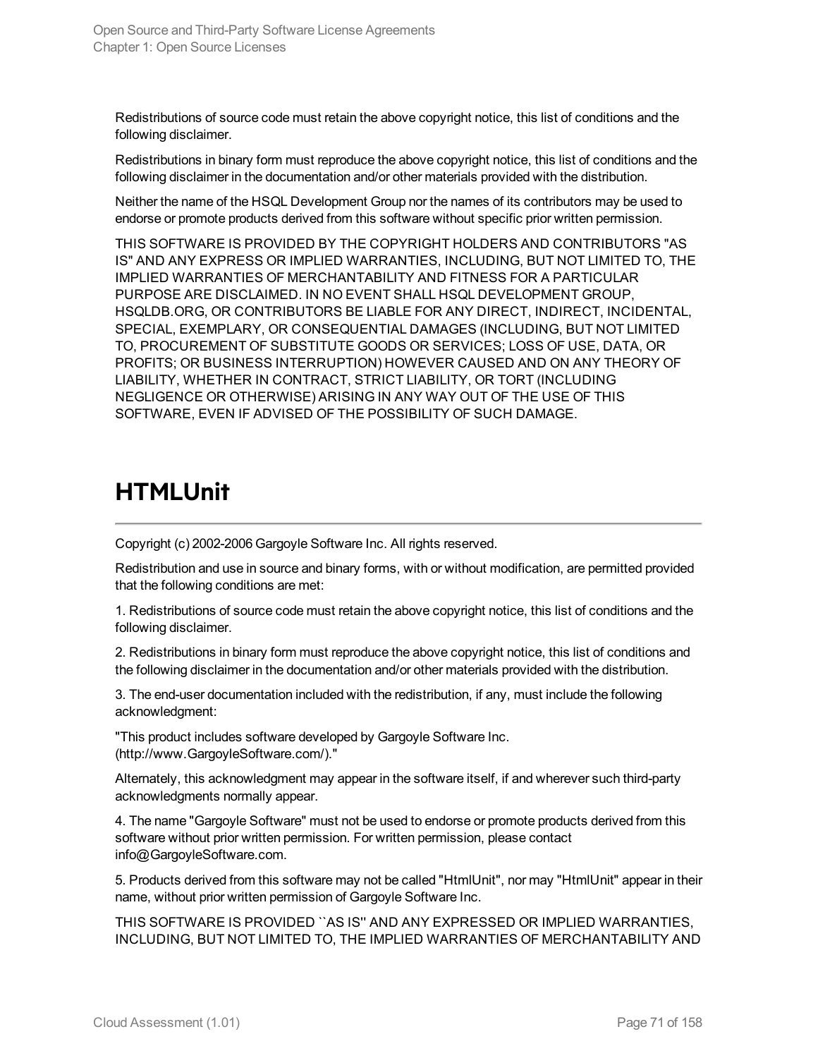Redistributions of source code must retain the above copyright notice, this list of conditions and the following disclaimer.

Redistributions in binary form must reproduce the above copyright notice, this list of conditions and the following disclaimer in the documentation and/or other materials provided with the distribution.

Neither the name of the HSQL Development Group nor the names of its contributors may be used to endorse or promote products derived from this software without specific prior written permission.

THIS SOFTWARE IS PROVIDED BY THE COPYRIGHT HOLDERS AND CONTRIBUTORS "AS IS" AND ANY EXPRESS OR IMPLIED WARRANTIES, INCLUDING, BUT NOT LIMITED TO, THE IMPLIED WARRANTIES OF MERCHANTABILITY AND FITNESS FOR A PARTICULAR PURPOSE ARE DISCLAIMED. IN NO EVENT SHALL HSQL DEVELOPMENT GROUP, HSQLDB.ORG, OR CONTRIBUTORS BE LIABLE FOR ANY DIRECT, INDIRECT, INCIDENTAL, SPECIAL, EXEMPLARY, OR CONSEQUENTIAL DAMAGES (INCLUDING, BUT NOT LIMITED TO, PROCUREMENT OF SUBSTITUTE GOODS OR SERVICES; LOSS OF USE, DATA, OR PROFITS; OR BUSINESS INTERRUPTION) HOWEVER CAUSED AND ON ANY THEORY OF LIABILITY, WHETHER IN CONTRACT, STRICT LIABILITY, OR TORT (INCLUDING NEGLIGENCE OR OTHERWISE) ARISING IN ANY WAY OUT OF THE USE OF THIS SOFTWARE, EVEN IF ADVISED OF THE POSSIBILITY OF SUCH DAMAGE.

## HTMLUnit

Copyright (c) 2002-2006 Gargoyle Software Inc. All rights reserved.

Redistribution and use in source and binary forms, with or without modification, are permitted provided that the following conditions are met:

1. Redistributions of source code must retain the above copyright notice, this list of conditions and the following disclaimer.

2. Redistributions in binary form must reproduce the above copyright notice, this list of conditions and the following disclaimer in the documentation and/or other materials provided with the distribution.

3. The end-user documentation included with the redistribution, if any, must include the following acknowledgment:

"This product includes software developed by Gargoyle Software Inc. (http://www.GargoyleSoftware.com/)."

Alternately, this acknowledgment may appear in the software itself, if and wherever such third-party acknowledgments normally appear.

4. The name "Gargoyle Software" must not be used to endorse or promote products derived from this software without prior written permission. For written permission, please contact info@GargoyleSoftware.com.

5. Products derived from this software may not be called "HtmlUnit", nor may "HtmlUnit" appear in their name, without prior written permission of Gargoyle Software Inc.

THIS SOFTWARE IS PROVIDED ``AS IS'' AND ANY EXPRESSED OR IMPLIED WARRANTIES, INCLUDING, BUT NOT LIMITED TO, THE IMPLIED WARRANTIES OF MERCHANTABILITY AND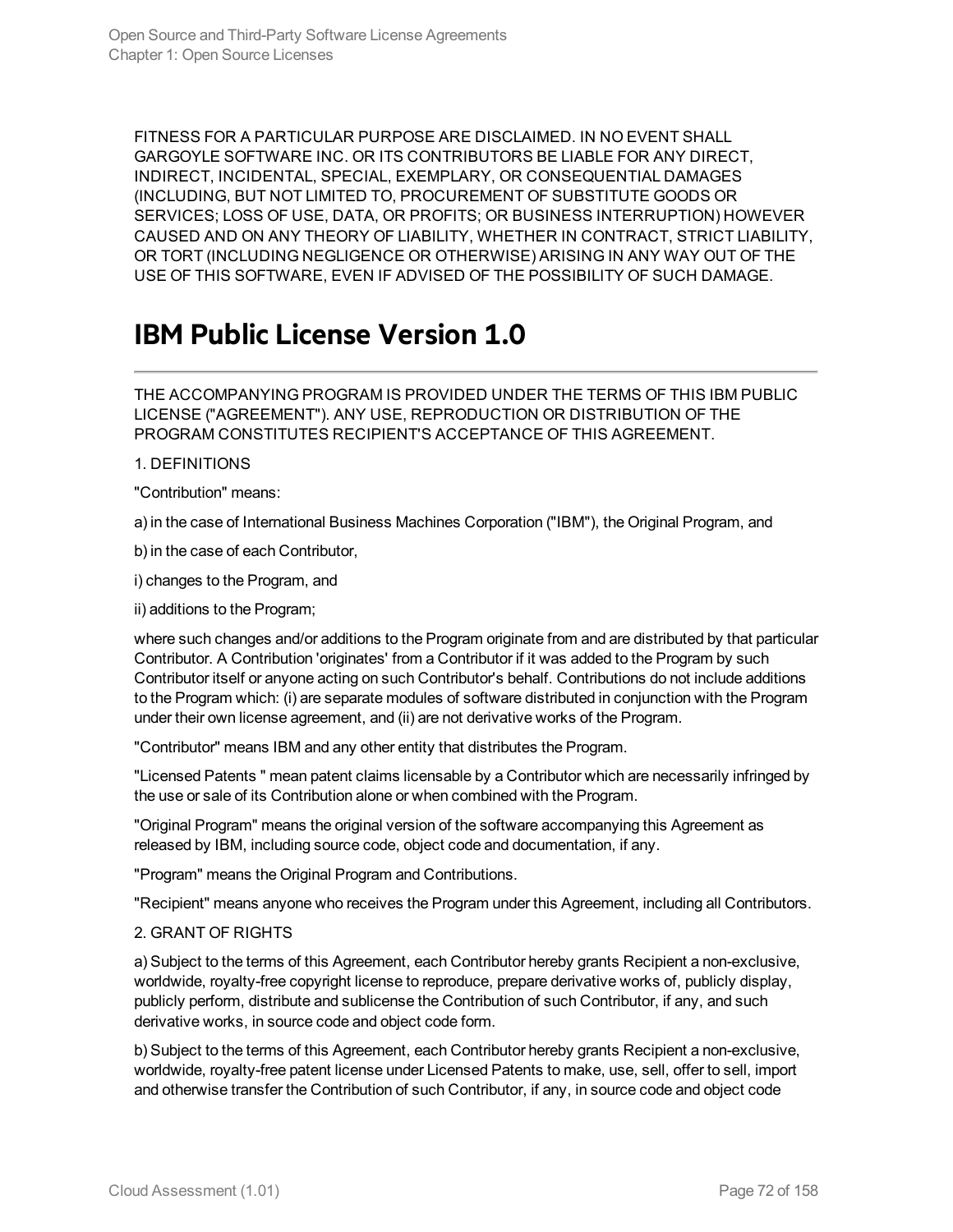FITNESS FOR A PARTICULAR PURPOSE ARE DISCLAIMED. IN NO EVENT SHALL GARGOYLE SOFTWARE INC. OR ITS CONTRIBUTORS BE LIABLE FOR ANY DIRECT, INDIRECT, INCIDENTAL, SPECIAL, EXEMPLARY, OR CONSEQUENTIAL DAMAGES (INCLUDING, BUT NOT LIMITED TO, PROCUREMENT OF SUBSTITUTE GOODS OR SERVICES; LOSS OF USE, DATA, OR PROFITS; OR BUSINESS INTERRUPTION) HOWEVER CAUSED AND ON ANY THEORY OF LIABILITY, WHETHER IN CONTRACT, STRICT LIABILITY, OR TORT (INCLUDING NEGLIGENCE OR OTHERWISE) ARISING IN ANY WAY OUT OF THE USE OF THIS SOFTWARE, EVEN IF ADVISED OF THE POSSIBILITY OF SUCH DAMAGE.

## IBM Public License Version 1.0

THE ACCOMPANYING PROGRAM IS PROVIDED UNDER THE TERMS OF THIS IBM PUBLIC LICENSE ("AGREEMENT"). ANY USE, REPRODUCTION OR DISTRIBUTION OF THE PROGRAM CONSTITUTES RECIPIENT'S ACCEPTANCE OF THIS AGREEMENT.

1. DEFINITIONS

"Contribution" means:

a) in the case of International Business Machines Corporation ("IBM"), the Original Program, and

b) in the case of each Contributor,

i) changes to the Program, and

ii) additions to the Program;

where such changes and/or additions to the Program originate from and are distributed by that particular Contributor. A Contribution 'originates' from a Contributor if it was added to the Program by such Contributor itself or anyone acting on such Contributor's behalf. Contributions do not include additions to the Program which: (i) are separate modules of software distributed in conjunction with the Program under their own license agreement, and (ii) are not derivative works of the Program.

"Contributor" means IBM and any other entity that distributes the Program.

"Licensed Patents " mean patent claims licensable by a Contributor which are necessarily infringed by the use or sale of its Contribution alone or when combined with the Program.

"Original Program" means the original version of the software accompanying this Agreement as released by IBM, including source code, object code and documentation, if any.

"Program" means the Original Program and Contributions.

"Recipient" means anyone who receives the Program under this Agreement, including all Contributors.

2. GRANT OF RIGHTS

a) Subject to the terms of this Agreement, each Contributor hereby grants Recipient a non-exclusive, worldwide, royalty-free copyright license to reproduce, prepare derivative works of, publicly display, publicly perform, distribute and sublicense the Contribution of such Contributor, if any, and such derivative works, in source code and object code form.

b) Subject to the terms of this Agreement, each Contributor hereby grants Recipient a non-exclusive, worldwide, royalty-free patent license under Licensed Patents to make, use, sell, offer to sell, import and otherwise transfer the Contribution of such Contributor, if any, in source code and object code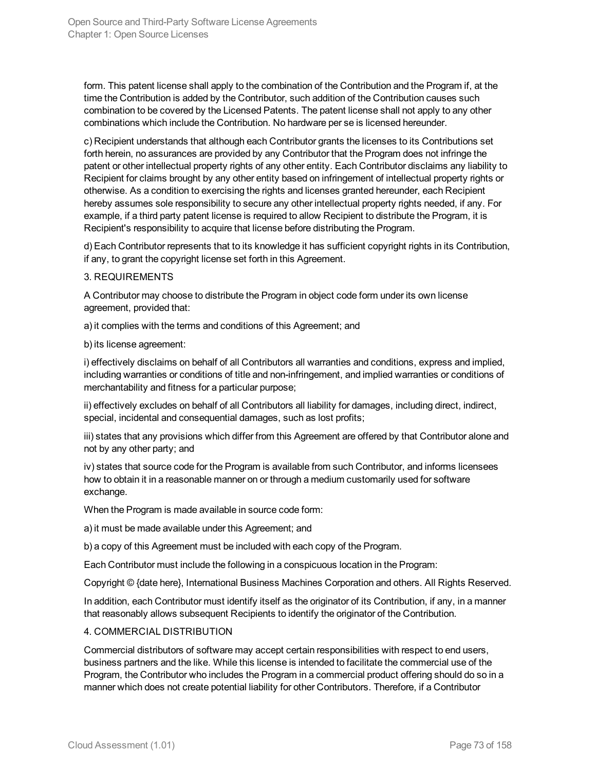form. This patent license shall apply to the combination of the Contribution and the Program if, at the time the Contribution is added by the Contributor, such addition of the Contribution causes such combination to be covered by the Licensed Patents. The patent license shall not apply to any other combinations which include the Contribution. No hardware per se is licensed hereunder.

c) Recipient understands that although each Contributor grants the licenses to its Contributions set forth herein, no assurances are provided by any Contributor that the Program does not infringe the patent or other intellectual property rights of any other entity. Each Contributor disclaims any liability to Recipient for claims brought by any other entity based on infringement of intellectual property rights or otherwise. As a condition to exercising the rights and licenses granted hereunder, each Recipient hereby assumes sole responsibility to secure any other intellectual property rights needed, if any. For example, if a third party patent license is required to allow Recipient to distribute the Program, it is Recipient's responsibility to acquire that license before distributing the Program.

d) Each Contributor represents that to its knowledge it has sufficient copyright rights in its Contribution, if any, to grant the copyright license set forth in this Agreement.

3. REQUIREMENTS

A Contributor may choose to distribute the Program in object code form under its own license agreement, provided that:

a) it complies with the terms and conditions of this Agreement; and

b) its license agreement:

i) effectively disclaims on behalf of all Contributors all warranties and conditions, express and implied, including warranties or conditions of title and non-infringement, and implied warranties or conditions of merchantability and fitness for a particular purpose;

ii) effectively excludes on behalf of all Contributors all liability for damages, including direct, indirect, special, incidental and consequential damages, such as lost profits;

iii) states that any provisions which differ from this Agreement are offered by that Contributor alone and not by any other party; and

iv) states that source code for the Program is available from such Contributor, and informs licensees how to obtain it in a reasonable manner on or through a medium customarily used for software exchange.

When the Program is made available in source code form:

a) it must be made available under this Agreement; and

b) a copy of this Agreement must be included with each copy of the Program.

Each Contributor must include the following in a conspicuous location in the Program:

Copyright © {date here}, International Business Machines Corporation and others. All Rights Reserved.

In addition, each Contributor must identify itself as the originator of its Contribution, if any, in a manner that reasonably allows subsequent Recipients to identify the originator of the Contribution.

4. COMMERCIAL DISTRIBUTION

Commercial distributors of software may accept certain responsibilities with respect to end users, business partners and the like. While this license is intended to facilitate the commercial use of the Program, the Contributor who includes the Program in a commercial product offering should do so in a manner which does not create potential liability for other Contributors. Therefore, if a Contributor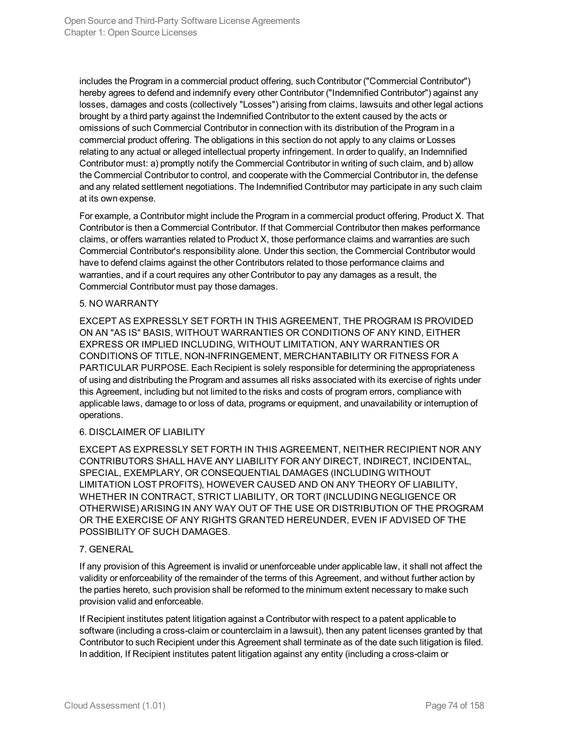includes the Program in a commercial product offering, such Contributor ("Commercial Contributor") hereby agrees to defend and indemnify every other Contributor ("Indemnified Contributor") against any losses, damages and costs (collectively "Losses") arising from claims, lawsuits and other legal actions brought by a third party against the Indemnified Contributor to the extent caused by the acts or omissions of such Commercial Contributor in connection with its distribution of the Program in a commercial product offering. The obligations in this section do not apply to any claims or Losses relating to any actual or alleged intellectual property infringement. In order to qualify, an Indemnified Contributor must: a) promptly notify the Commercial Contributor in writing of such claim, and b) allow the Commercial Contributor to control, and cooperate with the Commercial Contributor in, the defense and any related settlement negotiations. The Indemnified Contributor may participate in any such claim at its own expense.

For example, a Contributor might include the Program in a commercial product offering, Product X. That Contributor is then a Commercial Contributor. If that Commercial Contributor then makes performance claims, or offers warranties related to Product X, those performance claims and warranties are such Commercial Contributor's responsibility alone. Under this section, the Commercial Contributor would have to defend claims against the other Contributors related to those performance claims and warranties, and if a court requires any other Contributor to pay any damages as a result, the Commercial Contributor must pay those damages.

5. NO WARRANTY

EXCEPT AS EXPRESSLY SET FORTH IN THIS AGREEMENT, THE PROGRAM IS PROVIDED ON AN "AS IS" BASIS, WITHOUT WARRANTIES OR CONDITIONS OF ANY KIND, EITHER EXPRESS OR IMPLIED INCLUDING, WITHOUT LIMITATION, ANY WARRANTIES OR CONDITIONS OF TITLE, NON-INFRINGEMENT, MERCHANTABILITY OR FITNESS FOR A PARTICULAR PURPOSE. Each Recipient is solely responsible for determining the appropriateness of using and distributing the Program and assumes all risks associated with its exercise of rights under this Agreement, including but not limited to the risks and costs of program errors, compliance with applicable laws, damage to or loss of data, programs or equipment, and unavailability or interruption of operations.

6. DISCLAIMER OF LIABILITY

EXCEPT AS EXPRESSLY SET FORTH IN THIS AGREEMENT, NEITHER RECIPIENT NOR ANY CONTRIBUTORS SHALL HAVE ANY LIABILITY FOR ANY DIRECT, INDIRECT, INCIDENTAL, SPECIAL, EXEMPLARY, OR CONSEQUENTIAL DAMAGES (INCLUDING WITHOUT LIMITATION LOST PROFITS), HOWEVER CAUSED AND ON ANY THEORY OF LIABILITY, WHETHER IN CONTRACT, STRICT LIABILITY, OR TORT (INCLUDING NEGLIGENCE OR OTHERWISE) ARISING IN ANY WAY OUT OF THE USE OR DISTRIBUTION OF THE PROGRAM OR THE EXERCISE OF ANY RIGHTS GRANTED HEREUNDER, EVEN IF ADVISED OF THE POSSIBILITY OF SUCH DAMAGES.

7. GENERAL

If any provision of this Agreement is invalid or unenforceable under applicable law, it shall not affect the validity or enforceability of the remainder of the terms of this Agreement, and without further action by the parties hereto, such provision shall be reformed to the minimum extent necessary to make such provision valid and enforceable.

If Recipient institutes patent litigation against a Contributor with respect to a patent applicable to software (including a cross-claim or counterclaim in a lawsuit), then any patent licenses granted by that Contributor to such Recipient under this Agreement shall terminate as of the date such litigation is filed. In addition, If Recipient institutes patent litigation against any entity (including a cross-claim or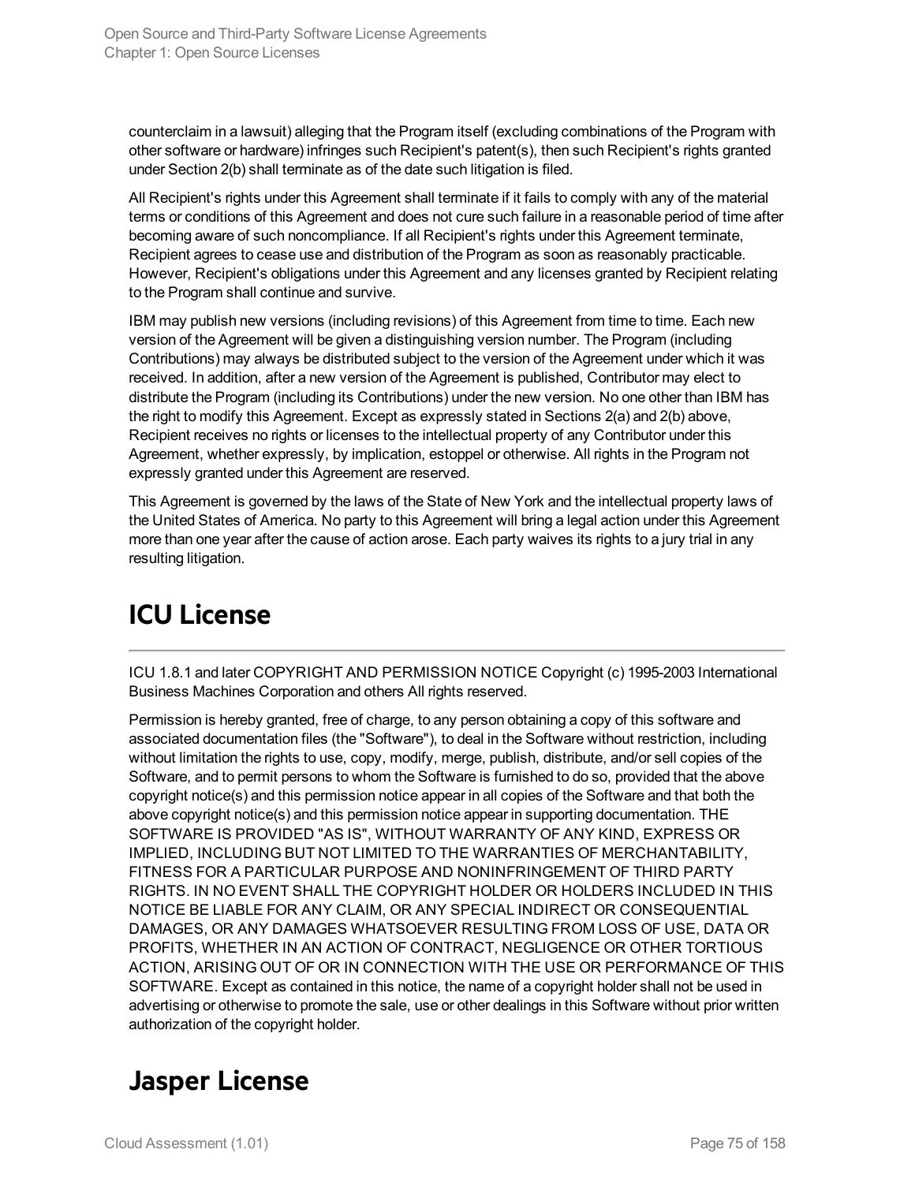counterclaim in a lawsuit) alleging that the Program itself (excluding combinations of the Program with other software or hardware) infringes such Recipient's patent(s), then such Recipient's rights granted under Section 2(b) shall terminate as of the date such litigation is filed.

All Recipient's rights under this Agreement shall terminate if it fails to comply with any of the material terms or conditions of this Agreement and does not cure such failure in a reasonable period of time after becoming aware of such noncompliance. If all Recipient's rights under this Agreement terminate, Recipient agrees to cease use and distribution of the Program as soon as reasonably practicable. However, Recipient's obligations under this Agreement and any licenses granted by Recipient relating to the Program shall continue and survive.

IBM may publish new versions (including revisions) of this Agreement from time to time. Each new version of the Agreement will be given a distinguishing version number. The Program (including Contributions) may always be distributed subject to the version of the Agreement under which it was received. In addition, after a new version of the Agreement is published, Contributor may elect to distribute the Program (including its Contributions) under the new version. No one other than IBM has the right to modify this Agreement. Except as expressly stated in Sections 2(a) and 2(b) above, Recipient receives no rights or licenses to the intellectual property of any Contributor under this Agreement, whether expressly, by implication, estoppel or otherwise. All rights in the Program not expressly granted under this Agreement are reserved.

This Agreement is governed by the laws of the State of New York and the intellectual property laws of the United States of America. No party to this Agreement will bring a legal action under this Agreement more than one year after the cause of action arose. Each party waives its rights to a jury trial in any resulting litigation.

# ICU License

ICU 1.8.1 and later COPYRIGHT AND PERMISSION NOTICE Copyright (c) 1995-2003 International Business Machines Corporation and others All rights reserved.

Permission is hereby granted, free of charge, to any person obtaining a copy of this software and associated documentation files (the "Software"), to deal in the Software without restriction, including without limitation the rights to use, copy, modify, merge, publish, distribute, and/or sell copies of the Software, and to permit persons to whom the Software is furnished to do so, provided that the above copyright notice(s) and this permission notice appear in all copies of the Software and that both the above copyright notice(s) and this permission notice appear in supporting documentation. THE SOFTWARE IS PROVIDED "AS IS", WITHOUT WARRANTY OF ANY KIND, EXPRESS OR IMPLIED, INCLUDING BUT NOT LIMITED TO THE WARRANTIES OF MERCHANTABILITY, FITNESS FOR A PARTICULAR PURPOSE AND NONINFRINGEMENT OF THIRD PARTY RIGHTS. IN NO EVENT SHALL THE COPYRIGHT HOLDER OR HOLDERS INCLUDED IN THIS NOTICE BE LIABLE FOR ANY CLAIM, OR ANY SPECIAL INDIRECT OR CONSEQUENTIAL DAMAGES, OR ANY DAMAGES WHATSOEVER RESULTING FROM LOSS OF USE, DATA OR PROFITS, WHETHER IN AN ACTION OF CONTRACT, NEGLIGENCE OR OTHER TORTIOUS ACTION, ARISING OUT OF OR IN CONNECTION WITH THE USE OR PERFORMANCE OF THIS SOFTWARE. Except as contained in this notice, the name of a copyright holder shall not be used in advertising or otherwise to promote the sale, use or other dealings in this Software without prior written authorization of the copyright holder.

# Jasper License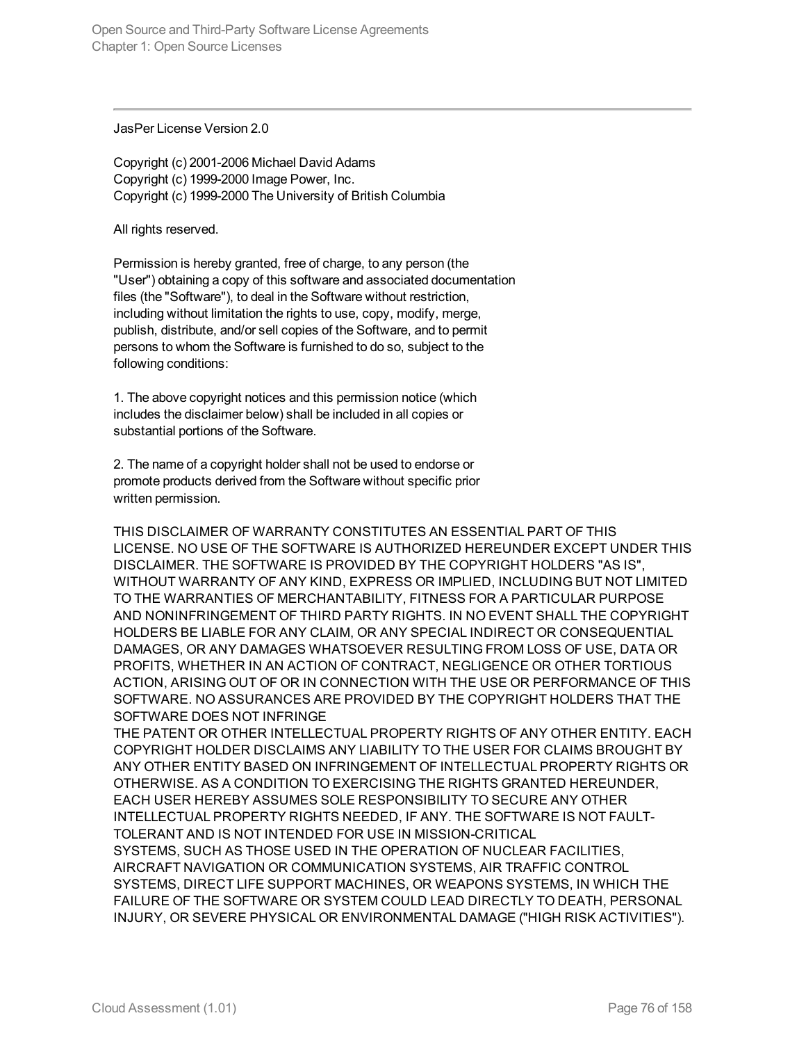---

JasPer License Version 2.0

Copyright (c) 2001-2006 Michael David Adams
Copyright (c) 1999-2000 Image Power, Inc.
Copyright (c) 1999-2000 The University of British Columbia

All rights reserved.

Permission is hereby granted, free of charge, to any person (the "User") obtaining a copy of this software and associated documentation files (the "Software"), to deal in the Software without restriction, including without limitation the rights to use, copy, modify, merge, publish, distribute, and/or sell copies of the Software, and to permit persons to whom the Software is furnished to do so, subject to the following conditions:

1. The above copyright notices and this permission notice (which includes the disclaimer below) shall be included in all copies or substantial portions of the Software.

2. The name of a copyright holder shall not be used to endorse or promote products derived from the Software without specific prior written permission.

THIS DISCLAIMER OF WARRANTY CONSTITUTES AN ESSENTIAL PART OF THIS LICENSE. NO USE OF THE SOFTWARE IS AUTHORIZED HEREUNDER EXCEPT UNDER THIS DISCLAIMER. THE SOFTWARE IS PROVIDED BY THE COPYRIGHT HOLDERS "AS IS", WITHOUT WARRANTY OF ANY KIND, EXPRESS OR IMPLIED, INCLUDING BUT NOT LIMITED TO THE WARRANTIES OF MERCHANTABILITY, FITNESS FOR A PARTICULAR PURPOSE AND NONINFRINGEMENT OF THIRD PARTY RIGHTS. IN NO EVENT SHALL THE COPYRIGHT HOLDERS BE LIABLE FOR ANY CLAIM, OR ANY SPECIAL INDIRECT OR CONSEQUENTIAL DAMAGES, OR ANY DAMAGES WHATSOEVER RESULTING FROM LOSS OF USE, DATA OR PROFITS, WHETHER IN AN ACTION OF CONTRACT, NEGLIGENCE OR OTHER TORTIOUS ACTION, ARISING OUT OF OR IN CONNECTION WITH THE USE OR PERFORMANCE OF THIS SOFTWARE. NO ASSURANCES ARE PROVIDED BY THE COPYRIGHT HOLDERS THAT THE SOFTWARE DOES NOT INFRINGE THE PATENT OR OTHER INTELLECTUAL PROPERTY RIGHTS OF ANY OTHER ENTITY. EACH COPYRIGHT HOLDER DISCLAIMS ANY LIABILITY TO THE USER FOR CLAIMS BROUGHT BY ANY OTHER ENTITY BASED ON INFRINGEMENT OF INTELLECTUAL PROPERTY RIGHTS OR OTHERWISE. AS A CONDITION TO EXERCISING THE RIGHTS GRANTED HEREUNDER, EACH USER HEREBY ASSUMES SOLE RESPONSIBILITY TO SECURE ANY OTHER INTELLECTUAL PROPERTY RIGHTS NEEDED, IF ANY. THE SOFTWARE IS NOT FAULT-TOLERANT AND IS NOT INTENDED FOR USE IN MISSION-CRITICAL SYSTEMS, SUCH AS THOSE USED IN THE OPERATION OF NUCLEAR FACILITIES, AIRCRAFT NAVIGATION OR COMMUNICATION SYSTEMS, AIR TRAFFIC CONTROL SYSTEMS, DIRECT LIFE SUPPORT MACHINES, OR WEAPONS SYSTEMS, IN WHICH THE FAILURE OF THE SOFTWARE OR SYSTEM COULD LEAD DIRECTLY TO DEATH, PERSONAL INJURY, OR SEVERE PHYSICAL OR ENVIRONMENTAL DAMAGE ("HIGH RISK ACTIVITIES").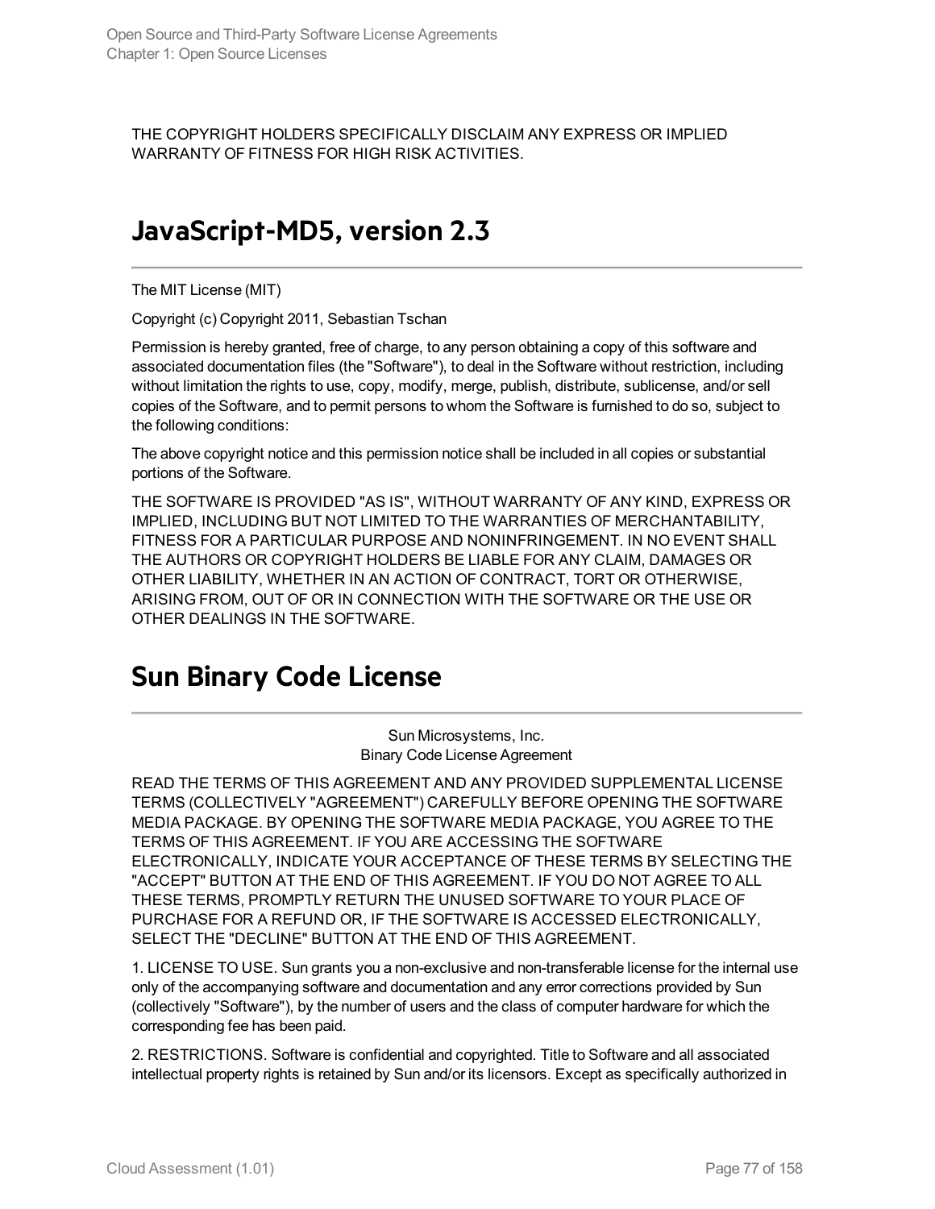THE COPYRIGHT HOLDERS SPECIFICALLY DISCLAIM ANY EXPRESS OR IMPLIED WARRANTY OF FITNESS FOR HIGH RISK ACTIVITIES.

## JavaScript-MD5, version 2.3

The MIT License (MIT)

Copyright (c) Copyright 2011, Sebastian Tschan

Permission is hereby granted, free of charge, to any person obtaining a copy of this software and associated documentation files (the "Software"), to deal in the Software without restriction, including without limitation the rights to use, copy, modify, merge, publish, distribute, sublicense, and/or sell copies of the Software, and to permit persons to whom the Software is furnished to do so, subject to the following conditions:

The above copyright notice and this permission notice shall be included in all copies or substantial portions of the Software.

THE SOFTWARE IS PROVIDED "AS IS", WITHOUT WARRANTY OF ANY KIND, EXPRESS OR IMPLIED, INCLUDING BUT NOT LIMITED TO THE WARRANTIES OF MERCHANTABILITY, FITNESS FOR A PARTICULAR PURPOSE AND NONINFRINGEMENT. IN NO EVENT SHALL THE AUTHORS OR COPYRIGHT HOLDERS BE LIABLE FOR ANY CLAIM, DAMAGES OR OTHER LIABILITY, WHETHER IN AN ACTION OF CONTRACT, TORT OR OTHERWISE, ARISING FROM, OUT OF OR IN CONNECTION WITH THE SOFTWARE OR THE USE OR OTHER DEALINGS IN THE SOFTWARE.

## Sun Binary Code License

Sun Microsystems, Inc.
Binary Code License Agreement

READ THE TERMS OF THIS AGREEMENT AND ANY PROVIDED SUPPLEMENTAL LICENSE TERMS (COLLECTIVELY "AGREEMENT") CAREFULLY BEFORE OPENING THE SOFTWARE MEDIA PACKAGE. BY OPENING THE SOFTWARE MEDIA PACKAGE, YOU AGREE TO THE TERMS OF THIS AGREEMENT. IF YOU ARE ACCESSING THE SOFTWARE ELECTRONICALLY, INDICATE YOUR ACCEPTANCE OF THESE TERMS BY SELECTING THE "ACCEPT" BUTTON AT THE END OF THIS AGREEMENT. IF YOU DO NOT AGREE TO ALL THESE TERMS, PROMPTLY RETURN THE UNUSED SOFTWARE TO YOUR PLACE OF PURCHASE FOR A REFUND OR, IF THE SOFTWARE IS ACCESSED ELECTRONICALLY, SELECT THE "DECLINE" BUTTON AT THE END OF THIS AGREEMENT.

1. LICENSE TO USE. Sun grants you a non-exclusive and non-transferable license for the internal use only of the accompanying software and documentation and any error corrections provided by Sun (collectively "Software"), by the number of users and the class of computer hardware for which the corresponding fee has been paid.

2. RESTRICTIONS. Software is confidential and copyrighted. Title to Software and all associated intellectual property rights is retained by Sun and/or its licensors. Except as specifically authorized in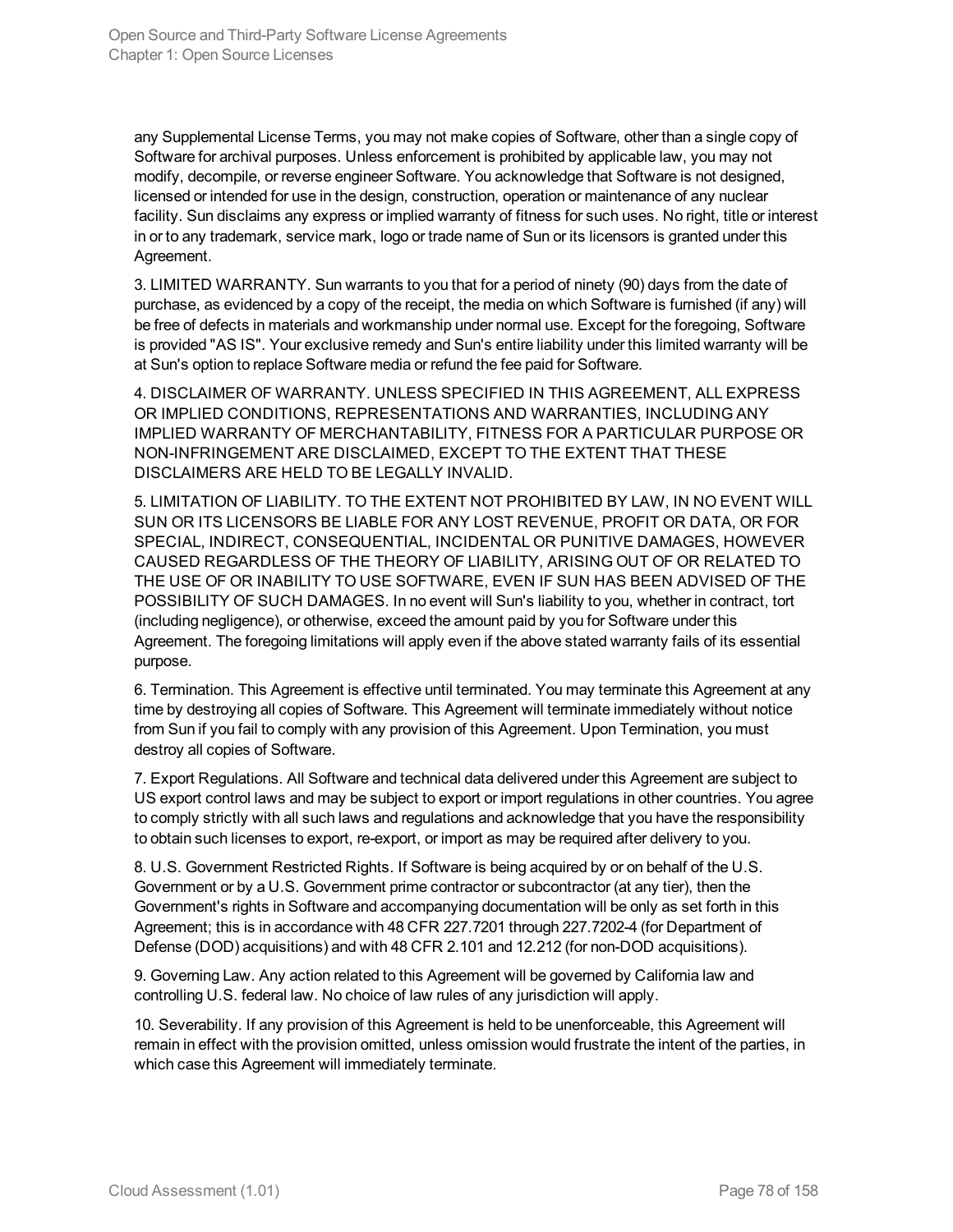any Supplemental License Terms, you may not make copies of Software, other than a single copy of Software for archival purposes. Unless enforcement is prohibited by applicable law, you may not modify, decompile, or reverse engineer Software. You acknowledge that Software is not designed, licensed or intended for use in the design, construction, operation or maintenance of any nuclear facility. Sun disclaims any express or implied warranty of fitness for such uses. No right, title or interest in or to any trademark, service mark, logo or trade name of Sun or its licensors is granted under this Agreement.

3. LIMITED WARRANTY. Sun warrants to you that for a period of ninety (90) days from the date of purchase, as evidenced by a copy of the receipt, the media on which Software is furnished (if any) will be free of defects in materials and workmanship under normal use. Except for the foregoing, Software is provided "AS IS". Your exclusive remedy and Sun's entire liability under this limited warranty will be at Sun's option to replace Software media or refund the fee paid for Software.

4. DISCLAIMER OF WARRANTY. UNLESS SPECIFIED IN THIS AGREEMENT, ALL EXPRESS OR IMPLIED CONDITIONS, REPRESENTATIONS AND WARRANTIES, INCLUDING ANY IMPLIED WARRANTY OF MERCHANTABILITY, FITNESS FOR A PARTICULAR PURPOSE OR NON-INFRINGEMENT ARE DISCLAIMED, EXCEPT TO THE EXTENT THAT THESE DISCLAIMERS ARE HELD TO BE LEGALLY INVALID.

5. LIMITATION OF LIABILITY. TO THE EXTENT NOT PROHIBITED BY LAW, IN NO EVENT WILL SUN OR ITS LICENSORS BE LIABLE FOR ANY LOST REVENUE, PROFIT OR DATA, OR FOR SPECIAL, INDIRECT, CONSEQUENTIAL, INCIDENTAL OR PUNITIVE DAMAGES, HOWEVER CAUSED REGARDLESS OF THE THEORY OF LIABILITY, ARISING OUT OF OR RELATED TO THE USE OF OR INABILITY TO USE SOFTWARE, EVEN IF SUN HAS BEEN ADVISED OF THE POSSIBILITY OF SUCH DAMAGES. In no event will Sun's liability to you, whether in contract, tort (including negligence), or otherwise, exceed the amount paid by you for Software under this Agreement. The foregoing limitations will apply even if the above stated warranty fails of its essential purpose.

6. Termination. This Agreement is effective until terminated. You may terminate this Agreement at any time by destroying all copies of Software. This Agreement will terminate immediately without notice from Sun if you fail to comply with any provision of this Agreement. Upon Termination, you must destroy all copies of Software.

7. Export Regulations. All Software and technical data delivered under this Agreement are subject to US export control laws and may be subject to export or import regulations in other countries. You agree to comply strictly with all such laws and regulations and acknowledge that you have the responsibility to obtain such licenses to export, re-export, or import as may be required after delivery to you.

8. U.S. Government Restricted Rights. If Software is being acquired by or on behalf of the U.S. Government or by a U.S. Government prime contractor or subcontractor (at any tier), then the Government's rights in Software and accompanying documentation will be only as set forth in this Agreement; this is in accordance with 48 CFR 227.7201 through 227.7202-4 (for Department of Defense (DOD) acquisitions) and with 48 CFR 2.101 and 12.212 (for non-DOD acquisitions).

9. Governing Law. Any action related to this Agreement will be governed by California law and controlling U.S. federal law. No choice of law rules of any jurisdiction will apply.

10. Severability. If any provision of this Agreement is held to be unenforceable, this Agreement will remain in effect with the provision omitted, unless omission would frustrate the intent of the parties, in which case this Agreement will immediately terminate.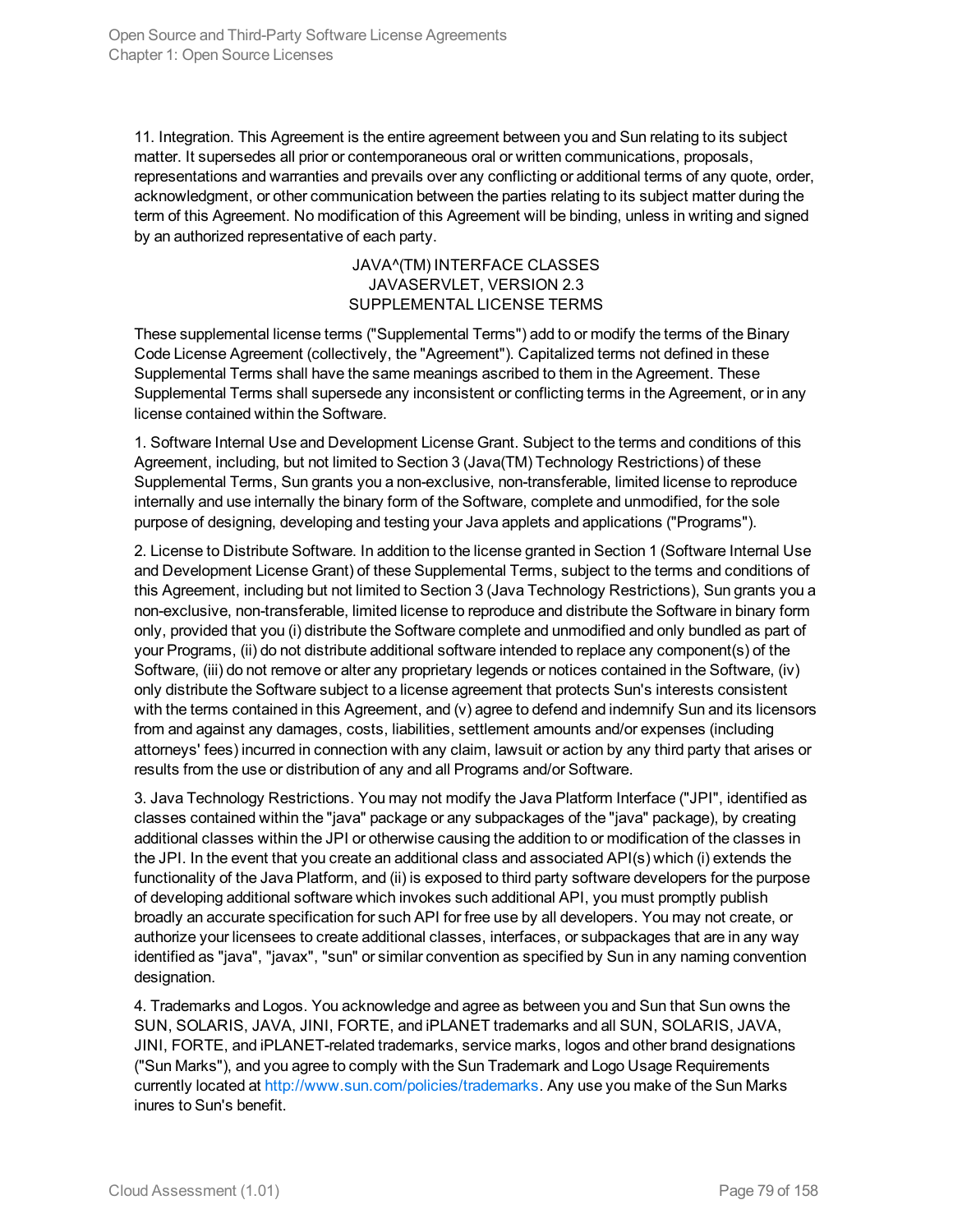11. Integration. This Agreement is the entire agreement between you and Sun relating to its subject matter. It supersedes all prior or contemporaneous oral or written communications, proposals, representations and warranties and prevails over any conflicting or additional terms of any quote, order, acknowledgment, or other communication between the parties relating to its subject matter during the term of this Agreement. No modification of this Agreement will be binding, unless in writing and signed by an authorized representative of each party.

JAVA^(TM) INTERFACE CLASSES
JAVASERVLET, VERSION 2.3
SUPPLEMENTAL LICENSE TERMS

These supplemental license terms ("Supplemental Terms") add to or modify the terms of the Binary Code License Agreement (collectively, the "Agreement"). Capitalized terms not defined in these Supplemental Terms shall have the same meanings ascribed to them in the Agreement. These Supplemental Terms shall supersede any inconsistent or conflicting terms in the Agreement, or in any license contained within the Software.

1. Software Internal Use and Development License Grant. Subject to the terms and conditions of this Agreement, including, but not limited to Section 3 (Java(TM) Technology Restrictions) of these Supplemental Terms, Sun grants you a non-exclusive, non-transferable, limited license to reproduce internally and use internally the binary form of the Software, complete and unmodified, for the sole purpose of designing, developing and testing your Java applets and applications ("Programs").

2. License to Distribute Software. In addition to the license granted in Section 1 (Software Internal Use and Development License Grant) of these Supplemental Terms, subject to the terms and conditions of this Agreement, including but not limited to Section 3 (Java Technology Restrictions), Sun grants you a non-exclusive, non-transferable, limited license to reproduce and distribute the Software in binary form only, provided that you (i) distribute the Software complete and unmodified and only bundled as part of your Programs, (ii) do not distribute additional software intended to replace any component(s) of the Software, (iii) do not remove or alter any proprietary legends or notices contained in the Software, (iv) only distribute the Software subject to a license agreement that protects Sun's interests consistent with the terms contained in this Agreement, and (v) agree to defend and indemnify Sun and its licensors from and against any damages, costs, liabilities, settlement amounts and/or expenses (including attorneys' fees) incurred in connection with any claim, lawsuit or action by any third party that arises or results from the use or distribution of any and all Programs and/or Software.

3. Java Technology Restrictions. You may not modify the Java Platform Interface ("JPI", identified as classes contained within the "java" package or any subpackages of the "java" package), by creating additional classes within the JPI or otherwise causing the addition to or modification of the classes in the JPI. In the event that you create an additional class and associated API(s) which (i) extends the functionality of the Java Platform, and (ii) is exposed to third party software developers for the purpose of developing additional software which invokes such additional API, you must promptly publish broadly an accurate specification for such API for free use by all developers. You may not create, or authorize your licensees to create additional classes, interfaces, or subpackages that are in any way identified as "java", "javax", "sun" or similar convention as specified by Sun in any naming convention designation.

4. Trademarks and Logos. You acknowledge and agree as between you and Sun that Sun owns the SUN, SOLARIS, JAVA, JINI, FORTE, and iPLANET trademarks and all SUN, SOLARIS, JAVA, JINI, FORTE, and iPLANET-related trademarks, service marks, logos and other brand designations ("Sun Marks"), and you agree to comply with the Sun Trademark and Logo Usage Requirements currently located at http://www.sun.com/policies/trademarks. Any use you make of the Sun Marks inures to Sun's benefit.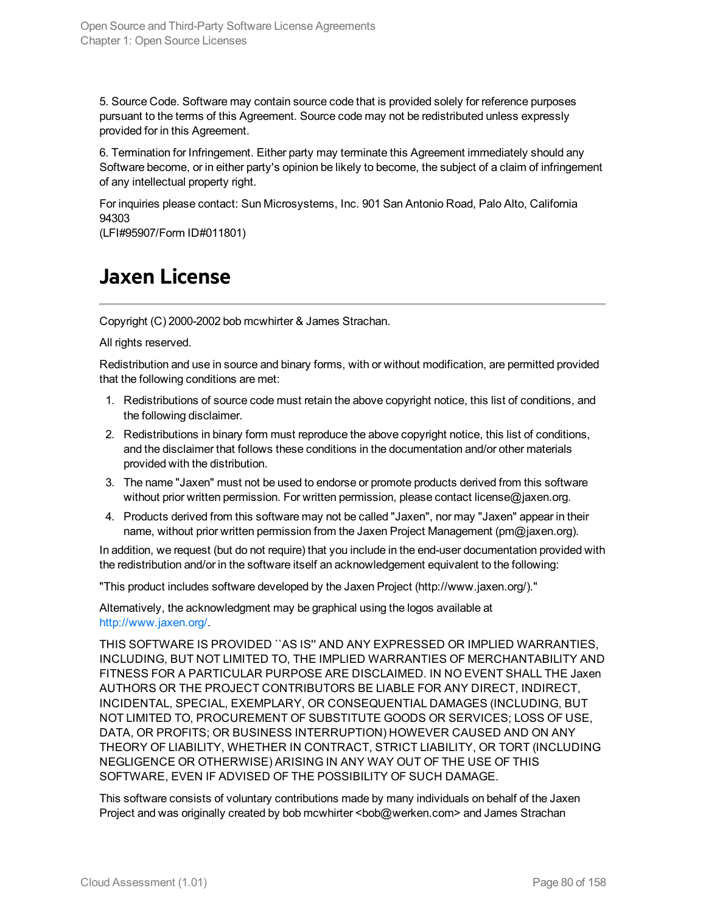5. Source Code. Software may contain source code that is provided solely for reference purposes pursuant to the terms of this Agreement. Source code may not be redistributed unless expressly provided for in this Agreement.

6. Termination for Infringement. Either party may terminate this Agreement immediately should any Software become, or in either party's opinion be likely to become, the subject of a claim of infringement of any intellectual property right.

For inquiries please contact: Sun Microsystems, Inc. 901 San Antonio Road, Palo Alto, California 94303
(LFI#95907/Form ID#011801)

# Jaxen License

Copyright (C) 2000-2002 bob mcwhirter & James Strachan.

All rights reserved.

Redistribution and use in source and binary forms, with or without modification, are permitted provided that the following conditions are met:

1. Redistributions of source code must retain the above copyright notice, this list of conditions, and the following disclaimer.
2. Redistributions in binary form must reproduce the above copyright notice, this list of conditions, and the disclaimer that follows these conditions in the documentation and/or other materials provided with the distribution.
3. The name "Jaxen" must not be used to endorse or promote products derived from this software without prior written permission. For written permission, please contact license@jaxen.org.
4. Products derived from this software may not be called "Jaxen", nor may "Jaxen" appear in their name, without prior written permission from the Jaxen Project Management (pm@jaxen.org).

In addition, we request (but do not require) that you include in the end-user documentation provided with the redistribution and/or in the software itself an acknowledgement equivalent to the following:

"This product includes software developed by the Jaxen Project (http://www.jaxen.org/)."

Alternatively, the acknowledgment may be graphical using the logos available at http://www.jaxen.org/.

THIS SOFTWARE IS PROVIDED ``AS IS'' AND ANY EXPRESSED OR IMPLIED WARRANTIES, INCLUDING, BUT NOT LIMITED TO, THE IMPLIED WARRANTIES OF MERCHANTABILITY AND FITNESS FOR A PARTICULAR PURPOSE ARE DISCLAIMED. IN NO EVENT SHALL THE Jaxen AUTHORS OR THE PROJECT CONTRIBUTORS BE LIABLE FOR ANY DIRECT, INDIRECT, INCIDENTAL, SPECIAL, EXEMPLARY, OR CONSEQUENTIAL DAMAGES (INCLUDING, BUT NOT LIMITED TO, PROCUREMENT OF SUBSTITUTE GOODS OR SERVICES; LOSS OF USE, DATA, OR PROFITS; OR BUSINESS INTERRUPTION) HOWEVER CAUSED AND ON ANY THEORY OF LIABILITY, WHETHER IN CONTRACT, STRICT LIABILITY, OR TORT (INCLUDING NEGLIGENCE OR OTHERWISE) ARISING IN ANY WAY OUT OF THE USE OF THIS SOFTWARE, EVEN IF ADVISED OF THE POSSIBILITY OF SUCH DAMAGE.

This software consists of voluntary contributions made by many individuals on behalf of the Jaxen Project and was originally created by bob mcwhirter <bob@werken.com> and James Strachan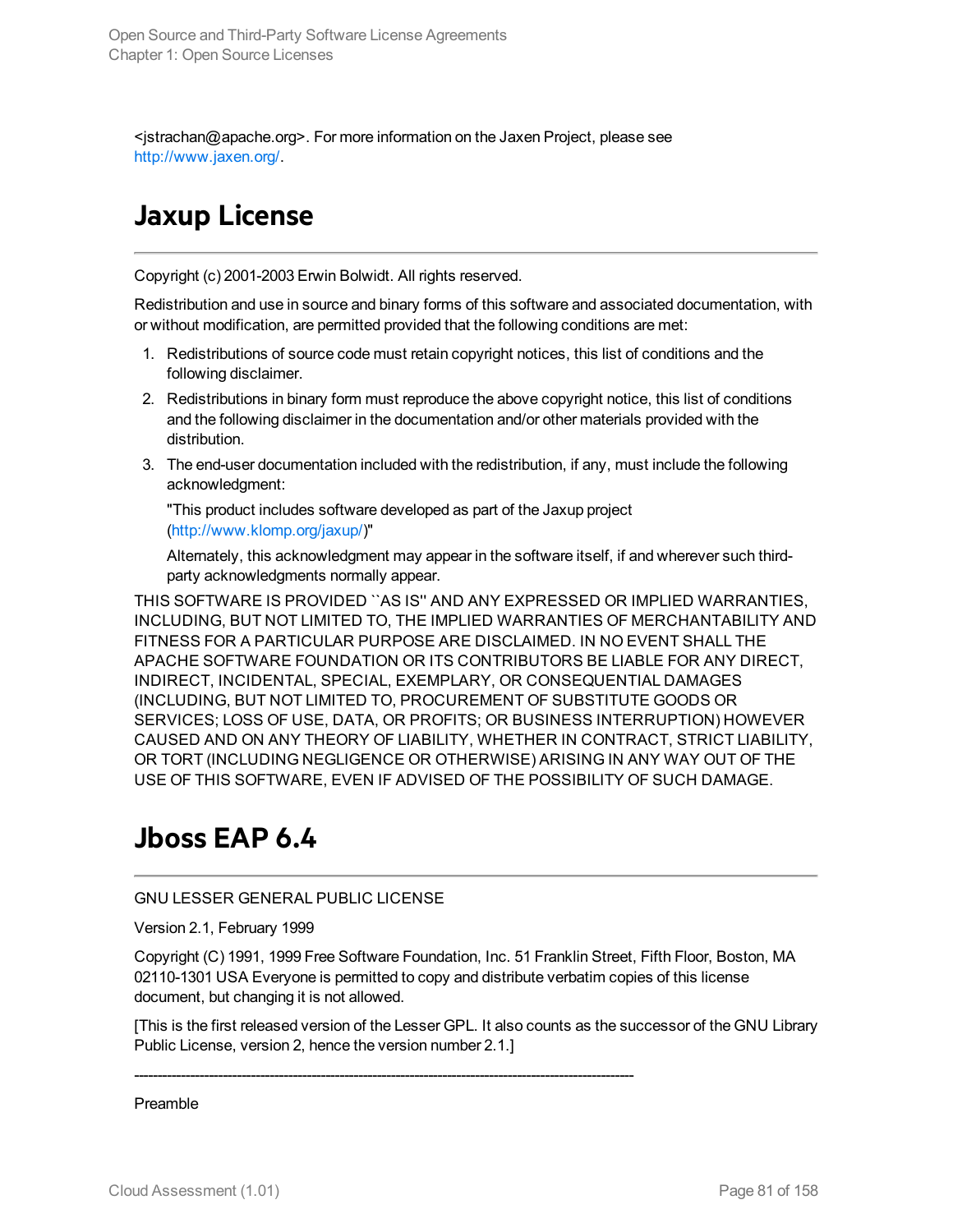<jstrachan@apache.org>. For more information on the Jaxen Project, please see http://www.jaxen.org/.

## Jaxup License

Copyright (c) 2001-2003 Erwin Bolwidt. All rights reserved.

Redistribution and use in source and binary forms of this software and associated documentation, with or without modification, are permitted provided that the following conditions are met:

1. Redistributions of source code must retain copyright notices, this list of conditions and the following disclaimer.
2. Redistributions in binary form must reproduce the above copyright notice, this list of conditions and the following disclaimer in the documentation and/or other materials provided with the distribution.
3. The end-user documentation included with the redistribution, if any, must include the following acknowledgment:

   "This product includes software developed as part of the Jaxup project (http://www.klomp.org/jaxup/)"

   Alternately, this acknowledgment may appear in the software itself, if and wherever such third-party acknowledgments normally appear.

THIS SOFTWARE IS PROVIDED ``AS IS'' AND ANY EXPRESSED OR IMPLIED WARRANTIES, INCLUDING, BUT NOT LIMITED TO, THE IMPLIED WARRANTIES OF MERCHANTABILITY AND FITNESS FOR A PARTICULAR PURPOSE ARE DISCLAIMED. IN NO EVENT SHALL THE APACHE SOFTWARE FOUNDATION OR ITS CONTRIBUTORS BE LIABLE FOR ANY DIRECT, INDIRECT, INCIDENTAL, SPECIAL, EXEMPLARY, OR CONSEQUENTIAL DAMAGES (INCLUDING, BUT NOT LIMITED TO, PROCUREMENT OF SUBSTITUTE GOODS OR SERVICES; LOSS OF USE, DATA, OR PROFITS; OR BUSINESS INTERRUPTION) HOWEVER CAUSED AND ON ANY THEORY OF LIABILITY, WHETHER IN CONTRACT, STRICT LIABILITY, OR TORT (INCLUDING NEGLIGENCE OR OTHERWISE) ARISING IN ANY WAY OUT OF THE USE OF THIS SOFTWARE, EVEN IF ADVISED OF THE POSSIBILITY OF SUCH DAMAGE.

## Jboss EAP 6.4

GNU LESSER GENERAL PUBLIC LICENSE

Version 2.1, February 1999

Copyright (C) 1991, 1999 Free Software Foundation, Inc. 51 Franklin Street, Fifth Floor, Boston, MA 02110-1301 USA Everyone is permitted to copy and distribute verbatim copies of this license document, but changing it is not allowed.

[This is the first released version of the Lesser GPL. It also counts as the successor of the GNU Library Public License, version 2, hence the version number 2.1.]

---------------------------------------------------------------------------------------------------------

Preamble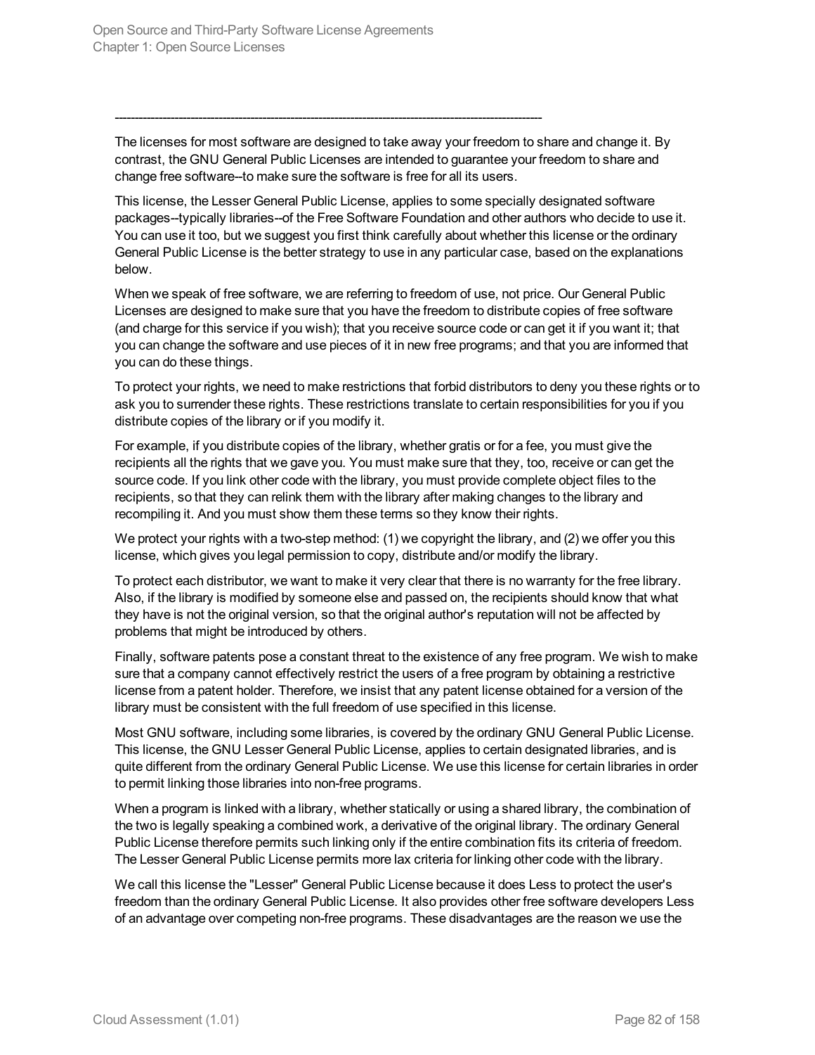---------------------------------------------------------------------------------------------------------

The licenses for most software are designed to take away your freedom to share and change it. By contrast, the GNU General Public Licenses are intended to guarantee your freedom to share and change free software--to make sure the software is free for all its users.

This license, the Lesser General Public License, applies to some specially designated software packages--typically libraries--of the Free Software Foundation and other authors who decide to use it. You can use it too, but we suggest you first think carefully about whether this license or the ordinary General Public License is the better strategy to use in any particular case, based on the explanations below.

When we speak of free software, we are referring to freedom of use, not price. Our General Public Licenses are designed to make sure that you have the freedom to distribute copies of free software (and charge for this service if you wish); that you receive source code or can get it if you want it; that you can change the software and use pieces of it in new free programs; and that you are informed that you can do these things.

To protect your rights, we need to make restrictions that forbid distributors to deny you these rights or to ask you to surrender these rights. These restrictions translate to certain responsibilities for you if you distribute copies of the library or if you modify it.

For example, if you distribute copies of the library, whether gratis or for a fee, you must give the recipients all the rights that we gave you. You must make sure that they, too, receive or can get the source code. If you link other code with the library, you must provide complete object files to the recipients, so that they can relink them with the library after making changes to the library and recompiling it. And you must show them these terms so they know their rights.

We protect your rights with a two-step method: (1) we copyright the library, and (2) we offer you this license, which gives you legal permission to copy, distribute and/or modify the library.

To protect each distributor, we want to make it very clear that there is no warranty for the free library. Also, if the library is modified by someone else and passed on, the recipients should know that what they have is not the original version, so that the original author's reputation will not be affected by problems that might be introduced by others.

Finally, software patents pose a constant threat to the existence of any free program. We wish to make sure that a company cannot effectively restrict the users of a free program by obtaining a restrictive license from a patent holder. Therefore, we insist that any patent license obtained for a version of the library must be consistent with the full freedom of use specified in this license.

Most GNU software, including some libraries, is covered by the ordinary GNU General Public License. This license, the GNU Lesser General Public License, applies to certain designated libraries, and is quite different from the ordinary General Public License. We use this license for certain libraries in order to permit linking those libraries into non-free programs.

When a program is linked with a library, whether statically or using a shared library, the combination of the two is legally speaking a combined work, a derivative of the original library. The ordinary General Public License therefore permits such linking only if the entire combination fits its criteria of freedom. The Lesser General Public License permits more lax criteria for linking other code with the library.

We call this license the "Lesser" General Public License because it does Less to protect the user's freedom than the ordinary General Public License. It also provides other free software developers Less of an advantage over competing non-free programs. These disadvantages are the reason we use the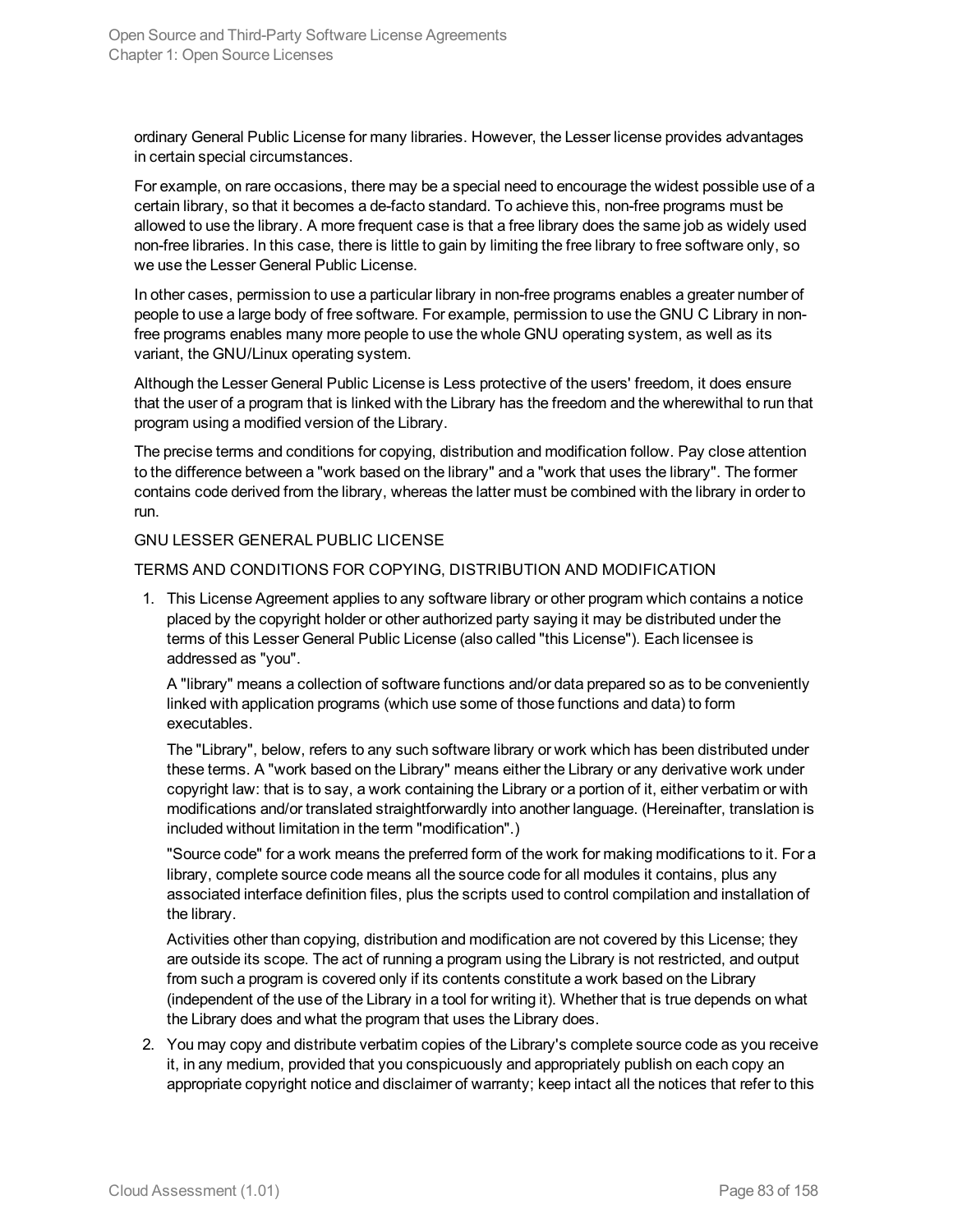ordinary General Public License for many libraries. However, the Lesser license provides advantages in certain special circumstances.

For example, on rare occasions, there may be a special need to encourage the widest possible use of a certain library, so that it becomes a de-facto standard. To achieve this, non-free programs must be allowed to use the library. A more frequent case is that a free library does the same job as widely used non-free libraries. In this case, there is little to gain by limiting the free library to free software only, so we use the Lesser General Public License.

In other cases, permission to use a particular library in non-free programs enables a greater number of people to use a large body of free software. For example, permission to use the GNU C Library in non-free programs enables many more people to use the whole GNU operating system, as well as its variant, the GNU/Linux operating system.

Although the Lesser General Public License is Less protective of the users' freedom, it does ensure that the user of a program that is linked with the Library has the freedom and the wherewithal to run that program using a modified version of the Library.

The precise terms and conditions for copying, distribution and modification follow. Pay close attention to the difference between a "work based on the library" and a "work that uses the library". The former contains code derived from the library, whereas the latter must be combined with the library in order to run.

GNU LESSER GENERAL PUBLIC LICENSE

TERMS AND CONDITIONS FOR COPYING, DISTRIBUTION AND MODIFICATION

1. This License Agreement applies to any software library or other program which contains a notice placed by the copyright holder or other authorized party saying it may be distributed under the terms of this Lesser General Public License (also called "this License"). Each licensee is addressed as "you".

   A "library" means a collection of software functions and/or data prepared so as to be conveniently linked with application programs (which use some of those functions and data) to form executables.

   The "Library", below, refers to any such software library or work which has been distributed under these terms. A "work based on the Library" means either the Library or any derivative work under copyright law: that is to say, a work containing the Library or a portion of it, either verbatim or with modifications and/or translated straightforwardly into another language. (Hereinafter, translation is included without limitation in the term "modification".)

   "Source code" for a work means the preferred form of the work for making modifications to it. For a library, complete source code means all the source code for all modules it contains, plus any associated interface definition files, plus the scripts used to control compilation and installation of the library.

   Activities other than copying, distribution and modification are not covered by this License; they are outside its scope. The act of running a program using the Library is not restricted, and output from such a program is covered only if its contents constitute a work based on the Library (independent of the use of the Library in a tool for writing it). Whether that is true depends on what the Library does and what the program that uses the Library does.

2. You may copy and distribute verbatim copies of the Library's complete source code as you receive it, in any medium, provided that you conspicuously and appropriately publish on each copy an appropriate copyright notice and disclaimer of warranty; keep intact all the notices that refer to this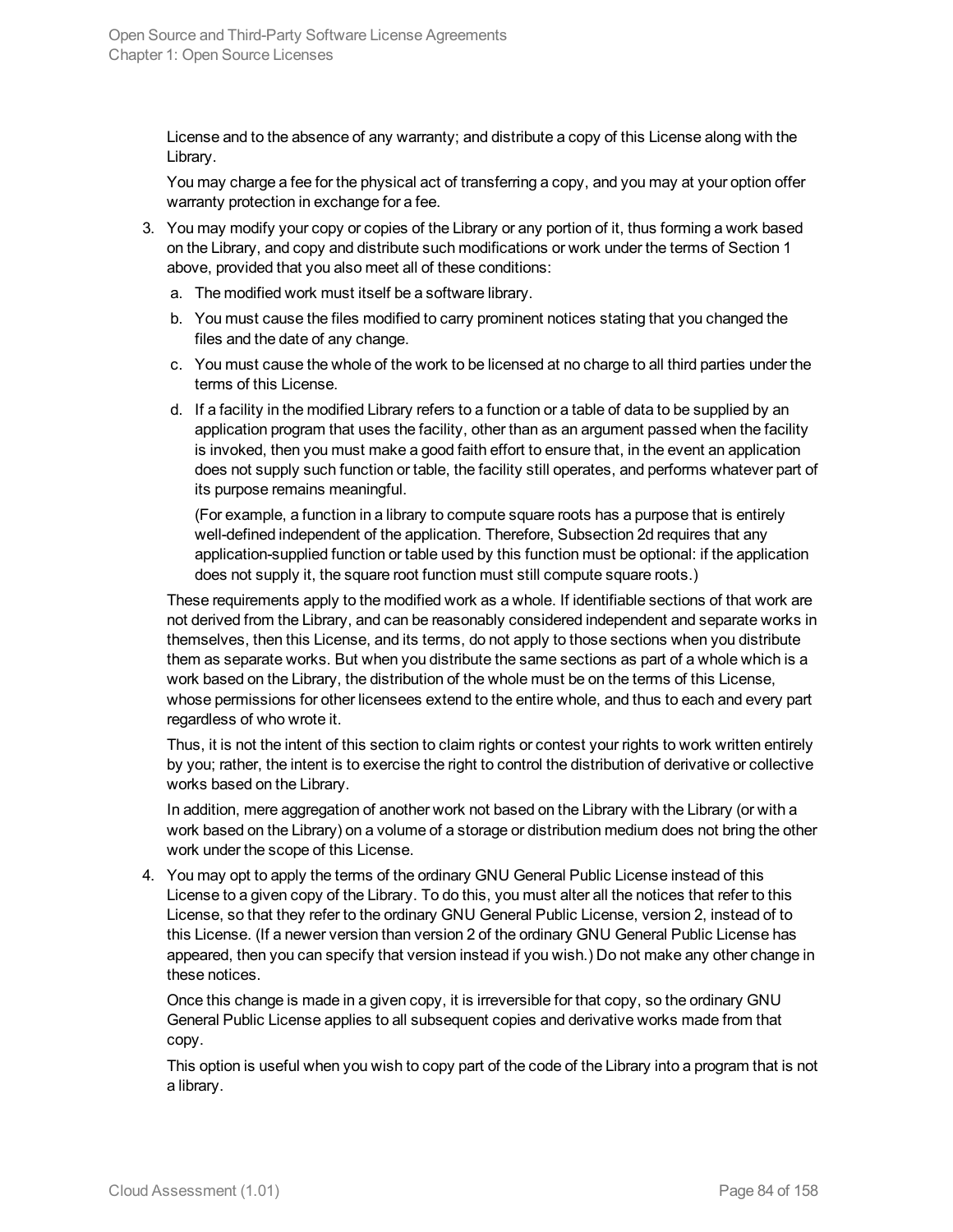License and to the absence of any warranty; and distribute a copy of this License along with the Library.

You may charge a fee for the physical act of transferring a copy, and you may at your option offer warranty protection in exchange for a fee.

3. You may modify your copy or copies of the Library or any portion of it, thus forming a work based on the Library, and copy and distribute such modifications or work under the terms of Section 1 above, provided that you also meet all of these conditions:

   a. The modified work must itself be a software library.

   b. You must cause the files modified to carry prominent notices stating that you changed the files and the date of any change.

   c. You must cause the whole of the work to be licensed at no charge to all third parties under the terms of this License.

   d. If a facility in the modified Library refers to a function or a table of data to be supplied by an application program that uses the facility, other than as an argument passed when the facility is invoked, then you must make a good faith effort to ensure that, in the event an application does not supply such function or table, the facility still operates, and performs whatever part of its purpose remains meaningful.

      (For example, a function in a library to compute square roots has a purpose that is entirely well-defined independent of the application. Therefore, Subsection 2d requires that any application-supplied function or table used by this function must be optional: if the application does not supply it, the square root function must still compute square roots.)

   These requirements apply to the modified work as a whole. If identifiable sections of that work are not derived from the Library, and can be reasonably considered independent and separate works in themselves, then this License, and its terms, do not apply to those sections when you distribute them as separate works. But when you distribute the same sections as part of a whole which is a work based on the Library, the distribution of the whole must be on the terms of this License, whose permissions for other licensees extend to the entire whole, and thus to each and every part regardless of who wrote it.

   Thus, it is not the intent of this section to claim rights or contest your rights to work written entirely by you; rather, the intent is to exercise the right to control the distribution of derivative or collective works based on the Library.

   In addition, mere aggregation of another work not based on the Library with the Library (or with a work based on the Library) on a volume of a storage or distribution medium does not bring the other work under the scope of this License.

4. You may opt to apply the terms of the ordinary GNU General Public License instead of this License to a given copy of the Library. To do this, you must alter all the notices that refer to this License, so that they refer to the ordinary GNU General Public License, version 2, instead of to this License. (If a newer version than version 2 of the ordinary GNU General Public License has appeared, then you can specify that version instead if you wish.) Do not make any other change in these notices.

   Once this change is made in a given copy, it is irreversible for that copy, so the ordinary GNU General Public License applies to all subsequent copies and derivative works made from that copy.

   This option is useful when you wish to copy part of the code of the Library into a program that is not a library.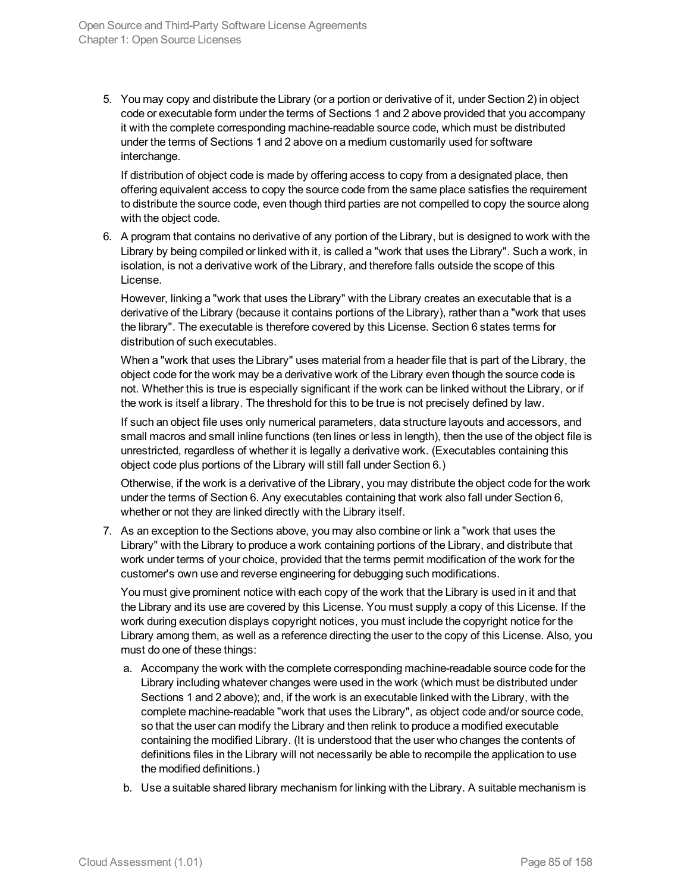5. You may copy and distribute the Library (or a portion or derivative of it, under Section 2) in object code or executable form under the terms of Sections 1 and 2 above provided that you accompany it with the complete corresponding machine-readable source code, which must be distributed under the terms of Sections 1 and 2 above on a medium customarily used for software interchange.

   If distribution of object code is made by offering access to copy from a designated place, then offering equivalent access to copy the source code from the same place satisfies the requirement to distribute the source code, even though third parties are not compelled to copy the source along with the object code.

6. A program that contains no derivative of any portion of the Library, but is designed to work with the Library by being compiled or linked with it, is called a "work that uses the Library". Such a work, in isolation, is not a derivative work of the Library, and therefore falls outside the scope of this License.

   However, linking a "work that uses the Library" with the Library creates an executable that is a derivative of the Library (because it contains portions of the Library), rather than a "work that uses the library". The executable is therefore covered by this License. Section 6 states terms for distribution of such executables.

   When a "work that uses the Library" uses material from a header file that is part of the Library, the object code for the work may be a derivative work of the Library even though the source code is not. Whether this is true is especially significant if the work can be linked without the Library, or if the work is itself a library. The threshold for this to be true is not precisely defined by law.

   If such an object file uses only numerical parameters, data structure layouts and accessors, and small macros and small inline functions (ten lines or less in length), then the use of the object file is unrestricted, regardless of whether it is legally a derivative work. (Executables containing this object code plus portions of the Library will still fall under Section 6.)

   Otherwise, if the work is a derivative of the Library, you may distribute the object code for the work under the terms of Section 6. Any executables containing that work also fall under Section 6, whether or not they are linked directly with the Library itself.

7. As an exception to the Sections above, you may also combine or link a "work that uses the Library" with the Library to produce a work containing portions of the Library, and distribute that work under terms of your choice, provided that the terms permit modification of the work for the customer's own use and reverse engineering for debugging such modifications.

   You must give prominent notice with each copy of the work that the Library is used in it and that the Library and its use are covered by this License. You must supply a copy of this License. If the work during execution displays copyright notices, you must include the copyright notice for the Library among them, as well as a reference directing the user to the copy of this License. Also, you must do one of these things:

   a. Accompany the work with the complete corresponding machine-readable source code for the Library including whatever changes were used in the work (which must be distributed under Sections 1 and 2 above); and, if the work is an executable linked with the Library, with the complete machine-readable "work that uses the Library", as object code and/or source code, so that the user can modify the Library and then relink to produce a modified executable containing the modified Library. (It is understood that the user who changes the contents of definitions files in the Library will not necessarily be able to recompile the application to use the modified definitions.)

   b. Use a suitable shared library mechanism for linking with the Library. A suitable mechanism is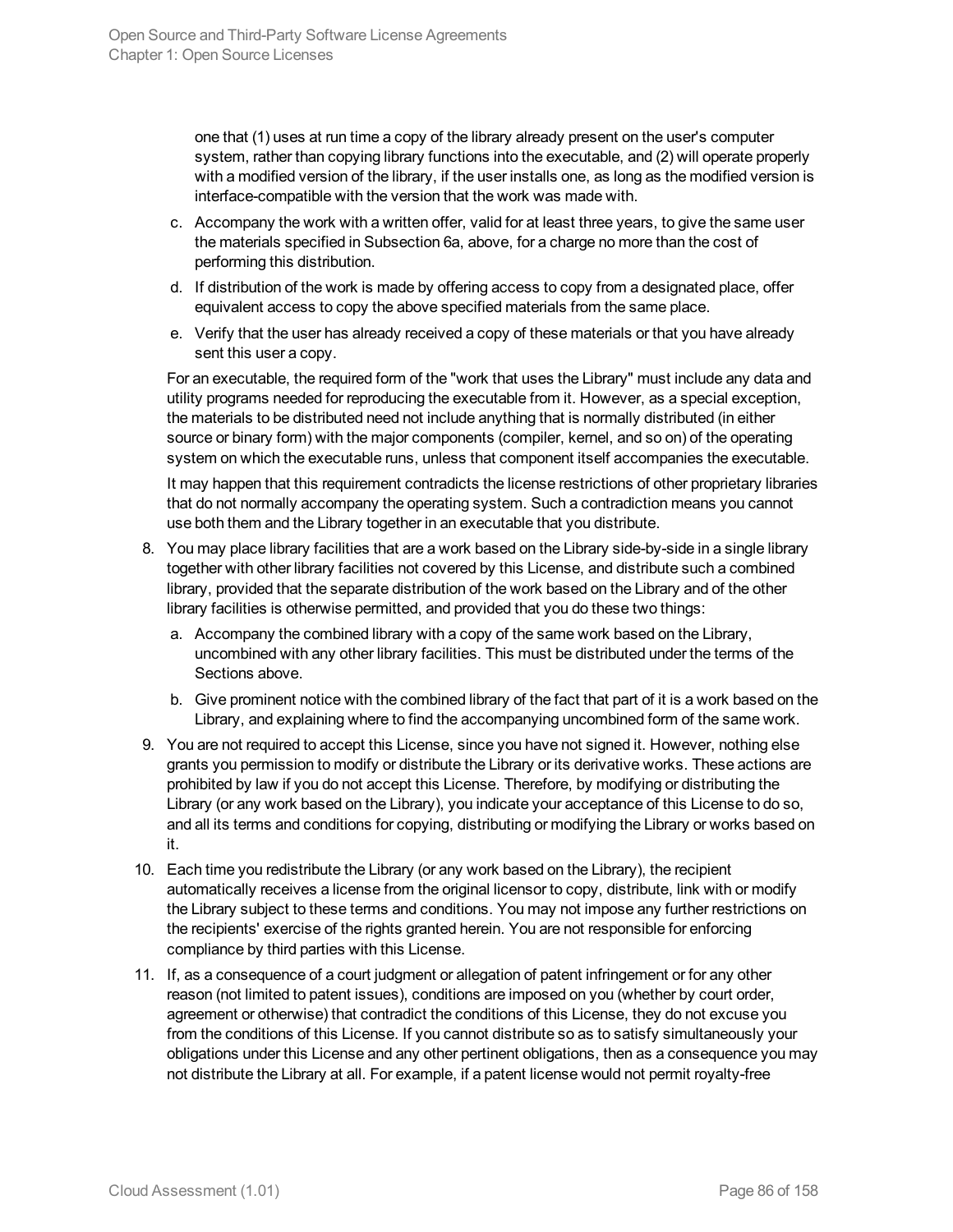one that (1) uses at run time a copy of the library already present on the user's computer system, rather than copying library functions into the executable, and (2) will operate properly with a modified version of the library, if the user installs one, as long as the modified version is interface-compatible with the version that the work was made with.

   c. Accompany the work with a written offer, valid for at least three years, to give the same user the materials specified in Subsection 6a, above, for a charge no more than the cost of performing this distribution.

   d. If distribution of the work is made by offering access to copy from a designated place, offer equivalent access to copy the above specified materials from the same place.

   e. Verify that the user has already received a copy of these materials or that you have already sent this user a copy.

   For an executable, the required form of the "work that uses the Library" must include any data and utility programs needed for reproducing the executable from it. However, as a special exception, the materials to be distributed need not include anything that is normally distributed (in either source or binary form) with the major components (compiler, kernel, and so on) of the operating system on which the executable runs, unless that component itself accompanies the executable.

   It may happen that this requirement contradicts the license restrictions of other proprietary libraries that do not normally accompany the operating system. Such a contradiction means you cannot use both them and the Library together in an executable that you distribute.

8. You may place library facilities that are a work based on the Library side-by-side in a single library together with other library facilities not covered by this License, and distribute such a combined library, provided that the separate distribution of the work based on the Library and of the other library facilities is otherwise permitted, and provided that you do these two things:

   a. Accompany the combined library with a copy of the same work based on the Library, uncombined with any other library facilities. This must be distributed under the terms of the Sections above.

   b. Give prominent notice with the combined library of the fact that part of it is a work based on the Library, and explaining where to find the accompanying uncombined form of the same work.

9. You are not required to accept this License, since you have not signed it. However, nothing else grants you permission to modify or distribute the Library or its derivative works. These actions are prohibited by law if you do not accept this License. Therefore, by modifying or distributing the Library (or any work based on the Library), you indicate your acceptance of this License to do so, and all its terms and conditions for copying, distributing or modifying the Library or works based on it.

10. Each time you redistribute the Library (or any work based on the Library), the recipient automatically receives a license from the original licensor to copy, distribute, link with or modify the Library subject to these terms and conditions. You may not impose any further restrictions on the recipients' exercise of the rights granted herein. You are not responsible for enforcing compliance by third parties with this License.

11. If, as a consequence of a court judgment or allegation of patent infringement or for any other reason (not limited to patent issues), conditions are imposed on you (whether by court order, agreement or otherwise) that contradict the conditions of this License, they do not excuse you from the conditions of this License. If you cannot distribute so as to satisfy simultaneously your obligations under this License and any other pertinent obligations, then as a consequence you may not distribute the Library at all. For example, if a patent license would not permit royalty-free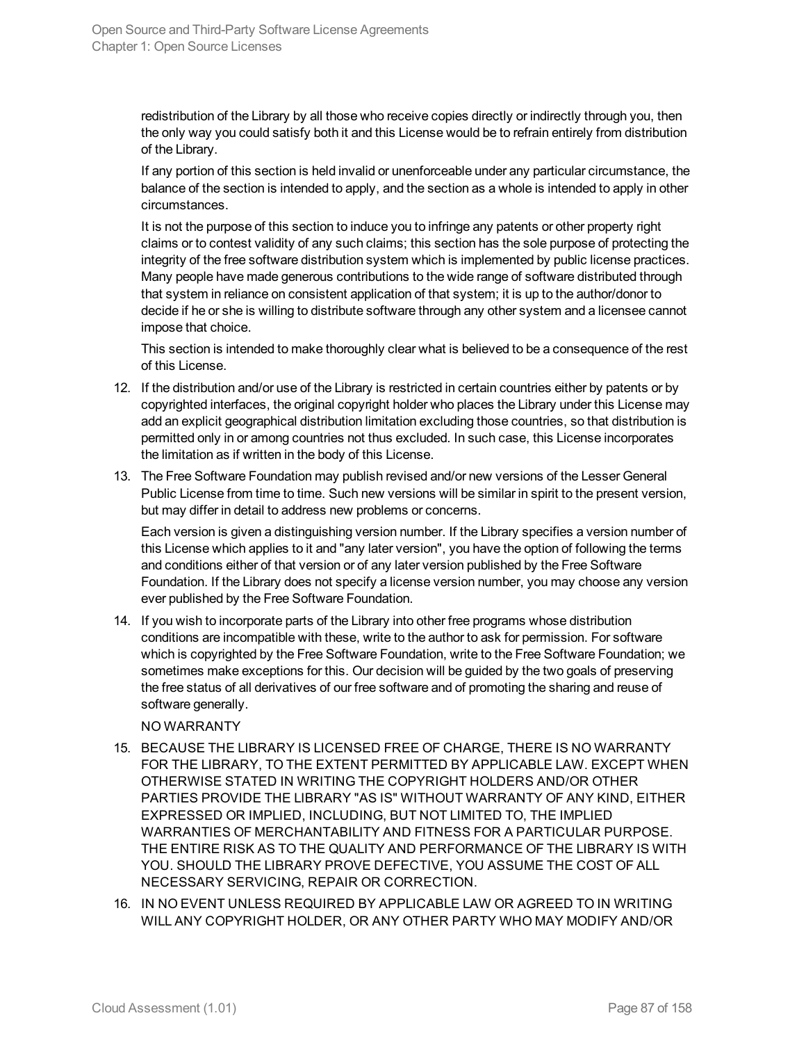redistribution of the Library by all those who receive copies directly or indirectly through you, then the only way you could satisfy both it and this License would be to refrain entirely from distribution of the Library.

If any portion of this section is held invalid or unenforceable under any particular circumstance, the balance of the section is intended to apply, and the section as a whole is intended to apply in other circumstances.

It is not the purpose of this section to induce you to infringe any patents or other property right claims or to contest validity of any such claims; this section has the sole purpose of protecting the integrity of the free software distribution system which is implemented by public license practices. Many people have made generous contributions to the wide range of software distributed through that system in reliance on consistent application of that system; it is up to the author/donor to decide if he or she is willing to distribute software through any other system and a licensee cannot impose that choice.

This section is intended to make thoroughly clear what is believed to be a consequence of the rest of this License.

12. If the distribution and/or use of the Library is restricted in certain countries either by patents or by copyrighted interfaces, the original copyright holder who places the Library under this License may add an explicit geographical distribution limitation excluding those countries, so that distribution is permitted only in or among countries not thus excluded. In such case, this License incorporates the limitation as if written in the body of this License.

13. The Free Software Foundation may publish revised and/or new versions of the Lesser General Public License from time to time. Such new versions will be similar in spirit to the present version, but may differ in detail to address new problems or concerns.

    Each version is given a distinguishing version number. If the Library specifies a version number of this License which applies to it and "any later version", you have the option of following the terms and conditions either of that version or of any later version published by the Free Software Foundation. If the Library does not specify a license version number, you may choose any version ever published by the Free Software Foundation.

14. If you wish to incorporate parts of the Library into other free programs whose distribution conditions are incompatible with these, write to the author to ask for permission. For software which is copyrighted by the Free Software Foundation, write to the Free Software Foundation; we sometimes make exceptions for this. Our decision will be guided by the two goals of preserving the free status of all derivatives of our free software and of promoting the sharing and reuse of software generally.

    NO WARRANTY

15. BECAUSE THE LIBRARY IS LICENSED FREE OF CHARGE, THERE IS NO WARRANTY FOR THE LIBRARY, TO THE EXTENT PERMITTED BY APPLICABLE LAW. EXCEPT WHEN OTHERWISE STATED IN WRITING THE COPYRIGHT HOLDERS AND/OR OTHER PARTIES PROVIDE THE LIBRARY "AS IS" WITHOUT WARRANTY OF ANY KIND, EITHER EXPRESSED OR IMPLIED, INCLUDING, BUT NOT LIMITED TO, THE IMPLIED WARRANTIES OF MERCHANTABILITY AND FITNESS FOR A PARTICULAR PURPOSE. THE ENTIRE RISK AS TO THE QUALITY AND PERFORMANCE OF THE LIBRARY IS WITH YOU. SHOULD THE LIBRARY PROVE DEFECTIVE, YOU ASSUME THE COST OF ALL NECESSARY SERVICING, REPAIR OR CORRECTION.

16. IN NO EVENT UNLESS REQUIRED BY APPLICABLE LAW OR AGREED TO IN WRITING WILL ANY COPYRIGHT HOLDER, OR ANY OTHER PARTY WHO MAY MODIFY AND/OR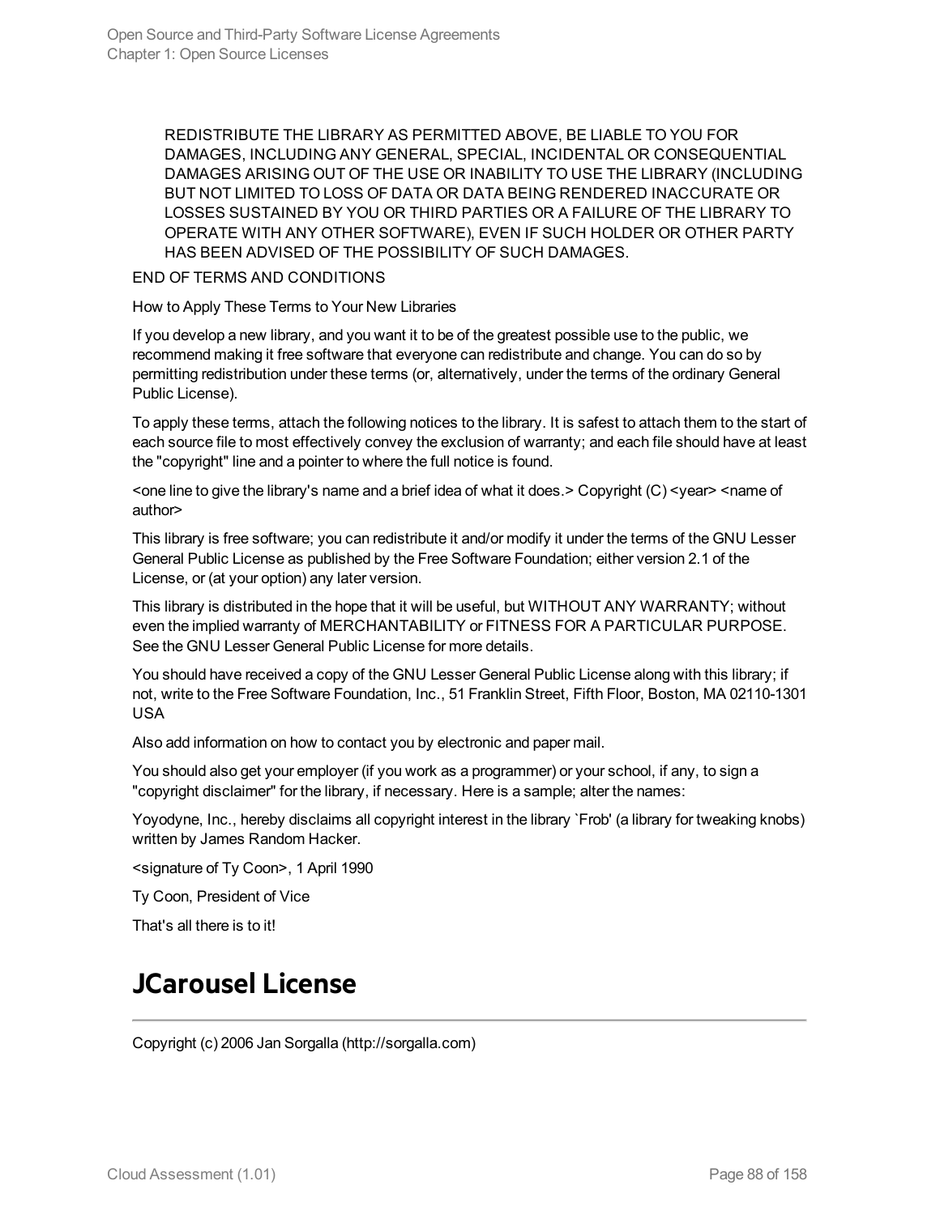REDISTRIBUTE THE LIBRARY AS PERMITTED ABOVE, BE LIABLE TO YOU FOR DAMAGES, INCLUDING ANY GENERAL, SPECIAL, INCIDENTAL OR CONSEQUENTIAL DAMAGES ARISING OUT OF THE USE OR INABILITY TO USE THE LIBRARY (INCLUDING BUT NOT LIMITED TO LOSS OF DATA OR DATA BEING RENDERED INACCURATE OR LOSSES SUSTAINED BY YOU OR THIRD PARTIES OR A FAILURE OF THE LIBRARY TO OPERATE WITH ANY OTHER SOFTWARE), EVEN IF SUCH HOLDER OR OTHER PARTY HAS BEEN ADVISED OF THE POSSIBILITY OF SUCH DAMAGES.

END OF TERMS AND CONDITIONS

How to Apply These Terms to Your New Libraries

If you develop a new library, and you want it to be of the greatest possible use to the public, we recommend making it free software that everyone can redistribute and change. You can do so by permitting redistribution under these terms (or, alternatively, under the terms of the ordinary General Public License).

To apply these terms, attach the following notices to the library. It is safest to attach them to the start of each source file to most effectively convey the exclusion of warranty; and each file should have at least the "copyright" line and a pointer to where the full notice is found.

<one line to give the library's name and a brief idea of what it does.> Copyright (C) <year> <name of author>

This library is free software; you can redistribute it and/or modify it under the terms of the GNU Lesser General Public License as published by the Free Software Foundation; either version 2.1 of the License, or (at your option) any later version.

This library is distributed in the hope that it will be useful, but WITHOUT ANY WARRANTY; without even the implied warranty of MERCHANTABILITY or FITNESS FOR A PARTICULAR PURPOSE. See the GNU Lesser General Public License for more details.

You should have received a copy of the GNU Lesser General Public License along with this library; if not, write to the Free Software Foundation, Inc., 51 Franklin Street, Fifth Floor, Boston, MA 02110-1301 USA

Also add information on how to contact you by electronic and paper mail.

You should also get your employer (if you work as a programmer) or your school, if any, to sign a "copyright disclaimer" for the library, if necessary. Here is a sample; alter the names:

Yoyodyne, Inc., hereby disclaims all copyright interest in the library `Frob' (a library for tweaking knobs) written by James Random Hacker.

<signature of Ty Coon>, 1 April 1990

Ty Coon, President of Vice

That's all there is to it!

## JCarousel License

Copyright (c) 2006 Jan Sorgalla (http://sorgalla.com)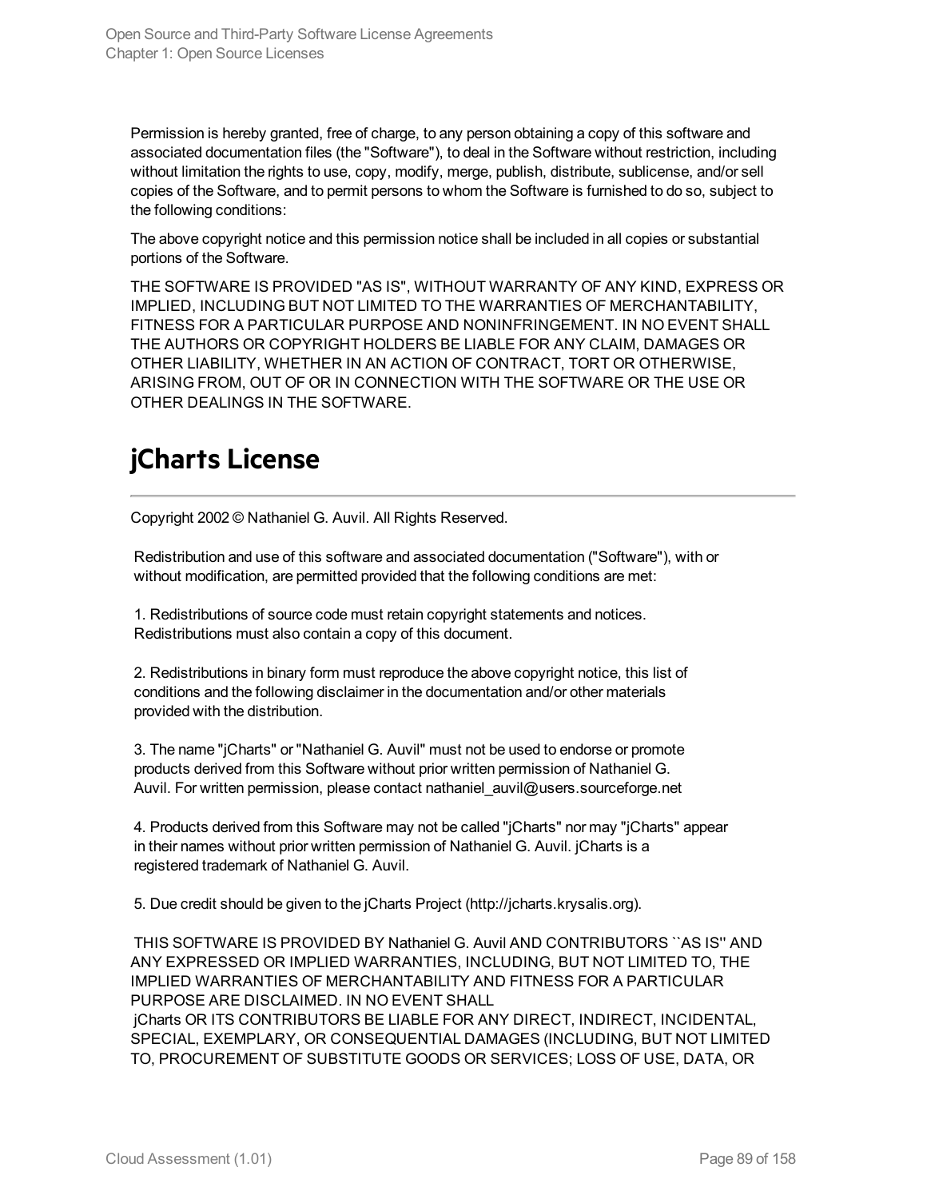Permission is hereby granted, free of charge, to any person obtaining a copy of this software and associated documentation files (the "Software"), to deal in the Software without restriction, including without limitation the rights to use, copy, modify, merge, publish, distribute, sublicense, and/or sell copies of the Software, and to permit persons to whom the Software is furnished to do so, subject to the following conditions:

The above copyright notice and this permission notice shall be included in all copies or substantial portions of the Software.

THE SOFTWARE IS PROVIDED "AS IS", WITHOUT WARRANTY OF ANY KIND, EXPRESS OR IMPLIED, INCLUDING BUT NOT LIMITED TO THE WARRANTIES OF MERCHANTABILITY, FITNESS FOR A PARTICULAR PURPOSE AND NONINFRINGEMENT. IN NO EVENT SHALL THE AUTHORS OR COPYRIGHT HOLDERS BE LIABLE FOR ANY CLAIM, DAMAGES OR OTHER LIABILITY, WHETHER IN AN ACTION OF CONTRACT, TORT OR OTHERWISE, ARISING FROM, OUT OF OR IN CONNECTION WITH THE SOFTWARE OR THE USE OR OTHER DEALINGS IN THE SOFTWARE.

# jCharts License

Copyright 2002 © Nathaniel G. Auvil. All Rights Reserved.

Redistribution and use of this software and associated documentation ("Software"), with or without modification, are permitted provided that the following conditions are met:

1. Redistributions of source code must retain copyright statements and notices. Redistributions must also contain a copy of this document.

2. Redistributions in binary form must reproduce the above copyright notice, this list of conditions and the following disclaimer in the documentation and/or other materials provided with the distribution.

3. The name "jCharts" or "Nathaniel G. Auvil" must not be used to endorse or promote products derived from this Software without prior written permission of Nathaniel G. Auvil. For written permission, please contact nathaniel_auvil@users.sourceforge.net

4. Products derived from this Software may not be called "jCharts" nor may "jCharts" appear in their names without prior written permission of Nathaniel G. Auvil. jCharts is a registered trademark of Nathaniel G. Auvil.

5. Due credit should be given to the jCharts Project (http://jcharts.krysalis.org).

THIS SOFTWARE IS PROVIDED BY Nathaniel G. Auvil AND CONTRIBUTORS ``AS IS'' AND ANY EXPRESSED OR IMPLIED WARRANTIES, INCLUDING, BUT NOT LIMITED TO, THE IMPLIED WARRANTIES OF MERCHANTABILITY AND FITNESS FOR A PARTICULAR PURPOSE ARE DISCLAIMED. IN NO EVENT SHALL
jCharts OR ITS CONTRIBUTORS BE LIABLE FOR ANY DIRECT, INDIRECT, INCIDENTAL, SPECIAL, EXEMPLARY, OR CONSEQUENTIAL DAMAGES (INCLUDING, BUT NOT LIMITED TO, PROCUREMENT OF SUBSTITUTE GOODS OR SERVICES; LOSS OF USE, DATA, OR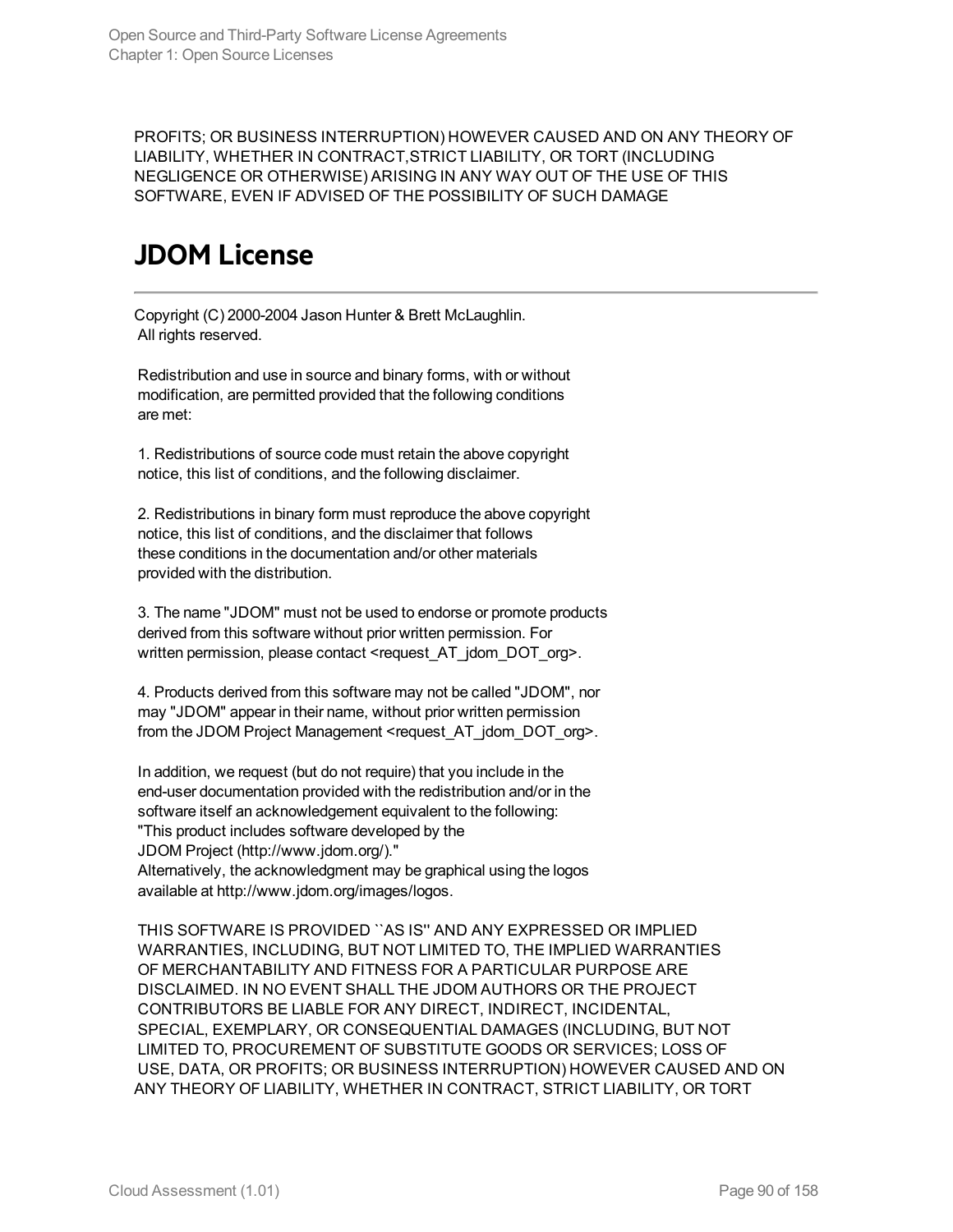PROFITS; OR BUSINESS INTERRUPTION) HOWEVER CAUSED AND ON ANY THEORY OF LIABILITY, WHETHER IN CONTRACT,STRICT LIABILITY, OR TORT (INCLUDING NEGLIGENCE OR OTHERWISE) ARISING IN ANY WAY OUT OF THE USE OF THIS SOFTWARE, EVEN IF ADVISED OF THE POSSIBILITY OF SUCH DAMAGE

## JDOM License

Copyright (C) 2000-2004 Jason Hunter & Brett McLaughlin.
All rights reserved.

Redistribution and use in source and binary forms, with or without modification, are permitted provided that the following conditions are met:

1. Redistributions of source code must retain the above copyright notice, this list of conditions, and the following disclaimer.

2. Redistributions in binary form must reproduce the above copyright notice, this list of conditions, and the disclaimer that follows these conditions in the documentation and/or other materials provided with the distribution.

3. The name "JDOM" must not be used to endorse or promote products derived from this software without prior written permission. For written permission, please contact <request_AT_jdom_DOT_org>.

4. Products derived from this software may not be called "JDOM", nor may "JDOM" appear in their name, without prior written permission from the JDOM Project Management <request_AT_jdom_DOT_org>.

In addition, we request (but do not require) that you include in the end-user documentation provided with the redistribution and/or in the software itself an acknowledgement equivalent to the following:
"This product includes software developed by the JDOM Project (http://www.jdom.org/)."
Alternatively, the acknowledgment may be graphical using the logos available at http://www.jdom.org/images/logos.

THIS SOFTWARE IS PROVIDED ``AS IS'' AND ANY EXPRESSED OR IMPLIED WARRANTIES, INCLUDING, BUT NOT LIMITED TO, THE IMPLIED WARRANTIES OF MERCHANTABILITY AND FITNESS FOR A PARTICULAR PURPOSE ARE DISCLAIMED. IN NO EVENT SHALL THE JDOM AUTHORS OR THE PROJECT CONTRIBUTORS BE LIABLE FOR ANY DIRECT, INDIRECT, INCIDENTAL, SPECIAL, EXEMPLARY, OR CONSEQUENTIAL DAMAGES (INCLUDING, BUT NOT LIMITED TO, PROCUREMENT OF SUBSTITUTE GOODS OR SERVICES; LOSS OF USE, DATA, OR PROFITS; OR BUSINESS INTERRUPTION) HOWEVER CAUSED AND ON ANY THEORY OF LIABILITY, WHETHER IN CONTRACT, STRICT LIABILITY, OR TORT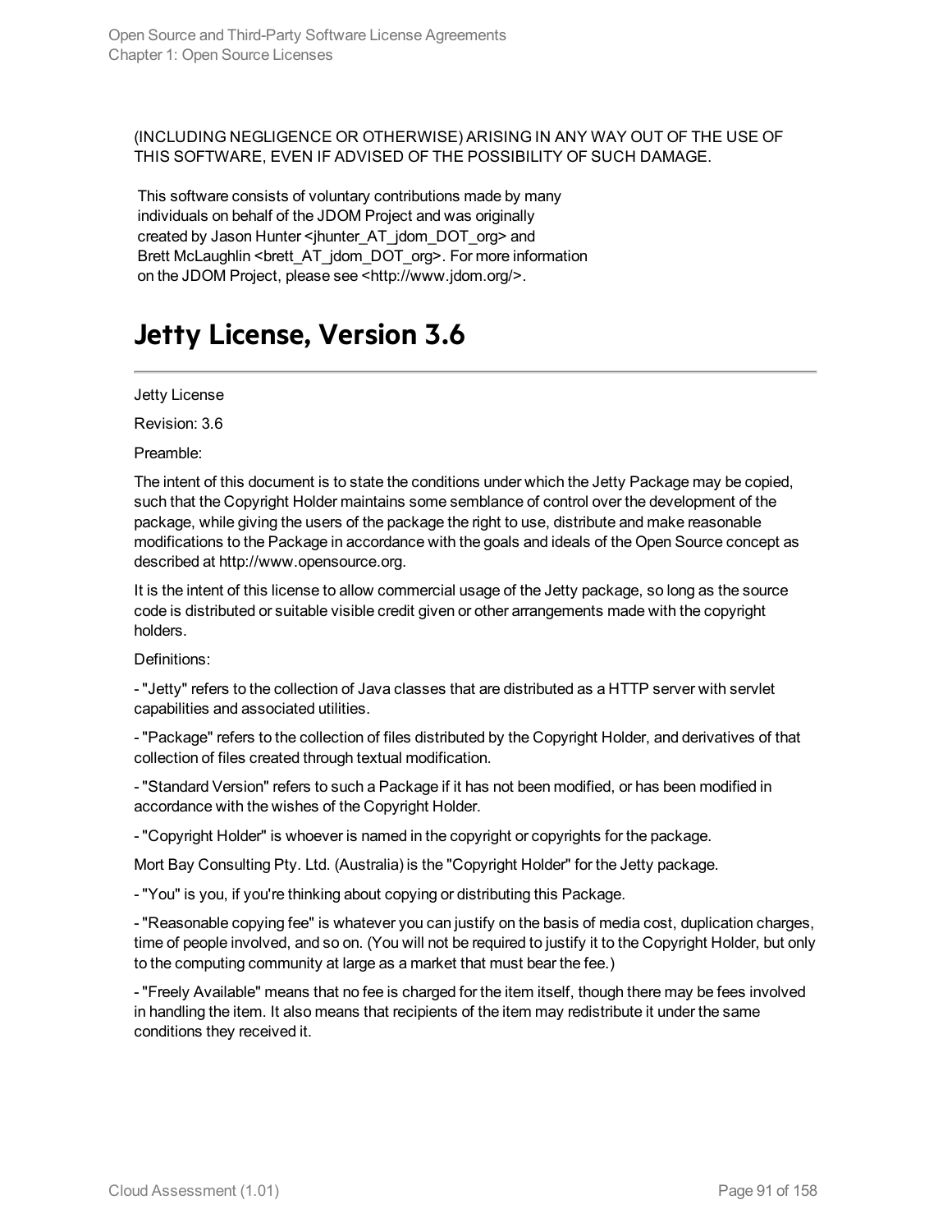(INCLUDING NEGLIGENCE OR OTHERWISE) ARISING IN ANY WAY OUT OF THE USE OF THIS SOFTWARE, EVEN IF ADVISED OF THE POSSIBILITY OF SUCH DAMAGE.

This software consists of voluntary contributions made by many individuals on behalf of the JDOM Project and was originally created by Jason Hunter <jhunter_AT_jdom_DOT_org> and Brett McLaughlin <brett_AT_jdom_DOT_org>. For more information on the JDOM Project, please see <http://www.jdom.org/>.

## Jetty License, Version 3.6

Jetty License

Revision: 3.6

Preamble:

The intent of this document is to state the conditions under which the Jetty Package may be copied, such that the Copyright Holder maintains some semblance of control over the development of the package, while giving the users of the package the right to use, distribute and make reasonable modifications to the Package in accordance with the goals and ideals of the Open Source concept as described at http://www.opensource.org.

It is the intent of this license to allow commercial usage of the Jetty package, so long as the source code is distributed or suitable visible credit given or other arrangements made with the copyright holders.

Definitions:

- "Jetty" refers to the collection of Java classes that are distributed as a HTTP server with servlet capabilities and associated utilities.

- "Package" refers to the collection of files distributed by the Copyright Holder, and derivatives of that collection of files created through textual modification.

- "Standard Version" refers to such a Package if it has not been modified, or has been modified in accordance with the wishes of the Copyright Holder.

- "Copyright Holder" is whoever is named in the copyright or copyrights for the package.

Mort Bay Consulting Pty. Ltd. (Australia) is the "Copyright Holder" for the Jetty package.

- "You" is you, if you're thinking about copying or distributing this Package.

- "Reasonable copying fee" is whatever you can justify on the basis of media cost, duplication charges, time of people involved, and so on. (You will not be required to justify it to the Copyright Holder, but only to the computing community at large as a market that must bear the fee.)

- "Freely Available" means that no fee is charged for the item itself, though there may be fees involved in handling the item. It also means that recipients of the item may redistribute it under the same conditions they received it.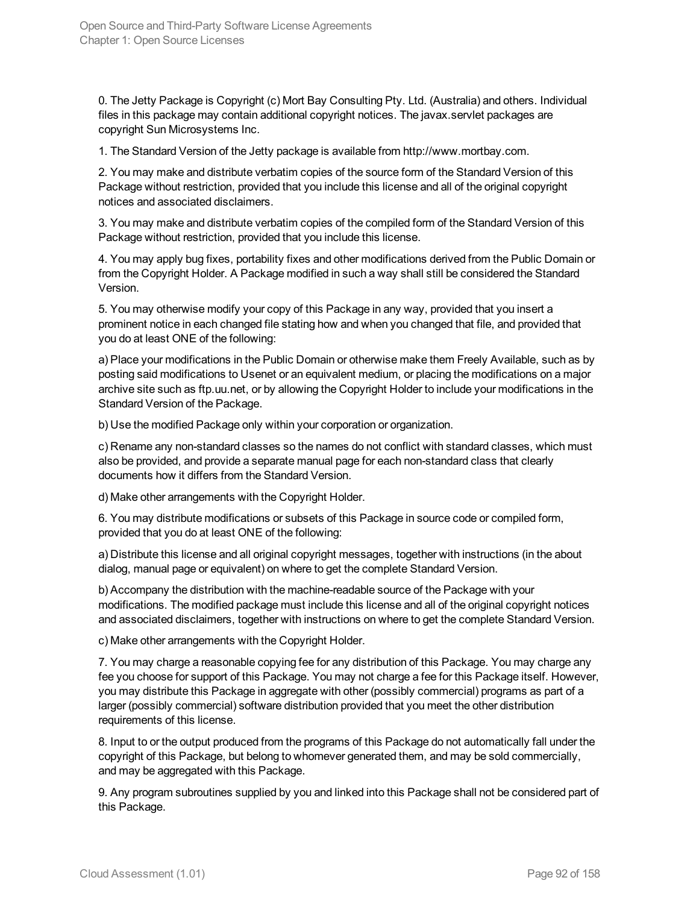0. The Jetty Package is Copyright (c) Mort Bay Consulting Pty. Ltd. (Australia) and others. Individual files in this package may contain additional copyright notices. The javax.servlet packages are copyright Sun Microsystems Inc.

1. The Standard Version of the Jetty package is available from http://www.mortbay.com.

2. You may make and distribute verbatim copies of the source form of the Standard Version of this Package without restriction, provided that you include this license and all of the original copyright notices and associated disclaimers.

3. You may make and distribute verbatim copies of the compiled form of the Standard Version of this Package without restriction, provided that you include this license.

4. You may apply bug fixes, portability fixes and other modifications derived from the Public Domain or from the Copyright Holder. A Package modified in such a way shall still be considered the Standard Version.

5. You may otherwise modify your copy of this Package in any way, provided that you insert a prominent notice in each changed file stating how and when you changed that file, and provided that you do at least ONE of the following:

a) Place your modifications in the Public Domain or otherwise make them Freely Available, such as by posting said modifications to Usenet or an equivalent medium, or placing the modifications on a major archive site such as ftp.uu.net, or by allowing the Copyright Holder to include your modifications in the Standard Version of the Package.

b) Use the modified Package only within your corporation or organization.

c) Rename any non-standard classes so the names do not conflict with standard classes, which must also be provided, and provide a separate manual page for each non-standard class that clearly documents how it differs from the Standard Version.

d) Make other arrangements with the Copyright Holder.

6. You may distribute modifications or subsets of this Package in source code or compiled form, provided that you do at least ONE of the following:

a) Distribute this license and all original copyright messages, together with instructions (in the about dialog, manual page or equivalent) on where to get the complete Standard Version.

b) Accompany the distribution with the machine-readable source of the Package with your modifications. The modified package must include this license and all of the original copyright notices and associated disclaimers, together with instructions on where to get the complete Standard Version.

c) Make other arrangements with the Copyright Holder.

7. You may charge a reasonable copying fee for any distribution of this Package. You may charge any fee you choose for support of this Package. You may not charge a fee for this Package itself. However, you may distribute this Package in aggregate with other (possibly commercial) programs as part of a larger (possibly commercial) software distribution provided that you meet the other distribution requirements of this license.

8. Input to or the output produced from the programs of this Package do not automatically fall under the copyright of this Package, but belong to whomever generated them, and may be sold commercially, and may be aggregated with this Package.

9. Any program subroutines supplied by you and linked into this Package shall not be considered part of this Package.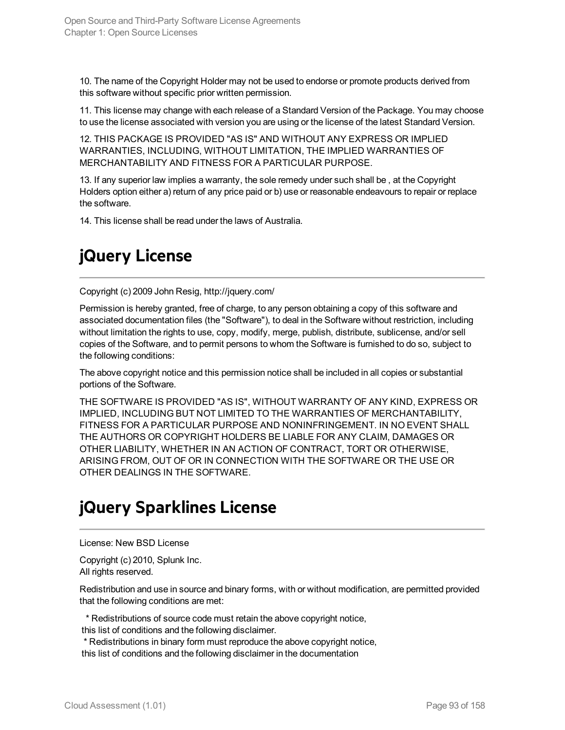10. The name of the Copyright Holder may not be used to endorse or promote products derived from this software without specific prior written permission.

11. This license may change with each release of a Standard Version of the Package. You may choose to use the license associated with version you are using or the license of the latest Standard Version.

12. THIS PACKAGE IS PROVIDED "AS IS" AND WITHOUT ANY EXPRESS OR IMPLIED WARRANTIES, INCLUDING, WITHOUT LIMITATION, THE IMPLIED WARRANTIES OF MERCHANTABILITY AND FITNESS FOR A PARTICULAR PURPOSE.

13. If any superior law implies a warranty, the sole remedy under such shall be , at the Copyright Holders option either a) return of any price paid or b) use or reasonable endeavours to repair or replace the software.

14. This license shall be read under the laws of Australia.

# jQuery License

Copyright (c) 2009 John Resig, http://jquery.com/

Permission is hereby granted, free of charge, to any person obtaining a copy of this software and associated documentation files (the "Software"), to deal in the Software without restriction, including without limitation the rights to use, copy, modify, merge, publish, distribute, sublicense, and/or sell copies of the Software, and to permit persons to whom the Software is furnished to do so, subject to the following conditions:

The above copyright notice and this permission notice shall be included in all copies or substantial portions of the Software.

THE SOFTWARE IS PROVIDED "AS IS", WITHOUT WARRANTY OF ANY KIND, EXPRESS OR IMPLIED, INCLUDING BUT NOT LIMITED TO THE WARRANTIES OF MERCHANTABILITY, FITNESS FOR A PARTICULAR PURPOSE AND NONINFRINGEMENT. IN NO EVENT SHALL THE AUTHORS OR COPYRIGHT HOLDERS BE LIABLE FOR ANY CLAIM, DAMAGES OR OTHER LIABILITY, WHETHER IN AN ACTION OF CONTRACT, TORT OR OTHERWISE, ARISING FROM, OUT OF OR IN CONNECTION WITH THE SOFTWARE OR THE USE OR OTHER DEALINGS IN THE SOFTWARE.

# jQuery Sparklines License

License: New BSD License

Copyright (c) 2010, Splunk Inc.
All rights reserved.

Redistribution and use in source and binary forms, with or without modification, are permitted provided that the following conditions are met:

* Redistributions of source code must retain the above copyright notice, this list of conditions and the following disclaimer.
* Redistributions in binary form must reproduce the above copyright notice, this list of conditions and the following disclaimer in the documentation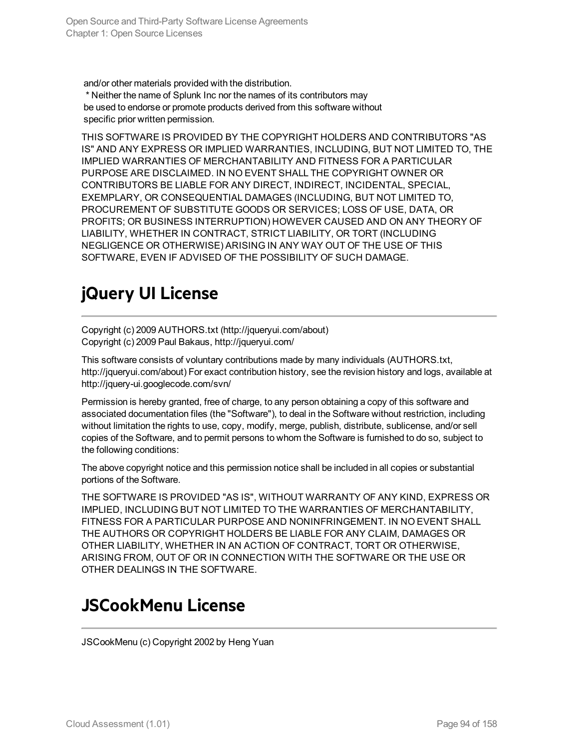and/or other materials provided with the distribution.
 * Neither the name of Splunk Inc nor the names of its contributors may
 be used to endorse or promote products derived from this software without
 specific prior written permission.

THIS SOFTWARE IS PROVIDED BY THE COPYRIGHT HOLDERS AND CONTRIBUTORS "AS IS" AND ANY EXPRESS OR IMPLIED WARRANTIES, INCLUDING, BUT NOT LIMITED TO, THE IMPLIED WARRANTIES OF MERCHANTABILITY AND FITNESS FOR A PARTICULAR PURPOSE ARE DISCLAIMED. IN NO EVENT SHALL THE COPYRIGHT OWNER OR CONTRIBUTORS BE LIABLE FOR ANY DIRECT, INDIRECT, INCIDENTAL, SPECIAL, EXEMPLARY, OR CONSEQUENTIAL DAMAGES (INCLUDING, BUT NOT LIMITED TO, PROCUREMENT OF SUBSTITUTE GOODS OR SERVICES; LOSS OF USE, DATA, OR PROFITS; OR BUSINESS INTERRUPTION) HOWEVER CAUSED AND ON ANY THEORY OF LIABILITY, WHETHER IN CONTRACT, STRICT LIABILITY, OR TORT (INCLUDING NEGLIGENCE OR OTHERWISE) ARISING IN ANY WAY OUT OF THE USE OF THIS SOFTWARE, EVEN IF ADVISED OF THE POSSIBILITY OF SUCH DAMAGE.

# jQuery UI License

Copyright (c) 2009 AUTHORS.txt (http://jqueryui.com/about)
Copyright (c) 2009 Paul Bakaus, http://jqueryui.com/

This software consists of voluntary contributions made by many individuals (AUTHORS.txt, http://jqueryui.com/about) For exact contribution history, see the revision history and logs, available at http://jquery-ui.googlecode.com/svn/

Permission is hereby granted, free of charge, to any person obtaining a copy of this software and associated documentation files (the "Software"), to deal in the Software without restriction, including without limitation the rights to use, copy, modify, merge, publish, distribute, sublicense, and/or sell copies of the Software, and to permit persons to whom the Software is furnished to do so, subject to the following conditions:

The above copyright notice and this permission notice shall be included in all copies or substantial portions of the Software.

THE SOFTWARE IS PROVIDED "AS IS", WITHOUT WARRANTY OF ANY KIND, EXPRESS OR IMPLIED, INCLUDING BUT NOT LIMITED TO THE WARRANTIES OF MERCHANTABILITY, FITNESS FOR A PARTICULAR PURPOSE AND NONINFRINGEMENT. IN NO EVENT SHALL THE AUTHORS OR COPYRIGHT HOLDERS BE LIABLE FOR ANY CLAIM, DAMAGES OR OTHER LIABILITY, WHETHER IN AN ACTION OF CONTRACT, TORT OR OTHERWISE, ARISING FROM, OUT OF OR IN CONNECTION WITH THE SOFTWARE OR THE USE OR OTHER DEALINGS IN THE SOFTWARE.

# JSCookMenu License

JSCookMenu (c) Copyright 2002 by Heng Yuan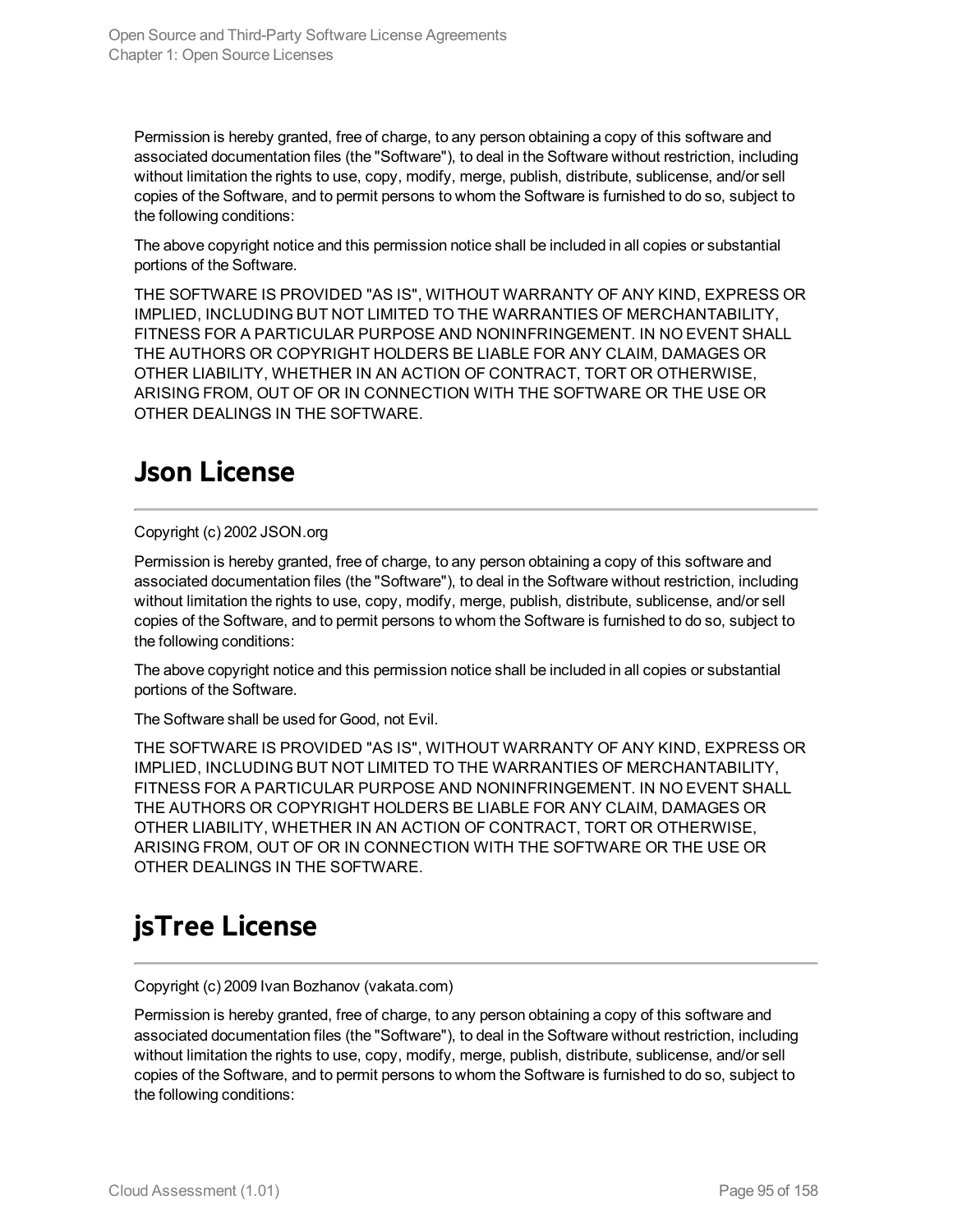Permission is hereby granted, free of charge, to any person obtaining a copy of this software and associated documentation files (the "Software"), to deal in the Software without restriction, including without limitation the rights to use, copy, modify, merge, publish, distribute, sublicense, and/or sell copies of the Software, and to permit persons to whom the Software is furnished to do so, subject to the following conditions:

The above copyright notice and this permission notice shall be included in all copies or substantial portions of the Software.

THE SOFTWARE IS PROVIDED "AS IS", WITHOUT WARRANTY OF ANY KIND, EXPRESS OR IMPLIED, INCLUDING BUT NOT LIMITED TO THE WARRANTIES OF MERCHANTABILITY, FITNESS FOR A PARTICULAR PURPOSE AND NONINFRINGEMENT. IN NO EVENT SHALL THE AUTHORS OR COPYRIGHT HOLDERS BE LIABLE FOR ANY CLAIM, DAMAGES OR OTHER LIABILITY, WHETHER IN AN ACTION OF CONTRACT, TORT OR OTHERWISE, ARISING FROM, OUT OF OR IN CONNECTION WITH THE SOFTWARE OR THE USE OR OTHER DEALINGS IN THE SOFTWARE.

## Json License

Copyright (c) 2002 JSON.org

Permission is hereby granted, free of charge, to any person obtaining a copy of this software and associated documentation files (the "Software"), to deal in the Software without restriction, including without limitation the rights to use, copy, modify, merge, publish, distribute, sublicense, and/or sell copies of the Software, and to permit persons to whom the Software is furnished to do so, subject to the following conditions:

The above copyright notice and this permission notice shall be included in all copies or substantial portions of the Software.

The Software shall be used for Good, not Evil.

THE SOFTWARE IS PROVIDED "AS IS", WITHOUT WARRANTY OF ANY KIND, EXPRESS OR IMPLIED, INCLUDING BUT NOT LIMITED TO THE WARRANTIES OF MERCHANTABILITY, FITNESS FOR A PARTICULAR PURPOSE AND NONINFRINGEMENT. IN NO EVENT SHALL THE AUTHORS OR COPYRIGHT HOLDERS BE LIABLE FOR ANY CLAIM, DAMAGES OR OTHER LIABILITY, WHETHER IN AN ACTION OF CONTRACT, TORT OR OTHERWISE, ARISING FROM, OUT OF OR IN CONNECTION WITH THE SOFTWARE OR THE USE OR OTHER DEALINGS IN THE SOFTWARE.

## jsTree License

Copyright (c) 2009 Ivan Bozhanov (vakata.com)

Permission is hereby granted, free of charge, to any person obtaining a copy of this software and associated documentation files (the "Software"), to deal in the Software without restriction, including without limitation the rights to use, copy, modify, merge, publish, distribute, sublicense, and/or sell copies of the Software, and to permit persons to whom the Software is furnished to do so, subject to the following conditions: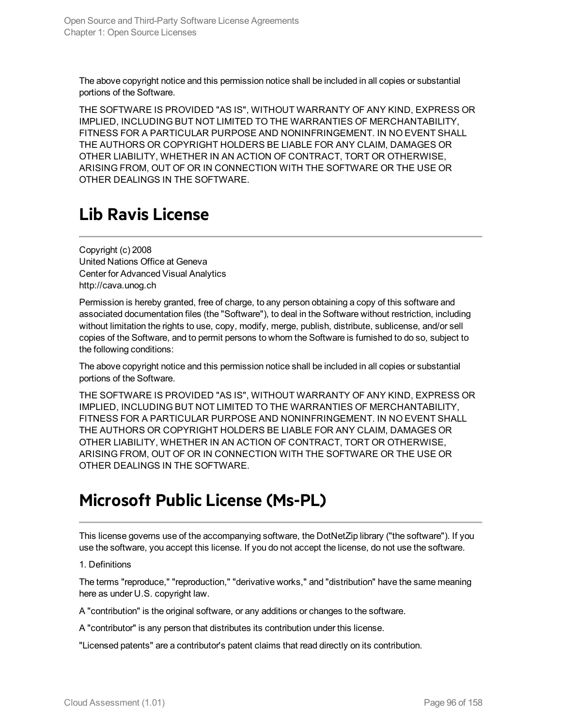The above copyright notice and this permission notice shall be included in all copies or substantial portions of the Software.

THE SOFTWARE IS PROVIDED "AS IS", WITHOUT WARRANTY OF ANY KIND, EXPRESS OR IMPLIED, INCLUDING BUT NOT LIMITED TO THE WARRANTIES OF MERCHANTABILITY, FITNESS FOR A PARTICULAR PURPOSE AND NONINFRINGEMENT. IN NO EVENT SHALL THE AUTHORS OR COPYRIGHT HOLDERS BE LIABLE FOR ANY CLAIM, DAMAGES OR OTHER LIABILITY, WHETHER IN AN ACTION OF CONTRACT, TORT OR OTHERWISE, ARISING FROM, OUT OF OR IN CONNECTION WITH THE SOFTWARE OR THE USE OR OTHER DEALINGS IN THE SOFTWARE.

# Lib Ravis License

Copyright (c) 2008
United Nations Office at Geneva
Center for Advanced Visual Analytics
http://cava.unog.ch

Permission is hereby granted, free of charge, to any person obtaining a copy of this software and associated documentation files (the "Software"), to deal in the Software without restriction, including without limitation the rights to use, copy, modify, merge, publish, distribute, sublicense, and/or sell copies of the Software, and to permit persons to whom the Software is furnished to do so, subject to the following conditions:

The above copyright notice and this permission notice shall be included in all copies or substantial portions of the Software.

THE SOFTWARE IS PROVIDED "AS IS", WITHOUT WARRANTY OF ANY KIND, EXPRESS OR IMPLIED, INCLUDING BUT NOT LIMITED TO THE WARRANTIES OF MERCHANTABILITY, FITNESS FOR A PARTICULAR PURPOSE AND NONINFRINGEMENT. IN NO EVENT SHALL THE AUTHORS OR COPYRIGHT HOLDERS BE LIABLE FOR ANY CLAIM, DAMAGES OR OTHER LIABILITY, WHETHER IN AN ACTION OF CONTRACT, TORT OR OTHERWISE, ARISING FROM, OUT OF OR IN CONNECTION WITH THE SOFTWARE OR THE USE OR OTHER DEALINGS IN THE SOFTWARE.

# Microsoft Public License (Ms-PL)

This license governs use of the accompanying software, the DotNetZip library ("the software"). If you use the software, you accept this license. If you do not accept the license, do not use the software.

1. Definitions

The terms "reproduce," "reproduction," "derivative works," and "distribution" have the same meaning here as under U.S. copyright law.

A "contribution" is the original software, or any additions or changes to the software.

A "contributor" is any person that distributes its contribution under this license.

"Licensed patents" are a contributor's patent claims that read directly on its contribution.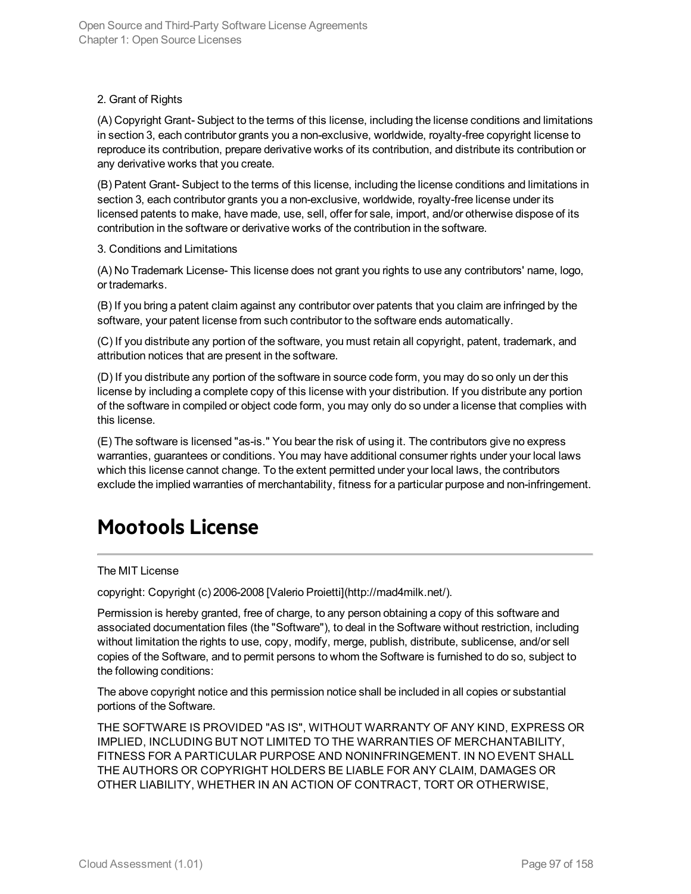2. Grant of Rights

(A) Copyright Grant- Subject to the terms of this license, including the license conditions and limitations in section 3, each contributor grants you a non-exclusive, worldwide, royalty-free copyright license to reproduce its contribution, prepare derivative works of its contribution, and distribute its contribution or any derivative works that you create.

(B) Patent Grant- Subject to the terms of this license, including the license conditions and limitations in section 3, each contributor grants you a non-exclusive, worldwide, royalty-free license under its licensed patents to make, have made, use, sell, offer for sale, import, and/or otherwise dispose of its contribution in the software or derivative works of the contribution in the software.

3. Conditions and Limitations

(A) No Trademark License- This license does not grant you rights to use any contributors' name, logo, or trademarks.

(B) If you bring a patent claim against any contributor over patents that you claim are infringed by the software, your patent license from such contributor to the software ends automatically.

(C) If you distribute any portion of the software, you must retain all copyright, patent, trademark, and attribution notices that are present in the software.

(D) If you distribute any portion of the software in source code form, you may do so only un der this license by including a complete copy of this license with your distribution. If you distribute any portion of the software in compiled or object code form, you may only do so under a license that complies with this license.

(E) The software is licensed "as-is." You bear the risk of using it. The contributors give no express warranties, guarantees or conditions. You may have additional consumer rights under your local laws which this license cannot change. To the extent permitted under your local laws, the contributors exclude the implied warranties of merchantability, fitness for a particular purpose and non-infringement.

# Mootools License

The MIT License

copyright: Copyright (c) 2006-2008 [Valerio Proietti](http://mad4milk.net/).

Permission is hereby granted, free of charge, to any person obtaining a copy of this software and associated documentation files (the "Software"), to deal in the Software without restriction, including without limitation the rights to use, copy, modify, merge, publish, distribute, sublicense, and/or sell copies of the Software, and to permit persons to whom the Software is furnished to do so, subject to the following conditions:

The above copyright notice and this permission notice shall be included in all copies or substantial portions of the Software.

THE SOFTWARE IS PROVIDED "AS IS", WITHOUT WARRANTY OF ANY KIND, EXPRESS OR IMPLIED, INCLUDING BUT NOT LIMITED TO THE WARRANTIES OF MERCHANTABILITY, FITNESS FOR A PARTICULAR PURPOSE AND NONINFRINGEMENT. IN NO EVENT SHALL THE AUTHORS OR COPYRIGHT HOLDERS BE LIABLE FOR ANY CLAIM, DAMAGES OR OTHER LIABILITY, WHETHER IN AN ACTION OF CONTRACT, TORT OR OTHERWISE,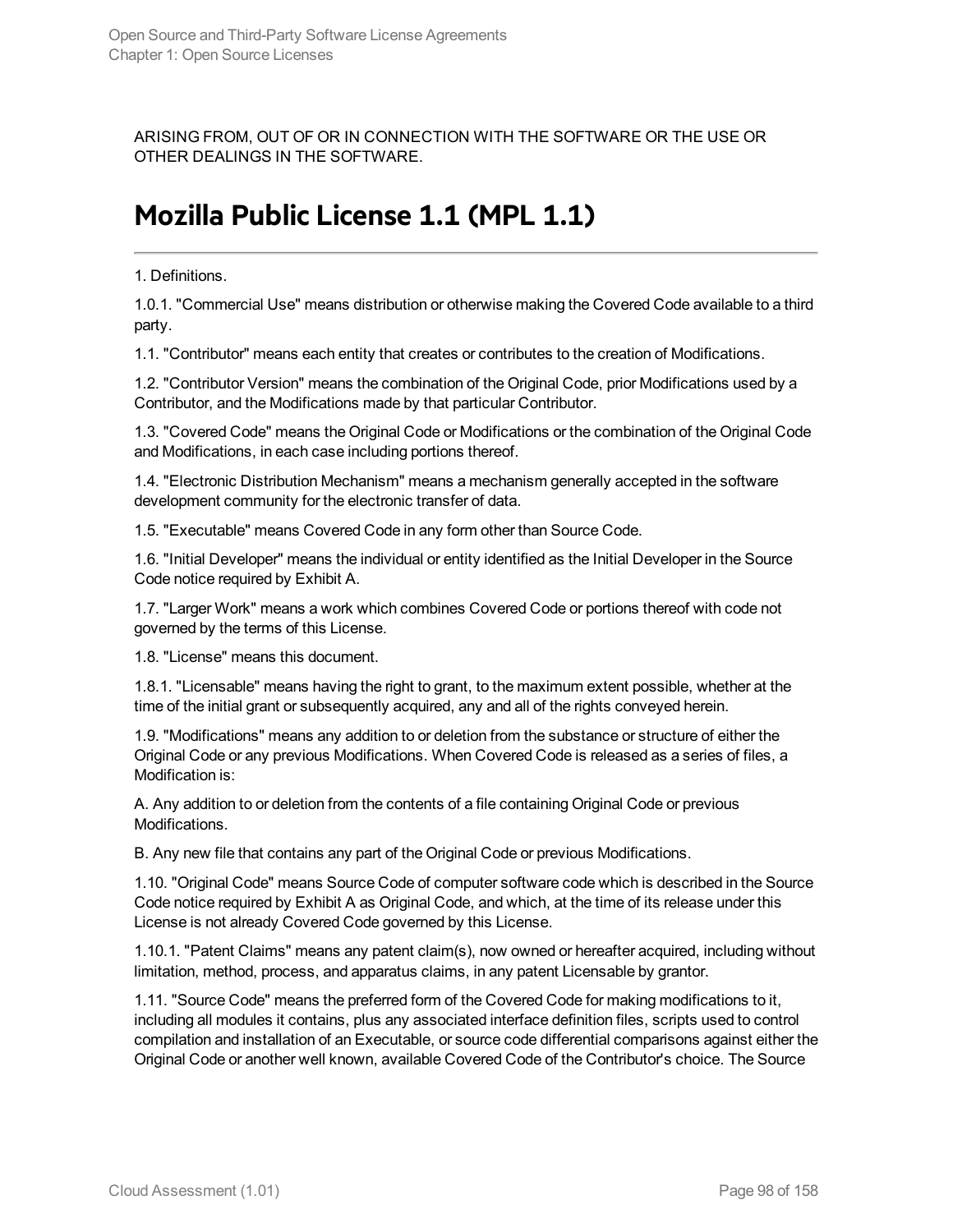ARISING FROM, OUT OF OR IN CONNECTION WITH THE SOFTWARE OR THE USE OR OTHER DEALINGS IN THE SOFTWARE.

## Mozilla Public License 1.1 (MPL 1.1)

1. Definitions.

1.0.1. "Commercial Use" means distribution or otherwise making the Covered Code available to a third party.

1.1. "Contributor" means each entity that creates or contributes to the creation of Modifications.

1.2. "Contributor Version" means the combination of the Original Code, prior Modifications used by a Contributor, and the Modifications made by that particular Contributor.

1.3. "Covered Code" means the Original Code or Modifications or the combination of the Original Code and Modifications, in each case including portions thereof.

1.4. "Electronic Distribution Mechanism" means a mechanism generally accepted in the software development community for the electronic transfer of data.

1.5. "Executable" means Covered Code in any form other than Source Code.

1.6. "Initial Developer" means the individual or entity identified as the Initial Developer in the Source Code notice required by Exhibit A.

1.7. "Larger Work" means a work which combines Covered Code or portions thereof with code not governed by the terms of this License.

1.8. "License" means this document.

1.8.1. "Licensable" means having the right to grant, to the maximum extent possible, whether at the time of the initial grant or subsequently acquired, any and all of the rights conveyed herein.

1.9. "Modifications" means any addition to or deletion from the substance or structure of either the Original Code or any previous Modifications. When Covered Code is released as a series of files, a Modification is:

A. Any addition to or deletion from the contents of a file containing Original Code or previous Modifications.

B. Any new file that contains any part of the Original Code or previous Modifications.

1.10. "Original Code" means Source Code of computer software code which is described in the Source Code notice required by Exhibit A as Original Code, and which, at the time of its release under this License is not already Covered Code governed by this License.

1.10.1. "Patent Claims" means any patent claim(s), now owned or hereafter acquired, including without limitation, method, process, and apparatus claims, in any patent Licensable by grantor.

1.11. "Source Code" means the preferred form of the Covered Code for making modifications to it, including all modules it contains, plus any associated interface definition files, scripts used to control compilation and installation of an Executable, or source code differential comparisons against either the Original Code or another well known, available Covered Code of the Contributor's choice. The Source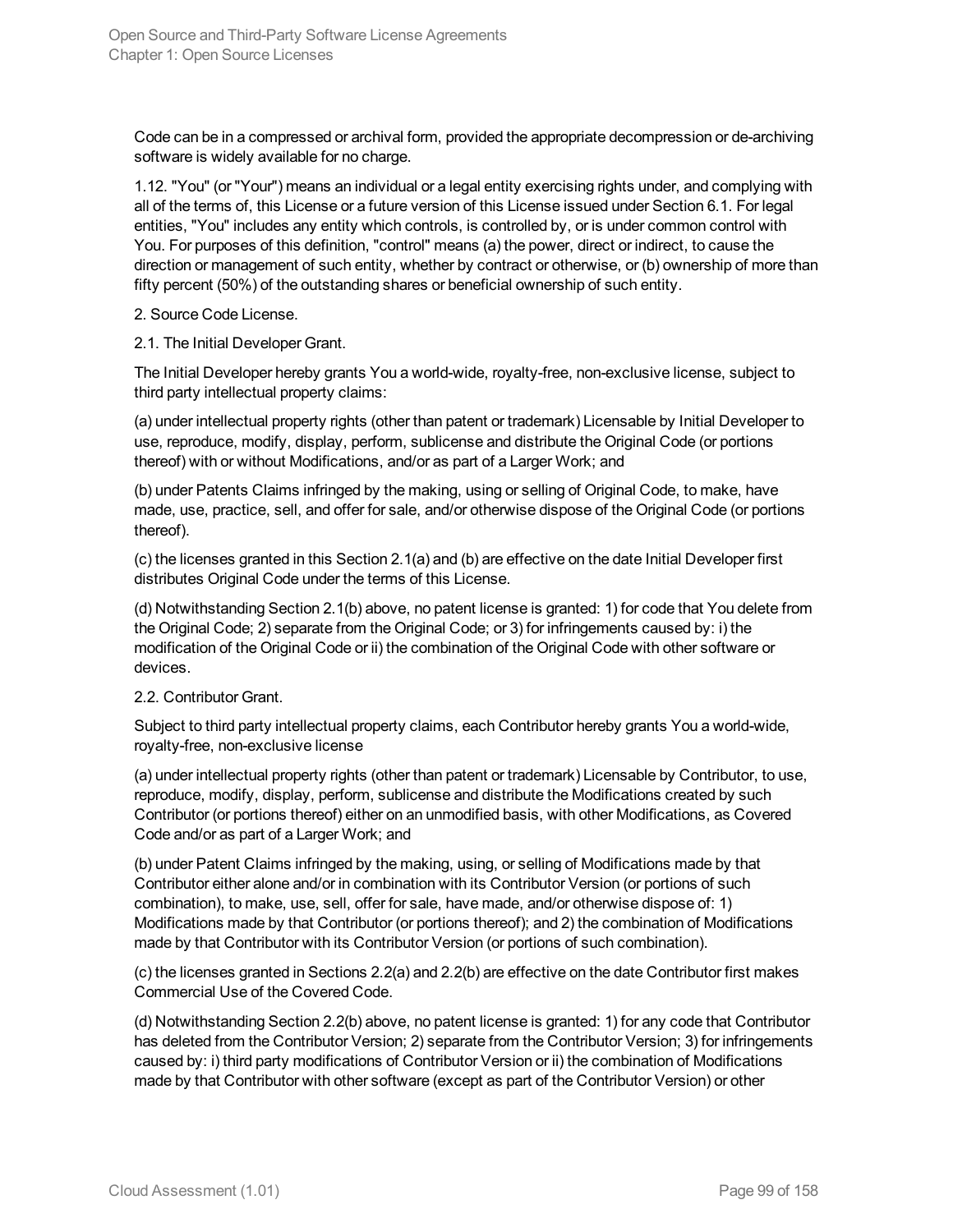Code can be in a compressed or archival form, provided the appropriate decompression or de-archiving software is widely available for no charge.

1.12. "You" (or "Your") means an individual or a legal entity exercising rights under, and complying with all of the terms of, this License or a future version of this License issued under Section 6.1. For legal entities, "You" includes any entity which controls, is controlled by, or is under common control with You. For purposes of this definition, "control" means (a) the power, direct or indirect, to cause the direction or management of such entity, whether by contract or otherwise, or (b) ownership of more than fifty percent (50%) of the outstanding shares or beneficial ownership of such entity.

2. Source Code License.

2.1. The Initial Developer Grant.

The Initial Developer hereby grants You a world-wide, royalty-free, non-exclusive license, subject to third party intellectual property claims:

(a) under intellectual property rights (other than patent or trademark) Licensable by Initial Developer to use, reproduce, modify, display, perform, sublicense and distribute the Original Code (or portions thereof) with or without Modifications, and/or as part of a Larger Work; and

(b) under Patents Claims infringed by the making, using or selling of Original Code, to make, have made, use, practice, sell, and offer for sale, and/or otherwise dispose of the Original Code (or portions thereof).

(c) the licenses granted in this Section 2.1(a) and (b) are effective on the date Initial Developer first distributes Original Code under the terms of this License.

(d) Notwithstanding Section 2.1(b) above, no patent license is granted: 1) for code that You delete from the Original Code; 2) separate from the Original Code; or 3) for infringements caused by: i) the modification of the Original Code or ii) the combination of the Original Code with other software or devices.

2.2. Contributor Grant.

Subject to third party intellectual property claims, each Contributor hereby grants You a world-wide, royalty-free, non-exclusive license

(a) under intellectual property rights (other than patent or trademark) Licensable by Contributor, to use, reproduce, modify, display, perform, sublicense and distribute the Modifications created by such Contributor (or portions thereof) either on an unmodified basis, with other Modifications, as Covered Code and/or as part of a Larger Work; and

(b) under Patent Claims infringed by the making, using, or selling of Modifications made by that Contributor either alone and/or in combination with its Contributor Version (or portions of such combination), to make, use, sell, offer for sale, have made, and/or otherwise dispose of: 1) Modifications made by that Contributor (or portions thereof); and 2) the combination of Modifications made by that Contributor with its Contributor Version (or portions of such combination).

(c) the licenses granted in Sections 2.2(a) and 2.2(b) are effective on the date Contributor first makes Commercial Use of the Covered Code.

(d) Notwithstanding Section 2.2(b) above, no patent license is granted: 1) for any code that Contributor has deleted from the Contributor Version; 2) separate from the Contributor Version; 3) for infringements caused by: i) third party modifications of Contributor Version or ii) the combination of Modifications made by that Contributor with other software (except as part of the Contributor Version) or other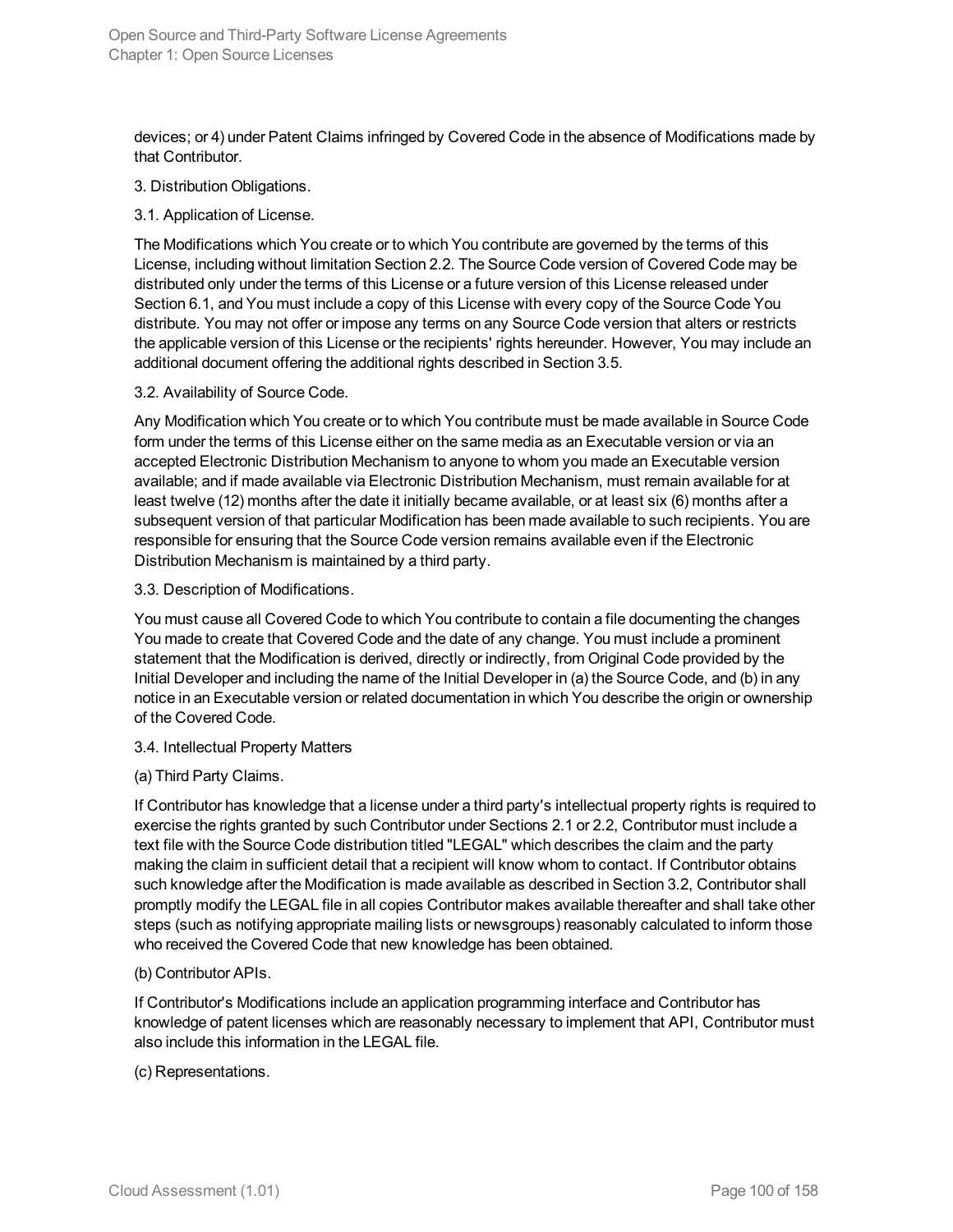devices; or 4) under Patent Claims infringed by Covered Code in the absence of Modifications made by that Contributor.

3. Distribution Obligations.

3.1. Application of License.

The Modifications which You create or to which You contribute are governed by the terms of this License, including without limitation Section 2.2. The Source Code version of Covered Code may be distributed only under the terms of this License or a future version of this License released under Section 6.1, and You must include a copy of this License with every copy of the Source Code You distribute. You may not offer or impose any terms on any Source Code version that alters or restricts the applicable version of this License or the recipients' rights hereunder. However, You may include an additional document offering the additional rights described in Section 3.5.

3.2. Availability of Source Code.

Any Modification which You create or to which You contribute must be made available in Source Code form under the terms of this License either on the same media as an Executable version or via an accepted Electronic Distribution Mechanism to anyone to whom you made an Executable version available; and if made available via Electronic Distribution Mechanism, must remain available for at least twelve (12) months after the date it initially became available, or at least six (6) months after a subsequent version of that particular Modification has been made available to such recipients. You are responsible for ensuring that the Source Code version remains available even if the Electronic Distribution Mechanism is maintained by a third party.

3.3. Description of Modifications.

You must cause all Covered Code to which You contribute to contain a file documenting the changes You made to create that Covered Code and the date of any change. You must include a prominent statement that the Modification is derived, directly or indirectly, from Original Code provided by the Initial Developer and including the name of the Initial Developer in (a) the Source Code, and (b) in any notice in an Executable version or related documentation in which You describe the origin or ownership of the Covered Code.

3.4. Intellectual Property Matters

(a) Third Party Claims.

If Contributor has knowledge that a license under a third party's intellectual property rights is required to exercise the rights granted by such Contributor under Sections 2.1 or 2.2, Contributor must include a text file with the Source Code distribution titled "LEGAL" which describes the claim and the party making the claim in sufficient detail that a recipient will know whom to contact. If Contributor obtains such knowledge after the Modification is made available as described in Section 3.2, Contributor shall promptly modify the LEGAL file in all copies Contributor makes available thereafter and shall take other steps (such as notifying appropriate mailing lists or newsgroups) reasonably calculated to inform those who received the Covered Code that new knowledge has been obtained.

(b) Contributor APIs.

If Contributor's Modifications include an application programming interface and Contributor has knowledge of patent licenses which are reasonably necessary to implement that API, Contributor must also include this information in the LEGAL file.

(c) Representations.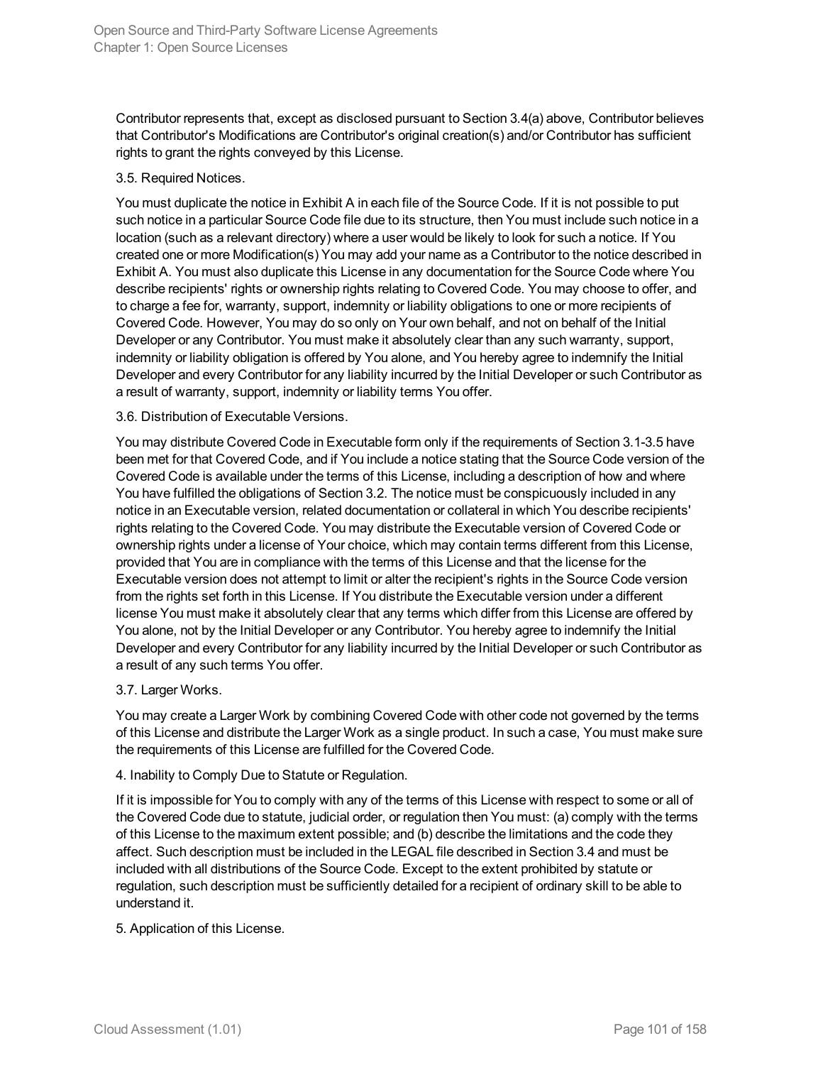Contributor represents that, except as disclosed pursuant to Section 3.4(a) above, Contributor believes that Contributor's Modifications are Contributor's original creation(s) and/or Contributor has sufficient rights to grant the rights conveyed by this License.

3.5. Required Notices.

You must duplicate the notice in Exhibit A in each file of the Source Code. If it is not possible to put such notice in a particular Source Code file due to its structure, then You must include such notice in a location (such as a relevant directory) where a user would be likely to look for such a notice. If You created one or more Modification(s) You may add your name as a Contributor to the notice described in Exhibit A. You must also duplicate this License in any documentation for the Source Code where You describe recipients' rights or ownership rights relating to Covered Code. You may choose to offer, and to charge a fee for, warranty, support, indemnity or liability obligations to one or more recipients of Covered Code. However, You may do so only on Your own behalf, and not on behalf of the Initial Developer or any Contributor. You must make it absolutely clear than any such warranty, support, indemnity or liability obligation is offered by You alone, and You hereby agree to indemnify the Initial Developer and every Contributor for any liability incurred by the Initial Developer or such Contributor as a result of warranty, support, indemnity or liability terms You offer.

3.6. Distribution of Executable Versions.

You may distribute Covered Code in Executable form only if the requirements of Section 3.1-3.5 have been met for that Covered Code, and if You include a notice stating that the Source Code version of the Covered Code is available under the terms of this License, including a description of how and where You have fulfilled the obligations of Section 3.2. The notice must be conspicuously included in any notice in an Executable version, related documentation or collateral in which You describe recipients' rights relating to the Covered Code. You may distribute the Executable version of Covered Code or ownership rights under a license of Your choice, which may contain terms different from this License, provided that You are in compliance with the terms of this License and that the license for the Executable version does not attempt to limit or alter the recipient's rights in the Source Code version from the rights set forth in this License. If You distribute the Executable version under a different license You must make it absolutely clear that any terms which differ from this License are offered by You alone, not by the Initial Developer or any Contributor. You hereby agree to indemnify the Initial Developer and every Contributor for any liability incurred by the Initial Developer or such Contributor as a result of any such terms You offer.

3.7. Larger Works.

You may create a Larger Work by combining Covered Code with other code not governed by the terms of this License and distribute the Larger Work as a single product. In such a case, You must make sure the requirements of this License are fulfilled for the Covered Code.

4. Inability to Comply Due to Statute or Regulation.

If it is impossible for You to comply with any of the terms of this License with respect to some or all of the Covered Code due to statute, judicial order, or regulation then You must: (a) comply with the terms of this License to the maximum extent possible; and (b) describe the limitations and the code they affect. Such description must be included in the LEGAL file described in Section 3.4 and must be included with all distributions of the Source Code. Except to the extent prohibited by statute or regulation, such description must be sufficiently detailed for a recipient of ordinary skill to be able to understand it.

5. Application of this License.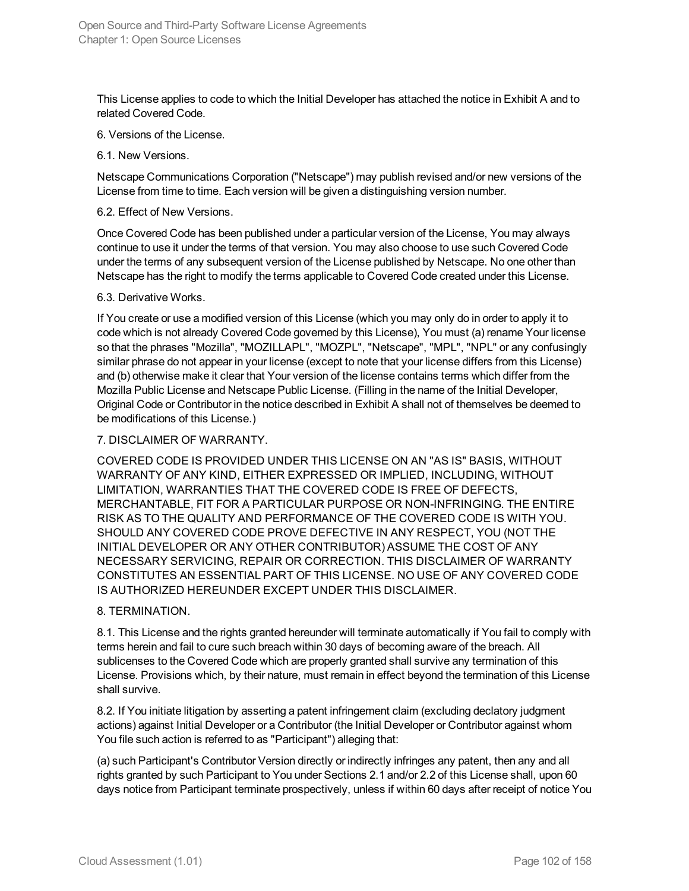This License applies to code to which the Initial Developer has attached the notice in Exhibit A and to related Covered Code.

6. Versions of the License.

6.1. New Versions.

Netscape Communications Corporation ("Netscape") may publish revised and/or new versions of the License from time to time. Each version will be given a distinguishing version number.

6.2. Effect of New Versions.

Once Covered Code has been published under a particular version of the License, You may always continue to use it under the terms of that version. You may also choose to use such Covered Code under the terms of any subsequent version of the License published by Netscape. No one other than Netscape has the right to modify the terms applicable to Covered Code created under this License.

6.3. Derivative Works.

If You create or use a modified version of this License (which you may only do in order to apply it to code which is not already Covered Code governed by this License), You must (a) rename Your license so that the phrases "Mozilla", "MOZILLAPL", "MOZPL", "Netscape", "MPL", "NPL" or any confusingly similar phrase do not appear in your license (except to note that your license differs from this License) and (b) otherwise make it clear that Your version of the license contains terms which differ from the Mozilla Public License and Netscape Public License. (Filling in the name of the Initial Developer, Original Code or Contributor in the notice described in Exhibit A shall not of themselves be deemed to be modifications of this License.)

7. DISCLAIMER OF WARRANTY.

COVERED CODE IS PROVIDED UNDER THIS LICENSE ON AN "AS IS" BASIS, WITHOUT WARRANTY OF ANY KIND, EITHER EXPRESSED OR IMPLIED, INCLUDING, WITHOUT LIMITATION, WARRANTIES THAT THE COVERED CODE IS FREE OF DEFECTS, MERCHANTABLE, FIT FOR A PARTICULAR PURPOSE OR NON-INFRINGING. THE ENTIRE RISK AS TO THE QUALITY AND PERFORMANCE OF THE COVERED CODE IS WITH YOU. SHOULD ANY COVERED CODE PROVE DEFECTIVE IN ANY RESPECT, YOU (NOT THE INITIAL DEVELOPER OR ANY OTHER CONTRIBUTOR) ASSUME THE COST OF ANY NECESSARY SERVICING, REPAIR OR CORRECTION. THIS DISCLAIMER OF WARRANTY CONSTITUTES AN ESSENTIAL PART OF THIS LICENSE. NO USE OF ANY COVERED CODE IS AUTHORIZED HEREUNDER EXCEPT UNDER THIS DISCLAIMER.

8. TERMINATION.

8.1. This License and the rights granted hereunder will terminate automatically if You fail to comply with terms herein and fail to cure such breach within 30 days of becoming aware of the breach. All sublicenses to the Covered Code which are properly granted shall survive any termination of this License. Provisions which, by their nature, must remain in effect beyond the termination of this License shall survive.

8.2. If You initiate litigation by asserting a patent infringement claim (excluding declatory judgment actions) against Initial Developer or a Contributor (the Initial Developer or Contributor against whom You file such action is referred to as "Participant") alleging that:

(a) such Participant's Contributor Version directly or indirectly infringes any patent, then any and all rights granted by such Participant to You under Sections 2.1 and/or 2.2 of this License shall, upon 60 days notice from Participant terminate prospectively, unless if within 60 days after receipt of notice You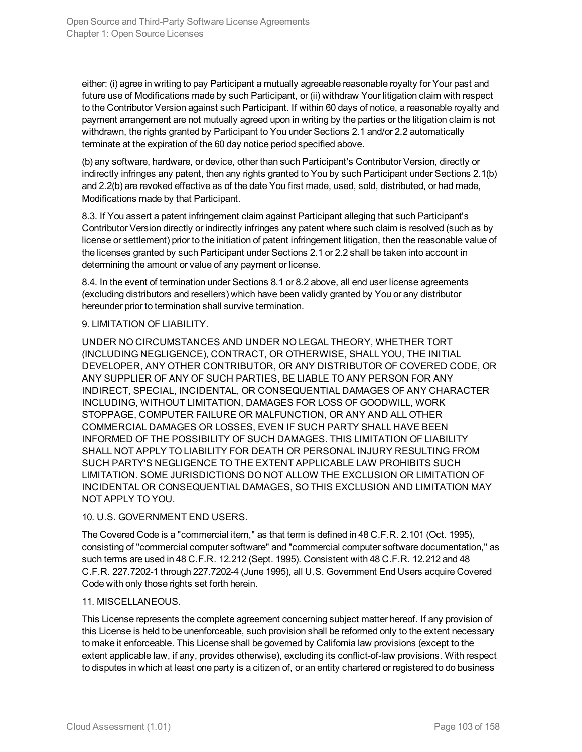either: (i) agree in writing to pay Participant a mutually agreeable reasonable royalty for Your past and future use of Modifications made by such Participant, or (ii) withdraw Your litigation claim with respect to the Contributor Version against such Participant. If within 60 days of notice, a reasonable royalty and payment arrangement are not mutually agreed upon in writing by the parties or the litigation claim is not withdrawn, the rights granted by Participant to You under Sections 2.1 and/or 2.2 automatically terminate at the expiration of the 60 day notice period specified above.

(b) any software, hardware, or device, other than such Participant's Contributor Version, directly or indirectly infringes any patent, then any rights granted to You by such Participant under Sections 2.1(b) and 2.2(b) are revoked effective as of the date You first made, used, sold, distributed, or had made, Modifications made by that Participant.

8.3. If You assert a patent infringement claim against Participant alleging that such Participant's Contributor Version directly or indirectly infringes any patent where such claim is resolved (such as by license or settlement) prior to the initiation of patent infringement litigation, then the reasonable value of the licenses granted by such Participant under Sections 2.1 or 2.2 shall be taken into account in determining the amount or value of any payment or license.

8.4. In the event of termination under Sections 8.1 or 8.2 above, all end user license agreements (excluding distributors and resellers) which have been validly granted by You or any distributor hereunder prior to termination shall survive termination.

9. LIMITATION OF LIABILITY.

UNDER NO CIRCUMSTANCES AND UNDER NO LEGAL THEORY, WHETHER TORT (INCLUDING NEGLIGENCE), CONTRACT, OR OTHERWISE, SHALL YOU, THE INITIAL DEVELOPER, ANY OTHER CONTRIBUTOR, OR ANY DISTRIBUTOR OF COVERED CODE, OR ANY SUPPLIER OF ANY OF SUCH PARTIES, BE LIABLE TO ANY PERSON FOR ANY INDIRECT, SPECIAL, INCIDENTAL, OR CONSEQUENTIAL DAMAGES OF ANY CHARACTER INCLUDING, WITHOUT LIMITATION, DAMAGES FOR LOSS OF GOODWILL, WORK STOPPAGE, COMPUTER FAILURE OR MALFUNCTION, OR ANY AND ALL OTHER COMMERCIAL DAMAGES OR LOSSES, EVEN IF SUCH PARTY SHALL HAVE BEEN INFORMED OF THE POSSIBILITY OF SUCH DAMAGES. THIS LIMITATION OF LIABILITY SHALL NOT APPLY TO LIABILITY FOR DEATH OR PERSONAL INJURY RESULTING FROM SUCH PARTY'S NEGLIGENCE TO THE EXTENT APPLICABLE LAW PROHIBITS SUCH LIMITATION. SOME JURISDICTIONS DO NOT ALLOW THE EXCLUSION OR LIMITATION OF INCIDENTAL OR CONSEQUENTIAL DAMAGES, SO THIS EXCLUSION AND LIMITATION MAY NOT APPLY TO YOU.

10. U.S. GOVERNMENT END USERS.

The Covered Code is a "commercial item," as that term is defined in 48 C.F.R. 2.101 (Oct. 1995), consisting of "commercial computer software" and "commercial computer software documentation," as such terms are used in 48 C.F.R. 12.212 (Sept. 1995). Consistent with 48 C.F.R. 12.212 and 48 C.F.R. 227.7202-1 through 227.7202-4 (June 1995), all U.S. Government End Users acquire Covered Code with only those rights set forth herein.

11. MISCELLANEOUS.

This License represents the complete agreement concerning subject matter hereof. If any provision of this License is held to be unenforceable, such provision shall be reformed only to the extent necessary to make it enforceable. This License shall be governed by California law provisions (except to the extent applicable law, if any, provides otherwise), excluding its conflict-of-law provisions. With respect to disputes in which at least one party is a citizen of, or an entity chartered or registered to do business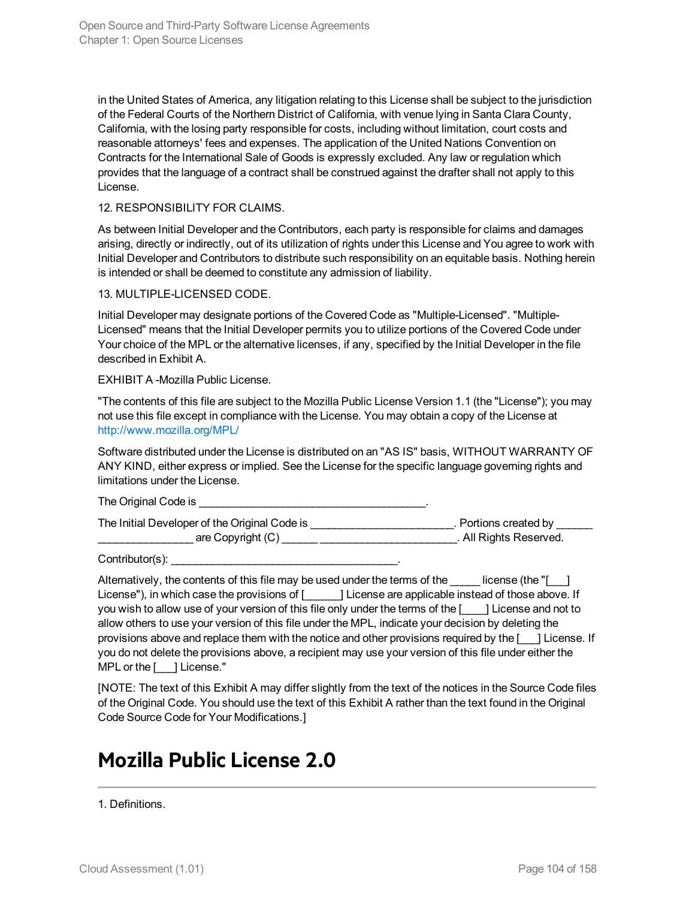in the United States of America, any litigation relating to this License shall be subject to the jurisdiction of the Federal Courts of the Northern District of California, with venue lying in Santa Clara County, California, with the losing party responsible for costs, including without limitation, court costs and reasonable attorneys' fees and expenses. The application of the United Nations Convention on Contracts for the International Sale of Goods is expressly excluded. Any law or regulation which provides that the language of a contract shall be construed against the drafter shall not apply to this License.

12. RESPONSIBILITY FOR CLAIMS.

As between Initial Developer and the Contributors, each party is responsible for claims and damages arising, directly or indirectly, out of its utilization of rights under this License and You agree to work with Initial Developer and Contributors to distribute such responsibility on an equitable basis. Nothing herein is intended or shall be deemed to constitute any admission of liability.

13. MULTIPLE-LICENSED CODE.

Initial Developer may designate portions of the Covered Code as "Multiple-Licensed". "Multiple-Licensed" means that the Initial Developer permits you to utilize portions of the Covered Code under Your choice of the MPL or the alternative licenses, if any, specified by the Initial Developer in the file described in Exhibit A.

EXHIBIT A -Mozilla Public License.

"The contents of this file are subject to the Mozilla Public License Version 1.1 (the "License"); you may not use this file except in compliance with the License. You may obtain a copy of the License at http://www.mozilla.org/MPL/

Software distributed under the License is distributed on an "AS IS" basis, WITHOUT WARRANTY OF ANY KIND, either express or implied. See the License for the specific language governing rights and limitations under the License.

The Original Code is ______________________________________.

The Initial Developer of the Original Code is ________________________. Portions created by ______ ________________ are Copyright (C) ______ _______________________. All Rights Reserved.

Contributor(s): ______________________________________.

Alternatively, the contents of this file may be used under the terms of the _____ license (the "[___] License"), in which case the provisions of [______] License are applicable instead of those above. If you wish to allow use of your version of this file only under the terms of the [____] License and not to allow others to use your version of this file under the MPL, indicate your decision by deleting the provisions above and replace them with the notice and other provisions required by the [___] License. If you do not delete the provisions above, a recipient may use your version of this file under either the MPL or the [___] License."

[NOTE: The text of this Exhibit A may differ slightly from the text of the notices in the Source Code files of the Original Code. You should use the text of this Exhibit A rather than the text found in the Original Code Source Code for Your Modifications.]

# Mozilla Public License 2.0

1. Definitions.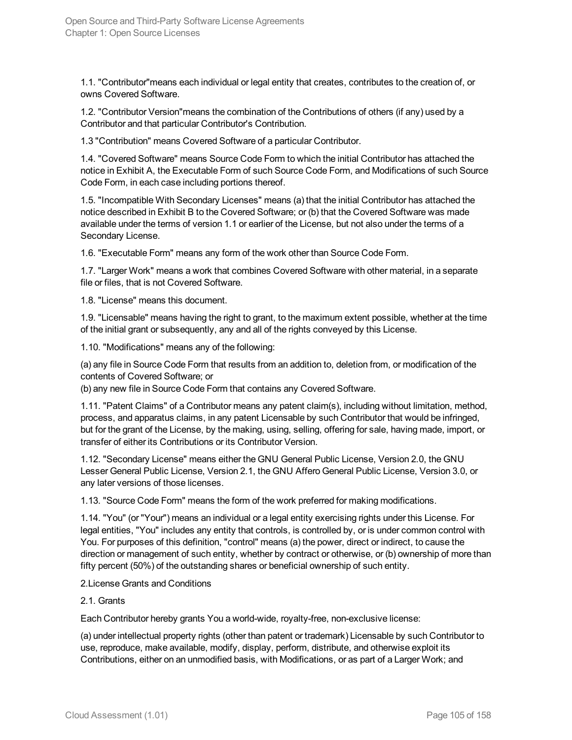1.1. "Contributor"means each individual or legal entity that creates, contributes to the creation of, or owns Covered Software.

1.2. "Contributor Version"means the combination of the Contributions of others (if any) used by a Contributor and that particular Contributor's Contribution.

1.3 "Contribution" means Covered Software of a particular Contributor.

1.4. "Covered Software" means Source Code Form to which the initial Contributor has attached the notice in Exhibit A, the Executable Form of such Source Code Form, and Modifications of such Source Code Form, in each case including portions thereof.

1.5. "Incompatible With Secondary Licenses" means (a) that the initial Contributor has attached the notice described in Exhibit B to the Covered Software; or (b) that the Covered Software was made available under the terms of version 1.1 or earlier of the License, but not also under the terms of a Secondary License.

1.6. "Executable Form" means any form of the work other than Source Code Form.

1.7. "Larger Work" means a work that combines Covered Software with other material, in a separate file or files, that is not Covered Software.

1.8. "License" means this document.

1.9. "Licensable" means having the right to grant, to the maximum extent possible, whether at the time of the initial grant or subsequently, any and all of the rights conveyed by this License.

1.10. "Modifications" means any of the following:

(a) any file in Source Code Form that results from an addition to, deletion from, or modification of the contents of Covered Software; or
(b) any new file in Source Code Form that contains any Covered Software.

1.11. "Patent Claims" of a Contributor means any patent claim(s), including without limitation, method, process, and apparatus claims, in any patent Licensable by such Contributor that would be infringed, but for the grant of the License, by the making, using, selling, offering for sale, having made, import, or transfer of either its Contributions or its Contributor Version.

1.12. "Secondary License" means either the GNU General Public License, Version 2.0, the GNU Lesser General Public License, Version 2.1, the GNU Affero General Public License, Version 3.0, or any later versions of those licenses.

1.13. "Source Code Form" means the form of the work preferred for making modifications.

1.14. "You" (or "Your") means an individual or a legal entity exercising rights under this License. For legal entities, "You" includes any entity that controls, is controlled by, or is under common control with You. For purposes of this definition, "control" means (a) the power, direct or indirect, to cause the direction or management of such entity, whether by contract or otherwise, or (b) ownership of more than fifty percent (50%) of the outstanding shares or beneficial ownership of such entity.

2.License Grants and Conditions

2.1. Grants

Each Contributor hereby grants You a world-wide, royalty-free, non-exclusive license:

(a) under intellectual property rights (other than patent or trademark) Licensable by such Contributor to use, reproduce, make available, modify, display, perform, distribute, and otherwise exploit its Contributions, either on an unmodified basis, with Modifications, or as part of a Larger Work; and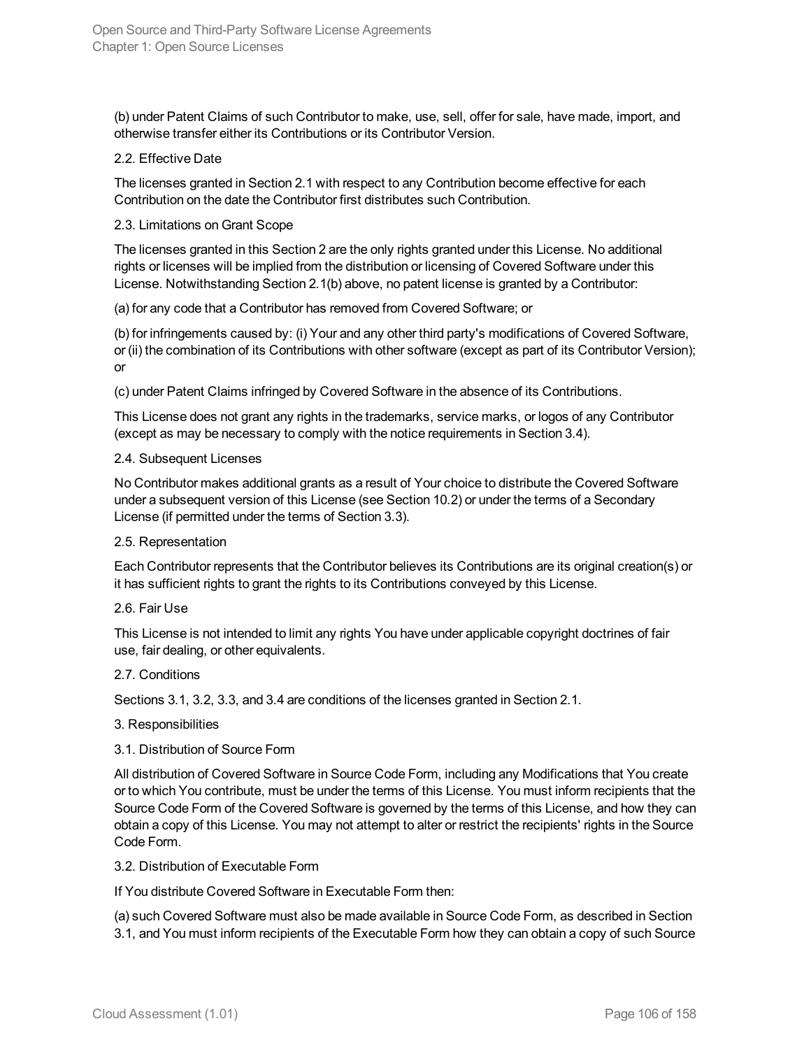(b) under Patent Claims of such Contributor to make, use, sell, offer for sale, have made, import, and otherwise transfer either its Contributions or its Contributor Version.

2.2. Effective Date

The licenses granted in Section 2.1 with respect to any Contribution become effective for each Contribution on the date the Contributor first distributes such Contribution.

2.3. Limitations on Grant Scope

The licenses granted in this Section 2 are the only rights granted under this License. No additional rights or licenses will be implied from the distribution or licensing of Covered Software under this License. Notwithstanding Section 2.1(b) above, no patent license is granted by a Contributor:

(a) for any code that a Contributor has removed from Covered Software; or

(b) for infringements caused by: (i) Your and any other third party's modifications of Covered Software, or (ii) the combination of its Contributions with other software (except as part of its Contributor Version); or

(c) under Patent Claims infringed by Covered Software in the absence of its Contributions.

This License does not grant any rights in the trademarks, service marks, or logos of any Contributor (except as may be necessary to comply with the notice requirements in Section 3.4).

2.4. Subsequent Licenses

No Contributor makes additional grants as a result of Your choice to distribute the Covered Software under a subsequent version of this License (see Section 10.2) or under the terms of a Secondary License (if permitted under the terms of Section 3.3).

2.5. Representation

Each Contributor represents that the Contributor believes its Contributions are its original creation(s) or it has sufficient rights to grant the rights to its Contributions conveyed by this License.

2.6. Fair Use

This License is not intended to limit any rights You have under applicable copyright doctrines of fair use, fair dealing, or other equivalents.

2.7. Conditions

Sections 3.1, 3.2, 3.3, and 3.4 are conditions of the licenses granted in Section 2.1.

3. Responsibilities

3.1. Distribution of Source Form

All distribution of Covered Software in Source Code Form, including any Modifications that You create or to which You contribute, must be under the terms of this License. You must inform recipients that the Source Code Form of the Covered Software is governed by the terms of this License, and how they can obtain a copy of this License. You may not attempt to alter or restrict the recipients' rights in the Source Code Form.

3.2. Distribution of Executable Form

If You distribute Covered Software in Executable Form then:

(a) such Covered Software must also be made available in Source Code Form, as described in Section 3.1, and You must inform recipients of the Executable Form how they can obtain a copy of such Source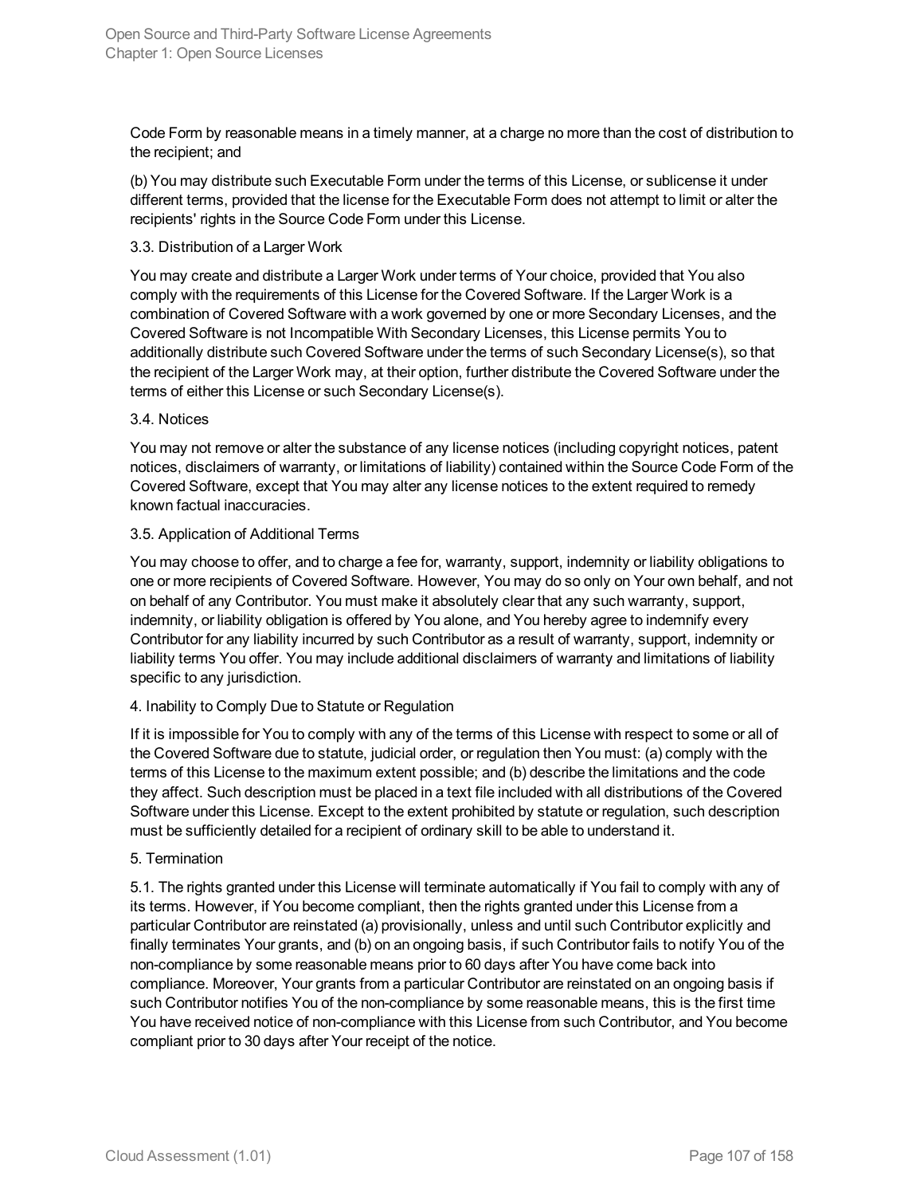Code Form by reasonable means in a timely manner, at a charge no more than the cost of distribution to the recipient; and

(b) You may distribute such Executable Form under the terms of this License, or sublicense it under different terms, provided that the license for the Executable Form does not attempt to limit or alter the recipients' rights in the Source Code Form under this License.

3.3. Distribution of a Larger Work

You may create and distribute a Larger Work under terms of Your choice, provided that You also comply with the requirements of this License for the Covered Software. If the Larger Work is a combination of Covered Software with a work governed by one or more Secondary Licenses, and the Covered Software is not Incompatible With Secondary Licenses, this License permits You to additionally distribute such Covered Software under the terms of such Secondary License(s), so that the recipient of the Larger Work may, at their option, further distribute the Covered Software under the terms of either this License or such Secondary License(s).

3.4. Notices

You may not remove or alter the substance of any license notices (including copyright notices, patent notices, disclaimers of warranty, or limitations of liability) contained within the Source Code Form of the Covered Software, except that You may alter any license notices to the extent required to remedy known factual inaccuracies.

3.5. Application of Additional Terms

You may choose to offer, and to charge a fee for, warranty, support, indemnity or liability obligations to one or more recipients of Covered Software. However, You may do so only on Your own behalf, and not on behalf of any Contributor. You must make it absolutely clear that any such warranty, support, indemnity, or liability obligation is offered by You alone, and You hereby agree to indemnify every Contributor for any liability incurred by such Contributor as a result of warranty, support, indemnity or liability terms You offer. You may include additional disclaimers of warranty and limitations of liability specific to any jurisdiction.

4. Inability to Comply Due to Statute or Regulation

If it is impossible for You to comply with any of the terms of this License with respect to some or all of the Covered Software due to statute, judicial order, or regulation then You must: (a) comply with the terms of this License to the maximum extent possible; and (b) describe the limitations and the code they affect. Such description must be placed in a text file included with all distributions of the Covered Software under this License. Except to the extent prohibited by statute or regulation, such description must be sufficiently detailed for a recipient of ordinary skill to be able to understand it.

5. Termination

5.1. The rights granted under this License will terminate automatically if You fail to comply with any of its terms. However, if You become compliant, then the rights granted under this License from a particular Contributor are reinstated (a) provisionally, unless and until such Contributor explicitly and finally terminates Your grants, and (b) on an ongoing basis, if such Contributor fails to notify You of the non-compliance by some reasonable means prior to 60 days after You have come back into compliance. Moreover, Your grants from a particular Contributor are reinstated on an ongoing basis if such Contributor notifies You of the non-compliance by some reasonable means, this is the first time You have received notice of non-compliance with this License from such Contributor, and You become compliant prior to 30 days after Your receipt of the notice.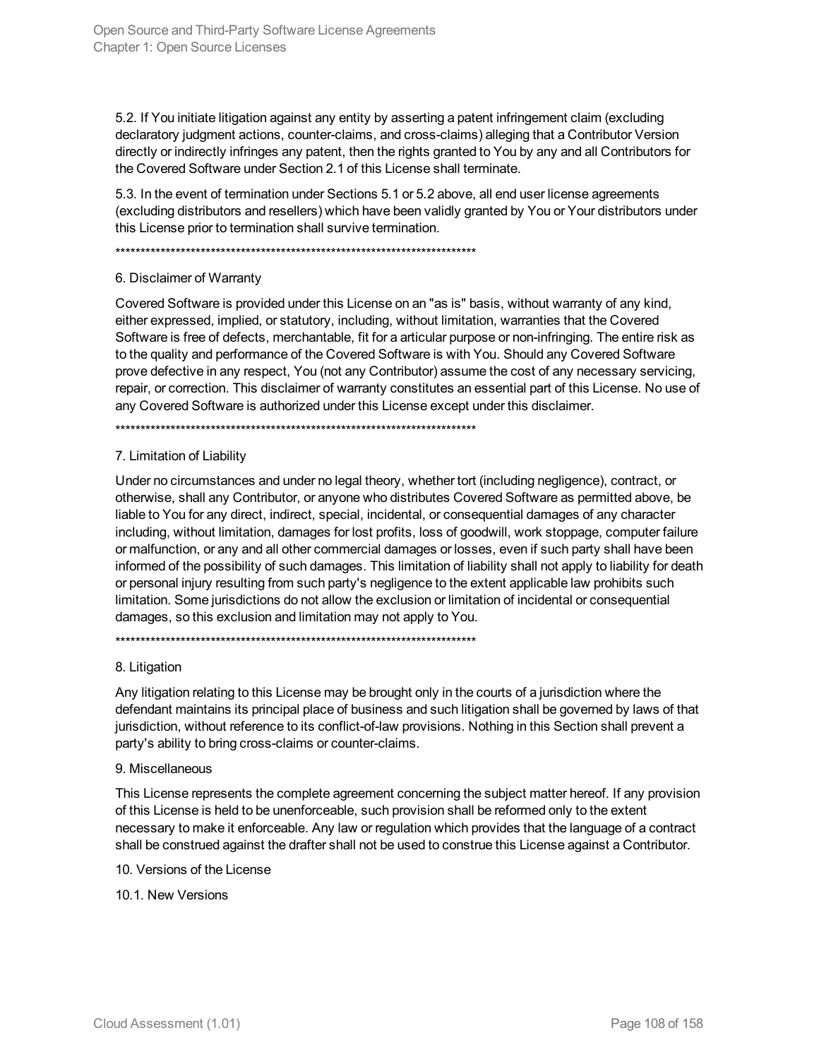5.2. If You initiate litigation against any entity by asserting a patent infringement claim (excluding declaratory judgment actions, counter-claims, and cross-claims) alleging that a Contributor Version directly or indirectly infringes any patent, then the rights granted to You by any and all Contributors for the Covered Software under Section 2.1 of this License shall terminate.

5.3. In the event of termination under Sections 5.1 or 5.2 above, all end user license agreements (excluding distributors and resellers) which have been validly granted by You or Your distributors under this License prior to termination shall survive termination.

\*\*\*\*\*\*\*\*\*\*\*\*\*\*\*\*\*\*\*\*\*\*\*\*\*\*\*\*\*\*\*\*\*\*\*\*\*\*\*\*\*\*\*\*\*\*\*\*\*\*\*\*\*\*\*\*\*\*\*\*\*\*\*\*\*\*\*\*\*\*\*\*

6. Disclaimer of Warranty

Covered Software is provided under this License on an "as is" basis, without warranty of any kind, either expressed, implied, or statutory, including, without limitation, warranties that the Covered Software is free of defects, merchantable, fit for a articular purpose or non-infringing. The entire risk as to the quality and performance of the Covered Software is with You. Should any Covered Software prove defective in any respect, You (not any Contributor) assume the cost of any necessary servicing, repair, or correction. This disclaimer of warranty constitutes an essential part of this License. No use of any Covered Software is authorized under this License except under this disclaimer.

\*\*\*\*\*\*\*\*\*\*\*\*\*\*\*\*\*\*\*\*\*\*\*\*\*\*\*\*\*\*\*\*\*\*\*\*\*\*\*\*\*\*\*\*\*\*\*\*\*\*\*\*\*\*\*\*\*\*\*\*\*\*\*\*\*\*\*\*\*\*\*\*

7. Limitation of Liability

Under no circumstances and under no legal theory, whether tort (including negligence), contract, or otherwise, shall any Contributor, or anyone who distributes Covered Software as permitted above, be liable to You for any direct, indirect, special, incidental, or consequential damages of any character including, without limitation, damages for lost profits, loss of goodwill, work stoppage, computer failure or malfunction, or any and all other commercial damages or losses, even if such party shall have been informed of the possibility of such damages. This limitation of liability shall not apply to liability for death or personal injury resulting from such party's negligence to the extent applicable law prohibits such limitation. Some jurisdictions do not allow the exclusion or limitation of incidental or consequential damages, so this exclusion and limitation may not apply to You.

\*\*\*\*\*\*\*\*\*\*\*\*\*\*\*\*\*\*\*\*\*\*\*\*\*\*\*\*\*\*\*\*\*\*\*\*\*\*\*\*\*\*\*\*\*\*\*\*\*\*\*\*\*\*\*\*\*\*\*\*\*\*\*\*\*\*\*\*\*\*\*\*

8. Litigation

Any litigation relating to this License may be brought only in the courts of a jurisdiction where the defendant maintains its principal place of business and such litigation shall be governed by laws of that jurisdiction, without reference to its conflict-of-law provisions. Nothing in this Section shall prevent a party's ability to bring cross-claims or counter-claims.

9. Miscellaneous

This License represents the complete agreement concerning the subject matter hereof. If any provision of this License is held to be unenforceable, such provision shall be reformed only to the extent necessary to make it enforceable. Any law or regulation which provides that the language of a contract shall be construed against the drafter shall not be used to construe this License against a Contributor.

10. Versions of the License

10.1. New Versions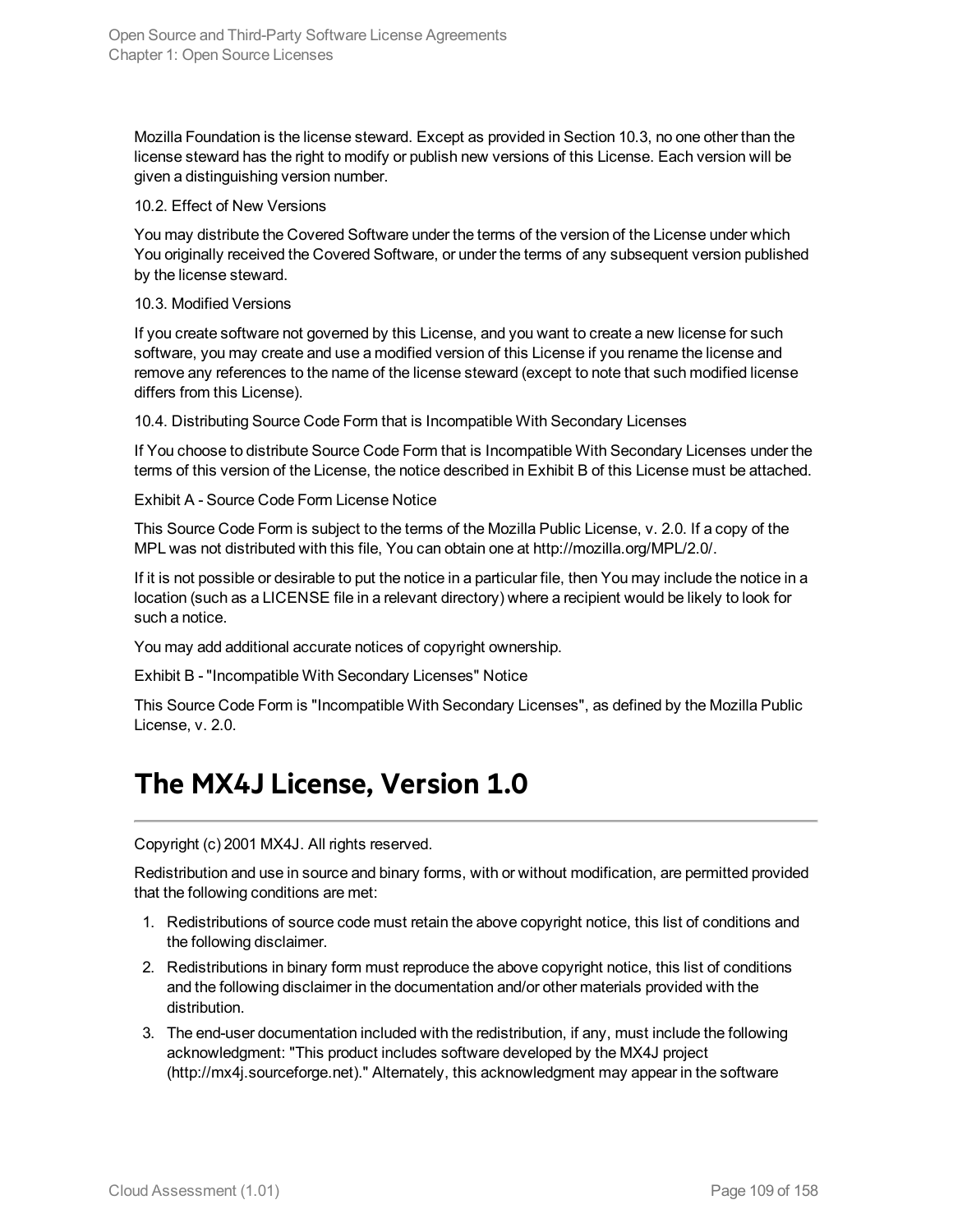Mozilla Foundation is the license steward. Except as provided in Section 10.3, no one other than the license steward has the right to modify or publish new versions of this License. Each version will be given a distinguishing version number.

10.2. Effect of New Versions

You may distribute the Covered Software under the terms of the version of the License under which You originally received the Covered Software, or under the terms of any subsequent version published by the license steward.

10.3. Modified Versions

If you create software not governed by this License, and you want to create a new license for such software, you may create and use a modified version of this License if you rename the license and remove any references to the name of the license steward (except to note that such modified license differs from this License).

10.4. Distributing Source Code Form that is Incompatible With Secondary Licenses

If You choose to distribute Source Code Form that is Incompatible With Secondary Licenses under the terms of this version of the License, the notice described in Exhibit B of this License must be attached.

Exhibit A - Source Code Form License Notice

This Source Code Form is subject to the terms of the Mozilla Public License, v. 2.0. If a copy of the MPL was not distributed with this file, You can obtain one at http://mozilla.org/MPL/2.0/.

If it is not possible or desirable to put the notice in a particular file, then You may include the notice in a location (such as a LICENSE file in a relevant directory) where a recipient would be likely to look for such a notice.

You may add additional accurate notices of copyright ownership.

Exhibit B - "Incompatible With Secondary Licenses" Notice

This Source Code Form is "Incompatible With Secondary Licenses", as defined by the Mozilla Public License, v. 2.0.

# The MX4J License, Version 1.0

Copyright (c) 2001 MX4J. All rights reserved.

Redistribution and use in source and binary forms, with or without modification, are permitted provided that the following conditions are met:

1. Redistributions of source code must retain the above copyright notice, this list of conditions and the following disclaimer.
2. Redistributions in binary form must reproduce the above copyright notice, this list of conditions and the following disclaimer in the documentation and/or other materials provided with the distribution.
3. The end-user documentation included with the redistribution, if any, must include the following acknowledgment: "This product includes software developed by the MX4J project (http://mx4j.sourceforge.net)." Alternately, this acknowledgment may appear in the software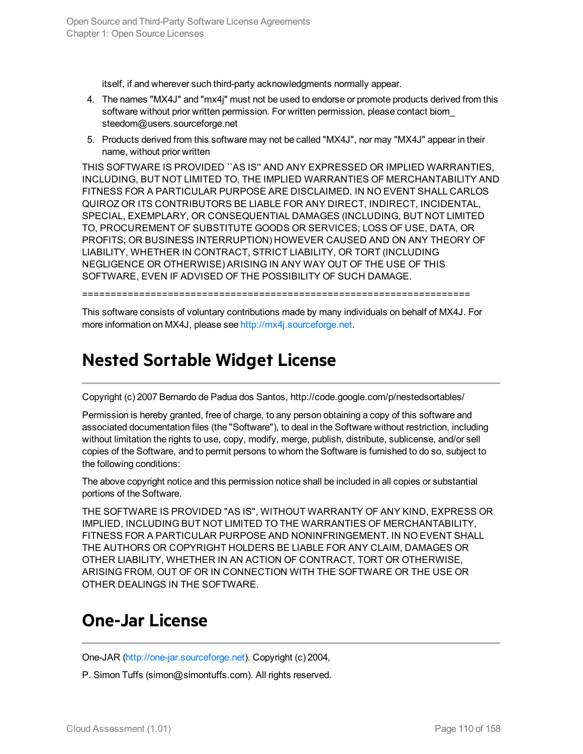itself, if and wherever such third-party acknowledgments normally appear.

4. The names "MX4J" and "mx4j" must not be used to endorse or promote products derived from this software without prior written permission. For written permission, please contact biorn_steedom@users.sourceforge.net
5. Products derived from this software may not be called "MX4J", nor may "MX4J" appear in their name, without prior written

THIS SOFTWARE IS PROVIDED ``AS IS'' AND ANY EXPRESSED OR IMPLIED WARRANTIES, INCLUDING, BUT NOT LIMITED TO, THE IMPLIED WARRANTIES OF MERCHANTABILITY AND FITNESS FOR A PARTICULAR PURPOSE ARE DISCLAIMED. IN NO EVENT SHALL CARLOS QUIROZ OR ITS CONTRIBUTORS BE LIABLE FOR ANY DIRECT, INDIRECT, INCIDENTAL, SPECIAL, EXEMPLARY, OR CONSEQUENTIAL DAMAGES (INCLUDING, BUT NOT LIMITED TO, PROCUREMENT OF SUBSTITUTE GOODS OR SERVICES; LOSS OF USE, DATA, OR PROFITS; OR BUSINESS INTERRUPTION) HOWEVER CAUSED AND ON ANY THEORY OF LIABILITY, WHETHER IN CONTRACT, STRICT LIABILITY, OR TORT (INCLUDING NEGLIGENCE OR OTHERWISE) ARISING IN ANY WAY OUT OF THE USE OF THIS SOFTWARE, EVEN IF ADVISED OF THE POSSIBILITY OF SUCH DAMAGE.

====================================================================

This software consists of voluntary contributions made by many individuals on behalf of MX4J. For more information on MX4J, please see http://mx4j.sourceforge.net.

## Nested Sortable Widget License

Copyright (c) 2007 Bernardo de Padua dos Santos, http://code.google.com/p/nestedsortables/

Permission is hereby granted, free of charge, to any person obtaining a copy of this software and associated documentation files (the "Software"), to deal in the Software without restriction, including without limitation the rights to use, copy, modify, merge, publish, distribute, sublicense, and/or sell copies of the Software, and to permit persons to whom the Software is furnished to do so, subject to the following conditions:

The above copyright notice and this permission notice shall be included in all copies or substantial portions of the Software.

THE SOFTWARE IS PROVIDED "AS IS", WITHOUT WARRANTY OF ANY KIND, EXPRESS OR IMPLIED, INCLUDING BUT NOT LIMITED TO THE WARRANTIES OF MERCHANTABILITY, FITNESS FOR A PARTICULAR PURPOSE AND NONINFRINGEMENT. IN NO EVENT SHALL THE AUTHORS OR COPYRIGHT HOLDERS BE LIABLE FOR ANY CLAIM, DAMAGES OR OTHER LIABILITY, WHETHER IN AN ACTION OF CONTRACT, TORT OR OTHERWISE, ARISING FROM, OUT OF OR IN CONNECTION WITH THE SOFTWARE OR THE USE OR OTHER DEALINGS IN THE SOFTWARE.

## One-Jar License

One-JAR (http://one-jar.sourceforge.net). Copyright (c) 2004,

P. Simon Tuffs (simon@simontuffs.com). All rights reserved.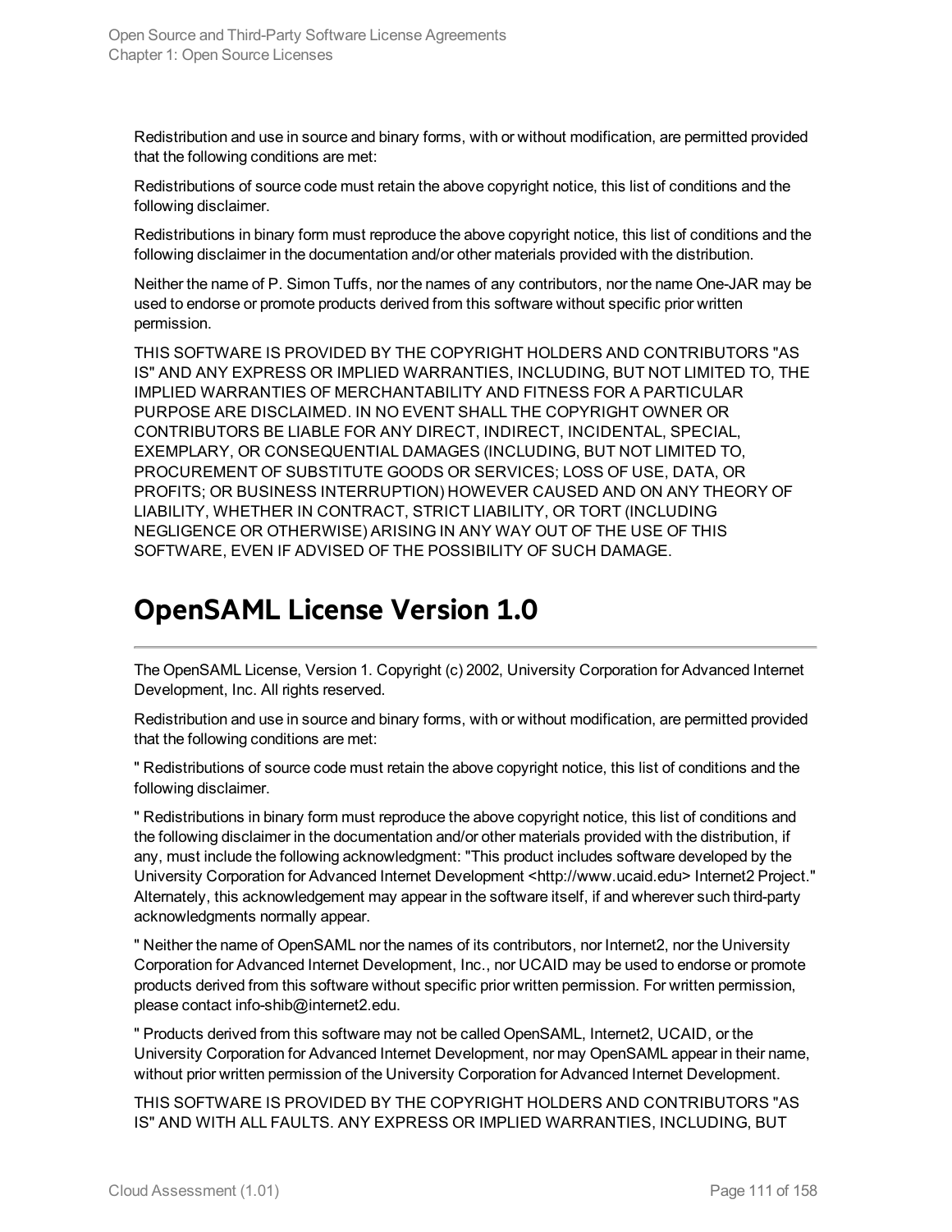Redistribution and use in source and binary forms, with or without modification, are permitted provided that the following conditions are met:

Redistributions of source code must retain the above copyright notice, this list of conditions and the following disclaimer.

Redistributions in binary form must reproduce the above copyright notice, this list of conditions and the following disclaimer in the documentation and/or other materials provided with the distribution.

Neither the name of P. Simon Tuffs, nor the names of any contributors, nor the name One-JAR may be used to endorse or promote products derived from this software without specific prior written permission.

THIS SOFTWARE IS PROVIDED BY THE COPYRIGHT HOLDERS AND CONTRIBUTORS "AS IS" AND ANY EXPRESS OR IMPLIED WARRANTIES, INCLUDING, BUT NOT LIMITED TO, THE IMPLIED WARRANTIES OF MERCHANTABILITY AND FITNESS FOR A PARTICULAR PURPOSE ARE DISCLAIMED. IN NO EVENT SHALL THE COPYRIGHT OWNER OR CONTRIBUTORS BE LIABLE FOR ANY DIRECT, INDIRECT, INCIDENTAL, SPECIAL, EXEMPLARY, OR CONSEQUENTIAL DAMAGES (INCLUDING, BUT NOT LIMITED TO, PROCUREMENT OF SUBSTITUTE GOODS OR SERVICES; LOSS OF USE, DATA, OR PROFITS; OR BUSINESS INTERRUPTION) HOWEVER CAUSED AND ON ANY THEORY OF LIABILITY, WHETHER IN CONTRACT, STRICT LIABILITY, OR TORT (INCLUDING NEGLIGENCE OR OTHERWISE) ARISING IN ANY WAY OUT OF THE USE OF THIS SOFTWARE, EVEN IF ADVISED OF THE POSSIBILITY OF SUCH DAMAGE.

# OpenSAML License Version 1.0

The OpenSAML License, Version 1. Copyright (c) 2002, University Corporation for Advanced Internet Development, Inc. All rights reserved.

Redistribution and use in source and binary forms, with or without modification, are permitted provided that the following conditions are met:

" Redistributions of source code must retain the above copyright notice, this list of conditions and the following disclaimer.

" Redistributions in binary form must reproduce the above copyright notice, this list of conditions and the following disclaimer in the documentation and/or other materials provided with the distribution, if any, must include the following acknowledgment: "This product includes software developed by the University Corporation for Advanced Internet Development <http://www.ucaid.edu> Internet2 Project." Alternately, this acknowledgement may appear in the software itself, if and wherever such third-party acknowledgments normally appear.

" Neither the name of OpenSAML nor the names of its contributors, nor Internet2, nor the University Corporation for Advanced Internet Development, Inc., nor UCAID may be used to endorse or promote products derived from this software without specific prior written permission. For written permission, please contact info-shib@internet2.edu.

" Products derived from this software may not be called OpenSAML, Internet2, UCAID, or the University Corporation for Advanced Internet Development, nor may OpenSAML appear in their name, without prior written permission of the University Corporation for Advanced Internet Development.

THIS SOFTWARE IS PROVIDED BY THE COPYRIGHT HOLDERS AND CONTRIBUTORS "AS IS" AND WITH ALL FAULTS. ANY EXPRESS OR IMPLIED WARRANTIES, INCLUDING, BUT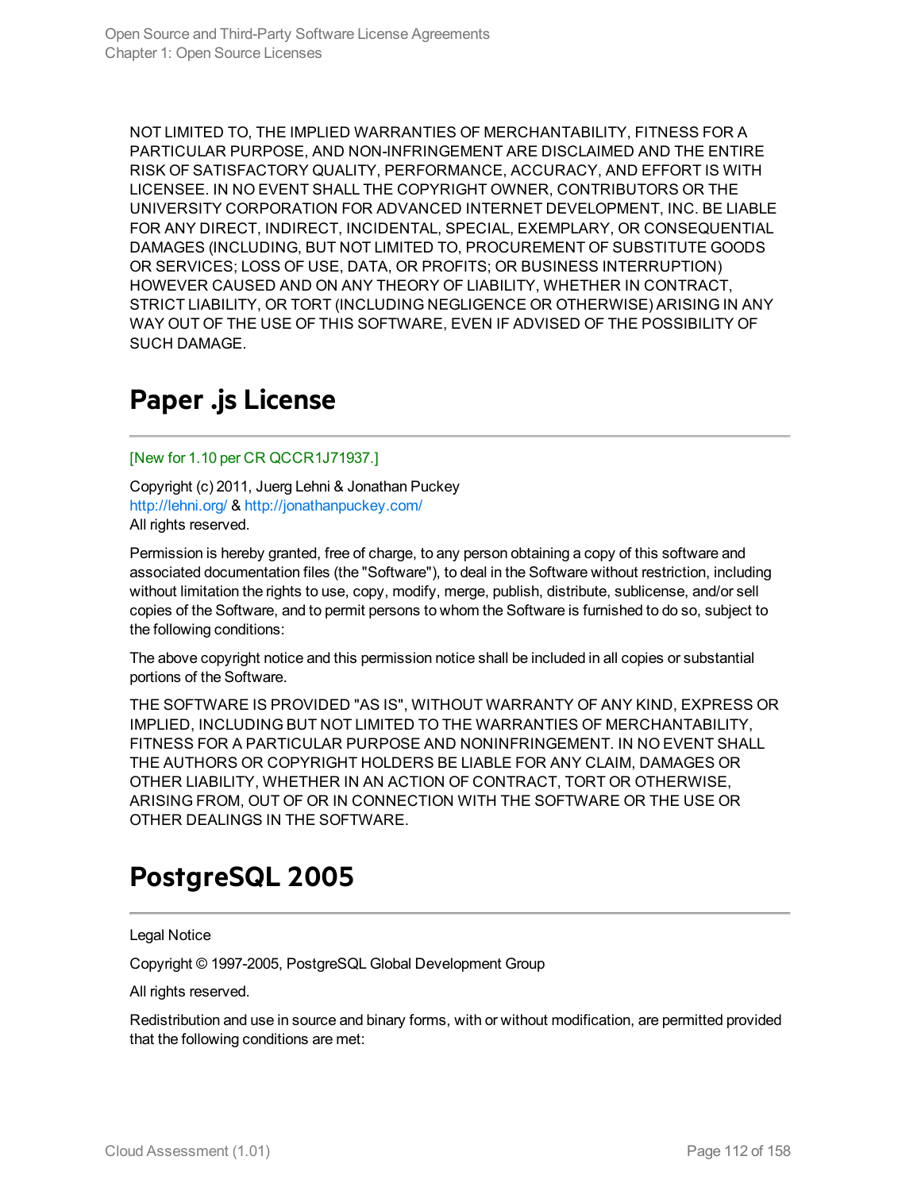NOT LIMITED TO, THE IMPLIED WARRANTIES OF MERCHANTABILITY, FITNESS FOR A PARTICULAR PURPOSE, AND NON-INFRINGEMENT ARE DISCLAIMED AND THE ENTIRE RISK OF SATISFACTORY QUALITY, PERFORMANCE, ACCURACY, AND EFFORT IS WITH LICENSEE. IN NO EVENT SHALL THE COPYRIGHT OWNER, CONTRIBUTORS OR THE UNIVERSITY CORPORATION FOR ADVANCED INTERNET DEVELOPMENT, INC. BE LIABLE FOR ANY DIRECT, INDIRECT, INCIDENTAL, SPECIAL, EXEMPLARY, OR CONSEQUENTIAL DAMAGES (INCLUDING, BUT NOT LIMITED TO, PROCUREMENT OF SUBSTITUTE GOODS OR SERVICES; LOSS OF USE, DATA, OR PROFITS; OR BUSINESS INTERRUPTION) HOWEVER CAUSED AND ON ANY THEORY OF LIABILITY, WHETHER IN CONTRACT, STRICT LIABILITY, OR TORT (INCLUDING NEGLIGENCE OR OTHERWISE) ARISING IN ANY WAY OUT OF THE USE OF THIS SOFTWARE, EVEN IF ADVISED OF THE POSSIBILITY OF SUCH DAMAGE.

# Paper .js License

[New for 1.10 per CR QCCR1J71937.]

Copyright (c) 2011, Juerg Lehni & Jonathan Puckey
http://lehni.org/ & http://jonathanpuckey.com/
All rights reserved.

Permission is hereby granted, free of charge, to any person obtaining a copy of this software and associated documentation files (the "Software"), to deal in the Software without restriction, including without limitation the rights to use, copy, modify, merge, publish, distribute, sublicense, and/or sell copies of the Software, and to permit persons to whom the Software is furnished to do so, subject to the following conditions:

The above copyright notice and this permission notice shall be included in all copies or substantial portions of the Software.

THE SOFTWARE IS PROVIDED "AS IS", WITHOUT WARRANTY OF ANY KIND, EXPRESS OR IMPLIED, INCLUDING BUT NOT LIMITED TO THE WARRANTIES OF MERCHANTABILITY, FITNESS FOR A PARTICULAR PURPOSE AND NONINFRINGEMENT. IN NO EVENT SHALL THE AUTHORS OR COPYRIGHT HOLDERS BE LIABLE FOR ANY CLAIM, DAMAGES OR OTHER LIABILITY, WHETHER IN AN ACTION OF CONTRACT, TORT OR OTHERWISE, ARISING FROM, OUT OF OR IN CONNECTION WITH THE SOFTWARE OR THE USE OR OTHER DEALINGS IN THE SOFTWARE.

# PostgreSQL 2005

Legal Notice

Copyright © 1997-2005, PostgreSQL Global Development Group

All rights reserved.

Redistribution and use in source and binary forms, with or without modification, are permitted provided that the following conditions are met: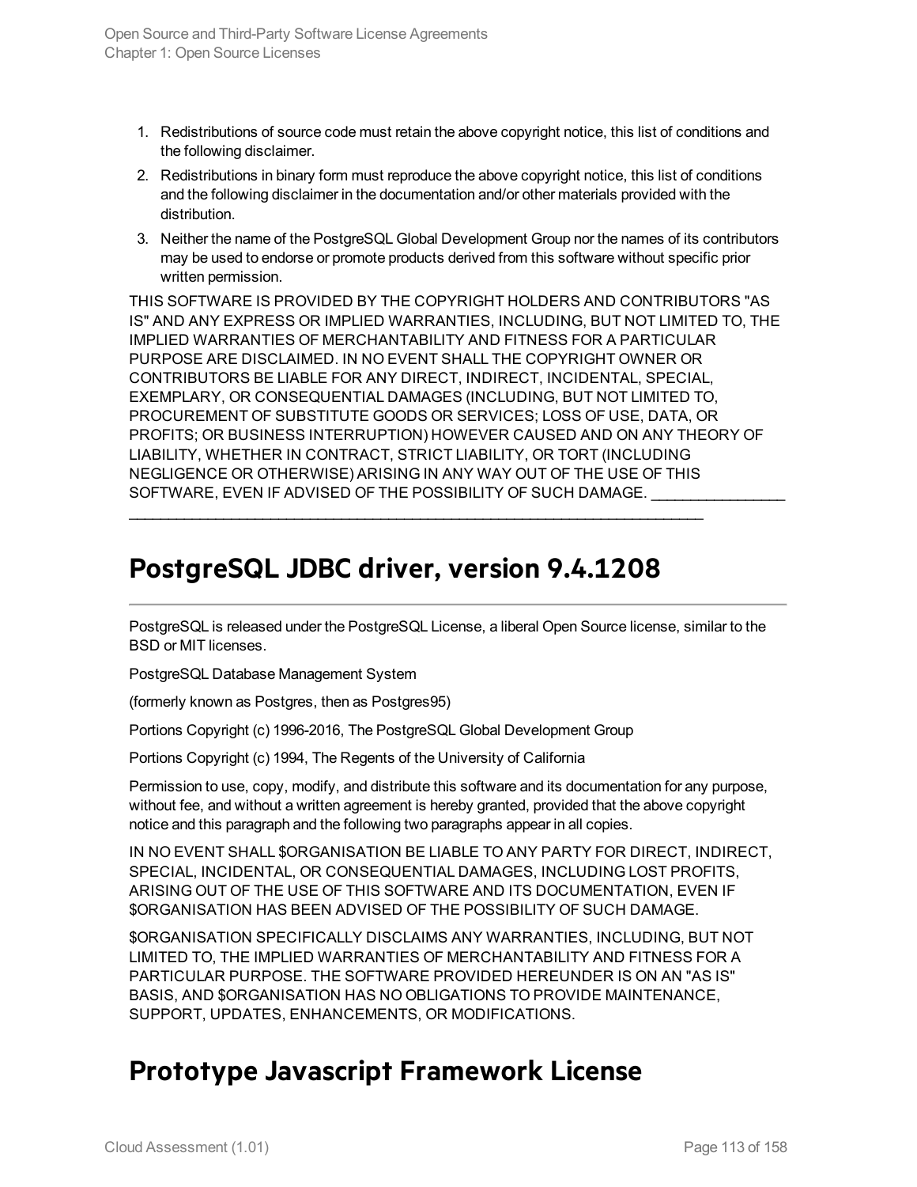1. Redistributions of source code must retain the above copyright notice, this list of conditions and the following disclaimer.
2. Redistributions in binary form must reproduce the above copyright notice, this list of conditions and the following disclaimer in the documentation and/or other materials provided with the distribution.
3. Neither the name of the PostgreSQL Global Development Group nor the names of its contributors may be used to endorse or promote products derived from this software without specific prior written permission.

THIS SOFTWARE IS PROVIDED BY THE COPYRIGHT HOLDERS AND CONTRIBUTORS "AS IS" AND ANY EXPRESS OR IMPLIED WARRANTIES, INCLUDING, BUT NOT LIMITED TO, THE IMPLIED WARRANTIES OF MERCHANTABILITY AND FITNESS FOR A PARTICULAR PURPOSE ARE DISCLAIMED. IN NO EVENT SHALL THE COPYRIGHT OWNER OR CONTRIBUTORS BE LIABLE FOR ANY DIRECT, INDIRECT, INCIDENTAL, SPECIAL, EXEMPLARY, OR CONSEQUENTIAL DAMAGES (INCLUDING, BUT NOT LIMITED TO, PROCUREMENT OF SUBSTITUTE GOODS OR SERVICES; LOSS OF USE, DATA, OR PROFITS; OR BUSINESS INTERRUPTION) HOWEVER CAUSED AND ON ANY THEORY OF LIABILITY, WHETHER IN CONTRACT, STRICT LIABILITY, OR TORT (INCLUDING NEGLIGENCE OR OTHERWISE) ARISING IN ANY WAY OUT OF THE USE OF THIS SOFTWARE, EVEN IF ADVISED OF THE POSSIBILITY OF SUCH DAMAGE. ________________
__________________________________________________________________________

## PostgreSQL JDBC driver, version 9.4.1208

PostgreSQL is released under the PostgreSQL License, a liberal Open Source license, similar to the BSD or MIT licenses.

PostgreSQL Database Management System

(formerly known as Postgres, then as Postgres95)

Portions Copyright (c) 1996-2016, The PostgreSQL Global Development Group

Portions Copyright (c) 1994, The Regents of the University of California

Permission to use, copy, modify, and distribute this software and its documentation for any purpose, without fee, and without a written agreement is hereby granted, provided that the above copyright notice and this paragraph and the following two paragraphs appear in all copies.

IN NO EVENT SHALL $ORGANISATION BE LIABLE TO ANY PARTY FOR DIRECT, INDIRECT, SPECIAL, INCIDENTAL, OR CONSEQUENTIAL DAMAGES, INCLUDING LOST PROFITS, ARISING OUT OF THE USE OF THIS SOFTWARE AND ITS DOCUMENTATION, EVEN IF $ORGANISATION HAS BEEN ADVISED OF THE POSSIBILITY OF SUCH DAMAGE.

$ORGANISATION SPECIFICALLY DISCLAIMS ANY WARRANTIES, INCLUDING, BUT NOT LIMITED TO, THE IMPLIED WARRANTIES OF MERCHANTABILITY AND FITNESS FOR A PARTICULAR PURPOSE. THE SOFTWARE PROVIDED HEREUNDER IS ON AN "AS IS" BASIS, AND $ORGANISATION HAS NO OBLIGATIONS TO PROVIDE MAINTENANCE, SUPPORT, UPDATES, ENHANCEMENTS, OR MODIFICATIONS.

## Prototype Javascript Framework License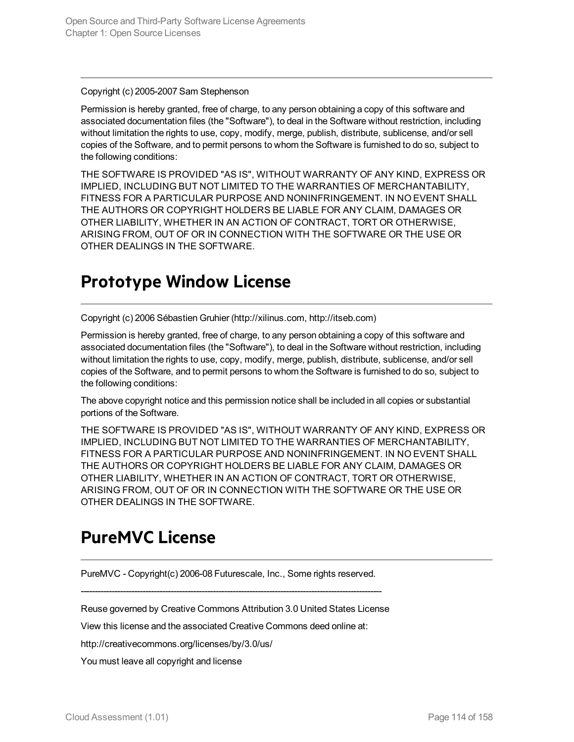Copyright (c) 2005-2007 Sam Stephenson

Permission is hereby granted, free of charge, to any person obtaining a copy of this software and associated documentation files (the "Software"), to deal in the Software without restriction, including without limitation the rights to use, copy, modify, merge, publish, distribute, sublicense, and/or sell copies of the Software, and to permit persons to whom the Software is furnished to do so, subject to the following conditions:

THE SOFTWARE IS PROVIDED "AS IS", WITHOUT WARRANTY OF ANY KIND, EXPRESS OR IMPLIED, INCLUDING BUT NOT LIMITED TO THE WARRANTIES OF MERCHANTABILITY, FITNESS FOR A PARTICULAR PURPOSE AND NONINFRINGEMENT. IN NO EVENT SHALL THE AUTHORS OR COPYRIGHT HOLDERS BE LIABLE FOR ANY CLAIM, DAMAGES OR OTHER LIABILITY, WHETHER IN AN ACTION OF CONTRACT, TORT OR OTHERWISE, ARISING FROM, OUT OF OR IN CONNECTION WITH THE SOFTWARE OR THE USE OR OTHER DEALINGS IN THE SOFTWARE.

# Prototype Window License

Copyright (c) 2006 Sébastien Gruhier (http://xilinus.com, http://itseb.com)

Permission is hereby granted, free of charge, to any person obtaining a copy of this software and associated documentation files (the "Software"), to deal in the Software without restriction, including without limitation the rights to use, copy, modify, merge, publish, distribute, sublicense, and/or sell copies of the Software, and to permit persons to whom the Software is furnished to do so, subject to the following conditions:

The above copyright notice and this permission notice shall be included in all copies or substantial portions of the Software.

THE SOFTWARE IS PROVIDED "AS IS", WITHOUT WARRANTY OF ANY KIND, EXPRESS OR IMPLIED, INCLUDING BUT NOT LIMITED TO THE WARRANTIES OF MERCHANTABILITY, FITNESS FOR A PARTICULAR PURPOSE AND NONINFRINGEMENT. IN NO EVENT SHALL THE AUTHORS OR COPYRIGHT HOLDERS BE LIABLE FOR ANY CLAIM, DAMAGES OR OTHER LIABILITY, WHETHER IN AN ACTION OF CONTRACT, TORT OR OTHERWISE, ARISING FROM, OUT OF OR IN CONNECTION WITH THE SOFTWARE OR THE USE OR OTHER DEALINGS IN THE SOFTWARE.

# PureMVC License

PureMVC - Copyright(c) 2006-08 Futurescale, Inc., Some rights reserved.

--------------------------------------------------------------------------------------------------------------

Reuse governed by Creative Commons Attribution 3.0 United States License

View this license and the associated Creative Commons deed online at:

http://creativecommons.org/licenses/by/3.0/us/

You must leave all copyright and license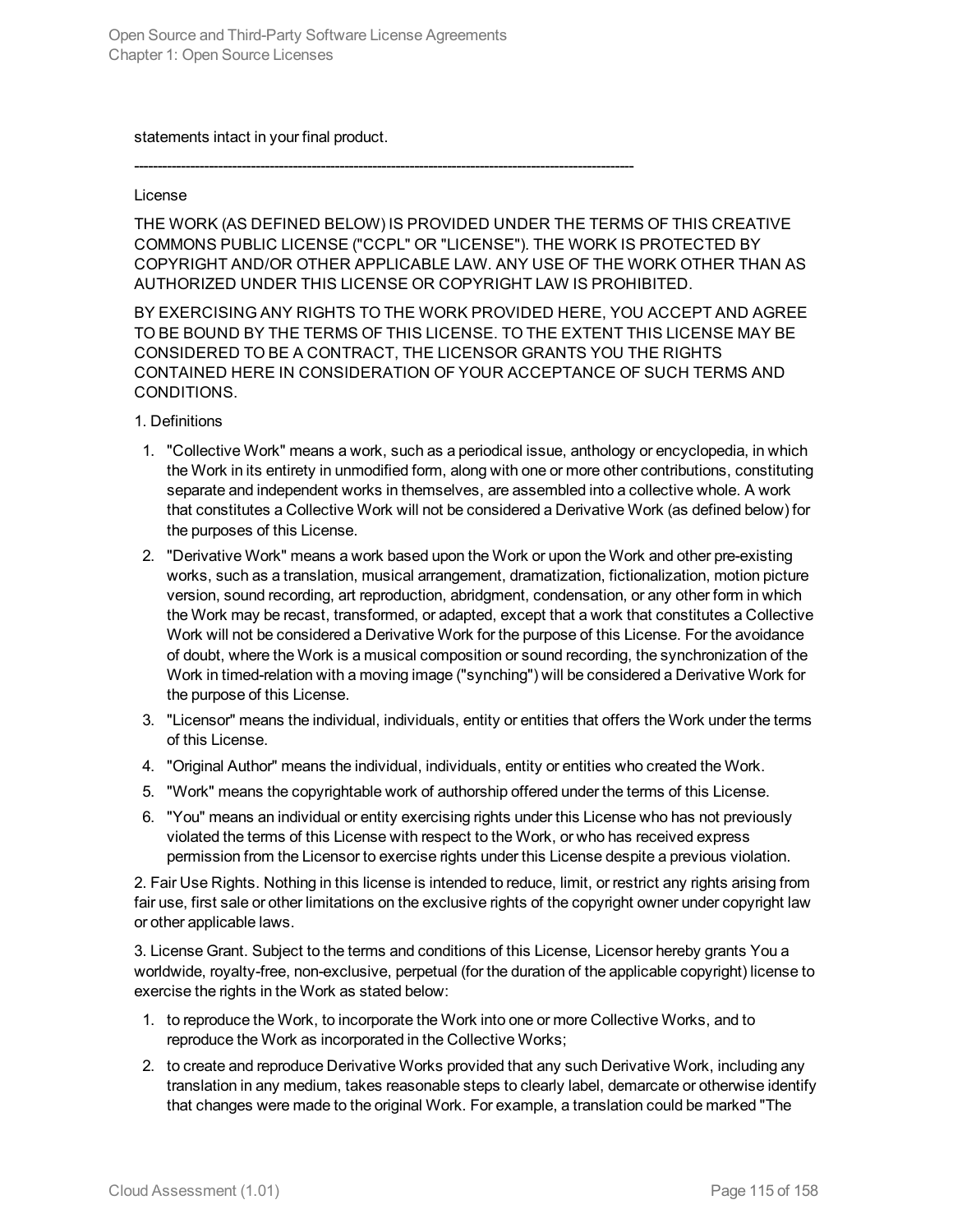statements intact in your final product.

--------------------------------------------------------------------------------------------------------

License

THE WORK (AS DEFINED BELOW) IS PROVIDED UNDER THE TERMS OF THIS CREATIVE COMMONS PUBLIC LICENSE ("CCPL" OR "LICENSE"). THE WORK IS PROTECTED BY COPYRIGHT AND/OR OTHER APPLICABLE LAW. ANY USE OF THE WORK OTHER THAN AS AUTHORIZED UNDER THIS LICENSE OR COPYRIGHT LAW IS PROHIBITED.

BY EXERCISING ANY RIGHTS TO THE WORK PROVIDED HERE, YOU ACCEPT AND AGREE TO BE BOUND BY THE TERMS OF THIS LICENSE. TO THE EXTENT THIS LICENSE MAY BE CONSIDERED TO BE A CONTRACT, THE LICENSOR GRANTS YOU THE RIGHTS CONTAINED HERE IN CONSIDERATION OF YOUR ACCEPTANCE OF SUCH TERMS AND CONDITIONS.

1. Definitions

1. "Collective Work" means a work, such as a periodical issue, anthology or encyclopedia, in which the Work in its entirety in unmodified form, along with one or more other contributions, constituting separate and independent works in themselves, are assembled into a collective whole. A work that constitutes a Collective Work will not be considered a Derivative Work (as defined below) for the purposes of this License.
2. "Derivative Work" means a work based upon the Work or upon the Work and other pre-existing works, such as a translation, musical arrangement, dramatization, fictionalization, motion picture version, sound recording, art reproduction, abridgment, condensation, or any other form in which the Work may be recast, transformed, or adapted, except that a work that constitutes a Collective Work will not be considered a Derivative Work for the purpose of this License. For the avoidance of doubt, where the Work is a musical composition or sound recording, the synchronization of the Work in timed-relation with a moving image ("synching") will be considered a Derivative Work for the purpose of this License.
3. "Licensor" means the individual, individuals, entity or entities that offers the Work under the terms of this License.
4. "Original Author" means the individual, individuals, entity or entities who created the Work.
5. "Work" means the copyrightable work of authorship offered under the terms of this License.
6. "You" means an individual or entity exercising rights under this License who has not previously violated the terms of this License with respect to the Work, or who has received express permission from the Licensor to exercise rights under this License despite a previous violation.

2. Fair Use Rights. Nothing in this license is intended to reduce, limit, or restrict any rights arising from fair use, first sale or other limitations on the exclusive rights of the copyright owner under copyright law or other applicable laws.

3. License Grant. Subject to the terms and conditions of this License, Licensor hereby grants You a worldwide, royalty-free, non-exclusive, perpetual (for the duration of the applicable copyright) license to exercise the rights in the Work as stated below:

1. to reproduce the Work, to incorporate the Work into one or more Collective Works, and to reproduce the Work as incorporated in the Collective Works;
2. to create and reproduce Derivative Works provided that any such Derivative Work, including any translation in any medium, takes reasonable steps to clearly label, demarcate or otherwise identify that changes were made to the original Work. For example, a translation could be marked "The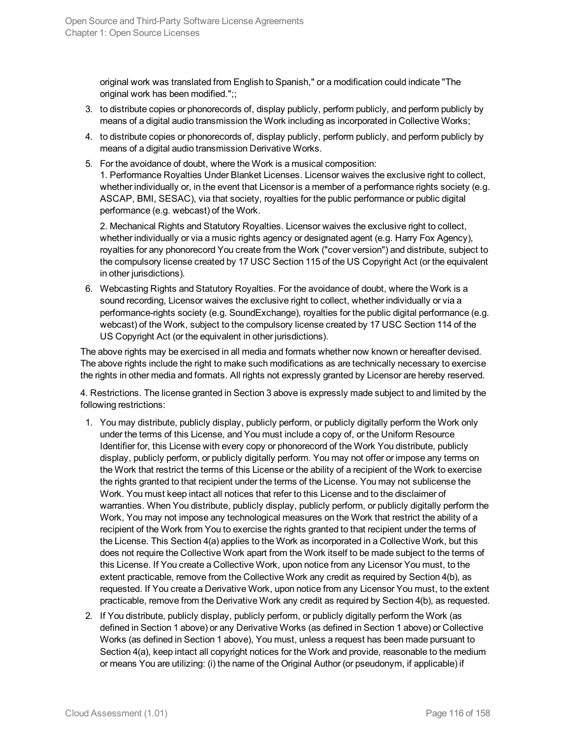original work was translated from English to Spanish," or a modification could indicate "The original work has been modified.";;

3. to distribute copies or phonorecords of, display publicly, perform publicly, and perform publicly by means of a digital audio transmission the Work including as incorporated in Collective Works;
4. to distribute copies or phonorecords of, display publicly, perform publicly, and perform publicly by means of a digital audio transmission Derivative Works.
5. For the avoidance of doubt, where the Work is a musical composition:
   1. Performance Royalties Under Blanket Licenses. Licensor waives the exclusive right to collect, whether individually or, in the event that Licensor is a member of a performance rights society (e.g. ASCAP, BMI, SESAC), via that society, royalties for the public performance or public digital performance (e.g. webcast) of the Work.

   2. Mechanical Rights and Statutory Royalties. Licensor waives the exclusive right to collect, whether individually or via a music rights agency or designated agent (e.g. Harry Fox Agency), royalties for any phonorecord You create from the Work ("cover version") and distribute, subject to the compulsory license created by 17 USC Section 115 of the US Copyright Act (or the equivalent in other jurisdictions).
6. Webcasting Rights and Statutory Royalties. For the avoidance of doubt, where the Work is a sound recording, Licensor waives the exclusive right to collect, whether individually or via a performance-rights society (e.g. SoundExchange), royalties for the public digital performance (e.g. webcast) of the Work, subject to the compulsory license created by 17 USC Section 114 of the US Copyright Act (or the equivalent in other jurisdictions).

The above rights may be exercised in all media and formats whether now known or hereafter devised. The above rights include the right to make such modifications as are technically necessary to exercise the rights in other media and formats. All rights not expressly granted by Licensor are hereby reserved.

4. Restrictions. The license granted in Section 3 above is expressly made subject to and limited by the following restrictions:

1. You may distribute, publicly display, publicly perform, or publicly digitally perform the Work only under the terms of this License, and You must include a copy of, or the Uniform Resource Identifier for, this License with every copy or phonorecord of the Work You distribute, publicly display, publicly perform, or publicly digitally perform. You may not offer or impose any terms on the Work that restrict the terms of this License or the ability of a recipient of the Work to exercise the rights granted to that recipient under the terms of the License. You may not sublicense the Work. You must keep intact all notices that refer to this License and to the disclaimer of warranties. When You distribute, publicly display, publicly perform, or publicly digitally perform the Work, You may not impose any technological measures on the Work that restrict the ability of a recipient of the Work from You to exercise the rights granted to that recipient under the terms of the License. This Section 4(a) applies to the Work as incorporated in a Collective Work, but this does not require the Collective Work apart from the Work itself to be made subject to the terms of this License. If You create a Collective Work, upon notice from any Licensor You must, to the extent practicable, remove from the Collective Work any credit as required by Section 4(b), as requested. If You create a Derivative Work, upon notice from any Licensor You must, to the extent practicable, remove from the Derivative Work any credit as required by Section 4(b), as requested.
2. If You distribute, publicly display, publicly perform, or publicly digitally perform the Work (as defined in Section 1 above) or any Derivative Works (as defined in Section 1 above) or Collective Works (as defined in Section 1 above), You must, unless a request has been made pursuant to Section 4(a), keep intact all copyright notices for the Work and provide, reasonable to the medium or means You are utilizing: (i) the name of the Original Author (or pseudonym, if applicable) if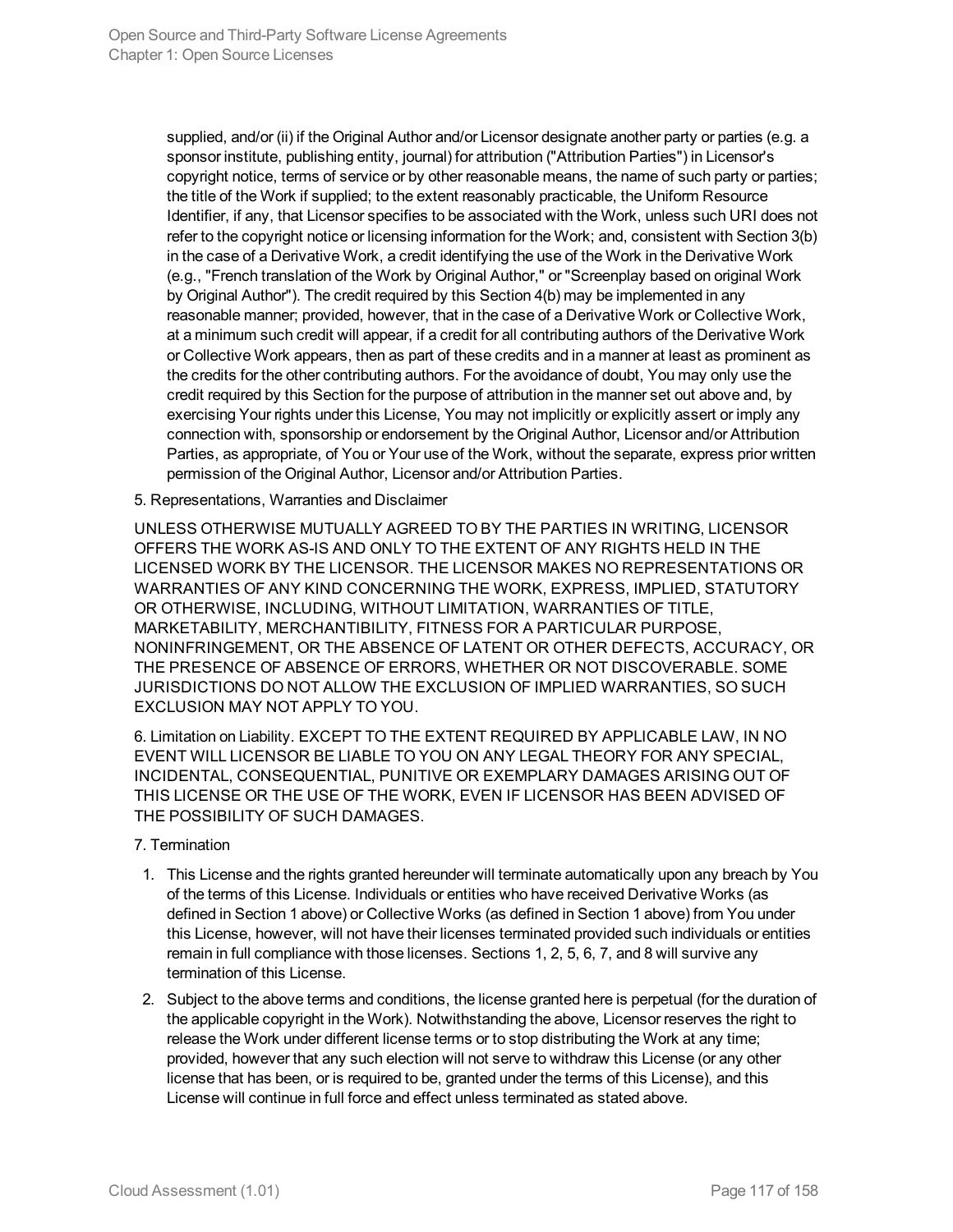supplied, and/or (ii) if the Original Author and/or Licensor designate another party or parties (e.g. a sponsor institute, publishing entity, journal) for attribution ("Attribution Parties") in Licensor's copyright notice, terms of service or by other reasonable means, the name of such party or parties; the title of the Work if supplied; to the extent reasonably practicable, the Uniform Resource Identifier, if any, that Licensor specifies to be associated with the Work, unless such URI does not refer to the copyright notice or licensing information for the Work; and, consistent with Section 3(b) in the case of a Derivative Work, a credit identifying the use of the Work in the Derivative Work (e.g., "French translation of the Work by Original Author," or "Screenplay based on original Work by Original Author"). The credit required by this Section 4(b) may be implemented in any reasonable manner; provided, however, that in the case of a Derivative Work or Collective Work, at a minimum such credit will appear, if a credit for all contributing authors of the Derivative Work or Collective Work appears, then as part of these credits and in a manner at least as prominent as the credits for the other contributing authors. For the avoidance of doubt, You may only use the credit required by this Section for the purpose of attribution in the manner set out above and, by exercising Your rights under this License, You may not implicitly or explicitly assert or imply any connection with, sponsorship or endorsement by the Original Author, Licensor and/or Attribution Parties, as appropriate, of You or Your use of the Work, without the separate, express prior written permission of the Original Author, Licensor and/or Attribution Parties.

5. Representations, Warranties and Disclaimer

UNLESS OTHERWISE MUTUALLY AGREED TO BY THE PARTIES IN WRITING, LICENSOR OFFERS THE WORK AS-IS AND ONLY TO THE EXTENT OF ANY RIGHTS HELD IN THE LICENSED WORK BY THE LICENSOR. THE LICENSOR MAKES NO REPRESENTATIONS OR WARRANTIES OF ANY KIND CONCERNING THE WORK, EXPRESS, IMPLIED, STATUTORY OR OTHERWISE, INCLUDING, WITHOUT LIMITATION, WARRANTIES OF TITLE, MARKETABILITY, MERCHANTIBILITY, FITNESS FOR A PARTICULAR PURPOSE, NONINFRINGEMENT, OR THE ABSENCE OF LATENT OR OTHER DEFECTS, ACCURACY, OR THE PRESENCE OF ABSENCE OF ERRORS, WHETHER OR NOT DISCOVERABLE. SOME JURISDICTIONS DO NOT ALLOW THE EXCLUSION OF IMPLIED WARRANTIES, SO SUCH EXCLUSION MAY NOT APPLY TO YOU.

6. Limitation on Liability. EXCEPT TO THE EXTENT REQUIRED BY APPLICABLE LAW, IN NO EVENT WILL LICENSOR BE LIABLE TO YOU ON ANY LEGAL THEORY FOR ANY SPECIAL, INCIDENTAL, CONSEQUENTIAL, PUNITIVE OR EXEMPLARY DAMAGES ARISING OUT OF THIS LICENSE OR THE USE OF THE WORK, EVEN IF LICENSOR HAS BEEN ADVISED OF THE POSSIBILITY OF SUCH DAMAGES.

7. Termination

1. This License and the rights granted hereunder will terminate automatically upon any breach by You of the terms of this License. Individuals or entities who have received Derivative Works (as defined in Section 1 above) or Collective Works (as defined in Section 1 above) from You under this License, however, will not have their licenses terminated provided such individuals or entities remain in full compliance with those licenses. Sections 1, 2, 5, 6, 7, and 8 will survive any termination of this License.
2. Subject to the above terms and conditions, the license granted here is perpetual (for the duration of the applicable copyright in the Work). Notwithstanding the above, Licensor reserves the right to release the Work under different license terms or to stop distributing the Work at any time; provided, however that any such election will not serve to withdraw this License (or any other license that has been, or is required to be, granted under the terms of this License), and this License will continue in full force and effect unless terminated as stated above.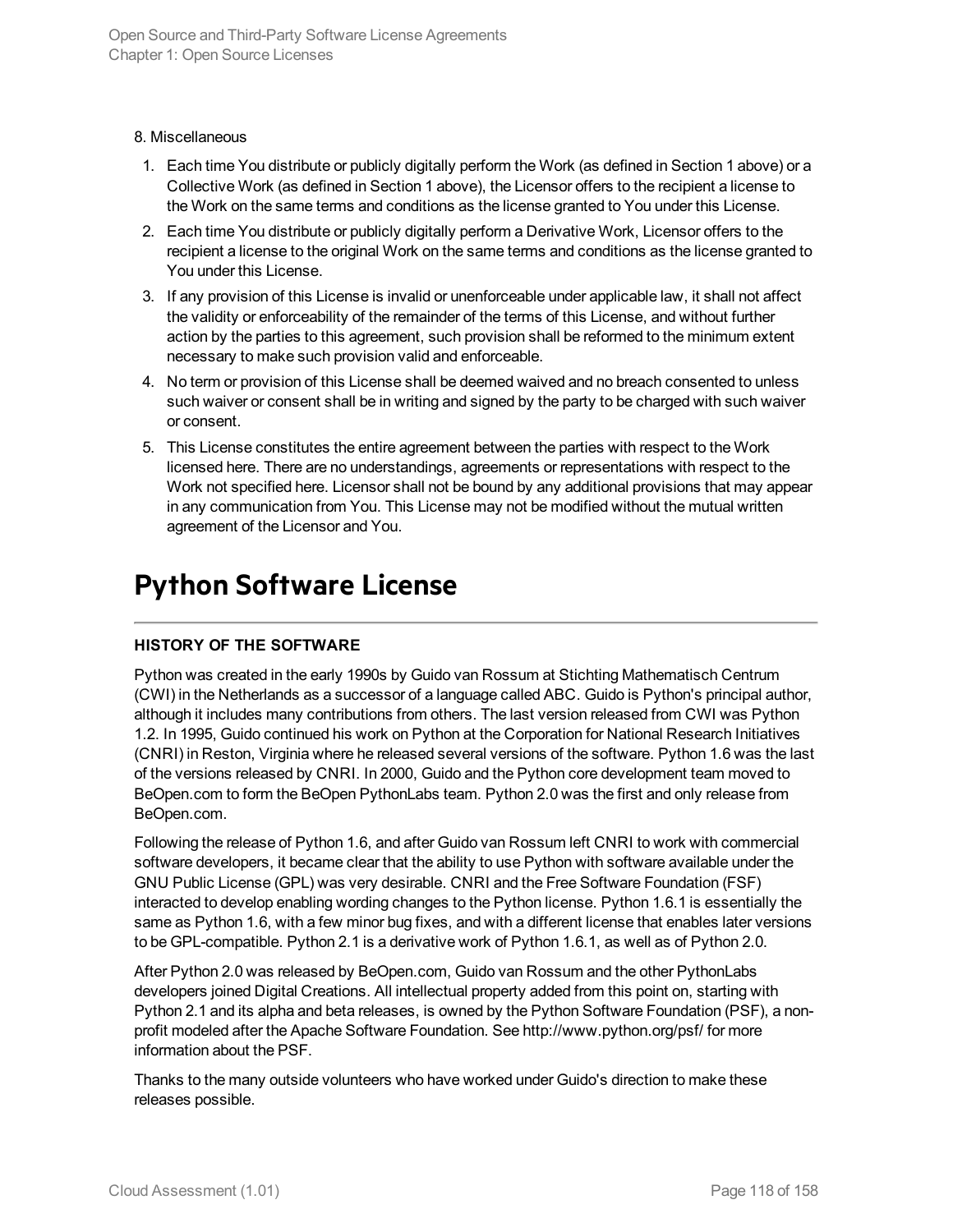8. Miscellaneous

1. Each time You distribute or publicly digitally perform the Work (as defined in Section 1 above) or a Collective Work (as defined in Section 1 above), the Licensor offers to the recipient a license to the Work on the same terms and conditions as the license granted to You under this License.
2. Each time You distribute or publicly digitally perform a Derivative Work, Licensor offers to the recipient a license to the original Work on the same terms and conditions as the license granted to You under this License.
3. If any provision of this License is invalid or unenforceable under applicable law, it shall not affect the validity or enforceability of the remainder of the terms of this License, and without further action by the parties to this agreement, such provision shall be reformed to the minimum extent necessary to make such provision valid and enforceable.
4. No term or provision of this License shall be deemed waived and no breach consented to unless such waiver or consent shall be in writing and signed by the party to be charged with such waiver or consent.
5. This License constitutes the entire agreement between the parties with respect to the Work licensed here. There are no understandings, agreements or representations with respect to the Work not specified here. Licensor shall not be bound by any additional provisions that may appear in any communication from You. This License may not be modified without the mutual written agreement of the Licensor and You.

# Python Software License

**HISTORY OF THE SOFTWARE**

Python was created in the early 1990s by Guido van Rossum at Stichting Mathematisch Centrum (CWI) in the Netherlands as a successor of a language called ABC. Guido is Python's principal author, although it includes many contributions from others. The last version released from CWI was Python 1.2. In 1995, Guido continued his work on Python at the Corporation for National Research Initiatives (CNRI) in Reston, Virginia where he released several versions of the software. Python 1.6 was the last of the versions released by CNRI. In 2000, Guido and the Python core development team moved to BeOpen.com to form the BeOpen PythonLabs team. Python 2.0 was the first and only release from BeOpen.com.

Following the release of Python 1.6, and after Guido van Rossum left CNRI to work with commercial software developers, it became clear that the ability to use Python with software available under the GNU Public License (GPL) was very desirable. CNRI and the Free Software Foundation (FSF) interacted to develop enabling wording changes to the Python license. Python 1.6.1 is essentially the same as Python 1.6, with a few minor bug fixes, and with a different license that enables later versions to be GPL-compatible. Python 2.1 is a derivative work of Python 1.6.1, as well as of Python 2.0.

After Python 2.0 was released by BeOpen.com, Guido van Rossum and the other PythonLabs developers joined Digital Creations. All intellectual property added from this point on, starting with Python 2.1 and its alpha and beta releases, is owned by the Python Software Foundation (PSF), a non-profit modeled after the Apache Software Foundation. See http://www.python.org/psf/ for more information about the PSF.

Thanks to the many outside volunteers who have worked under Guido's direction to make these releases possible.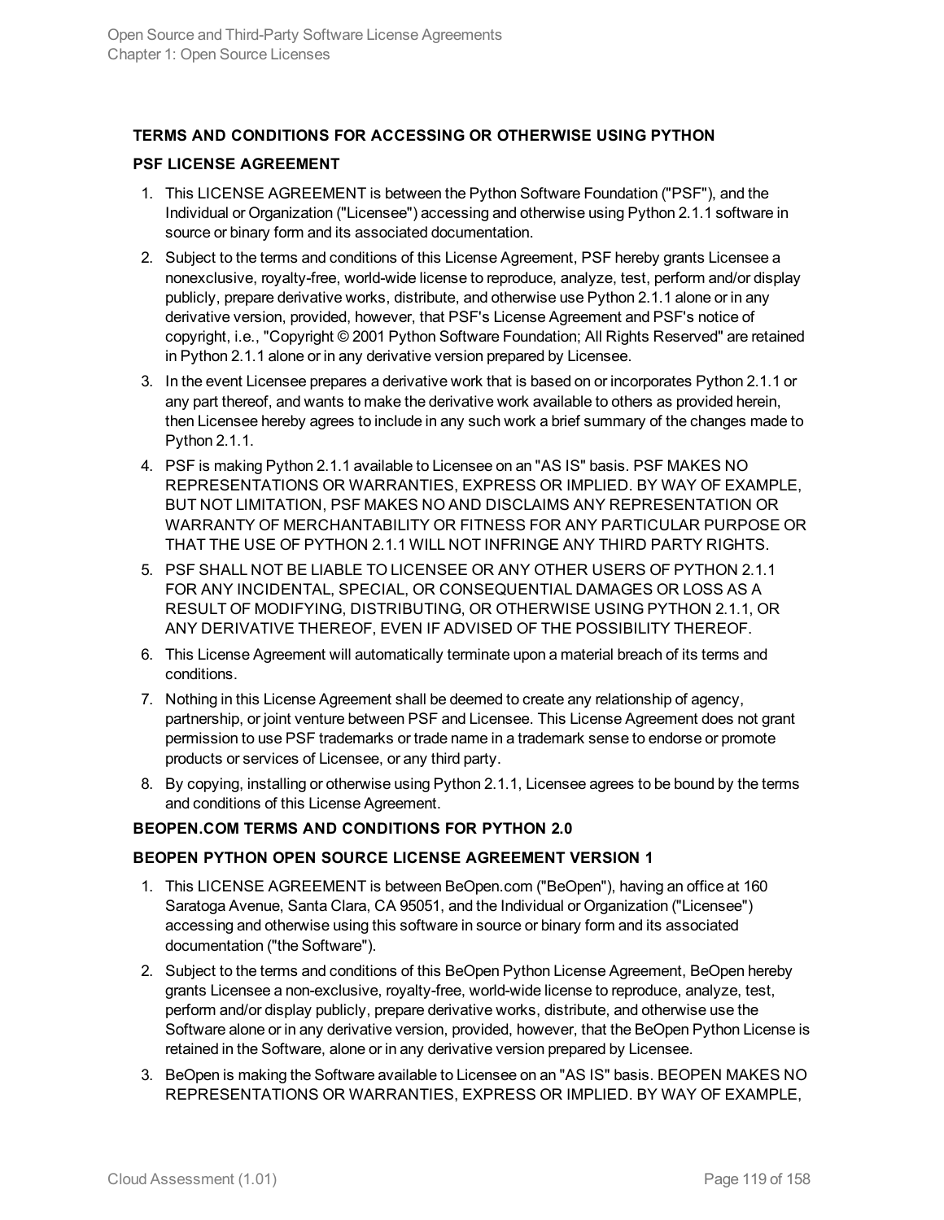**TERMS AND CONDITIONS FOR ACCESSING OR OTHERWISE USING PYTHON**

**PSF LICENSE AGREEMENT**

1. This LICENSE AGREEMENT is between the Python Software Foundation ("PSF"), and the Individual or Organization ("Licensee") accessing and otherwise using Python 2.1.1 software in source or binary form and its associated documentation.
2. Subject to the terms and conditions of this License Agreement, PSF hereby grants Licensee a nonexclusive, royalty-free, world-wide license to reproduce, analyze, test, perform and/or display publicly, prepare derivative works, distribute, and otherwise use Python 2.1.1 alone or in any derivative version, provided, however, that PSF's License Agreement and PSF's notice of copyright, i.e., "Copyright © 2001 Python Software Foundation; All Rights Reserved" are retained in Python 2.1.1 alone or in any derivative version prepared by Licensee.
3. In the event Licensee prepares a derivative work that is based on or incorporates Python 2.1.1 or any part thereof, and wants to make the derivative work available to others as provided herein, then Licensee hereby agrees to include in any such work a brief summary of the changes made to Python 2.1.1.
4. PSF is making Python 2.1.1 available to Licensee on an "AS IS" basis. PSF MAKES NO REPRESENTATIONS OR WARRANTIES, EXPRESS OR IMPLIED. BY WAY OF EXAMPLE, BUT NOT LIMITATION, PSF MAKES NO AND DISCLAIMS ANY REPRESENTATION OR WARRANTY OF MERCHANTABILITY OR FITNESS FOR ANY PARTICULAR PURPOSE OR THAT THE USE OF PYTHON 2.1.1 WILL NOT INFRINGE ANY THIRD PARTY RIGHTS.
5. PSF SHALL NOT BE LIABLE TO LICENSEE OR ANY OTHER USERS OF PYTHON 2.1.1 FOR ANY INCIDENTAL, SPECIAL, OR CONSEQUENTIAL DAMAGES OR LOSS AS A RESULT OF MODIFYING, DISTRIBUTING, OR OTHERWISE USING PYTHON 2.1.1, OR ANY DERIVATIVE THEREOF, EVEN IF ADVISED OF THE POSSIBILITY THEREOF.
6. This License Agreement will automatically terminate upon a material breach of its terms and conditions.
7. Nothing in this License Agreement shall be deemed to create any relationship of agency, partnership, or joint venture between PSF and Licensee. This License Agreement does not grant permission to use PSF trademarks or trade name in a trademark sense to endorse or promote products or services of Licensee, or any third party.
8. By copying, installing or otherwise using Python 2.1.1, Licensee agrees to be bound by the terms and conditions of this License Agreement.

**BEOPEN.COM TERMS AND CONDITIONS FOR PYTHON 2.0**

**BEOPEN PYTHON OPEN SOURCE LICENSE AGREEMENT VERSION 1**

1. This LICENSE AGREEMENT is between BeOpen.com ("BeOpen"), having an office at 160 Saratoga Avenue, Santa Clara, CA 95051, and the Individual or Organization ("Licensee") accessing and otherwise using this software in source or binary form and its associated documentation ("the Software").
2. Subject to the terms and conditions of this BeOpen Python License Agreement, BeOpen hereby grants Licensee a non-exclusive, royalty-free, world-wide license to reproduce, analyze, test, perform and/or display publicly, prepare derivative works, distribute, and otherwise use the Software alone or in any derivative version, provided, however, that the BeOpen Python License is retained in the Software, alone or in any derivative version prepared by Licensee.
3. BeOpen is making the Software available to Licensee on an "AS IS" basis. BEOPEN MAKES NO REPRESENTATIONS OR WARRANTIES, EXPRESS OR IMPLIED. BY WAY OF EXAMPLE,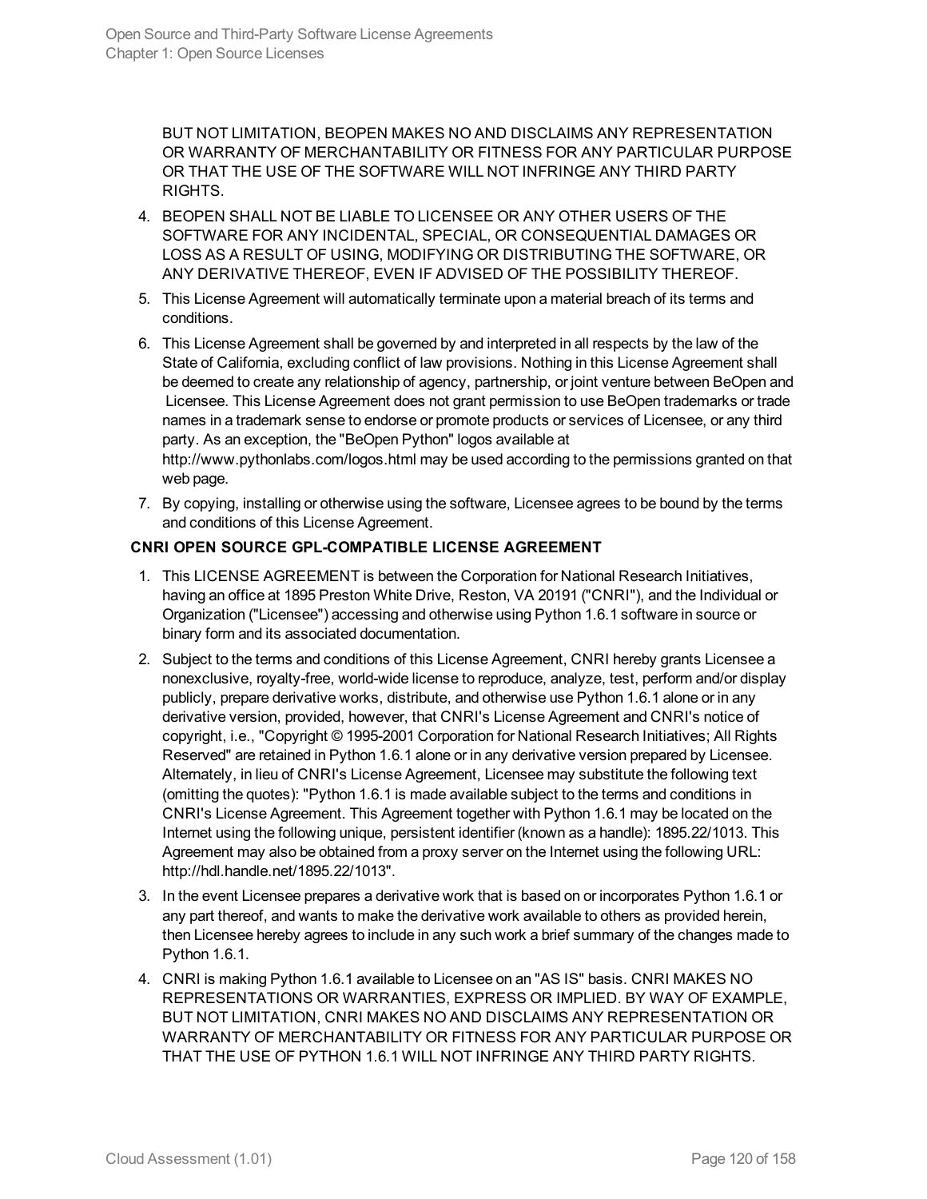BUT NOT LIMITATION, BEOPEN MAKES NO AND DISCLAIMS ANY REPRESENTATION OR WARRANTY OF MERCHANTABILITY OR FITNESS FOR ANY PARTICULAR PURPOSE OR THAT THE USE OF THE SOFTWARE WILL NOT INFRINGE ANY THIRD PARTY RIGHTS.

4. BEOPEN SHALL NOT BE LIABLE TO LICENSEE OR ANY OTHER USERS OF THE SOFTWARE FOR ANY INCIDENTAL, SPECIAL, OR CONSEQUENTIAL DAMAGES OR LOSS AS A RESULT OF USING, MODIFYING OR DISTRIBUTING THE SOFTWARE, OR ANY DERIVATIVE THEREOF, EVEN IF ADVISED OF THE POSSIBILITY THEREOF.
5. This License Agreement will automatically terminate upon a material breach of its terms and conditions.
6. This License Agreement shall be governed by and interpreted in all respects by the law of the State of California, excluding conflict of law provisions. Nothing in this License Agreement shall be deemed to create any relationship of agency, partnership, or joint venture between BeOpen and Licensee. This License Agreement does not grant permission to use BeOpen trademarks or trade names in a trademark sense to endorse or promote products or services of Licensee, or any third party. As an exception, the "BeOpen Python" logos available at http://www.pythonlabs.com/logos.html may be used according to the permissions granted on that web page.
7. By copying, installing or otherwise using the software, Licensee agrees to be bound by the terms and conditions of this License Agreement.

**CNRI OPEN SOURCE GPL-COMPATIBLE LICENSE AGREEMENT**

1. This LICENSE AGREEMENT is between the Corporation for National Research Initiatives, having an office at 1895 Preston White Drive, Reston, VA 20191 ("CNRI"), and the Individual or Organization ("Licensee") accessing and otherwise using Python 1.6.1 software in source or binary form and its associated documentation.
2. Subject to the terms and conditions of this License Agreement, CNRI hereby grants Licensee a nonexclusive, royalty-free, world-wide license to reproduce, analyze, test, perform and/or display publicly, prepare derivative works, distribute, and otherwise use Python 1.6.1 alone or in any derivative version, provided, however, that CNRI's License Agreement and CNRI's notice of copyright, i.e., "Copyright © 1995-2001 Corporation for National Research Initiatives; All Rights Reserved" are retained in Python 1.6.1 alone or in any derivative version prepared by Licensee. Alternately, in lieu of CNRI's License Agreement, Licensee may substitute the following text (omitting the quotes): "Python 1.6.1 is made available subject to the terms and conditions in CNRI's License Agreement. This Agreement together with Python 1.6.1 may be located on the Internet using the following unique, persistent identifier (known as a handle): 1895.22/1013. This Agreement may also be obtained from a proxy server on the Internet using the following URL: http://hdl.handle.net/1895.22/1013".
3. In the event Licensee prepares a derivative work that is based on or incorporates Python 1.6.1 or any part thereof, and wants to make the derivative work available to others as provided herein, then Licensee hereby agrees to include in any such work a brief summary of the changes made to Python 1.6.1.
4. CNRI is making Python 1.6.1 available to Licensee on an "AS IS" basis. CNRI MAKES NO REPRESENTATIONS OR WARRANTIES, EXPRESS OR IMPLIED. BY WAY OF EXAMPLE, BUT NOT LIMITATION, CNRI MAKES NO AND DISCLAIMS ANY REPRESENTATION OR WARRANTY OF MERCHANTABILITY OR FITNESS FOR ANY PARTICULAR PURPOSE OR THAT THE USE OF PYTHON 1.6.1 WILL NOT INFRINGE ANY THIRD PARTY RIGHTS.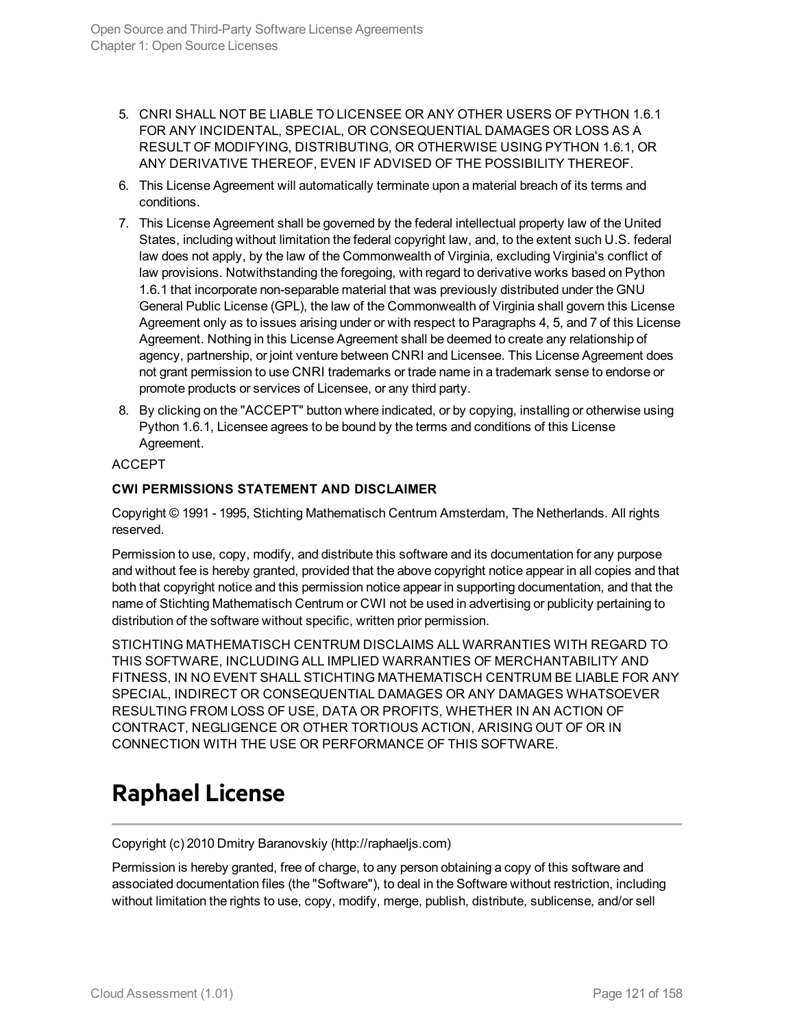5. CNRI SHALL NOT BE LIABLE TO LICENSEE OR ANY OTHER USERS OF PYTHON 1.6.1 FOR ANY INCIDENTAL, SPECIAL, OR CONSEQUENTIAL DAMAGES OR LOSS AS A RESULT OF MODIFYING, DISTRIBUTING, OR OTHERWISE USING PYTHON 1.6.1, OR ANY DERIVATIVE THEREOF, EVEN IF ADVISED OF THE POSSIBILITY THEREOF.
6. This License Agreement will automatically terminate upon a material breach of its terms and conditions.
7. This License Agreement shall be governed by the federal intellectual property law of the United States, including without limitation the federal copyright law, and, to the extent such U.S. federal law does not apply, by the law of the Commonwealth of Virginia, excluding Virginia's conflict of law provisions. Notwithstanding the foregoing, with regard to derivative works based on Python 1.6.1 that incorporate non-separable material that was previously distributed under the GNU General Public License (GPL), the law of the Commonwealth of Virginia shall govern this License Agreement only as to issues arising under or with respect to Paragraphs 4, 5, and 7 of this License Agreement. Nothing in this License Agreement shall be deemed to create any relationship of agency, partnership, or joint venture between CNRI and Licensee. This License Agreement does not grant permission to use CNRI trademarks or trade name in a trademark sense to endorse or promote products or services of Licensee, or any third party.
8. By clicking on the "ACCEPT" button where indicated, or by copying, installing or otherwise using Python 1.6.1, Licensee agrees to be bound by the terms and conditions of this License Agreement.

ACCEPT

**CWI PERMISSIONS STATEMENT AND DISCLAIMER**

Copyright © 1991 - 1995, Stichting Mathematisch Centrum Amsterdam, The Netherlands. All rights reserved.

Permission to use, copy, modify, and distribute this software and its documentation for any purpose and without fee is hereby granted, provided that the above copyright notice appear in all copies and that both that copyright notice and this permission notice appear in supporting documentation, and that the name of Stichting Mathematisch Centrum or CWI not be used in advertising or publicity pertaining to distribution of the software without specific, written prior permission.

STICHTING MATHEMATISCH CENTRUM DISCLAIMS ALL WARRANTIES WITH REGARD TO THIS SOFTWARE, INCLUDING ALL IMPLIED WARRANTIES OF MERCHANTABILITY AND FITNESS, IN NO EVENT SHALL STICHTING MATHEMATISCH CENTRUM BE LIABLE FOR ANY SPECIAL, INDIRECT OR CONSEQUENTIAL DAMAGES OR ANY DAMAGES WHATSOEVER RESULTING FROM LOSS OF USE, DATA OR PROFITS, WHETHER IN AN ACTION OF CONTRACT, NEGLIGENCE OR OTHER TORTIOUS ACTION, ARISING OUT OF OR IN CONNECTION WITH THE USE OR PERFORMANCE OF THIS SOFTWARE.

# Raphael License

Copyright (c) 2010 Dmitry Baranovskiy (http://raphaeljs.com)

Permission is hereby granted, free of charge, to any person obtaining a copy of this software and associated documentation files (the "Software"), to deal in the Software without restriction, including without limitation the rights to use, copy, modify, merge, publish, distribute, sublicense, and/or sell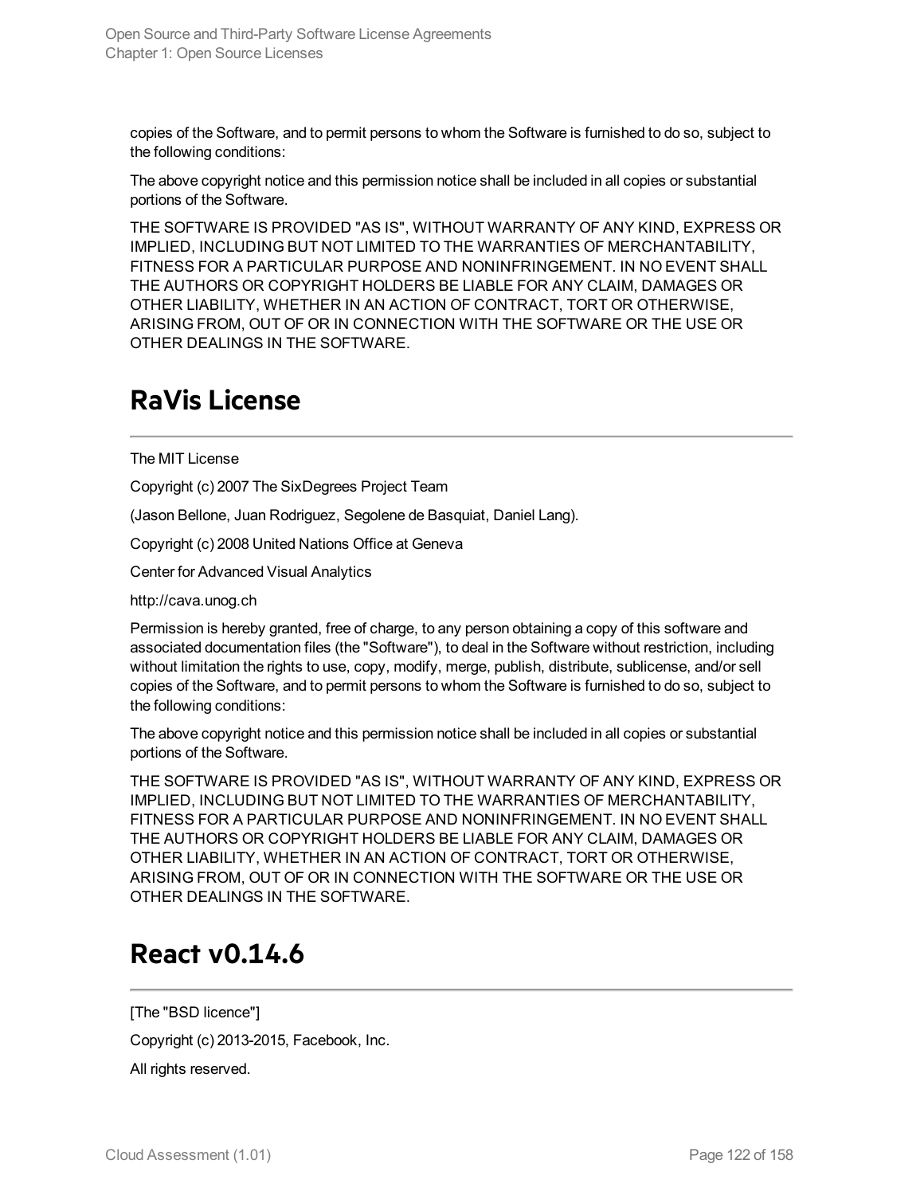copies of the Software, and to permit persons to whom the Software is furnished to do so, subject to the following conditions:

The above copyright notice and this permission notice shall be included in all copies or substantial portions of the Software.

THE SOFTWARE IS PROVIDED "AS IS", WITHOUT WARRANTY OF ANY KIND, EXPRESS OR IMPLIED, INCLUDING BUT NOT LIMITED TO THE WARRANTIES OF MERCHANTABILITY, FITNESS FOR A PARTICULAR PURPOSE AND NONINFRINGEMENT. IN NO EVENT SHALL THE AUTHORS OR COPYRIGHT HOLDERS BE LIABLE FOR ANY CLAIM, DAMAGES OR OTHER LIABILITY, WHETHER IN AN ACTION OF CONTRACT, TORT OR OTHERWISE, ARISING FROM, OUT OF OR IN CONNECTION WITH THE SOFTWARE OR THE USE OR OTHER DEALINGS IN THE SOFTWARE.

# RaVis License

The MIT License

Copyright (c) 2007 The SixDegrees Project Team

(Jason Bellone, Juan Rodriguez, Segolene de Basquiat, Daniel Lang).

Copyright (c) 2008 United Nations Office at Geneva

Center for Advanced Visual Analytics

http://cava.unog.ch

Permission is hereby granted, free of charge, to any person obtaining a copy of this software and associated documentation files (the "Software"), to deal in the Software without restriction, including without limitation the rights to use, copy, modify, merge, publish, distribute, sublicense, and/or sell copies of the Software, and to permit persons to whom the Software is furnished to do so, subject to the following conditions:

The above copyright notice and this permission notice shall be included in all copies or substantial portions of the Software.

THE SOFTWARE IS PROVIDED "AS IS", WITHOUT WARRANTY OF ANY KIND, EXPRESS OR IMPLIED, INCLUDING BUT NOT LIMITED TO THE WARRANTIES OF MERCHANTABILITY, FITNESS FOR A PARTICULAR PURPOSE AND NONINFRINGEMENT. IN NO EVENT SHALL THE AUTHORS OR COPYRIGHT HOLDERS BE LIABLE FOR ANY CLAIM, DAMAGES OR OTHER LIABILITY, WHETHER IN AN ACTION OF CONTRACT, TORT OR OTHERWISE, ARISING FROM, OUT OF OR IN CONNECTION WITH THE SOFTWARE OR THE USE OR OTHER DEALINGS IN THE SOFTWARE.

# React v0.14.6

[The "BSD licence"]

Copyright (c) 2013-2015, Facebook, Inc.

All rights reserved.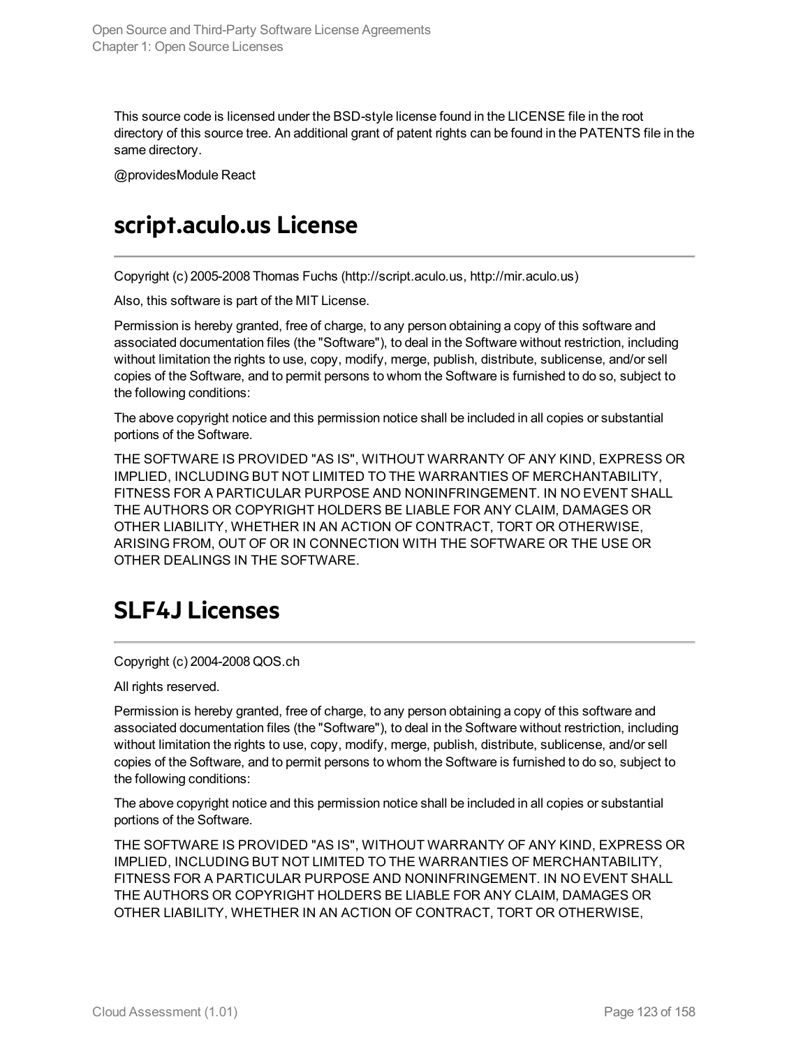This source code is licensed under the BSD-style license found in the LICENSE file in the root directory of this source tree. An additional grant of patent rights can be found in the PATENTS file in the same directory.

@providesModule React

# script.aculo.us License

Copyright (c) 2005-2008 Thomas Fuchs (http://script.aculo.us, http://mir.aculo.us)

Also, this software is part of the MIT License.

Permission is hereby granted, free of charge, to any person obtaining a copy of this software and associated documentation files (the "Software"), to deal in the Software without restriction, including without limitation the rights to use, copy, modify, merge, publish, distribute, sublicense, and/or sell copies of the Software, and to permit persons to whom the Software is furnished to do so, subject to the following conditions:

The above copyright notice and this permission notice shall be included in all copies or substantial portions of the Software.

THE SOFTWARE IS PROVIDED "AS IS", WITHOUT WARRANTY OF ANY KIND, EXPRESS OR IMPLIED, INCLUDING BUT NOT LIMITED TO THE WARRANTIES OF MERCHANTABILITY, FITNESS FOR A PARTICULAR PURPOSE AND NONINFRINGEMENT. IN NO EVENT SHALL THE AUTHORS OR COPYRIGHT HOLDERS BE LIABLE FOR ANY CLAIM, DAMAGES OR OTHER LIABILITY, WHETHER IN AN ACTION OF CONTRACT, TORT OR OTHERWISE, ARISING FROM, OUT OF OR IN CONNECTION WITH THE SOFTWARE OR THE USE OR OTHER DEALINGS IN THE SOFTWARE.

# SLF4J Licenses

Copyright (c) 2004-2008 QOS.ch

All rights reserved.

Permission is hereby granted, free of charge, to any person obtaining a copy of this software and associated documentation files (the "Software"), to deal in the Software without restriction, including without limitation the rights to use, copy, modify, merge, publish, distribute, sublicense, and/or sell copies of the Software, and to permit persons to whom the Software is furnished to do so, subject to the following conditions:

The above copyright notice and this permission notice shall be included in all copies or substantial portions of the Software.

THE SOFTWARE IS PROVIDED "AS IS", WITHOUT WARRANTY OF ANY KIND, EXPRESS OR IMPLIED, INCLUDING BUT NOT LIMITED TO THE WARRANTIES OF MERCHANTABILITY, FITNESS FOR A PARTICULAR PURPOSE AND NONINFRINGEMENT. IN NO EVENT SHALL THE AUTHORS OR COPYRIGHT HOLDERS BE LIABLE FOR ANY CLAIM, DAMAGES OR OTHER LIABILITY, WHETHER IN AN ACTION OF CONTRACT, TORT OR OTHERWISE,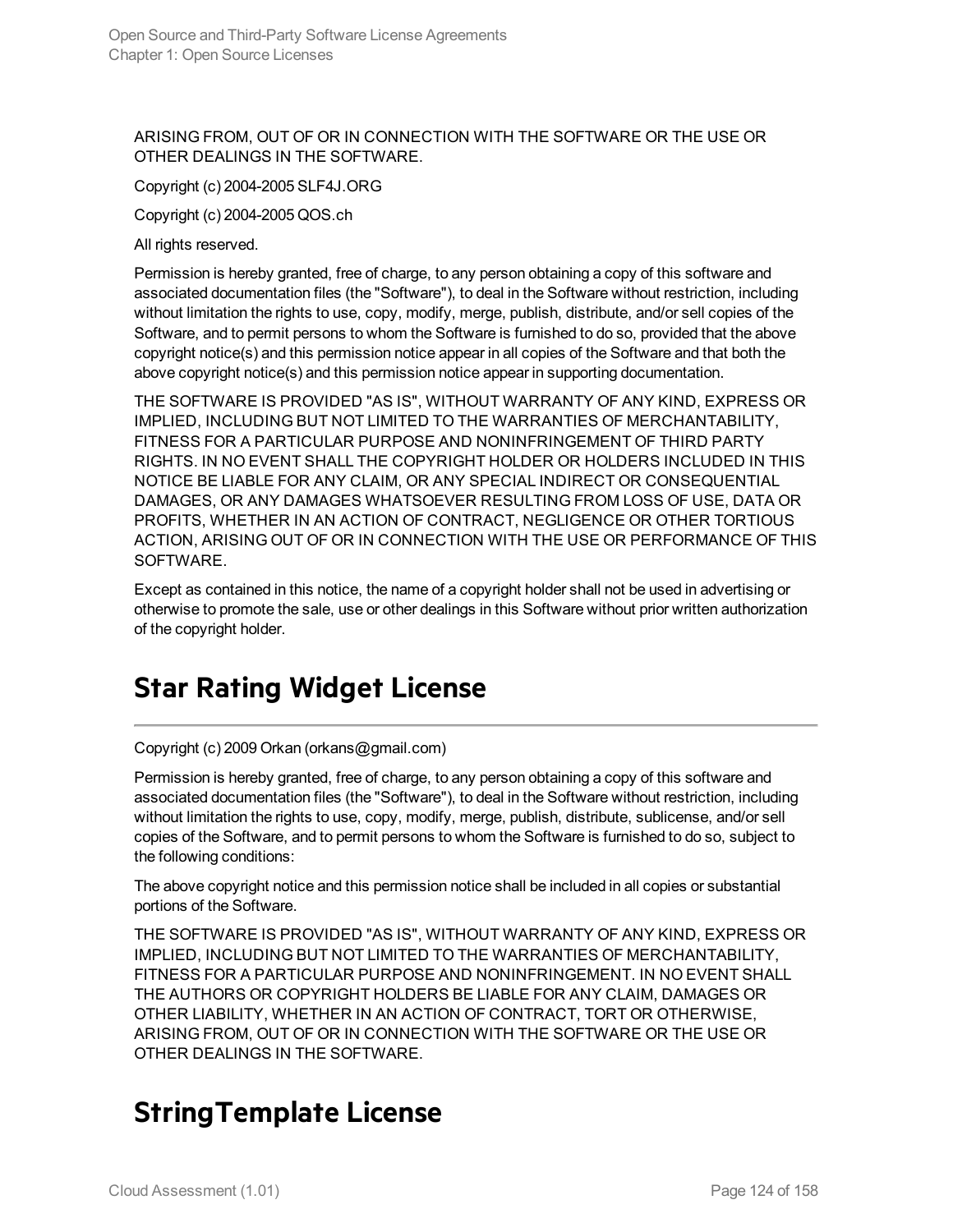ARISING FROM, OUT OF OR IN CONNECTION WITH THE SOFTWARE OR THE USE OR OTHER DEALINGS IN THE SOFTWARE.

Copyright (c) 2004-2005 SLF4J.ORG

Copyright (c) 2004-2005 QOS.ch

All rights reserved.

Permission is hereby granted, free of charge, to any person obtaining a copy of this software and associated documentation files (the "Software"), to deal in the Software without restriction, including without limitation the rights to use, copy, modify, merge, publish, distribute, and/or sell copies of the Software, and to permit persons to whom the Software is furnished to do so, provided that the above copyright notice(s) and this permission notice appear in all copies of the Software and that both the above copyright notice(s) and this permission notice appear in supporting documentation.

THE SOFTWARE IS PROVIDED "AS IS", WITHOUT WARRANTY OF ANY KIND, EXPRESS OR IMPLIED, INCLUDING BUT NOT LIMITED TO THE WARRANTIES OF MERCHANTABILITY, FITNESS FOR A PARTICULAR PURPOSE AND NONINFRINGEMENT OF THIRD PARTY RIGHTS. IN NO EVENT SHALL THE COPYRIGHT HOLDER OR HOLDERS INCLUDED IN THIS NOTICE BE LIABLE FOR ANY CLAIM, OR ANY SPECIAL INDIRECT OR CONSEQUENTIAL DAMAGES, OR ANY DAMAGES WHATSOEVER RESULTING FROM LOSS OF USE, DATA OR PROFITS, WHETHER IN AN ACTION OF CONTRACT, NEGLIGENCE OR OTHER TORTIOUS ACTION, ARISING OUT OF OR IN CONNECTION WITH THE USE OR PERFORMANCE OF THIS SOFTWARE.

Except as contained in this notice, the name of a copyright holder shall not be used in advertising or otherwise to promote the sale, use or other dealings in this Software without prior written authorization of the copyright holder.

# Star Rating Widget License

Copyright (c) 2009 Orkan (orkans@gmail.com)

Permission is hereby granted, free of charge, to any person obtaining a copy of this software and associated documentation files (the "Software"), to deal in the Software without restriction, including without limitation the rights to use, copy, modify, merge, publish, distribute, sublicense, and/or sell copies of the Software, and to permit persons to whom the Software is furnished to do so, subject to the following conditions:

The above copyright notice and this permission notice shall be included in all copies or substantial portions of the Software.

THE SOFTWARE IS PROVIDED "AS IS", WITHOUT WARRANTY OF ANY KIND, EXPRESS OR IMPLIED, INCLUDING BUT NOT LIMITED TO THE WARRANTIES OF MERCHANTABILITY, FITNESS FOR A PARTICULAR PURPOSE AND NONINFRINGEMENT. IN NO EVENT SHALL THE AUTHORS OR COPYRIGHT HOLDERS BE LIABLE FOR ANY CLAIM, DAMAGES OR OTHER LIABILITY, WHETHER IN AN ACTION OF CONTRACT, TORT OR OTHERWISE, ARISING FROM, OUT OF OR IN CONNECTION WITH THE SOFTWARE OR THE USE OR OTHER DEALINGS IN THE SOFTWARE.

# StringTemplate License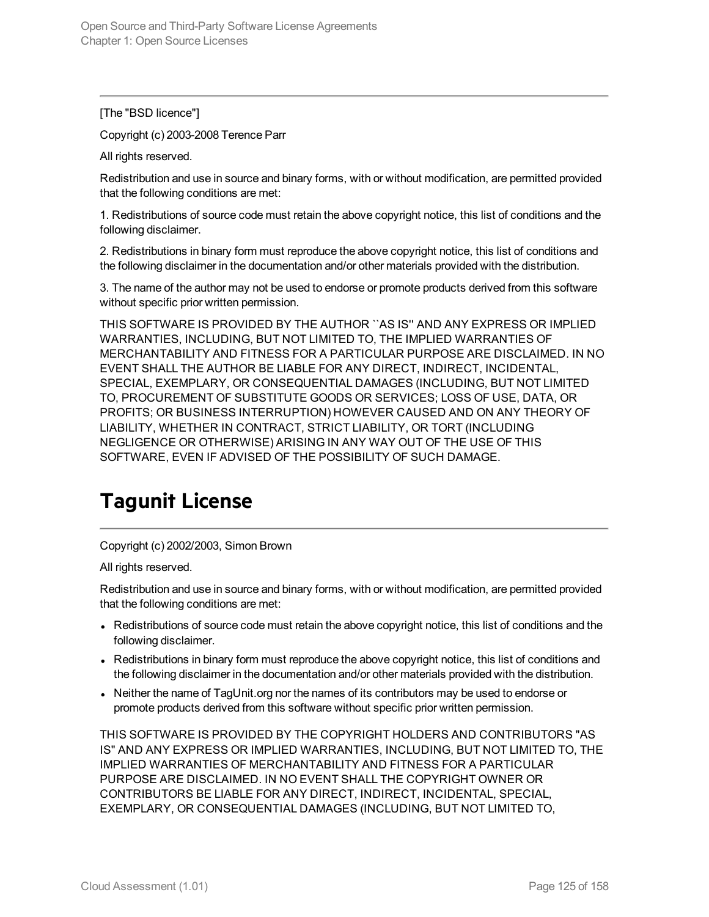[The "BSD licence"]

Copyright (c) 2003-2008 Terence Parr

All rights reserved.

Redistribution and use in source and binary forms, with or without modification, are permitted provided that the following conditions are met:

1. Redistributions of source code must retain the above copyright notice, this list of conditions and the following disclaimer.

2. Redistributions in binary form must reproduce the above copyright notice, this list of conditions and the following disclaimer in the documentation and/or other materials provided with the distribution.

3. The name of the author may not be used to endorse or promote products derived from this software without specific prior written permission.

THIS SOFTWARE IS PROVIDED BY THE AUTHOR ``AS IS'' AND ANY EXPRESS OR IMPLIED WARRANTIES, INCLUDING, BUT NOT LIMITED TO, THE IMPLIED WARRANTIES OF MERCHANTABILITY AND FITNESS FOR A PARTICULAR PURPOSE ARE DISCLAIMED. IN NO EVENT SHALL THE AUTHOR BE LIABLE FOR ANY DIRECT, INDIRECT, INCIDENTAL, SPECIAL, EXEMPLARY, OR CONSEQUENTIAL DAMAGES (INCLUDING, BUT NOT LIMITED TO, PROCUREMENT OF SUBSTITUTE GOODS OR SERVICES; LOSS OF USE, DATA, OR PROFITS; OR BUSINESS INTERRUPTION) HOWEVER CAUSED AND ON ANY THEORY OF LIABILITY, WHETHER IN CONTRACT, STRICT LIABILITY, OR TORT (INCLUDING NEGLIGENCE OR OTHERWISE) ARISING IN ANY WAY OUT OF THE USE OF THIS SOFTWARE, EVEN IF ADVISED OF THE POSSIBILITY OF SUCH DAMAGE.

# Tagunit License

Copyright (c) 2002/2003, Simon Brown

All rights reserved.

Redistribution and use in source and binary forms, with or without modification, are permitted provided that the following conditions are met:

- Redistributions of source code must retain the above copyright notice, this list of conditions and the following disclaimer.
- Redistributions in binary form must reproduce the above copyright notice, this list of conditions and the following disclaimer in the documentation and/or other materials provided with the distribution.
- Neither the name of TagUnit.org nor the names of its contributors may be used to endorse or promote products derived from this software without specific prior written permission.

THIS SOFTWARE IS PROVIDED BY THE COPYRIGHT HOLDERS AND CONTRIBUTORS "AS IS" AND ANY EXPRESS OR IMPLIED WARRANTIES, INCLUDING, BUT NOT LIMITED TO, THE IMPLIED WARRANTIES OF MERCHANTABILITY AND FITNESS FOR A PARTICULAR PURPOSE ARE DISCLAIMED. IN NO EVENT SHALL THE COPYRIGHT OWNER OR CONTRIBUTORS BE LIABLE FOR ANY DIRECT, INDIRECT, INCIDENTAL, SPECIAL, EXEMPLARY, OR CONSEQUENTIAL DAMAGES (INCLUDING, BUT NOT LIMITED TO,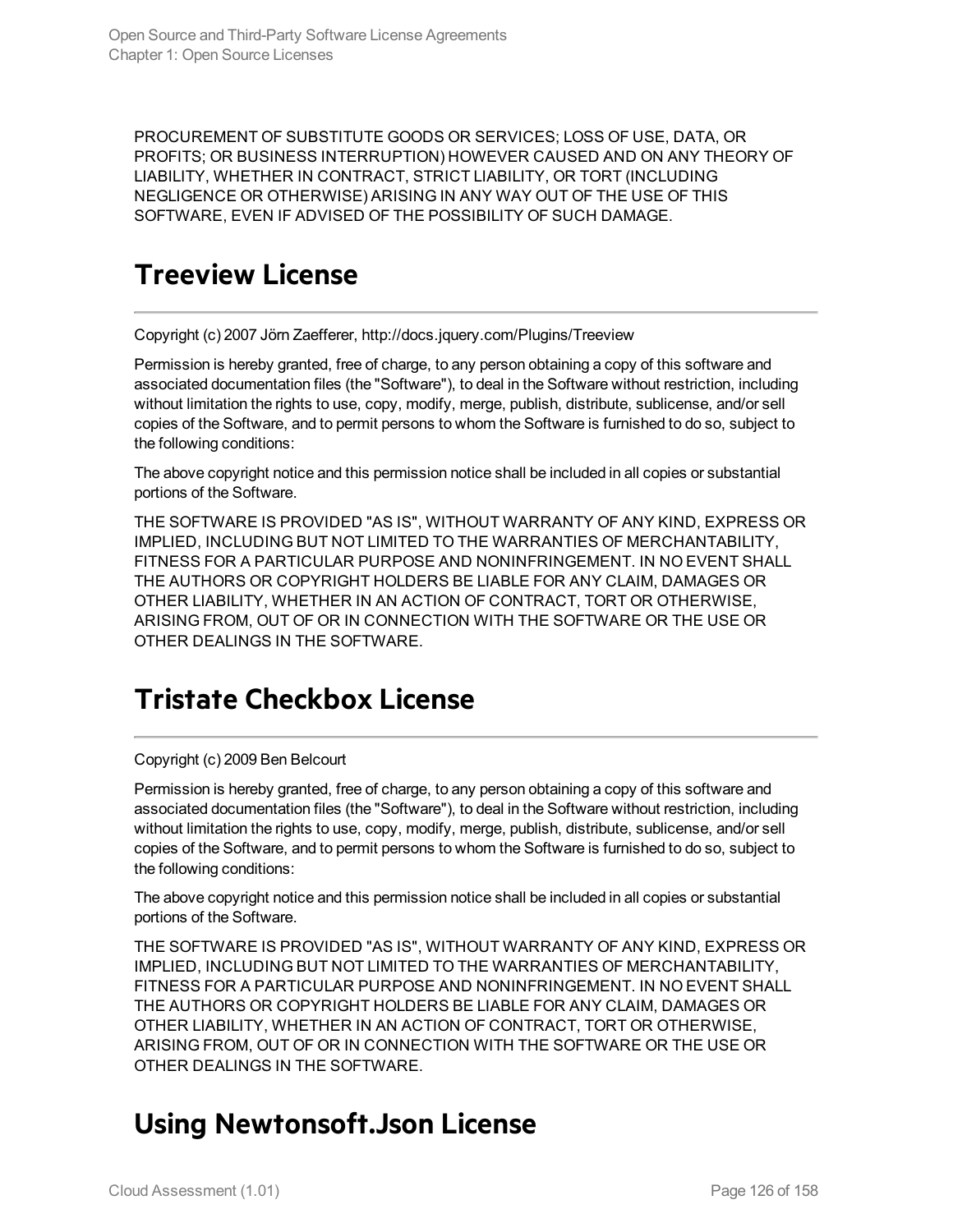PROCUREMENT OF SUBSTITUTE GOODS OR SERVICES; LOSS OF USE, DATA, OR PROFITS; OR BUSINESS INTERRUPTION) HOWEVER CAUSED AND ON ANY THEORY OF LIABILITY, WHETHER IN CONTRACT, STRICT LIABILITY, OR TORT (INCLUDING NEGLIGENCE OR OTHERWISE) ARISING IN ANY WAY OUT OF THE USE OF THIS SOFTWARE, EVEN IF ADVISED OF THE POSSIBILITY OF SUCH DAMAGE.

## Treeview License

Copyright (c) 2007 Jörn Zaefferer, http://docs.jquery.com/Plugins/Treeview

Permission is hereby granted, free of charge, to any person obtaining a copy of this software and associated documentation files (the "Software"), to deal in the Software without restriction, including without limitation the rights to use, copy, modify, merge, publish, distribute, sublicense, and/or sell copies of the Software, and to permit persons to whom the Software is furnished to do so, subject to the following conditions:

The above copyright notice and this permission notice shall be included in all copies or substantial portions of the Software.

THE SOFTWARE IS PROVIDED "AS IS", WITHOUT WARRANTY OF ANY KIND, EXPRESS OR IMPLIED, INCLUDING BUT NOT LIMITED TO THE WARRANTIES OF MERCHANTABILITY, FITNESS FOR A PARTICULAR PURPOSE AND NONINFRINGEMENT. IN NO EVENT SHALL THE AUTHORS OR COPYRIGHT HOLDERS BE LIABLE FOR ANY CLAIM, DAMAGES OR OTHER LIABILITY, WHETHER IN AN ACTION OF CONTRACT, TORT OR OTHERWISE, ARISING FROM, OUT OF OR IN CONNECTION WITH THE SOFTWARE OR THE USE OR OTHER DEALINGS IN THE SOFTWARE.

## Tristate Checkbox License

Copyright (c) 2009 Ben Belcourt

Permission is hereby granted, free of charge, to any person obtaining a copy of this software and associated documentation files (the "Software"), to deal in the Software without restriction, including without limitation the rights to use, copy, modify, merge, publish, distribute, sublicense, and/or sell copies of the Software, and to permit persons to whom the Software is furnished to do so, subject to the following conditions:

The above copyright notice and this permission notice shall be included in all copies or substantial portions of the Software.

THE SOFTWARE IS PROVIDED "AS IS", WITHOUT WARRANTY OF ANY KIND, EXPRESS OR IMPLIED, INCLUDING BUT NOT LIMITED TO THE WARRANTIES OF MERCHANTABILITY, FITNESS FOR A PARTICULAR PURPOSE AND NONINFRINGEMENT. IN NO EVENT SHALL THE AUTHORS OR COPYRIGHT HOLDERS BE LIABLE FOR ANY CLAIM, DAMAGES OR OTHER LIABILITY, WHETHER IN AN ACTION OF CONTRACT, TORT OR OTHERWISE, ARISING FROM, OUT OF OR IN CONNECTION WITH THE SOFTWARE OR THE USE OR OTHER DEALINGS IN THE SOFTWARE.

## Using Newtonsoft.Json License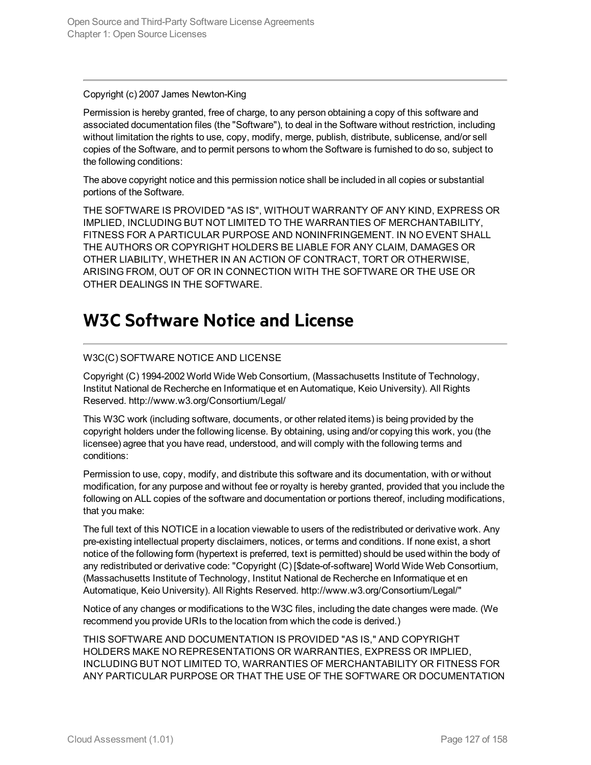Copyright (c) 2007 James Newton-King

Permission is hereby granted, free of charge, to any person obtaining a copy of this software and associated documentation files (the "Software"), to deal in the Software without restriction, including without limitation the rights to use, copy, modify, merge, publish, distribute, sublicense, and/or sell copies of the Software, and to permit persons to whom the Software is furnished to do so, subject to the following conditions:

The above copyright notice and this permission notice shall be included in all copies or substantial portions of the Software.

THE SOFTWARE IS PROVIDED "AS IS", WITHOUT WARRANTY OF ANY KIND, EXPRESS OR IMPLIED, INCLUDING BUT NOT LIMITED TO THE WARRANTIES OF MERCHANTABILITY, FITNESS FOR A PARTICULAR PURPOSE AND NONINFRINGEMENT. IN NO EVENT SHALL THE AUTHORS OR COPYRIGHT HOLDERS BE LIABLE FOR ANY CLAIM, DAMAGES OR OTHER LIABILITY, WHETHER IN AN ACTION OF CONTRACT, TORT OR OTHERWISE, ARISING FROM, OUT OF OR IN CONNECTION WITH THE SOFTWARE OR THE USE OR OTHER DEALINGS IN THE SOFTWARE.

# W3C Software Notice and License

W3C(C) SOFTWARE NOTICE AND LICENSE

Copyright (C) 1994-2002 World Wide Web Consortium, (Massachusetts Institute of Technology, Institut National de Recherche en Informatique et en Automatique, Keio University). All Rights Reserved. http://www.w3.org/Consortium/Legal/

This W3C work (including software, documents, or other related items) is being provided by the copyright holders under the following license. By obtaining, using and/or copying this work, you (the licensee) agree that you have read, understood, and will comply with the following terms and conditions:

Permission to use, copy, modify, and distribute this software and its documentation, with or without modification, for any purpose and without fee or royalty is hereby granted, provided that you include the following on ALL copies of the software and documentation or portions thereof, including modifications, that you make:

The full text of this NOTICE in a location viewable to users of the redistributed or derivative work. Any pre-existing intellectual property disclaimers, notices, or terms and conditions. If none exist, a short notice of the following form (hypertext is preferred, text is permitted) should be used within the body of any redistributed or derivative code: "Copyright (C) [$date-of-software] World Wide Web Consortium, (Massachusetts Institute of Technology, Institut National de Recherche en Informatique et en Automatique, Keio University). All Rights Reserved. http://www.w3.org/Consortium/Legal/"

Notice of any changes or modifications to the W3C files, including the date changes were made. (We recommend you provide URIs to the location from which the code is derived.)

THIS SOFTWARE AND DOCUMENTATION IS PROVIDED "AS IS," AND COPYRIGHT HOLDERS MAKE NO REPRESENTATIONS OR WARRANTIES, EXPRESS OR IMPLIED, INCLUDING BUT NOT LIMITED TO, WARRANTIES OF MERCHANTABILITY OR FITNESS FOR ANY PARTICULAR PURPOSE OR THAT THE USE OF THE SOFTWARE OR DOCUMENTATION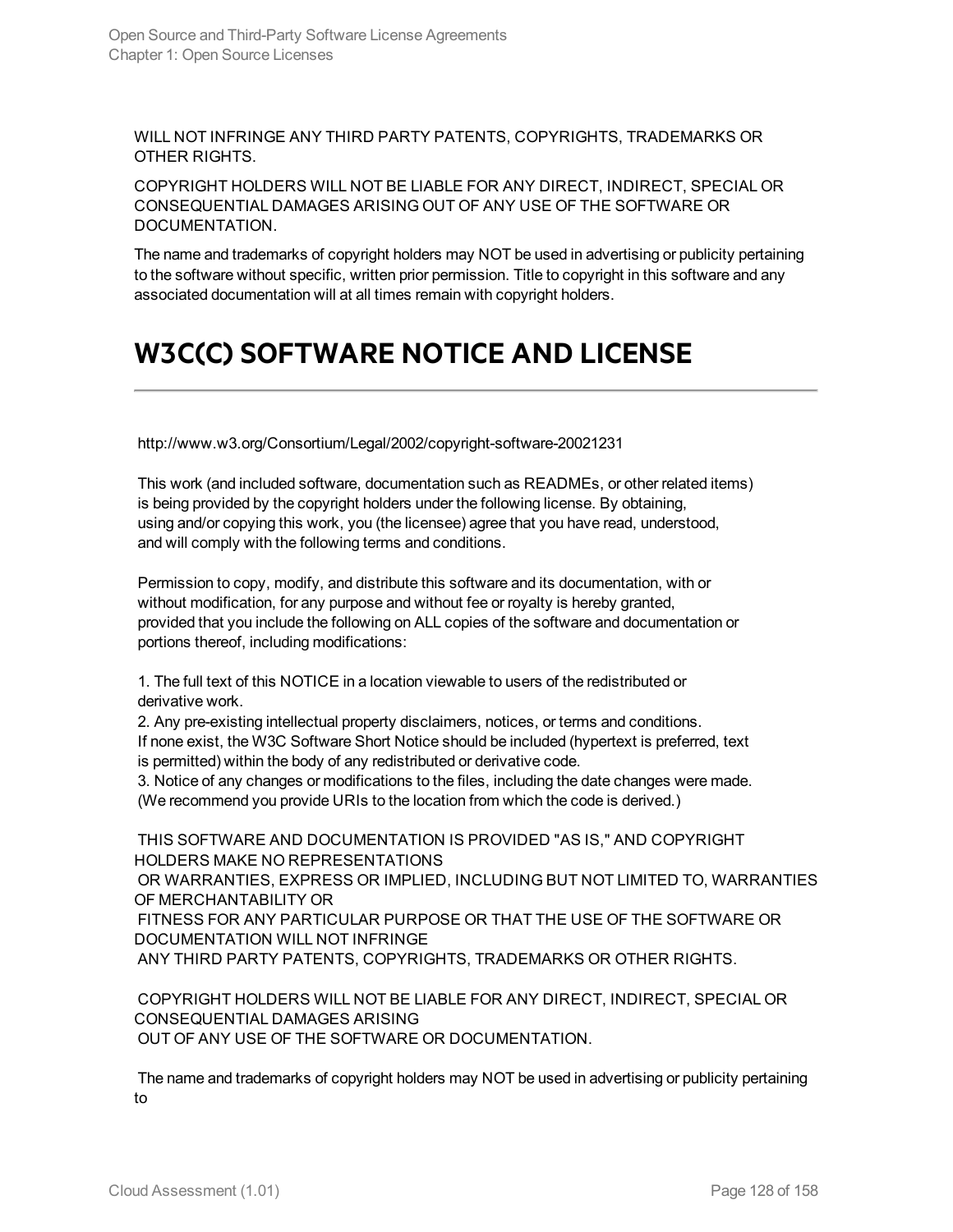WILL NOT INFRINGE ANY THIRD PARTY PATENTS, COPYRIGHTS, TRADEMARKS OR OTHER RIGHTS.

COPYRIGHT HOLDERS WILL NOT BE LIABLE FOR ANY DIRECT, INDIRECT, SPECIAL OR CONSEQUENTIAL DAMAGES ARISING OUT OF ANY USE OF THE SOFTWARE OR DOCUMENTATION.

The name and trademarks of copyright holders may NOT be used in advertising or publicity pertaining to the software without specific, written prior permission. Title to copyright in this software and any associated documentation will at all times remain with copyright holders.

# W3C(C) SOFTWARE NOTICE AND LICENSE

http://www.w3.org/Consortium/Legal/2002/copyright-software-20021231

This work (and included software, documentation such as READMEs, or other related items) is being provided by the copyright holders under the following license. By obtaining, using and/or copying this work, you (the licensee) agree that you have read, understood, and will comply with the following terms and conditions.

Permission to copy, modify, and distribute this software and its documentation, with or without modification, for any purpose and without fee or royalty is hereby granted, provided that you include the following on ALL copies of the software and documentation or portions thereof, including modifications:

1. The full text of this NOTICE in a location viewable to users of the redistributed or derivative work.
2. Any pre-existing intellectual property disclaimers, notices, or terms and conditions. If none exist, the W3C Software Short Notice should be included (hypertext is preferred, text is permitted) within the body of any redistributed or derivative code.
3. Notice of any changes or modifications to the files, including the date changes were made. (We recommend you provide URIs to the location from which the code is derived.)

THIS SOFTWARE AND DOCUMENTATION IS PROVIDED "AS IS," AND COPYRIGHT HOLDERS MAKE NO REPRESENTATIONS OR WARRANTIES, EXPRESS OR IMPLIED, INCLUDING BUT NOT LIMITED TO, WARRANTIES OF MERCHANTABILITY OR FITNESS FOR ANY PARTICULAR PURPOSE OR THAT THE USE OF THE SOFTWARE OR DOCUMENTATION WILL NOT INFRINGE ANY THIRD PARTY PATENTS, COPYRIGHTS, TRADEMARKS OR OTHER RIGHTS.

COPYRIGHT HOLDERS WILL NOT BE LIABLE FOR ANY DIRECT, INDIRECT, SPECIAL OR CONSEQUENTIAL DAMAGES ARISING OUT OF ANY USE OF THE SOFTWARE OR DOCUMENTATION.

The name and trademarks of copyright holders may NOT be used in advertising or publicity pertaining to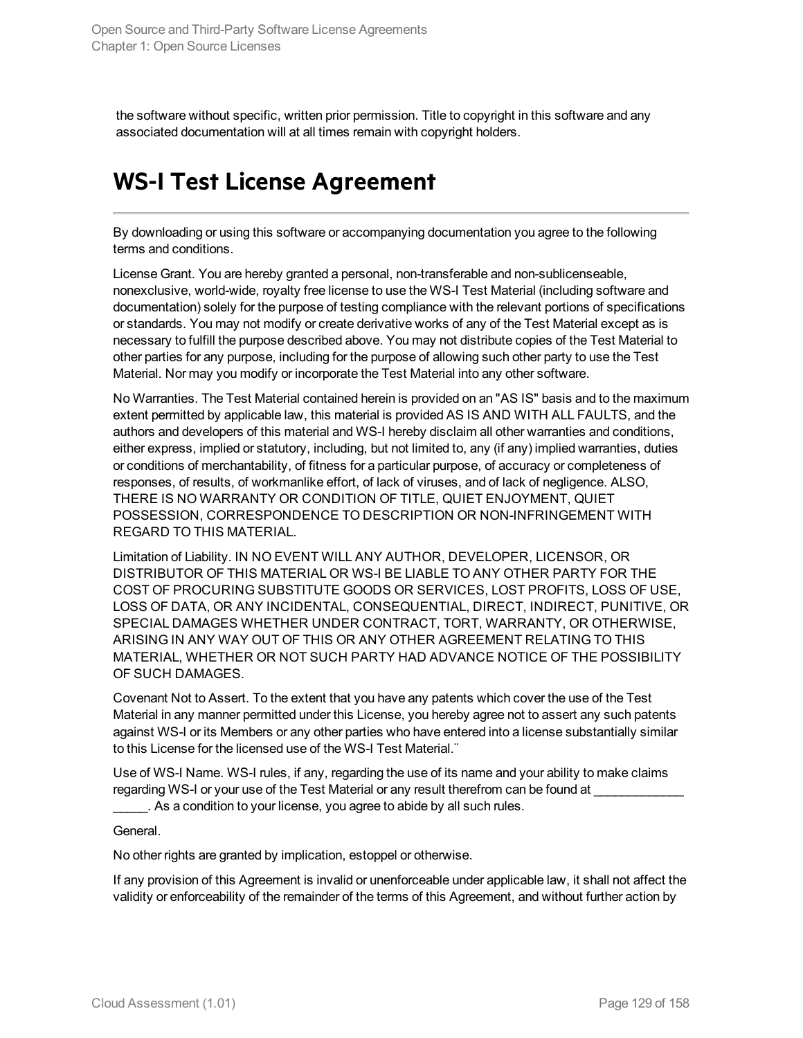the software without specific, written prior permission. Title to copyright in this software and any associated documentation will at all times remain with copyright holders.

# WS-I Test License Agreement

By downloading or using this software or accompanying documentation you agree to the following terms and conditions.

License Grant. You are hereby granted a personal, non-transferable and non-sublicenseable, nonexclusive, world-wide, royalty free license to use the WS-I Test Material (including software and documentation) solely for the purpose of testing compliance with the relevant portions of specifications or standards. You may not modify or create derivative works of any of the Test Material except as is necessary to fulfill the purpose described above. You may not distribute copies of the Test Material to other parties for any purpose, including for the purpose of allowing such other party to use the Test Material. Nor may you modify or incorporate the Test Material into any other software.

No Warranties. The Test Material contained herein is provided on an "AS IS" basis and to the maximum extent permitted by applicable law, this material is provided AS IS AND WITH ALL FAULTS, and the authors and developers of this material and WS-I hereby disclaim all other warranties and conditions, either express, implied or statutory, including, but not limited to, any (if any) implied warranties, duties or conditions of merchantability, of fitness for a particular purpose, of accuracy or completeness of responses, of results, of workmanlike effort, of lack of viruses, and of lack of negligence. ALSO, THERE IS NO WARRANTY OR CONDITION OF TITLE, QUIET ENJOYMENT, QUIET POSSESSION, CORRESPONDENCE TO DESCRIPTION OR NON-INFRINGEMENT WITH REGARD TO THIS MATERIAL.

Limitation of Liability. IN NO EVENT WILL ANY AUTHOR, DEVELOPER, LICENSOR, OR DISTRIBUTOR OF THIS MATERIAL OR WS-I BE LIABLE TO ANY OTHER PARTY FOR THE COST OF PROCURING SUBSTITUTE GOODS OR SERVICES, LOST PROFITS, LOSS OF USE, LOSS OF DATA, OR ANY INCIDENTAL, CONSEQUENTIAL, DIRECT, INDIRECT, PUNITIVE, OR SPECIAL DAMAGES WHETHER UNDER CONTRACT, TORT, WARRANTY, OR OTHERWISE, ARISING IN ANY WAY OUT OF THIS OR ANY OTHER AGREEMENT RELATING TO THIS MATERIAL, WHETHER OR NOT SUCH PARTY HAD ADVANCE NOTICE OF THE POSSIBILITY OF SUCH DAMAGES.

Covenant Not to Assert. To the extent that you have any patents which cover the use of the Test Material in any manner permitted under this License, you hereby agree not to assert any such patents against WS-I or its Members or any other parties who have entered into a license substantially similar to this License for the licensed use of the WS-I Test Material.¨

Use of WS-I Name. WS-I rules, if any, regarding the use of its name and your ability to make claims regarding WS-I or your use of the Test Material or any result therefrom can be found at _____________ _____. As a condition to your license, you agree to abide by all such rules.

General.

No other rights are granted by implication, estoppel or otherwise.

If any provision of this Agreement is invalid or unenforceable under applicable law, it shall not affect the validity or enforceability of the remainder of the terms of this Agreement, and without further action by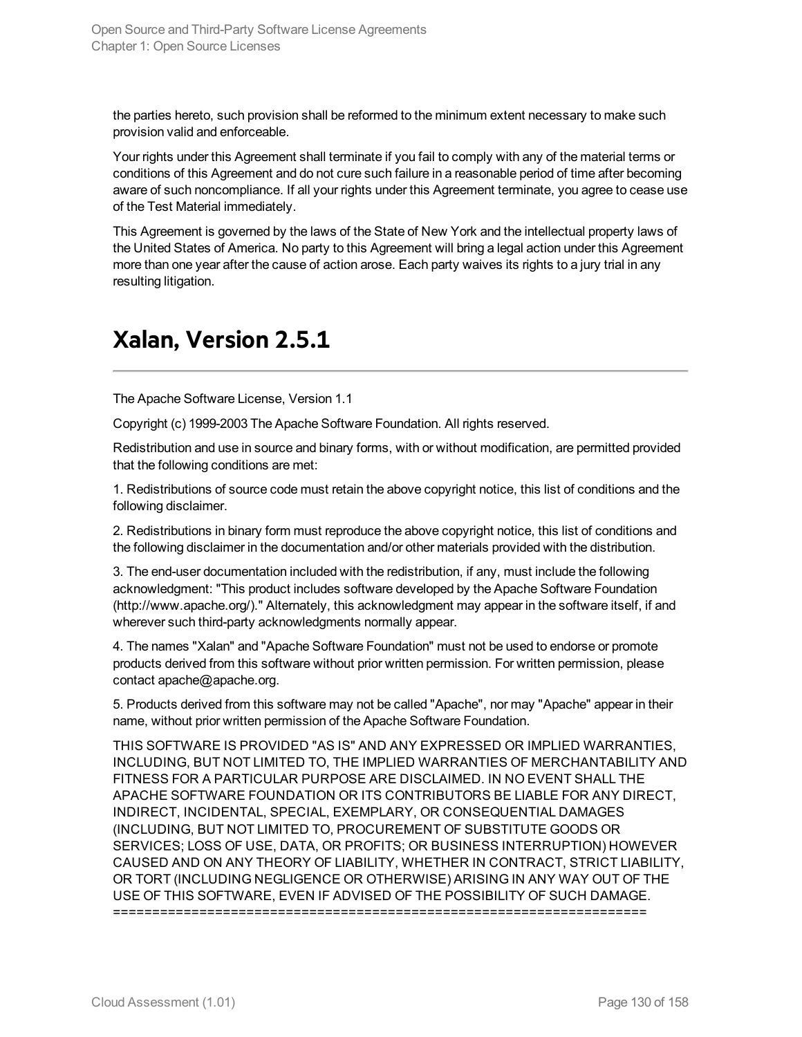the parties hereto, such provision shall be reformed to the minimum extent necessary to make such provision valid and enforceable.

Your rights under this Agreement shall terminate if you fail to comply with any of the material terms or conditions of this Agreement and do not cure such failure in a reasonable period of time after becoming aware of such noncompliance. If all your rights under this Agreement terminate, you agree to cease use of the Test Material immediately.

This Agreement is governed by the laws of the State of New York and the intellectual property laws of the United States of America. No party to this Agreement will bring a legal action under this Agreement more than one year after the cause of action arose. Each party waives its rights to a jury trial in any resulting litigation.

# Xalan, Version 2.5.1

The Apache Software License, Version 1.1

Copyright (c) 1999-2003 The Apache Software Foundation. All rights reserved.

Redistribution and use in source and binary forms, with or without modification, are permitted provided that the following conditions are met:

1. Redistributions of source code must retain the above copyright notice, this list of conditions and the following disclaimer.

2. Redistributions in binary form must reproduce the above copyright notice, this list of conditions and the following disclaimer in the documentation and/or other materials provided with the distribution.

3. The end-user documentation included with the redistribution, if any, must include the following acknowledgment: "This product includes software developed by the Apache Software Foundation (http://www.apache.org/)." Alternately, this acknowledgment may appear in the software itself, if and wherever such third-party acknowledgments normally appear.

4. The names "Xalan" and "Apache Software Foundation" must not be used to endorse or promote products derived from this software without prior written permission. For written permission, please contact apache@apache.org.

5. Products derived from this software may not be called "Apache", nor may "Apache" appear in their name, without prior written permission of the Apache Software Foundation.

THIS SOFTWARE IS PROVIDED "AS IS" AND ANY EXPRESSED OR IMPLIED WARRANTIES, INCLUDING, BUT NOT LIMITED TO, THE IMPLIED WARRANTIES OF MERCHANTABILITY AND FITNESS FOR A PARTICULAR PURPOSE ARE DISCLAIMED. IN NO EVENT SHALL THE APACHE SOFTWARE FOUNDATION OR ITS CONTRIBUTORS BE LIABLE FOR ANY DIRECT, INDIRECT, INCIDENTAL, SPECIAL, EXEMPLARY, OR CONSEQUENTIAL DAMAGES (INCLUDING, BUT NOT LIMITED TO, PROCUREMENT OF SUBSTITUTE GOODS OR SERVICES; LOSS OF USE, DATA, OR PROFITS; OR BUSINESS INTERRUPTION) HOWEVER CAUSED AND ON ANY THEORY OF LIABILITY, WHETHER IN CONTRACT, STRICT LIABILITY, OR TORT (INCLUDING NEGLIGENCE OR OTHERWISE) ARISING IN ANY WAY OUT OF THE USE OF THIS SOFTWARE, EVEN IF ADVISED OF THE POSSIBILITY OF SUCH DAMAGE.
====================================================================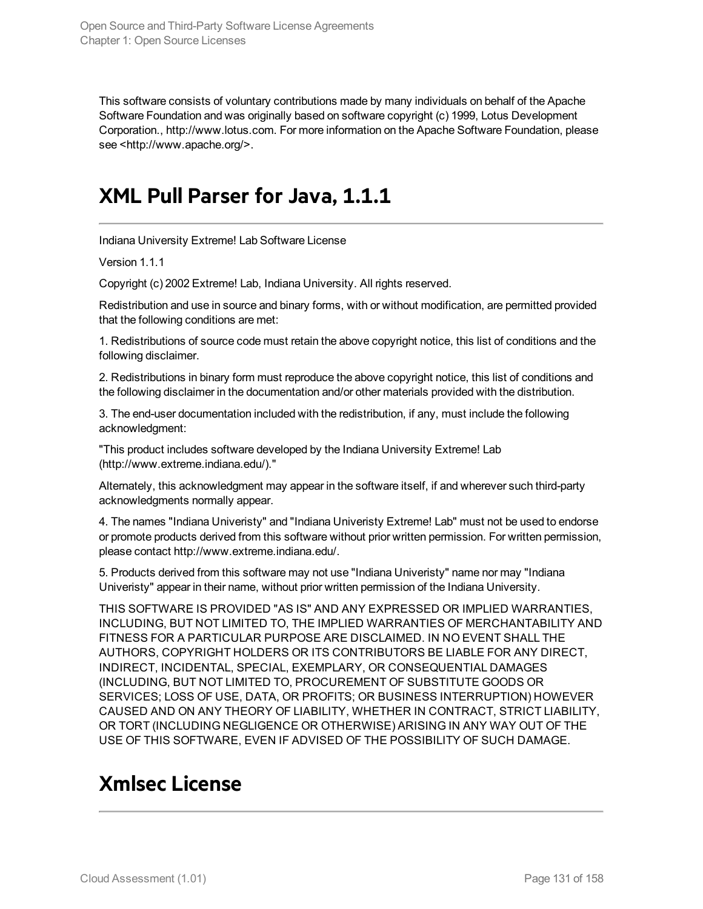This software consists of voluntary contributions made by many individuals on behalf of the Apache Software Foundation and was originally based on software copyright (c) 1999, Lotus Development Corporation., http://www.lotus.com. For more information on the Apache Software Foundation, please see <http://www.apache.org/>.

# XML Pull Parser for Java, 1.1.1

Indiana University Extreme! Lab Software License

Version 1.1.1

Copyright (c) 2002 Extreme! Lab, Indiana University. All rights reserved.

Redistribution and use in source and binary forms, with or without modification, are permitted provided that the following conditions are met:

1. Redistributions of source code must retain the above copyright notice, this list of conditions and the following disclaimer.

2. Redistributions in binary form must reproduce the above copyright notice, this list of conditions and the following disclaimer in the documentation and/or other materials provided with the distribution.

3. The end-user documentation included with the redistribution, if any, must include the following acknowledgment:

"This product includes software developed by the Indiana University Extreme! Lab (http://www.extreme.indiana.edu/)."

Alternately, this acknowledgment may appear in the software itself, if and wherever such third-party acknowledgments normally appear.

4. The names "Indiana Univeristy" and "Indiana Univeristy Extreme! Lab" must not be used to endorse or promote products derived from this software without prior written permission. For written permission, please contact http://www.extreme.indiana.edu/.

5. Products derived from this software may not use "Indiana Univeristy" name nor may "Indiana Univeristy" appear in their name, without prior written permission of the Indiana University.

THIS SOFTWARE IS PROVIDED "AS IS" AND ANY EXPRESSED OR IMPLIED WARRANTIES, INCLUDING, BUT NOT LIMITED TO, THE IMPLIED WARRANTIES OF MERCHANTABILITY AND FITNESS FOR A PARTICULAR PURPOSE ARE DISCLAIMED. IN NO EVENT SHALL THE AUTHORS, COPYRIGHT HOLDERS OR ITS CONTRIBUTORS BE LIABLE FOR ANY DIRECT, INDIRECT, INCIDENTAL, SPECIAL, EXEMPLARY, OR CONSEQUENTIAL DAMAGES (INCLUDING, BUT NOT LIMITED TO, PROCUREMENT OF SUBSTITUTE GOODS OR SERVICES; LOSS OF USE, DATA, OR PROFITS; OR BUSINESS INTERRUPTION) HOWEVER CAUSED AND ON ANY THEORY OF LIABILITY, WHETHER IN CONTRACT, STRICT LIABILITY, OR TORT (INCLUDING NEGLIGENCE OR OTHERWISE) ARISING IN ANY WAY OUT OF THE USE OF THIS SOFTWARE, EVEN IF ADVISED OF THE POSSIBILITY OF SUCH DAMAGE.

# Xmlsec License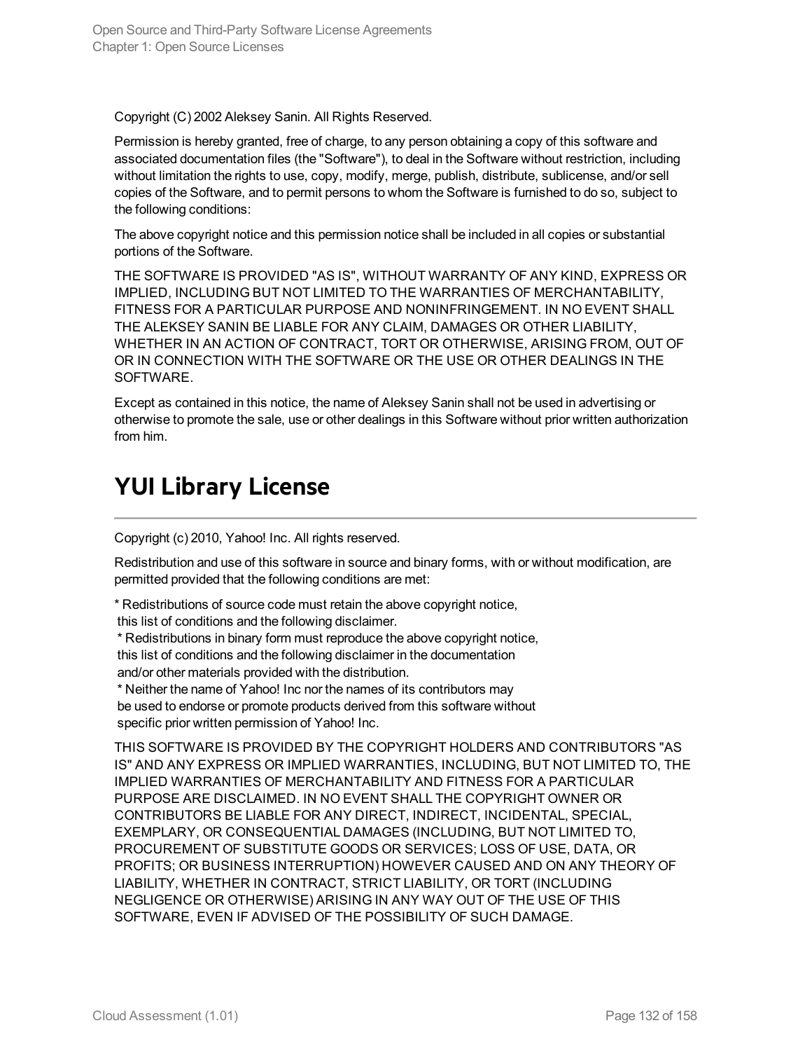Copyright (C) 2002 Aleksey Sanin. All Rights Reserved.

Permission is hereby granted, free of charge, to any person obtaining a copy of this software and associated documentation files (the "Software"), to deal in the Software without restriction, including without limitation the rights to use, copy, modify, merge, publish, distribute, sublicense, and/or sell copies of the Software, and to permit persons to whom the Software is furnished to do so, subject to the following conditions:

The above copyright notice and this permission notice shall be included in all copies or substantial portions of the Software.

THE SOFTWARE IS PROVIDED "AS IS", WITHOUT WARRANTY OF ANY KIND, EXPRESS OR IMPLIED, INCLUDING BUT NOT LIMITED TO THE WARRANTIES OF MERCHANTABILITY, FITNESS FOR A PARTICULAR PURPOSE AND NONINFRINGEMENT. IN NO EVENT SHALL THE ALEKSEY SANIN BE LIABLE FOR ANY CLAIM, DAMAGES OR OTHER LIABILITY, WHETHER IN AN ACTION OF CONTRACT, TORT OR OTHERWISE, ARISING FROM, OUT OF OR IN CONNECTION WITH THE SOFTWARE OR THE USE OR OTHER DEALINGS IN THE SOFTWARE.

Except as contained in this notice, the name of Aleksey Sanin shall not be used in advertising or otherwise to promote the sale, use or other dealings in this Software without prior written authorization from him.

# YUI Library License

Copyright (c) 2010, Yahoo! Inc. All rights reserved.

Redistribution and use of this software in source and binary forms, with or without modification, are permitted provided that the following conditions are met:

* Redistributions of source code must retain the above copyright notice, this list of conditions and the following disclaimer.
* Redistributions in binary form must reproduce the above copyright notice, this list of conditions and the following disclaimer in the documentation and/or other materials provided with the distribution.
* Neither the name of Yahoo! Inc nor the names of its contributors may be used to endorse or promote products derived from this software without specific prior written permission of Yahoo! Inc.

THIS SOFTWARE IS PROVIDED BY THE COPYRIGHT HOLDERS AND CONTRIBUTORS "AS IS" AND ANY EXPRESS OR IMPLIED WARRANTIES, INCLUDING, BUT NOT LIMITED TO, THE IMPLIED WARRANTIES OF MERCHANTABILITY AND FITNESS FOR A PARTICULAR PURPOSE ARE DISCLAIMED. IN NO EVENT SHALL THE COPYRIGHT OWNER OR CONTRIBUTORS BE LIABLE FOR ANY DIRECT, INDIRECT, INCIDENTAL, SPECIAL, EXEMPLARY, OR CONSEQUENTIAL DAMAGES (INCLUDING, BUT NOT LIMITED TO, PROCUREMENT OF SUBSTITUTE GOODS OR SERVICES; LOSS OF USE, DATA, OR PROFITS; OR BUSINESS INTERRUPTION) HOWEVER CAUSED AND ON ANY THEORY OF LIABILITY, WHETHER IN CONTRACT, STRICT LIABILITY, OR TORT (INCLUDING NEGLIGENCE OR OTHERWISE) ARISING IN ANY WAY OUT OF THE USE OF THIS SOFTWARE, EVEN IF ADVISED OF THE POSSIBILITY OF SUCH DAMAGE.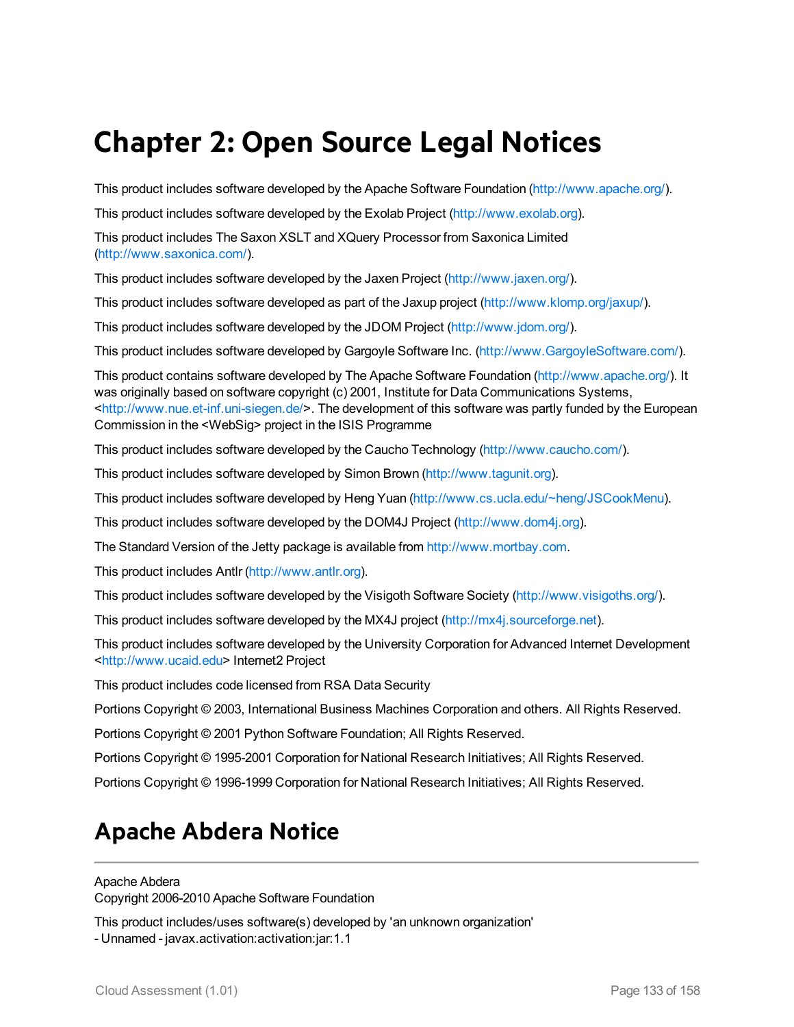# Chapter 2: Open Source Legal Notices

This product includes software developed by the Apache Software Foundation (http://www.apache.org/).

This product includes software developed by the Exolab Project (http://www.exolab.org).

This product includes The Saxon XSLT and XQuery Processor from Saxonica Limited (http://www.saxonica.com/).

This product includes software developed by the Jaxen Project (http://www.jaxen.org/).

This product includes software developed as part of the Jaxup project (http://www.klomp.org/jaxup/).

This product includes software developed by the JDOM Project (http://www.jdom.org/).

This product includes software developed by Gargoyle Software Inc. (http://www.GargoyleSoftware.com/).

This product contains software developed by The Apache Software Foundation (http://www.apache.org/). It was originally based on software copyright (c) 2001, Institute for Data Communications Systems, <http://www.nue.et-inf.uni-siegen.de/>. The development of this software was partly funded by the European Commission in the <WebSig> project in the ISIS Programme

This product includes software developed by the Caucho Technology (http://www.caucho.com/).

This product includes software developed by Simon Brown (http://www.tagunit.org).

This product includes software developed by Heng Yuan (http://www.cs.ucla.edu/~heng/JSCookMenu).

This product includes software developed by the DOM4J Project (http://www.dom4j.org).

The Standard Version of the Jetty package is available from http://www.mortbay.com.

This product includes Antlr (http://www.antlr.org).

This product includes software developed by the Visigoth Software Society (http://www.visigoths.org/).

This product includes software developed by the MX4J project (http://mx4j.sourceforge.net).

This product includes software developed by the University Corporation for Advanced Internet Development <http://www.ucaid.edu> Internet2 Project

This product includes code licensed from RSA Data Security

Portions Copyright © 2003, International Business Machines Corporation and others. All Rights Reserved.

Portions Copyright © 2001 Python Software Foundation; All Rights Reserved.

Portions Copyright © 1995-2001 Corporation for National Research Initiatives; All Rights Reserved.

Portions Copyright © 1996-1999 Corporation for National Research Initiatives; All Rights Reserved.

## Apache Abdera Notice

Apache Abdera
Copyright 2006-2010 Apache Software Foundation

This product includes/uses software(s) developed by 'an unknown organization'
- Unnamed - javax.activation:activation:jar:1.1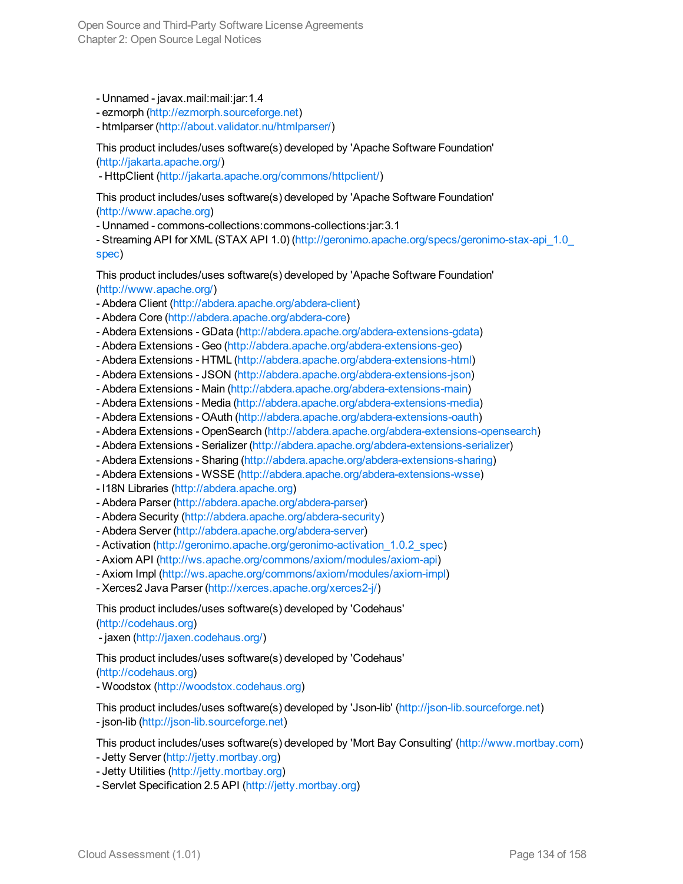- Unnamed - javax.mail:mail:jar:1.4
- ezmorph (http://ezmorph.sourceforge.net)
- htmlparser (http://about.validator.nu/htmlparser/)

This product includes/uses software(s) developed by 'Apache Software Foundation' (http://jakarta.apache.org/)
- HttpClient (http://jakarta.apache.org/commons/httpclient/)

This product includes/uses software(s) developed by 'Apache Software Foundation' (http://www.apache.org)
- Unnamed - commons-collections:commons-collections:jar:3.1
- Streaming API for XML (STAX API 1.0) (http://geronimo.apache.org/specs/geronimo-stax-api_1.0_spec)

This product includes/uses software(s) developed by 'Apache Software Foundation' (http://www.apache.org/)
- Abdera Client (http://abdera.apache.org/abdera-client)
- Abdera Core (http://abdera.apache.org/abdera-core)
- Abdera Extensions - GData (http://abdera.apache.org/abdera-extensions-gdata)
- Abdera Extensions - Geo (http://abdera.apache.org/abdera-extensions-geo)
- Abdera Extensions - HTML (http://abdera.apache.org/abdera-extensions-html)
- Abdera Extensions - JSON (http://abdera.apache.org/abdera-extensions-json)
- Abdera Extensions - Main (http://abdera.apache.org/abdera-extensions-main)
- Abdera Extensions - Media (http://abdera.apache.org/abdera-extensions-media)
- Abdera Extensions - OAuth (http://abdera.apache.org/abdera-extensions-oauth)
- Abdera Extensions - OpenSearch (http://abdera.apache.org/abdera-extensions-opensearch)
- Abdera Extensions - Serializer (http://abdera.apache.org/abdera-extensions-serializer)
- Abdera Extensions - Sharing (http://abdera.apache.org/abdera-extensions-sharing)
- Abdera Extensions - WSSE (http://abdera.apache.org/abdera-extensions-wsse)
- I18N Libraries (http://abdera.apache.org)
- Abdera Parser (http://abdera.apache.org/abdera-parser)
- Abdera Security (http://abdera.apache.org/abdera-security)
- Abdera Server (http://abdera.apache.org/abdera-server)
- Activation (http://geronimo.apache.org/geronimo-activation_1.0.2_spec)
- Axiom API (http://ws.apache.org/commons/axiom/modules/axiom-api)
- Axiom Impl (http://ws.apache.org/commons/axiom/modules/axiom-impl)
- Xerces2 Java Parser (http://xerces.apache.org/xerces2-j/)

This product includes/uses software(s) developed by 'Codehaus' (http://codehaus.org)
- jaxen (http://jaxen.codehaus.org/)

This product includes/uses software(s) developed by 'Codehaus' (http://codehaus.org)
- Woodstox (http://woodstox.codehaus.org)

This product includes/uses software(s) developed by 'Json-lib' (http://json-lib.sourceforge.net)
- json-lib (http://json-lib.sourceforge.net)

This product includes/uses software(s) developed by 'Mort Bay Consulting' (http://www.mortbay.com)
- Jetty Server (http://jetty.mortbay.org)
- Jetty Utilities (http://jetty.mortbay.org)
- Servlet Specification 2.5 API (http://jetty.mortbay.org)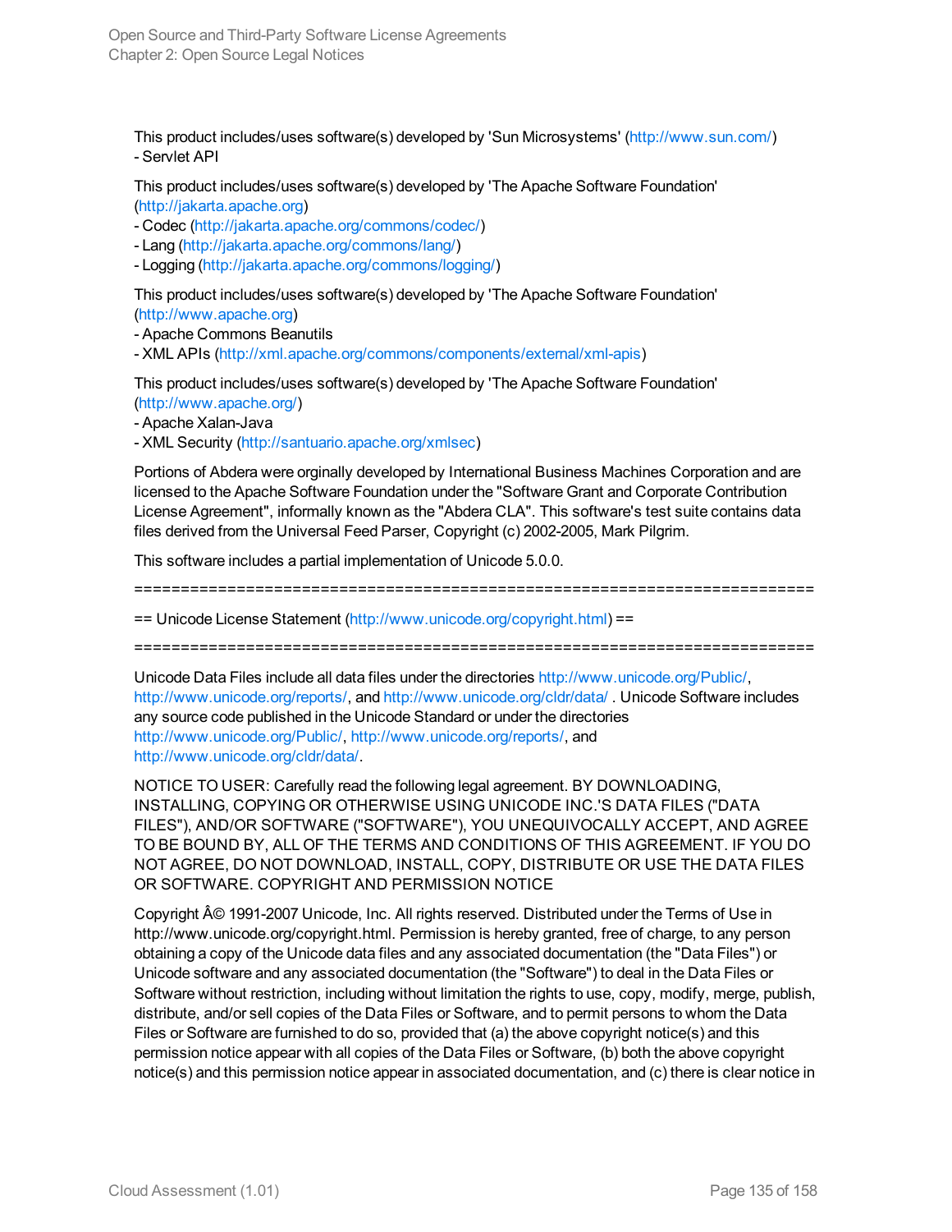This product includes/uses software(s) developed by 'Sun Microsystems' (http://www.sun.com/)
- Servlet API

This product includes/uses software(s) developed by 'The Apache Software Foundation' (http://jakarta.apache.org)
- Codec (http://jakarta.apache.org/commons/codec/)
- Lang (http://jakarta.apache.org/commons/lang/)
- Logging (http://jakarta.apache.org/commons/logging/)

This product includes/uses software(s) developed by 'The Apache Software Foundation' (http://www.apache.org)
- Apache Commons Beanutils
- XML APIs (http://xml.apache.org/commons/components/external/xml-apis)

This product includes/uses software(s) developed by 'The Apache Software Foundation' (http://www.apache.org/)
- Apache Xalan-Java
- XML Security (http://santuario.apache.org/xmlsec)

Portions of Abdera were orginally developed by International Business Machines Corporation and are licensed to the Apache Software Foundation under the "Software Grant and Corporate Contribution License Agreement", informally known as the "Abdera CLA". This software's test suite contains data files derived from the Universal Feed Parser, Copyright (c) 2002-2005, Mark Pilgrim.

This software includes a partial implementation of Unicode 5.0.0.

==========================================================================

== Unicode License Statement (http://www.unicode.org/copyright.html) ==

==========================================================================

Unicode Data Files include all data files under the directories http://www.unicode.org/Public/, http://www.unicode.org/reports/, and http://www.unicode.org/cldr/data/ . Unicode Software includes any source code published in the Unicode Standard or under the directories http://www.unicode.org/Public/, http://www.unicode.org/reports/, and http://www.unicode.org/cldr/data/.

NOTICE TO USER: Carefully read the following legal agreement. BY DOWNLOADING, INSTALLING, COPYING OR OTHERWISE USING UNICODE INC.'S DATA FILES ("DATA FILES"), AND/OR SOFTWARE ("SOFTWARE"), YOU UNEQUIVOCALLY ACCEPT, AND AGREE TO BE BOUND BY, ALL OF THE TERMS AND CONDITIONS OF THIS AGREEMENT. IF YOU DO NOT AGREE, DO NOT DOWNLOAD, INSTALL, COPY, DISTRIBUTE OR USE THE DATA FILES OR SOFTWARE. COPYRIGHT AND PERMISSION NOTICE

Copyright Â© 1991-2007 Unicode, Inc. All rights reserved. Distributed under the Terms of Use in http://www.unicode.org/copyright.html. Permission is hereby granted, free of charge, to any person obtaining a copy of the Unicode data files and any associated documentation (the "Data Files") or Unicode software and any associated documentation (the "Software") to deal in the Data Files or Software without restriction, including without limitation the rights to use, copy, modify, merge, publish, distribute, and/or sell copies of the Data Files or Software, and to permit persons to whom the Data Files or Software are furnished to do so, provided that (a) the above copyright notice(s) and this permission notice appear with all copies of the Data Files or Software, (b) both the above copyright notice(s) and this permission notice appear in associated documentation, and (c) there is clear notice in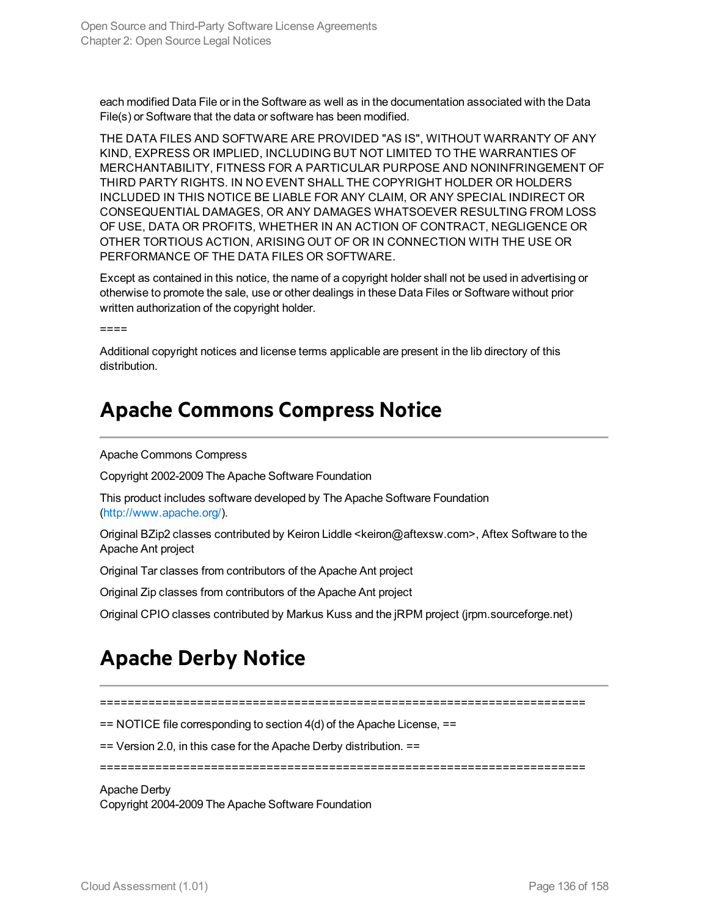each modified Data File or in the Software as well as in the documentation associated with the Data File(s) or Software that the data or software has been modified.

THE DATA FILES AND SOFTWARE ARE PROVIDED "AS IS", WITHOUT WARRANTY OF ANY KIND, EXPRESS OR IMPLIED, INCLUDING BUT NOT LIMITED TO THE WARRANTIES OF MERCHANTABILITY, FITNESS FOR A PARTICULAR PURPOSE AND NONINFRINGEMENT OF THIRD PARTY RIGHTS. IN NO EVENT SHALL THE COPYRIGHT HOLDER OR HOLDERS INCLUDED IN THIS NOTICE BE LIABLE FOR ANY CLAIM, OR ANY SPECIAL INDIRECT OR CONSEQUENTIAL DAMAGES, OR ANY DAMAGES WHATSOEVER RESULTING FROM LOSS OF USE, DATA OR PROFITS, WHETHER IN AN ACTION OF CONTRACT, NEGLIGENCE OR OTHER TORTIOUS ACTION, ARISING OUT OF OR IN CONNECTION WITH THE USE OR PERFORMANCE OF THE DATA FILES OR SOFTWARE.

Except as contained in this notice, the name of a copyright holder shall not be used in advertising or otherwise to promote the sale, use or other dealings in these Data Files or Software without prior written authorization of the copyright holder.

====

Additional copyright notices and license terms applicable are present in the lib directory of this distribution.

# Apache Commons Compress Notice

Apache Commons Compress

Copyright 2002-2009 The Apache Software Foundation

This product includes software developed by The Apache Software Foundation (http://www.apache.org/).

Original BZip2 classes contributed by Keiron Liddle <keiron@aftexsw.com>, Aftex Software to the Apache Ant project

Original Tar classes from contributors of the Apache Ant project

Original Zip classes from contributors of the Apache Ant project

Original CPIO classes contributed by Markus Kuss and the jRPM project (jrpm.sourceforge.net)

# Apache Derby Notice

=========================================================================

== NOTICE file corresponding to section 4(d) of the Apache License, ==

== Version 2.0, in this case for the Apache Derby distribution. ==

=========================================================================

Apache Derby
Copyright 2004-2009 The Apache Software Foundation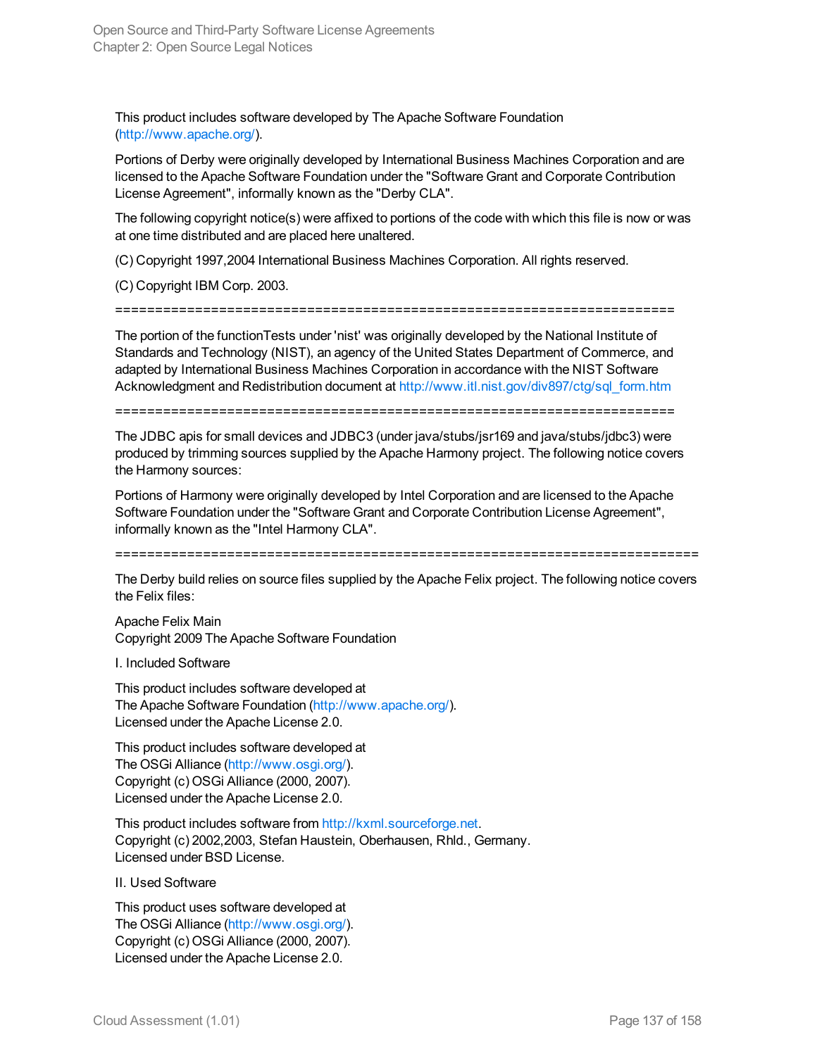This product includes software developed by The Apache Software Foundation (http://www.apache.org/).

Portions of Derby were originally developed by International Business Machines Corporation and are licensed to the Apache Software Foundation under the "Software Grant and Corporate Contribution License Agreement", informally known as the "Derby CLA".

The following copyright notice(s) were affixed to portions of the code with which this file is now or was at one time distributed and are placed here unaltered.

(C) Copyright 1997,2004 International Business Machines Corporation. All rights reserved.

(C) Copyright IBM Corp. 2003.

=========================================================================

The portion of the functionTests under 'nist' was originally developed by the National Institute of Standards and Technology (NIST), an agency of the United States Department of Commerce, and adapted by International Business Machines Corporation in accordance with the NIST Software Acknowledgment and Redistribution document at http://www.itl.nist.gov/div897/ctg/sql_form.htm

=========================================================================

The JDBC apis for small devices and JDBC3 (under java/stubs/jsr169 and java/stubs/jdbc3) were produced by trimming sources supplied by the Apache Harmony project. The following notice covers the Harmony sources:

Portions of Harmony were originally developed by Intel Corporation and are licensed to the Apache Software Foundation under the "Software Grant and Corporate Contribution License Agreement", informally known as the "Intel Harmony CLA".

=========================================================================

The Derby build relies on source files supplied by the Apache Felix project. The following notice covers the Felix files:

Apache Felix Main
Copyright 2009 The Apache Software Foundation

I. Included Software

This product includes software developed at
The Apache Software Foundation (http://www.apache.org/).
Licensed under the Apache License 2.0.

This product includes software developed at
The OSGi Alliance (http://www.osgi.org/).
Copyright (c) OSGi Alliance (2000, 2007).
Licensed under the Apache License 2.0.

This product includes software from http://kxml.sourceforge.net.
Copyright (c) 2002,2003, Stefan Haustein, Oberhausen, Rhld., Germany.
Licensed under BSD License.

II. Used Software

This product uses software developed at
The OSGi Alliance (http://www.osgi.org/).
Copyright (c) OSGi Alliance (2000, 2007).
Licensed under the Apache License 2.0.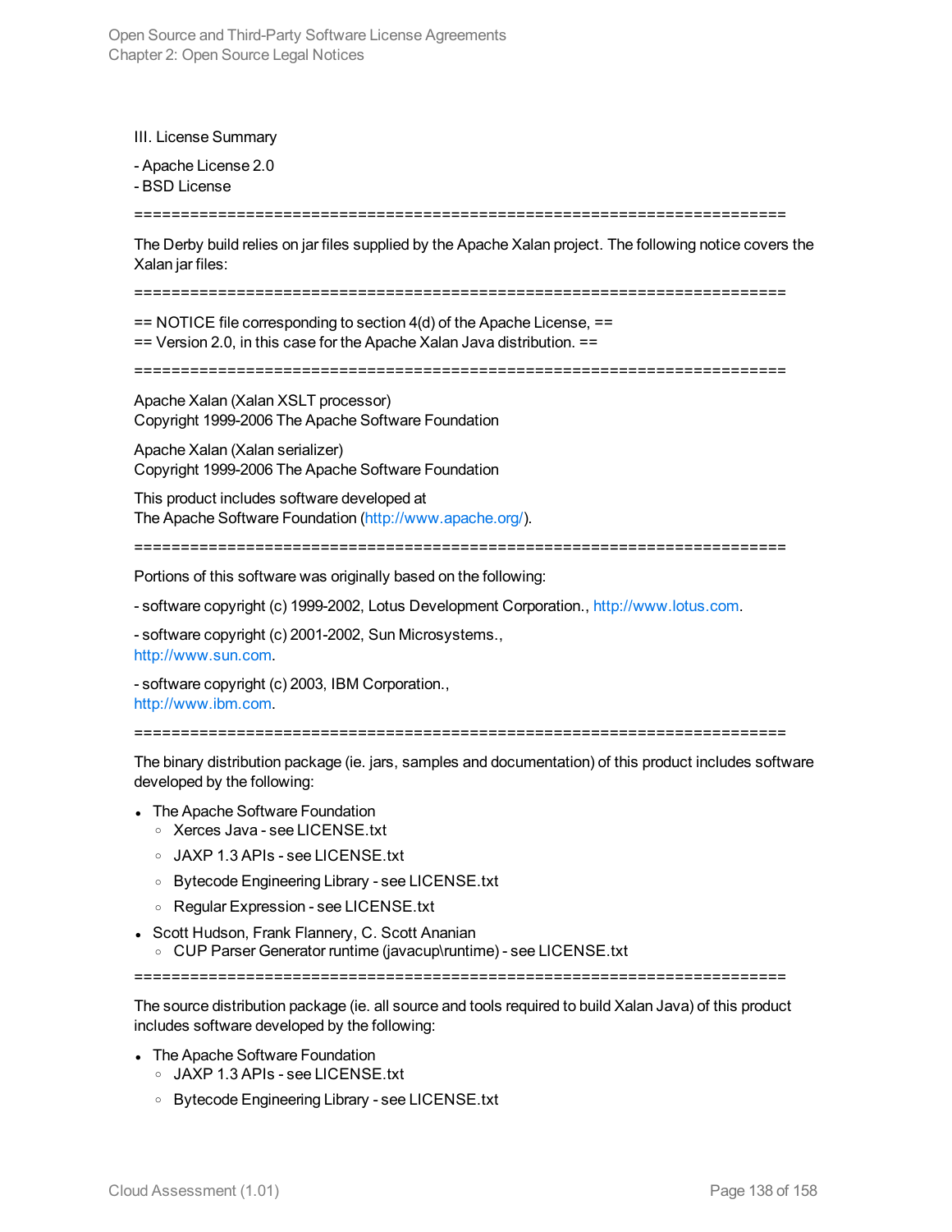III. License Summary

- Apache License 2.0
- BSD License

=========================================================================

The Derby build relies on jar files supplied by the Apache Xalan project. The following notice covers the Xalan jar files:

=========================================================================

== NOTICE file corresponding to section 4(d) of the Apache License, ==
== Version 2.0, in this case for the Apache Xalan Java distribution. ==

=========================================================================

Apache Xalan (Xalan XSLT processor)
Copyright 1999-2006 The Apache Software Foundation

Apache Xalan (Xalan serializer)
Copyright 1999-2006 The Apache Software Foundation

This product includes software developed at
The Apache Software Foundation (http://www.apache.org/).

=========================================================================

Portions of this software was originally based on the following:

- software copyright (c) 1999-2002, Lotus Development Corporation., http://www.lotus.com.

- software copyright (c) 2001-2002, Sun Microsystems.,
http://www.sun.com.

- software copyright (c) 2003, IBM Corporation.,
http://www.ibm.com.

=========================================================================

The binary distribution package (ie. jars, samples and documentation) of this product includes software developed by the following:

- The Apache Software Foundation
  - Xerces Java - see LICENSE.txt
  - JAXP 1.3 APIs - see LICENSE.txt
  - Bytecode Engineering Library - see LICENSE.txt
  - Regular Expression - see LICENSE.txt
- Scott Hudson, Frank Flannery, C. Scott Ananian
  - CUP Parser Generator runtime (javacup\runtime) - see LICENSE.txt

=========================================================================

The source distribution package (ie. all source and tools required to build Xalan Java) of this product includes software developed by the following:

- The Apache Software Foundation
  - JAXP 1.3 APIs - see LICENSE.txt
  - Bytecode Engineering Library - see LICENSE.txt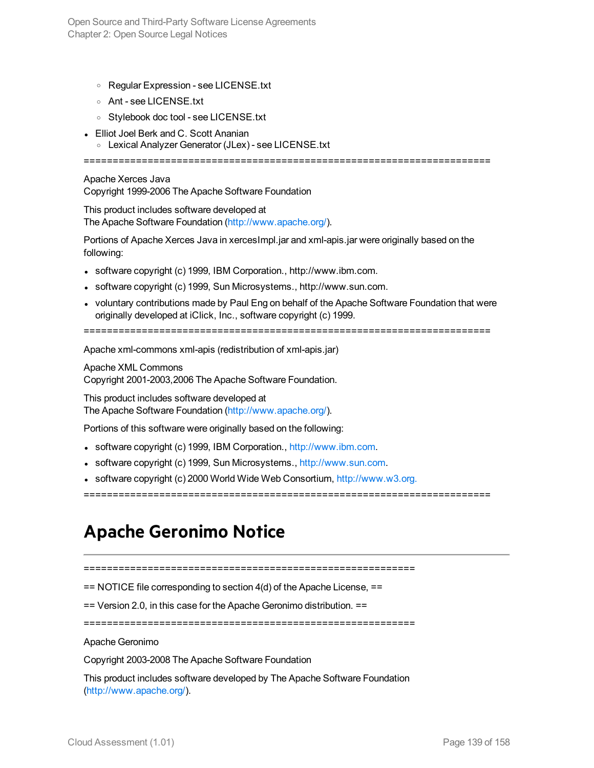- Regular Expression - see LICENSE.txt
  - Ant - see LICENSE.txt
  - Stylebook doc tool - see LICENSE.txt
- Elliot Joel Berk and C. Scott Ananian
  - Lexical Analyzer Generator (JLex) - see LICENSE.txt

=========================================================================

Apache Xerces Java
Copyright 1999-2006 The Apache Software Foundation

This product includes software developed at
The Apache Software Foundation (http://www.apache.org/).

Portions of Apache Xerces Java in xercesImpl.jar and xml-apis.jar were originally based on the following:

- software copyright (c) 1999, IBM Corporation., http://www.ibm.com.
- software copyright (c) 1999, Sun Microsystems., http://www.sun.com.
- voluntary contributions made by Paul Eng on behalf of the Apache Software Foundation that were originally developed at iClick, Inc., software copyright (c) 1999.

=========================================================================

Apache xml-commons xml-apis (redistribution of xml-apis.jar)

Apache XML Commons
Copyright 2001-2003,2006 The Apache Software Foundation.

This product includes software developed at
The Apache Software Foundation (http://www.apache.org/).

Portions of this software were originally based on the following:

- software copyright (c) 1999, IBM Corporation., http://www.ibm.com.
- software copyright (c) 1999, Sun Microsystems., http://www.sun.com.
- software copyright (c) 2000 World Wide Web Consortium, http://www.w3.org.

=========================================================================

# Apache Geronimo Notice

=========================================================

== NOTICE file corresponding to section 4(d) of the Apache License, ==

== Version 2.0, in this case for the Apache Geronimo distribution. ==

=========================================================

Apache Geronimo

Copyright 2003-2008 The Apache Software Foundation

This product includes software developed by The Apache Software Foundation (http://www.apache.org/).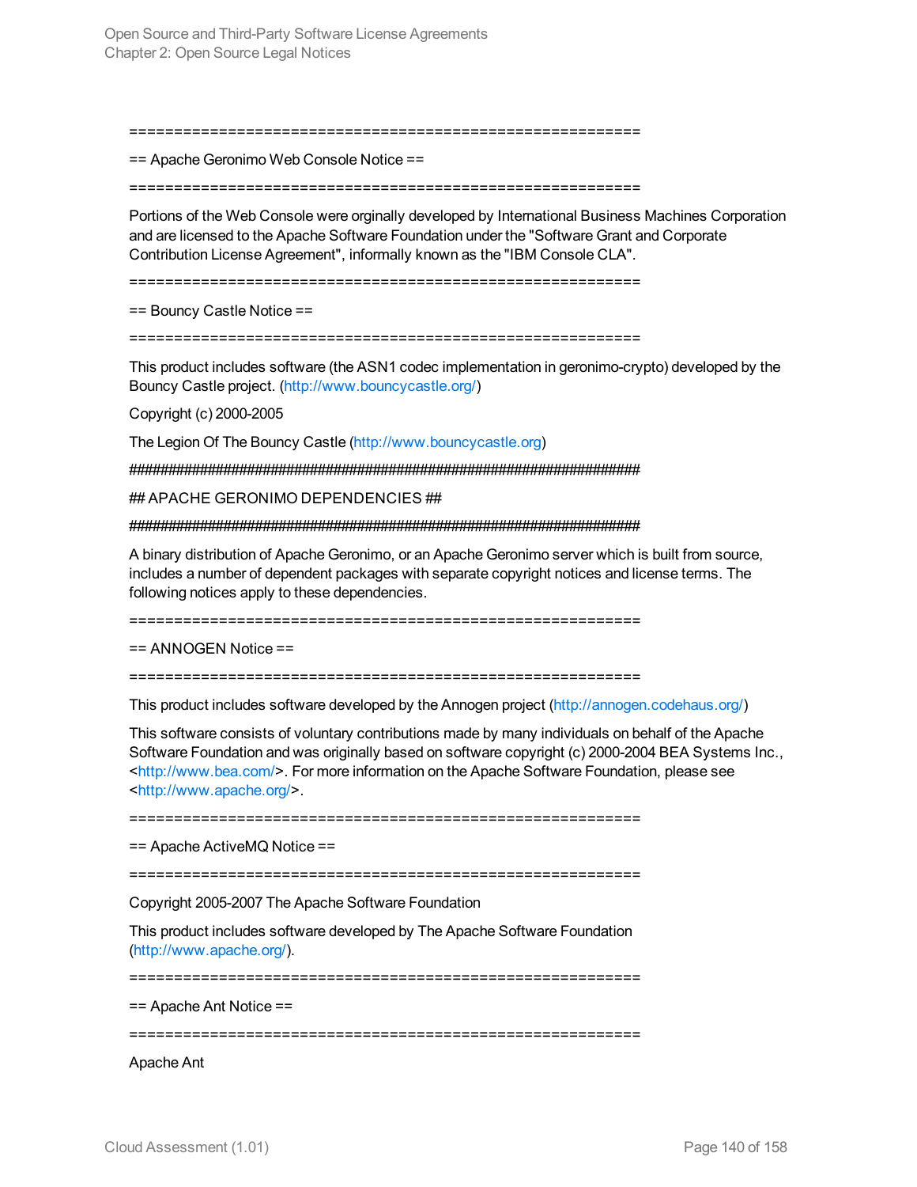=========================================================

== Apache Geronimo Web Console Notice ==

=========================================================

Portions of the Web Console were orginally developed by International Business Machines Corporation and are licensed to the Apache Software Foundation under the "Software Grant and Corporate Contribution License Agreement", informally known as the "IBM Console CLA".

=========================================================

== Bouncy Castle Notice ==

=========================================================

This product includes software (the ASN1 codec implementation in geronimo-crypto) developed by the Bouncy Castle project. (http://www.bouncycastle.org/)

Copyright (c) 2000-2005

The Legion Of The Bouncy Castle (http://www.bouncycastle.org)

#########################################################################

## APACHE GERONIMO DEPENDENCIES ##

#########################################################################

A binary distribution of Apache Geronimo, or an Apache Geronimo server which is built from source, includes a number of dependent packages with separate copyright notices and license terms. The following notices apply to these dependencies.

=========================================================

== ANNOGEN Notice ==

=========================================================

This product includes software developed by the Annogen project (http://annogen.codehaus.org/)

This software consists of voluntary contributions made by many individuals on behalf of the Apache Software Foundation and was originally based on software copyright (c) 2000-2004 BEA Systems Inc., <http://www.bea.com/>. For more information on the Apache Software Foundation, please see <http://www.apache.org/>.

=========================================================

== Apache ActiveMQ Notice ==

=========================================================

Copyright 2005-2007 The Apache Software Foundation

This product includes software developed by The Apache Software Foundation (http://www.apache.org/).

=========================================================

== Apache Ant Notice ==

=========================================================

Apache Ant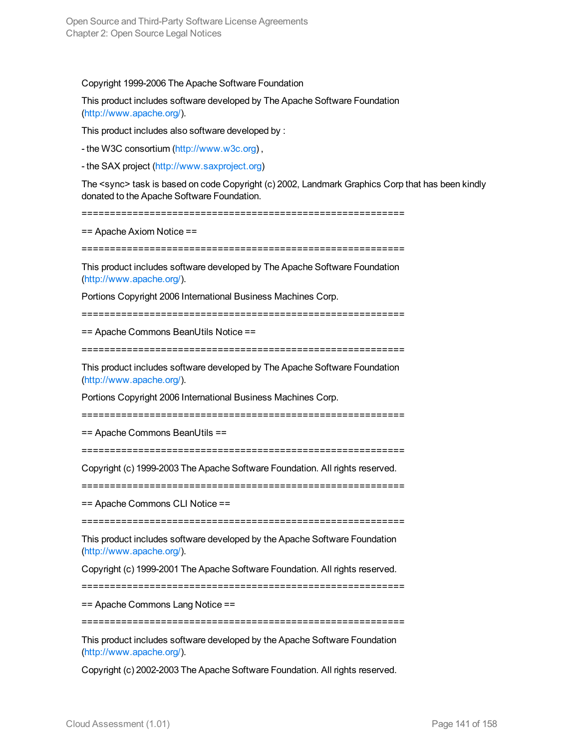Copyright 1999-2006 The Apache Software Foundation

This product includes software developed by The Apache Software Foundation (http://www.apache.org/).

This product includes also software developed by :

- the W3C consortium (http://www.w3c.org) ,

- the SAX project (http://www.saxproject.org)

The <sync> task is based on code Copyright (c) 2002, Landmark Graphics Corp that has been kindly donated to the Apache Software Foundation.

=========================================================

== Apache Axiom Notice ==

=========================================================

This product includes software developed by The Apache Software Foundation (http://www.apache.org/).

Portions Copyright 2006 International Business Machines Corp.

=========================================================

== Apache Commons BeanUtils Notice ==

=========================================================

This product includes software developed by The Apache Software Foundation (http://www.apache.org/).

Portions Copyright 2006 International Business Machines Corp.

=========================================================

== Apache Commons BeanUtils ==

=========================================================

Copyright (c) 1999-2003 The Apache Software Foundation. All rights reserved.

=========================================================

== Apache Commons CLI Notice ==

=========================================================

This product includes software developed by the Apache Software Foundation (http://www.apache.org/).

Copyright (c) 1999-2001 The Apache Software Foundation. All rights reserved.

=========================================================

== Apache Commons Lang Notice ==

=========================================================

This product includes software developed by the Apache Software Foundation (http://www.apache.org/).

Copyright (c) 2002-2003 The Apache Software Foundation. All rights reserved.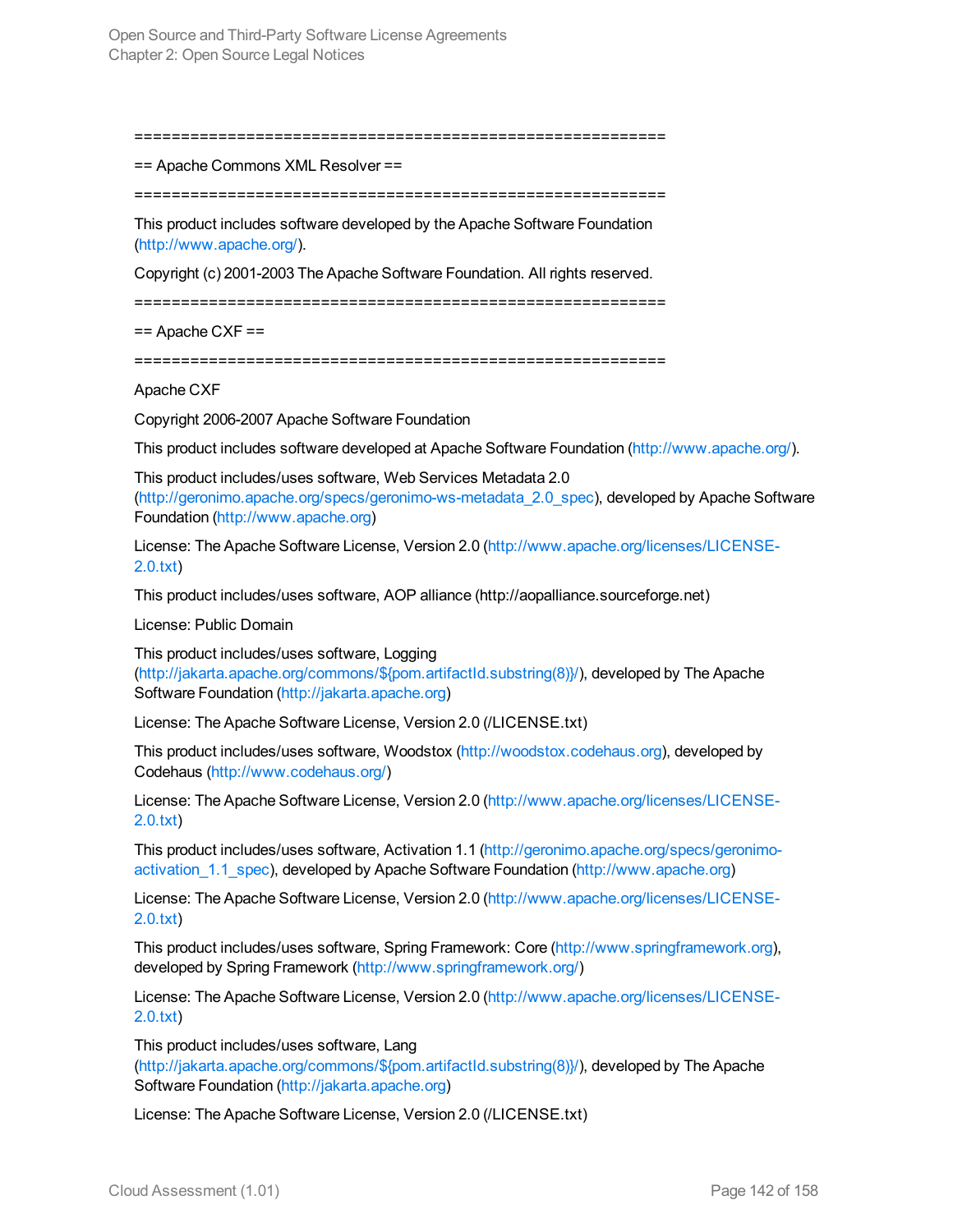==========================================================

== Apache Commons XML Resolver ==

==========================================================

This product includes software developed by the Apache Software Foundation (http://www.apache.org/).

Copyright (c) 2001-2003 The Apache Software Foundation. All rights reserved.

=========================================================

== Apache CXF ==

==========================================================

Apache CXF

Copyright 2006-2007 Apache Software Foundation

This product includes software developed at Apache Software Foundation (http://www.apache.org/).

This product includes/uses software, Web Services Metadata 2.0 (http://geronimo.apache.org/specs/geronimo-ws-metadata_2.0_spec), developed by Apache Software Foundation (http://www.apache.org)

License: The Apache Software License, Version 2.0 (http://www.apache.org/licenses/LICENSE-2.0.txt)

This product includes/uses software, AOP alliance (http://aopalliance.sourceforge.net)

License: Public Domain

This product includes/uses software, Logging (http://jakarta.apache.org/commons/${pom.artifactId.substring(8)}/), developed by The Apache Software Foundation (http://jakarta.apache.org)

License: The Apache Software License, Version 2.0 (/LICENSE.txt)

This product includes/uses software, Woodstox (http://woodstox.codehaus.org), developed by Codehaus (http://www.codehaus.org/)

License: The Apache Software License, Version 2.0 (http://www.apache.org/licenses/LICENSE-2.0.txt)

This product includes/uses software, Activation 1.1 (http://geronimo.apache.org/specs/geronimo-activation_1.1_spec), developed by Apache Software Foundation (http://www.apache.org)

License: The Apache Software License, Version 2.0 (http://www.apache.org/licenses/LICENSE-2.0.txt)

This product includes/uses software, Spring Framework: Core (http://www.springframework.org), developed by Spring Framework (http://www.springframework.org/)

License: The Apache Software License, Version 2.0 (http://www.apache.org/licenses/LICENSE-2.0.txt)

This product includes/uses software, Lang (http://jakarta.apache.org/commons/${pom.artifactId.substring(8)}/), developed by The Apache Software Foundation (http://jakarta.apache.org)

License: The Apache Software License, Version 2.0 (/LICENSE.txt)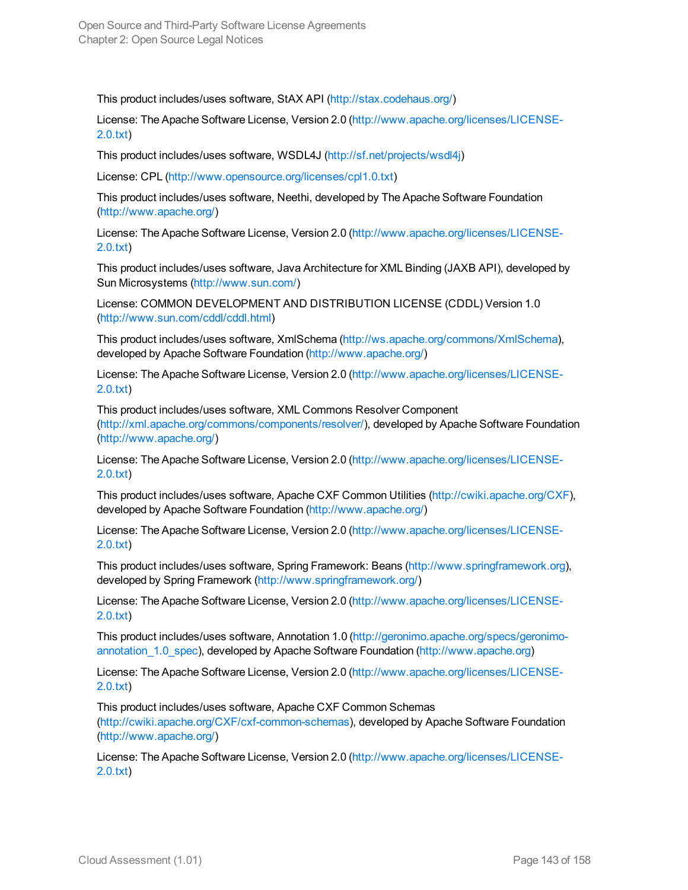This product includes/uses software, StAX API (http://stax.codehaus.org/)

License: The Apache Software License, Version 2.0 (http://www.apache.org/licenses/LICENSE-2.0.txt)

This product includes/uses software, WSDL4J (http://sf.net/projects/wsdl4j)

License: CPL (http://www.opensource.org/licenses/cpl1.0.txt)

This product includes/uses software, Neethi, developed by The Apache Software Foundation (http://www.apache.org/)

License: The Apache Software License, Version 2.0 (http://www.apache.org/licenses/LICENSE-2.0.txt)

This product includes/uses software, Java Architecture for XML Binding (JAXB API), developed by Sun Microsystems (http://www.sun.com/)

License: COMMON DEVELOPMENT AND DISTRIBUTION LICENSE (CDDL) Version 1.0 (http://www.sun.com/cddl/cddl.html)

This product includes/uses software, XmlSchema (http://ws.apache.org/commons/XmlSchema), developed by Apache Software Foundation (http://www.apache.org/)

License: The Apache Software License, Version 2.0 (http://www.apache.org/licenses/LICENSE-2.0.txt)

This product includes/uses software, XML Commons Resolver Component (http://xml.apache.org/commons/components/resolver/), developed by Apache Software Foundation (http://www.apache.org/)

License: The Apache Software License, Version 2.0 (http://www.apache.org/licenses/LICENSE-2.0.txt)

This product includes/uses software, Apache CXF Common Utilities (http://cwiki.apache.org/CXF), developed by Apache Software Foundation (http://www.apache.org/)

License: The Apache Software License, Version 2.0 (http://www.apache.org/licenses/LICENSE-2.0.txt)

This product includes/uses software, Spring Framework: Beans (http://www.springframework.org), developed by Spring Framework (http://www.springframework.org/)

License: The Apache Software License, Version 2.0 (http://www.apache.org/licenses/LICENSE-2.0.txt)

This product includes/uses software, Annotation 1.0 (http://geronimo.apache.org/specs/geronimo-annotation_1.0_spec), developed by Apache Software Foundation (http://www.apache.org)

License: The Apache Software License, Version 2.0 (http://www.apache.org/licenses/LICENSE-2.0.txt)

This product includes/uses software, Apache CXF Common Schemas (http://cwiki.apache.org/CXF/cxf-common-schemas), developed by Apache Software Foundation (http://www.apache.org/)

License: The Apache Software License, Version 2.0 (http://www.apache.org/licenses/LICENSE-2.0.txt)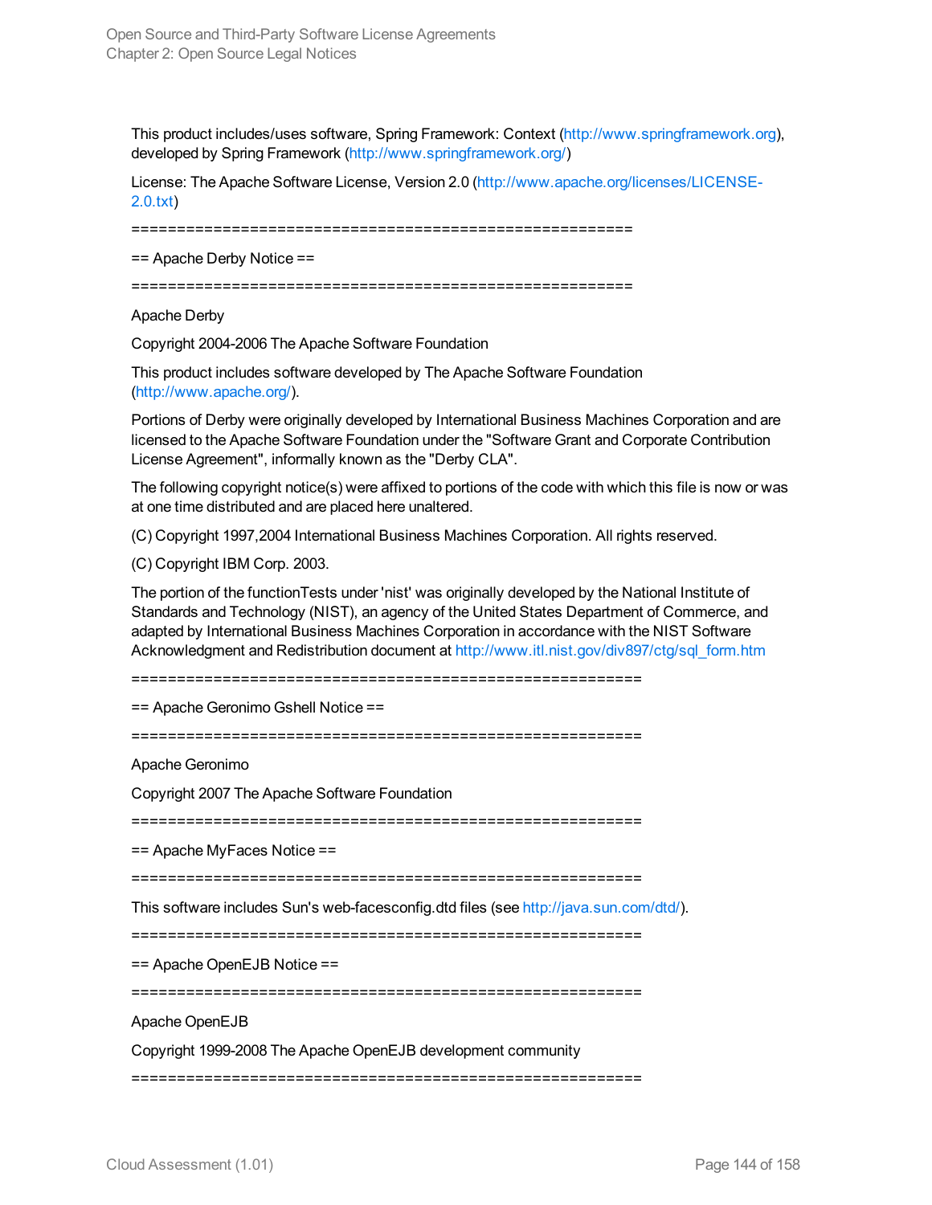This product includes/uses software, Spring Framework: Context (http://www.springframework.org), developed by Spring Framework (http://www.springframework.org/)

License: The Apache Software License, Version 2.0 (http://www.apache.org/licenses/LICENSE-2.0.txt)

=========================================================

== Apache Derby Notice ==

=========================================================

Apache Derby

Copyright 2004-2006 The Apache Software Foundation

This product includes software developed by The Apache Software Foundation (http://www.apache.org/).

Portions of Derby were originally developed by International Business Machines Corporation and are licensed to the Apache Software Foundation under the "Software Grant and Corporate Contribution License Agreement", informally known as the "Derby CLA".

The following copyright notice(s) were affixed to portions of the code with which this file is now or was at one time distributed and are placed here unaltered.

(C) Copyright 1997,2004 International Business Machines Corporation. All rights reserved.

(C) Copyright IBM Corp. 2003.

The portion of the functionTests under 'nist' was originally developed by the National Institute of Standards and Technology (NIST), an agency of the United States Department of Commerce, and adapted by International Business Machines Corporation in accordance with the NIST Software Acknowledgment and Redistribution document at http://www.itl.nist.gov/div897/ctg/sql_form.htm

=========================================================

== Apache Geronimo Gshell Notice ==

=========================================================

Apache Geronimo

Copyright 2007 The Apache Software Foundation

=========================================================

== Apache MyFaces Notice ==

=========================================================

This software includes Sun's web-facesconfig.dtd files (see http://java.sun.com/dtd/).

=========================================================

== Apache OpenEJB Notice ==

=========================================================

Apache OpenEJB

Copyright 1999-2008 The Apache OpenEJB development community

=========================================================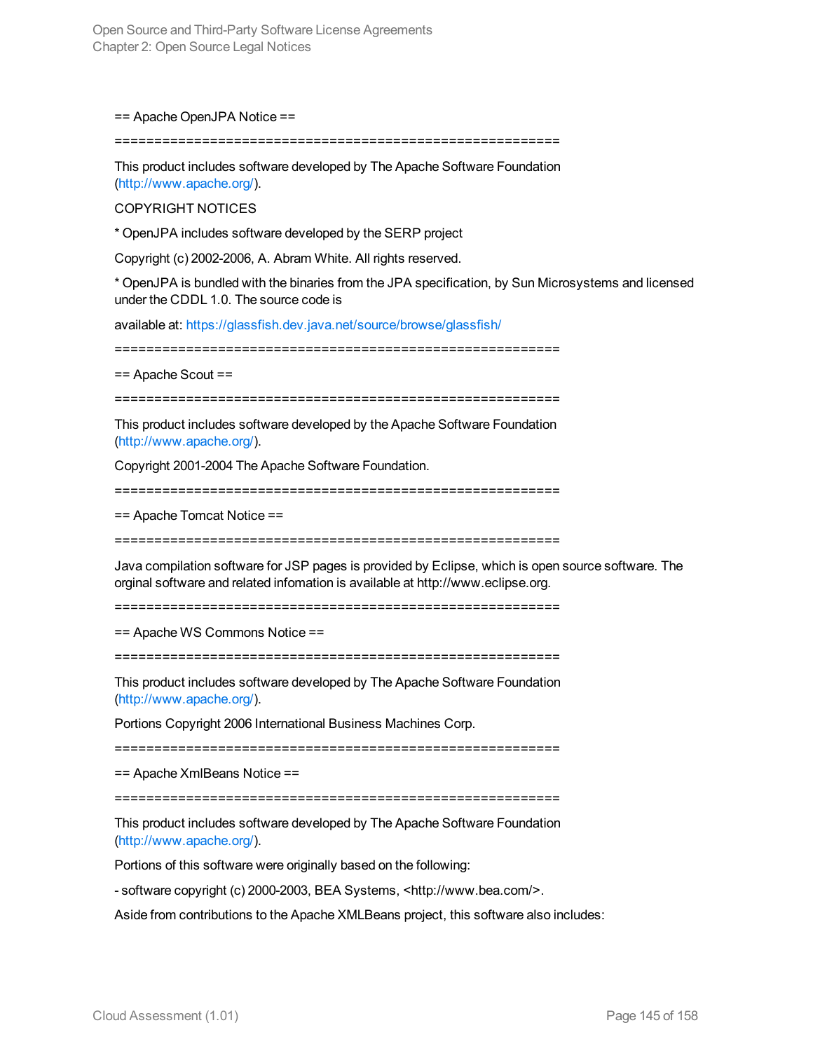== Apache OpenJPA Notice ==

=========================================================

This product includes software developed by The Apache Software Foundation (http://www.apache.org/).

COPYRIGHT NOTICES

* OpenJPA includes software developed by the SERP project

Copyright (c) 2002-2006, A. Abram White. All rights reserved.

* OpenJPA is bundled with the binaries from the JPA specification, by Sun Microsystems and licensed under the CDDL 1.0. The source code is

available at: https://glassfish.dev.java.net/source/browse/glassfish/

=========================================================

== Apache Scout ==

=========================================================

This product includes software developed by the Apache Software Foundation (http://www.apache.org/).

Copyright 2001-2004 The Apache Software Foundation.

=========================================================

== Apache Tomcat Notice ==

=========================================================

Java compilation software for JSP pages is provided by Eclipse, which is open source software. The orginal software and related infomation is available at http://www.eclipse.org.

=========================================================

== Apache WS Commons Notice ==

=========================================================

This product includes software developed by The Apache Software Foundation (http://www.apache.org/).

Portions Copyright 2006 International Business Machines Corp.

=========================================================

== Apache XmlBeans Notice ==

=========================================================

This product includes software developed by The Apache Software Foundation (http://www.apache.org/).

Portions of this software were originally based on the following:

- software copyright (c) 2000-2003, BEA Systems, <http://www.bea.com/>.

Aside from contributions to the Apache XMLBeans project, this software also includes: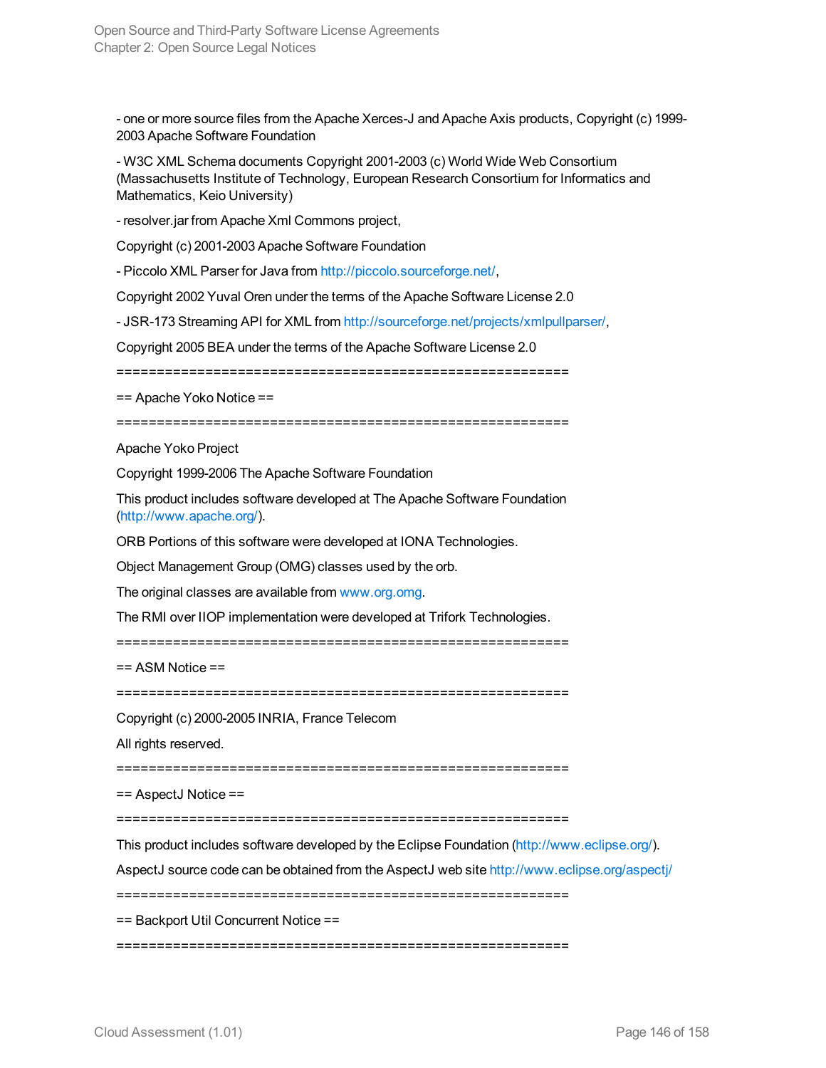- one or more source files from the Apache Xerces-J and Apache Axis products, Copyright (c) 1999-2003 Apache Software Foundation

- W3C XML Schema documents Copyright 2001-2003 (c) World Wide Web Consortium (Massachusetts Institute of Technology, European Research Consortium for Informatics and Mathematics, Keio University)

- resolver.jar from Apache Xml Commons project,

Copyright (c) 2001-2003 Apache Software Foundation

- Piccolo XML Parser for Java from http://piccolo.sourceforge.net/,

Copyright 2002 Yuval Oren under the terms of the Apache Software License 2.0

- JSR-173 Streaming API for XML from http://sourceforge.net/projects/xmlpullparser/,

Copyright 2005 BEA under the terms of the Apache Software License 2.0

=========================================================

== Apache Yoko Notice ==

=========================================================

Apache Yoko Project

Copyright 1999-2006 The Apache Software Foundation

This product includes software developed at The Apache Software Foundation (http://www.apache.org/).

ORB Portions of this software were developed at IONA Technologies.

Object Management Group (OMG) classes used by the orb.

The original classes are available from www.org.omg.

The RMI over IIOP implementation were developed at Trifork Technologies.

=========================================================

== ASM Notice ==

=========================================================

Copyright (c) 2000-2005 INRIA, France Telecom

All rights reserved.

=========================================================

== AspectJ Notice ==

=========================================================

This product includes software developed by the Eclipse Foundation (http://www.eclipse.org/).

AspectJ source code can be obtained from the AspectJ web site http://www.eclipse.org/aspectj/

=========================================================

== Backport Util Concurrent Notice ==

=========================================================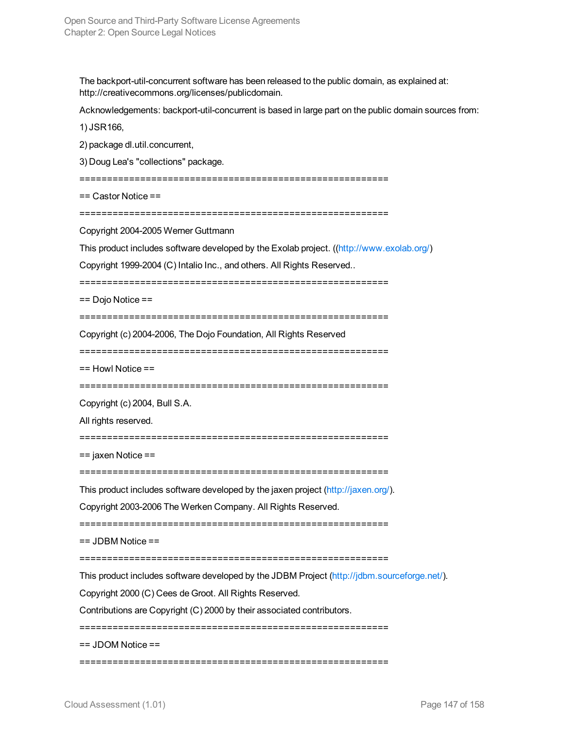The backport-util-concurrent software has been released to the public domain, as explained at: http://creativecommons.org/licenses/publicdomain.

Acknowledgements: backport-util-concurrent is based in large part on the public domain sources from:

1) JSR166,

2) package dl.util.concurrent,

3) Doug Lea's "collections" package.

=========================================================

== Castor Notice ==

=========================================================

Copyright 2004-2005 Werner Guttmann

This product includes software developed by the Exolab project. ((http://www.exolab.org/)

Copyright 1999-2004 (C) Intalio Inc., and others. All Rights Reserved..

=========================================================

== Dojo Notice ==

=========================================================

Copyright (c) 2004-2006, The Dojo Foundation, All Rights Reserved

=========================================================

== Howl Notice ==

=========================================================

Copyright (c) 2004, Bull S.A.

All rights reserved.

=========================================================

== jaxen Notice ==

=========================================================

This product includes software developed by the jaxen project (http://jaxen.org/).

Copyright 2003-2006 The Werken Company. All Rights Reserved.

=========================================================

== JDBM Notice ==

=========================================================

This product includes software developed by the JDBM Project (http://jdbm.sourceforge.net/).

Copyright 2000 (C) Cees de Groot. All Rights Reserved.

Contributions are Copyright (C) 2000 by their associated contributors.

=========================================================

== JDOM Notice ==

=========================================================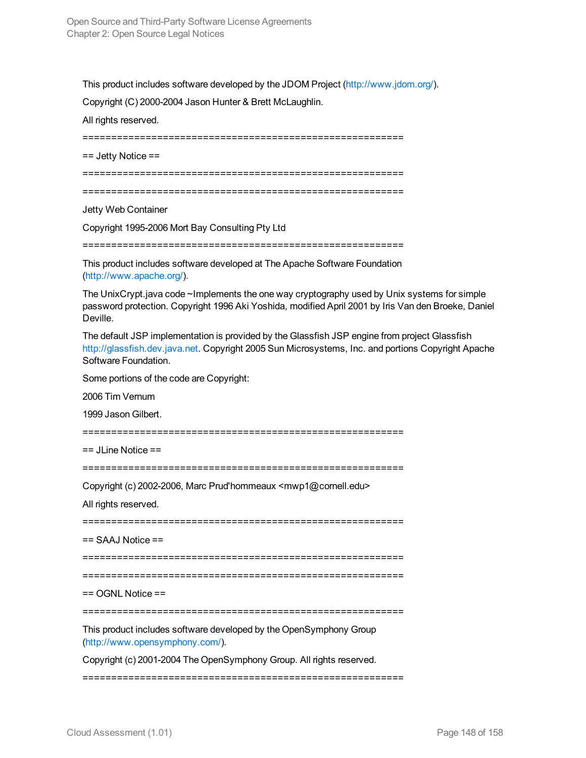This product includes software developed by the JDOM Project (http://www.jdom.org/).

Copyright (C) 2000-2004 Jason Hunter & Brett McLaughlin.

All rights reserved.

=========================================================

== Jetty Notice ==

=========================================================

=========================================================

Jetty Web Container

Copyright 1995-2006 Mort Bay Consulting Pty Ltd

=========================================================

This product includes software developed at The Apache Software Foundation (http://www.apache.org/).

The UnixCrypt.java code ~Implements the one way cryptography used by Unix systems for simple password protection. Copyright 1996 Aki Yoshida, modified April 2001 by Iris Van den Broeke, Daniel Deville.

The default JSP implementation is provided by the Glassfish JSP engine from project Glassfish http://glassfish.dev.java.net. Copyright 2005 Sun Microsystems, Inc. and portions Copyright Apache Software Foundation.

Some portions of the code are Copyright:

2006 Tim Vernum

1999 Jason Gilbert.

=========================================================

== JLine Notice ==

=========================================================

Copyright (c) 2002-2006, Marc Prud'hommeaux <mwp1@cornell.edu>

All rights reserved.

=========================================================

== SAAJ Notice ==

=========================================================

=========================================================

== OGNL Notice ==

=========================================================

This product includes software developed by the OpenSymphony Group (http://www.opensymphony.com/).

Copyright (c) 2001-2004 The OpenSymphony Group. All rights reserved.

=========================================================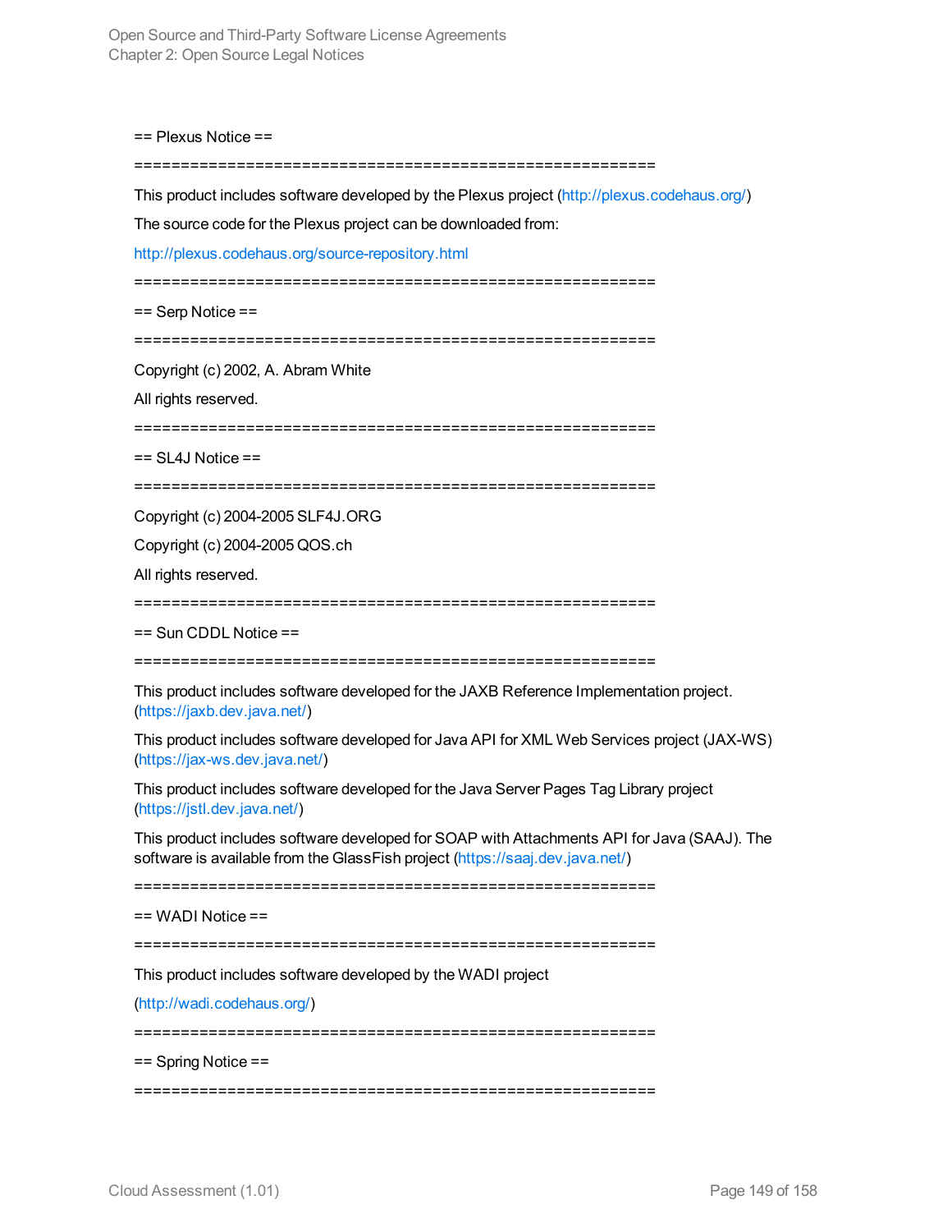== Plexus Notice ==

==========================================================

This product includes software developed by the Plexus project (http://plexus.codehaus.org/)

The source code for the Plexus project can be downloaded from:

http://plexus.codehaus.org/source-repository.html

==========================================================

== Serp Notice ==

==========================================================

Copyright (c) 2002, A. Abram White

All rights reserved.

==========================================================

== SL4J Notice ==

==========================================================

Copyright (c) 2004-2005 SLF4J.ORG

Copyright (c) 2004-2005 QOS.ch

All rights reserved.

==========================================================

== Sun CDDL Notice ==

==========================================================

This product includes software developed for the JAXB Reference Implementation project. (https://jaxb.dev.java.net/)

This product includes software developed for Java API for XML Web Services project (JAX-WS) (https://jax-ws.dev.java.net/)

This product includes software developed for the Java Server Pages Tag Library project (https://jstl.dev.java.net/)

This product includes software developed for SOAP with Attachments API for Java (SAAJ). The software is available from the GlassFish project (https://saaj.dev.java.net/)

==========================================================

== WADI Notice ==

==========================================================

This product includes software developed by the WADI project

(http://wadi.codehaus.org/)

==========================================================

== Spring Notice ==

==========================================================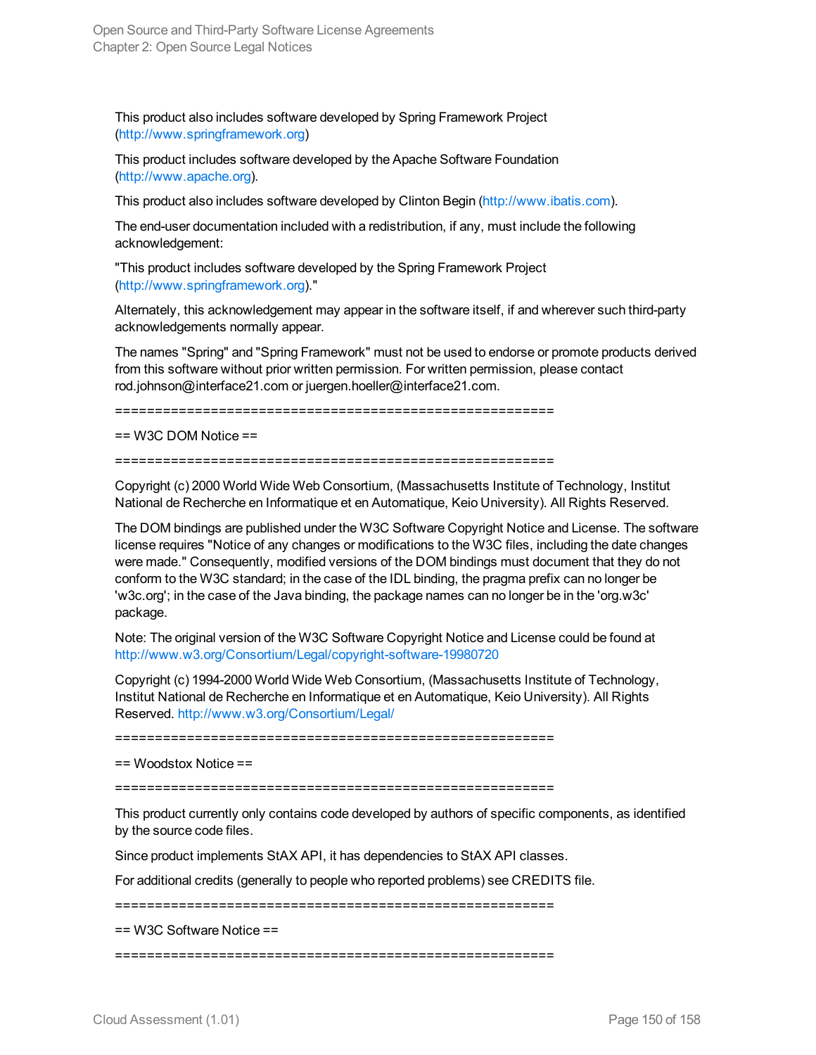This product also includes software developed by Spring Framework Project (http://www.springframework.org)

This product includes software developed by the Apache Software Foundation (http://www.apache.org).

This product also includes software developed by Clinton Begin (http://www.ibatis.com).

The end-user documentation included with a redistribution, if any, must include the following acknowledgement:

"This product includes software developed by the Spring Framework Project (http://www.springframework.org)."

Alternately, this acknowledgement may appear in the software itself, if and wherever such third-party acknowledgements normally appear.

The names "Spring" and "Spring Framework" must not be used to endorse or promote products derived from this software without prior written permission. For written permission, please contact rod.johnson@interface21.com or juergen.hoeller@interface21.com.

=========================================================

== W3C DOM Notice ==

=========================================================

Copyright (c) 2000 World Wide Web Consortium, (Massachusetts Institute of Technology, Institut National de Recherche en Informatique et en Automatique, Keio University). All Rights Reserved.

The DOM bindings are published under the W3C Software Copyright Notice and License. The software license requires "Notice of any changes or modifications to the W3C files, including the date changes were made." Consequently, modified versions of the DOM bindings must document that they do not conform to the W3C standard; in the case of the IDL binding, the pragma prefix can no longer be 'w3c.org'; in the case of the Java binding, the package names can no longer be in the 'org.w3c' package.

Note: The original version of the W3C Software Copyright Notice and License could be found at http://www.w3.org/Consortium/Legal/copyright-software-19980720

Copyright (c) 1994-2000 World Wide Web Consortium, (Massachusetts Institute of Technology, Institut National de Recherche en Informatique et en Automatique, Keio University). All Rights Reserved. http://www.w3.org/Consortium/Legal/

=========================================================

== Woodstox Notice ==

=========================================================

This product currently only contains code developed by authors of specific components, as identified by the source code files.

Since product implements StAX API, it has dependencies to StAX API classes.

For additional credits (generally to people who reported problems) see CREDITS file.

=========================================================

== W3C Software Notice ==

=========================================================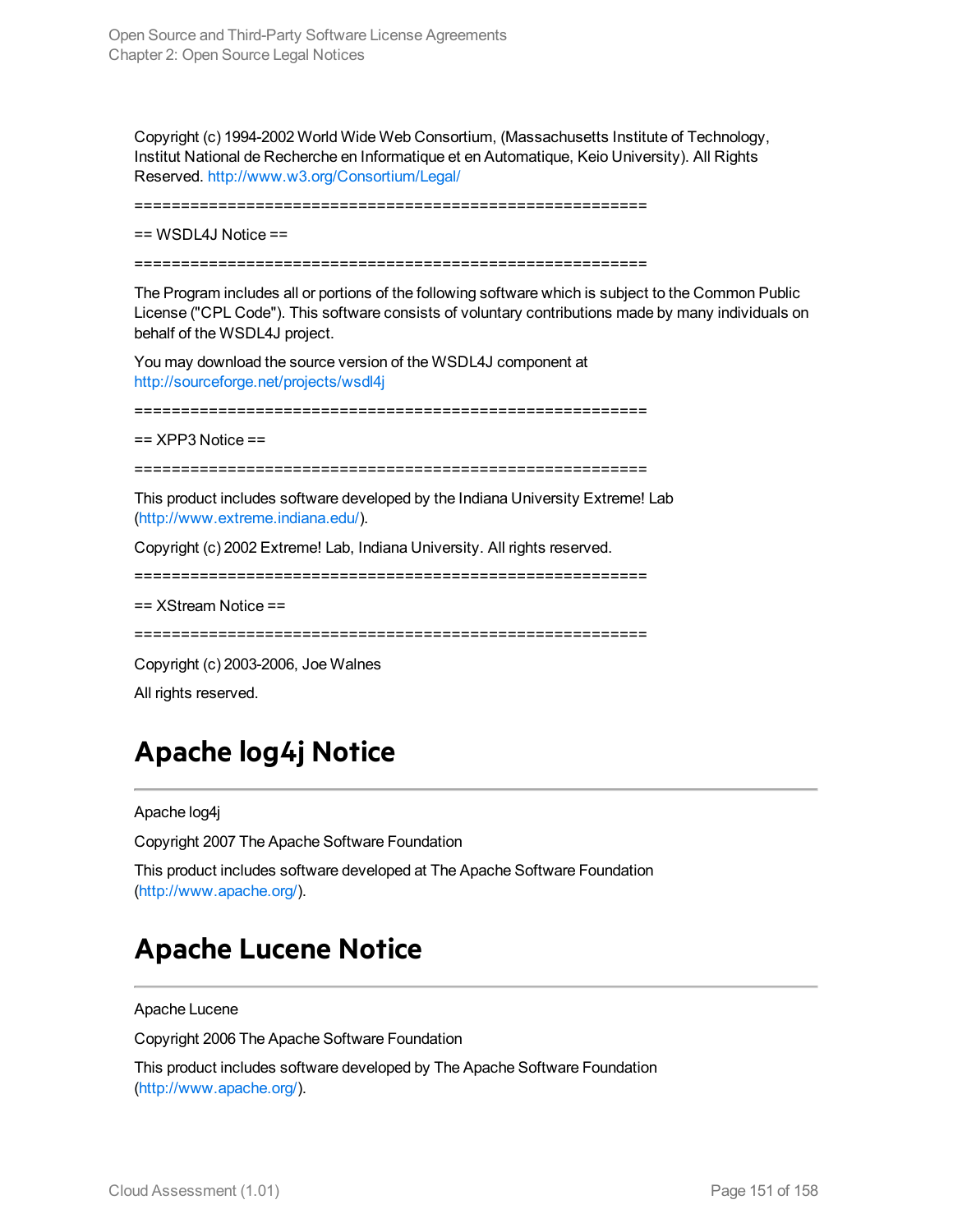Copyright (c) 1994-2002 World Wide Web Consortium, (Massachusetts Institute of Technology, Institut National de Recherche en Informatique et en Automatique, Keio University). All Rights Reserved. http://www.w3.org/Consortium/Legal/

=========================================================

== WSDL4J Notice ==

=========================================================

The Program includes all or portions of the following software which is subject to the Common Public License ("CPL Code"). This software consists of voluntary contributions made by many individuals on behalf of the WSDL4J project.

You may download the source version of the WSDL4J component at http://sourceforge.net/projects/wsdl4j

=========================================================

== XPP3 Notice ==

=========================================================

This product includes software developed by the Indiana University Extreme! Lab (http://www.extreme.indiana.edu/).

Copyright (c) 2002 Extreme! Lab, Indiana University. All rights reserved.

=========================================================

== XStream Notice ==

=========================================================

Copyright (c) 2003-2006, Joe Walnes

All rights reserved.

# Apache log4j Notice

Apache log4j

Copyright 2007 The Apache Software Foundation

This product includes software developed at The Apache Software Foundation (http://www.apache.org/).

# Apache Lucene Notice

Apache Lucene

Copyright 2006 The Apache Software Foundation

This product includes software developed by The Apache Software Foundation (http://www.apache.org/).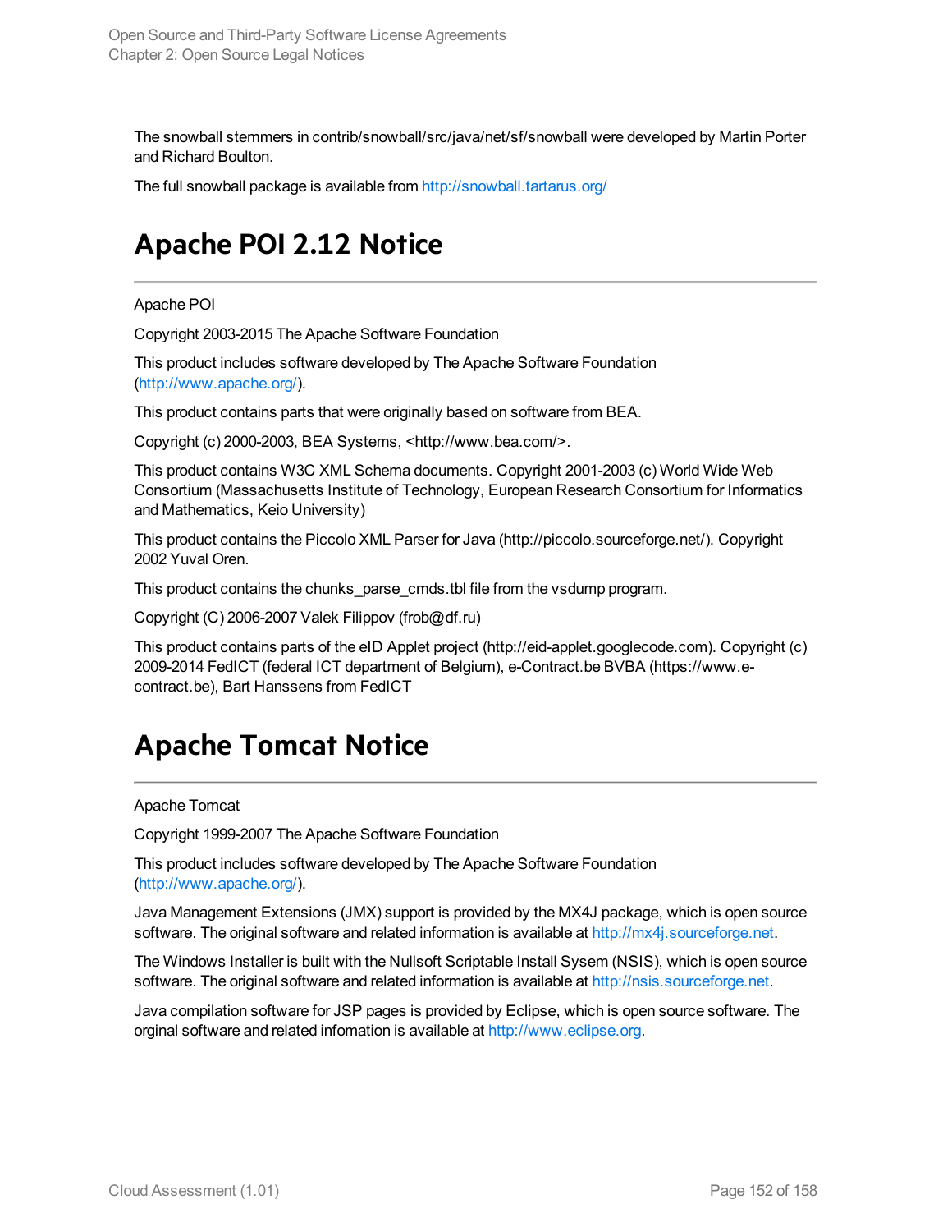The snowball stemmers in contrib/snowball/src/java/net/sf/snowball were developed by Martin Porter and Richard Boulton.

The full snowball package is available from http://snowball.tartarus.org/

# Apache POI 2.12 Notice

Apache POI

Copyright 2003-2015 The Apache Software Foundation

This product includes software developed by The Apache Software Foundation (http://www.apache.org/).

This product contains parts that were originally based on software from BEA.

Copyright (c) 2000-2003, BEA Systems, <http://www.bea.com/>.

This product contains W3C XML Schema documents. Copyright 2001-2003 (c) World Wide Web Consortium (Massachusetts Institute of Technology, European Research Consortium for Informatics and Mathematics, Keio University)

This product contains the Piccolo XML Parser for Java (http://piccolo.sourceforge.net/). Copyright 2002 Yuval Oren.

This product contains the chunks_parse_cmds.tbl file from the vsdump program.

Copyright (C) 2006-2007 Valek Filippov (frob@df.ru)

This product contains parts of the eID Applet project (http://eid-applet.googlecode.com). Copyright (c) 2009-2014 FedICT (federal ICT department of Belgium), e-Contract.be BVBA (https://www.e-contract.be), Bart Hanssens from FedICT

# Apache Tomcat Notice

Apache Tomcat

Copyright 1999-2007 The Apache Software Foundation

This product includes software developed by The Apache Software Foundation (http://www.apache.org/).

Java Management Extensions (JMX) support is provided by the MX4J package, which is open source software. The original software and related information is available at http://mx4j.sourceforge.net.

The Windows Installer is built with the Nullsoft Scriptable Install Sysem (NSIS), which is open source software. The original software and related information is available at http://nsis.sourceforge.net.

Java compilation software for JSP pages is provided by Eclipse, which is open source software. The orginal software and related infomation is available at http://www.eclipse.org.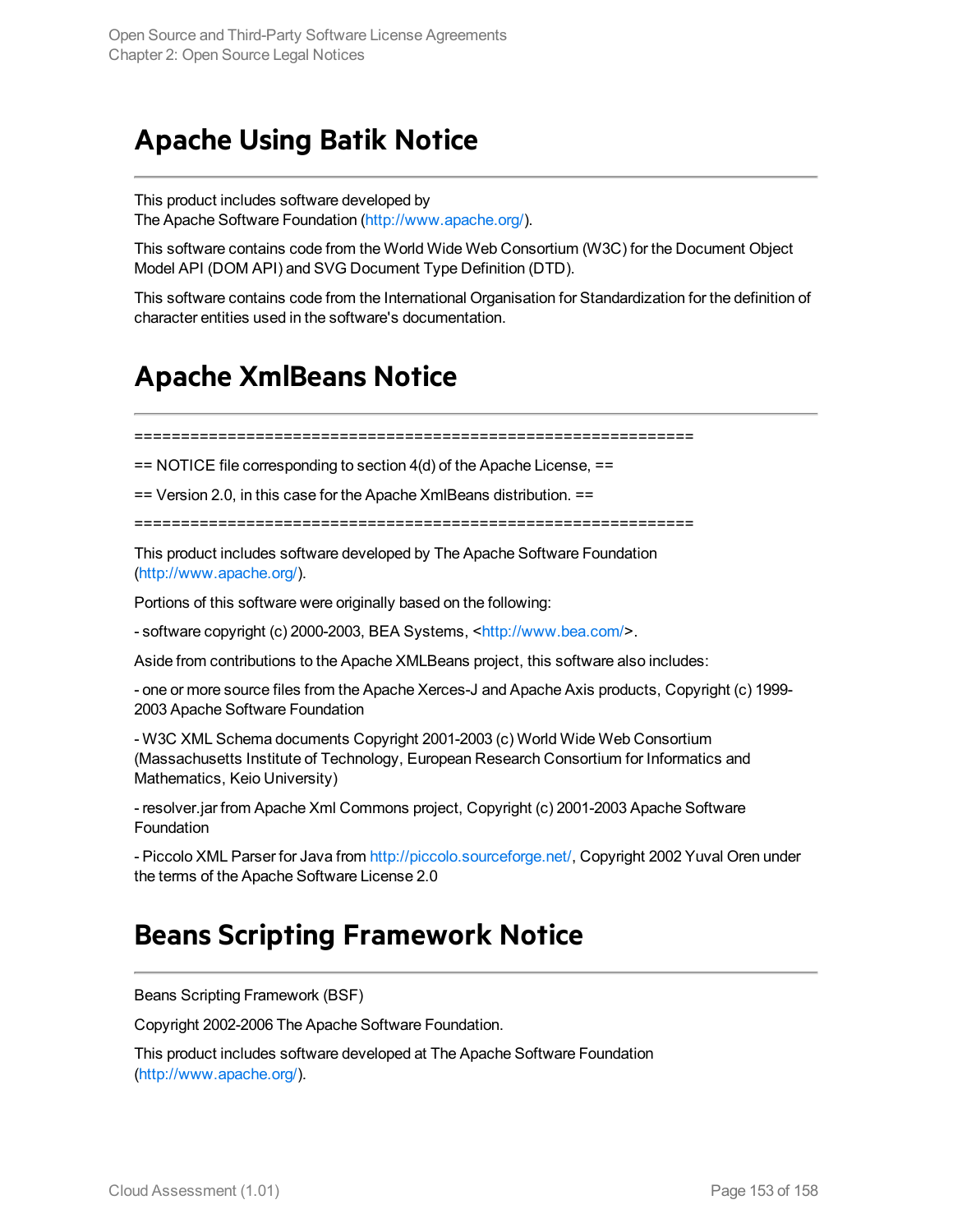# Apache Using Batik Notice

This product includes software developed by
The Apache Software Foundation (http://www.apache.org/).

This software contains code from the World Wide Web Consortium (W3C) for the Document Object Model API (DOM API) and SVG Document Type Definition (DTD).

This software contains code from the International Organisation for Standardization for the definition of character entities used in the software's documentation.

# Apache XmlBeans Notice

=========================================================

== NOTICE file corresponding to section 4(d) of the Apache License, ==

== Version 2.0, in this case for the Apache XmlBeans distribution. ==

=========================================================

This product includes software developed by The Apache Software Foundation (http://www.apache.org/).

Portions of this software were originally based on the following:

- software copyright (c) 2000-2003, BEA Systems, <http://www.bea.com/>.

Aside from contributions to the Apache XMLBeans project, this software also includes:

- one or more source files from the Apache Xerces-J and Apache Axis products, Copyright (c) 1999-2003 Apache Software Foundation

- W3C XML Schema documents Copyright 2001-2003 (c) World Wide Web Consortium (Massachusetts Institute of Technology, European Research Consortium for Informatics and Mathematics, Keio University)

- resolver.jar from Apache Xml Commons project, Copyright (c) 2001-2003 Apache Software Foundation

- Piccolo XML Parser for Java from http://piccolo.sourceforge.net/, Copyright 2002 Yuval Oren under the terms of the Apache Software License 2.0

# Beans Scripting Framework Notice

Beans Scripting Framework (BSF)

Copyright 2002-2006 The Apache Software Foundation.

This product includes software developed at The Apache Software Foundation (http://www.apache.org/).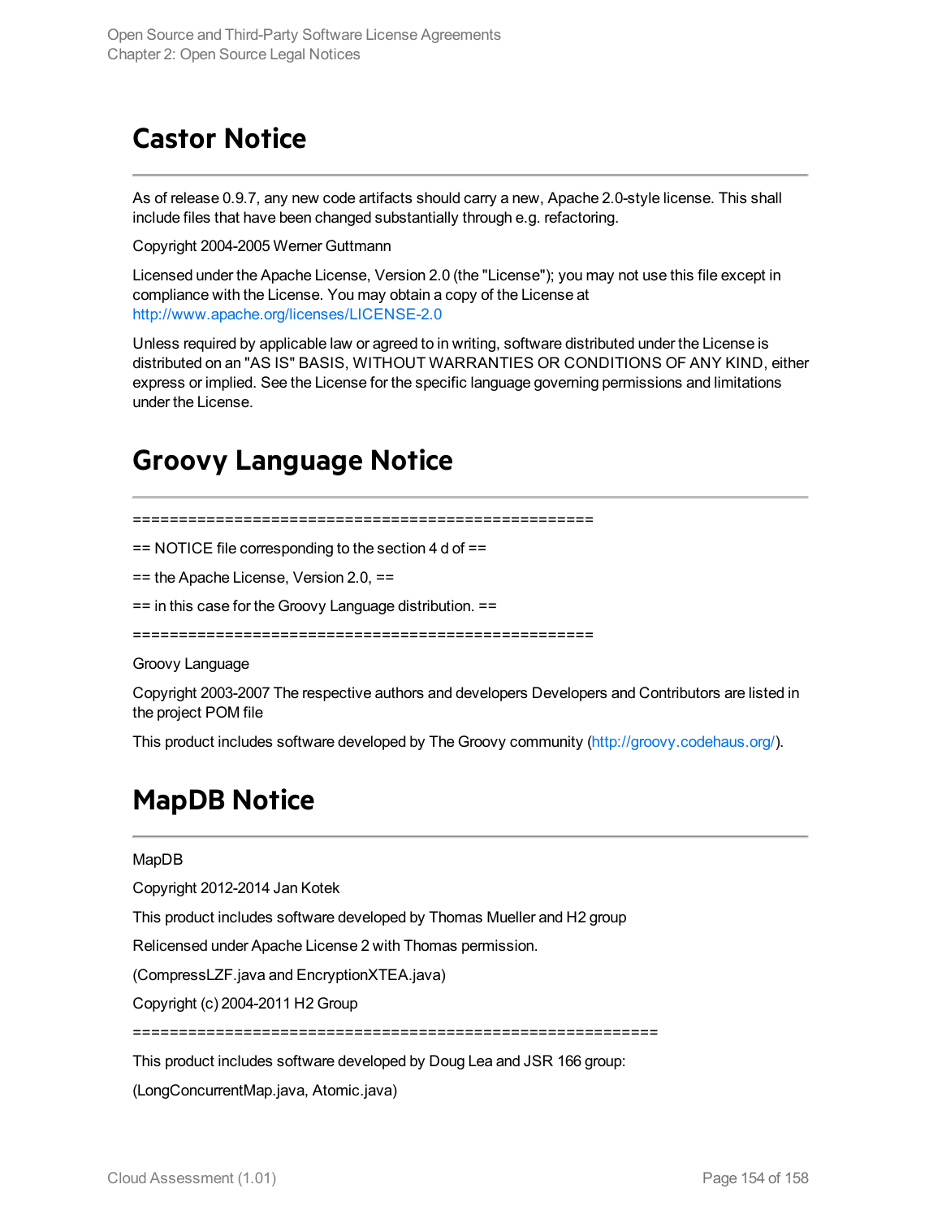# Castor Notice

As of release 0.9.7, any new code artifacts should carry a new, Apache 2.0-style license. This shall include files that have been changed substantially through e.g. refactoring.

Copyright 2004-2005 Werner Guttmann

Licensed under the Apache License, Version 2.0 (the "License"); you may not use this file except in compliance with the License. You may obtain a copy of the License at http://www.apache.org/licenses/LICENSE-2.0

Unless required by applicable law or agreed to in writing, software distributed under the License is distributed on an "AS IS" BASIS, WITHOUT WARRANTIES OR CONDITIONS OF ANY KIND, either express or implied. See the License for the specific language governing permissions and limitations under the License.

# Groovy Language Notice

==================================================

== NOTICE file corresponding to the section 4 d of ==

== the Apache License, Version 2.0, ==

== in this case for the Groovy Language distribution. ==

==================================================

Groovy Language

Copyright 2003-2007 The respective authors and developers Developers and Contributors are listed in the project POM file

This product includes software developed by The Groovy community (http://groovy.codehaus.org/).

# MapDB Notice

MapDB

Copyright 2012-2014 Jan Kotek

This product includes software developed by Thomas Mueller and H2 group

Relicensed under Apache License 2 with Thomas permission.

(CompressLZF.java and EncryptionXTEA.java)

Copyright (c) 2004-2011 H2 Group

==========================================================

This product includes software developed by Doug Lea and JSR 166 group:

(LongConcurrentMap.java, Atomic.java)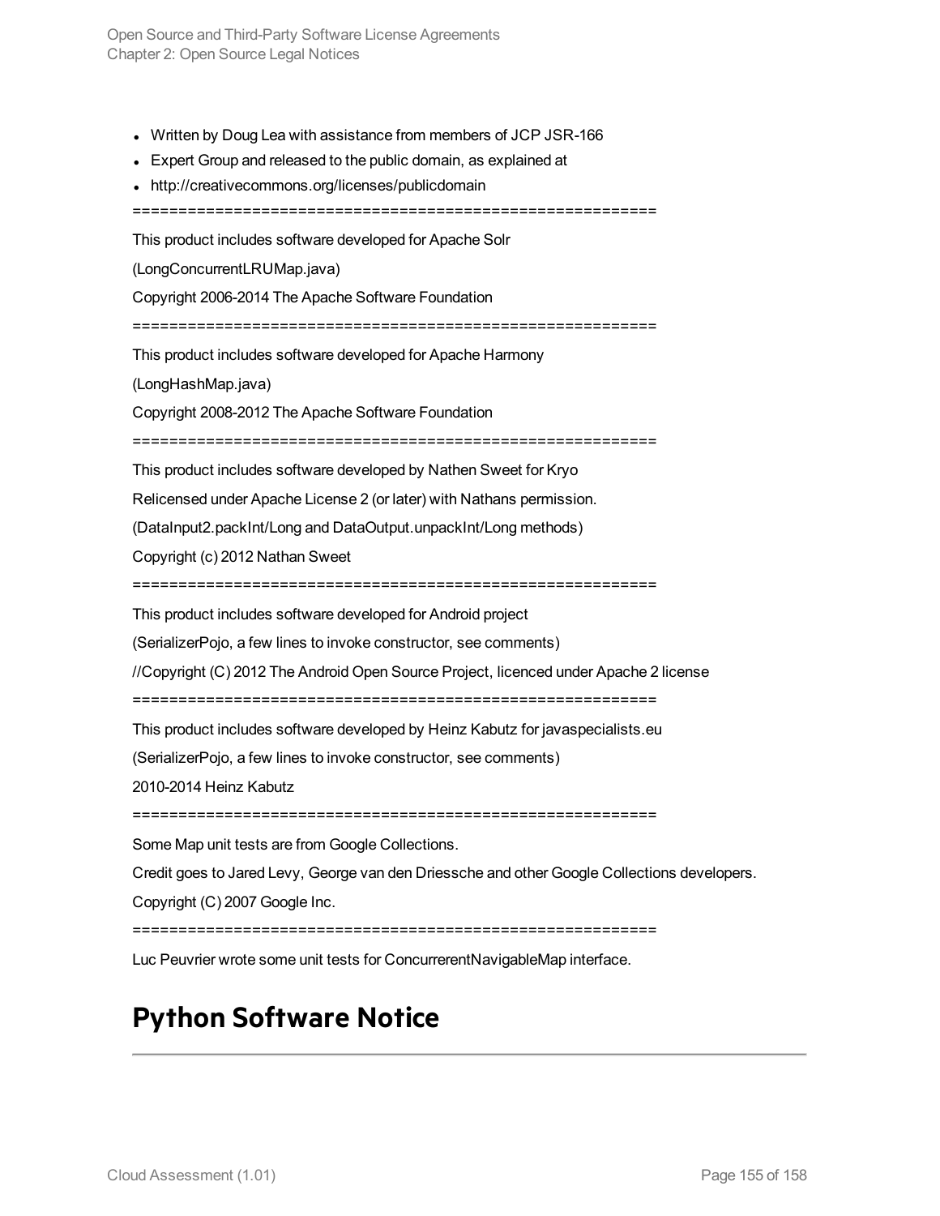- Written by Doug Lea with assistance from members of JCP JSR-166
- Expert Group and released to the public domain, as explained at
- http://creativecommons.org/licenses/publicdomain

========================================================

This product includes software developed for Apache Solr

(LongConcurrentLRUMap.java)

Copyright 2006-2014 The Apache Software Foundation

========================================================

This product includes software developed for Apache Harmony

(LongHashMap.java)

Copyright 2008-2012 The Apache Software Foundation

========================================================

This product includes software developed by Nathen Sweet for Kryo

Relicensed under Apache License 2 (or later) with Nathans permission.

(DataInput2.packInt/Long and DataOutput.unpackInt/Long methods)

Copyright (c) 2012 Nathan Sweet

========================================================

This product includes software developed for Android project

(SerializerPojo, a few lines to invoke constructor, see comments)

//Copyright (C) 2012 The Android Open Source Project, licenced under Apache 2 license

========================================================

This product includes software developed by Heinz Kabutz for javaspecialists.eu

(SerializerPojo, a few lines to invoke constructor, see comments)

2010-2014 Heinz Kabutz

========================================================

Some Map unit tests are from Google Collections.

Credit goes to Jared Levy, George van den Driessche and other Google Collections developers.

Copyright (C) 2007 Google Inc.

========================================================

Luc Peuvrier wrote some unit tests for ConcurrerentNavigableMap interface.

# Python Software Notice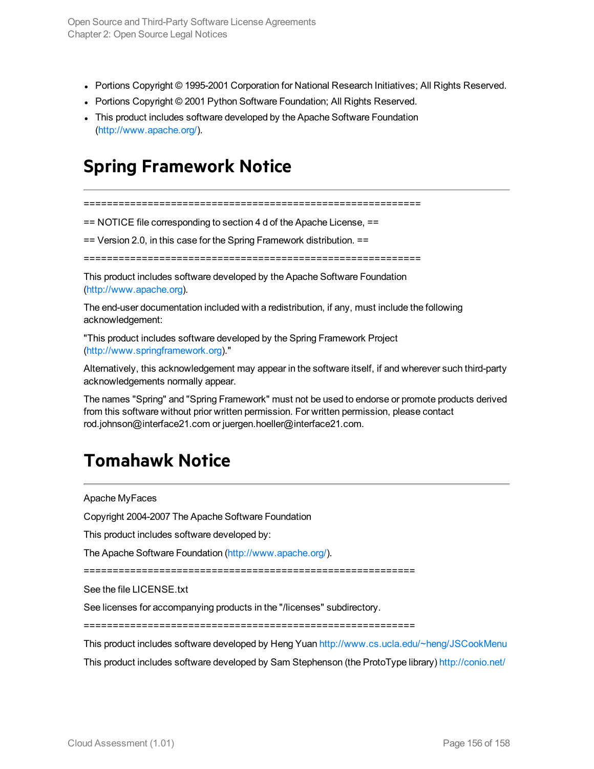- Portions Copyright © 1995-2001 Corporation for National Research Initiatives; All Rights Reserved.
- Portions Copyright © 2001 Python Software Foundation; All Rights Reserved.
- This product includes software developed by the Apache Software Foundation (http://www.apache.org/).

# Spring Framework Notice

==========================================================

== NOTICE file corresponding to section 4 d of the Apache License, ==

== Version 2.0, in this case for the Spring Framework distribution. ==

==========================================================

This product includes software developed by the Apache Software Foundation (http://www.apache.org).

The end-user documentation included with a redistribution, if any, must include the following acknowledgement:

"This product includes software developed by the Spring Framework Project (http://www.springframework.org)."

Alternatively, this acknowledgement may appear in the software itself, if and wherever such third-party acknowledgements normally appear.

The names "Spring" and "Spring Framework" must not be used to endorse or promote products derived from this software without prior written permission. For written permission, please contact rod.johnson@interface21.com or juergen.hoeller@interface21.com.

# Tomahawk Notice

Apache MyFaces

Copyright 2004-2007 The Apache Software Foundation

This product includes software developed by:

The Apache Software Foundation (http://www.apache.org/).

=========================================================

See the file LICENSE.txt

See licenses for accompanying products in the "/licenses" subdirectory.

=========================================================

This product includes software developed by Heng Yuan http://www.cs.ucla.edu/~heng/JSCookMenu

This product includes software developed by Sam Stephenson (the ProtoType library) http://conio.net/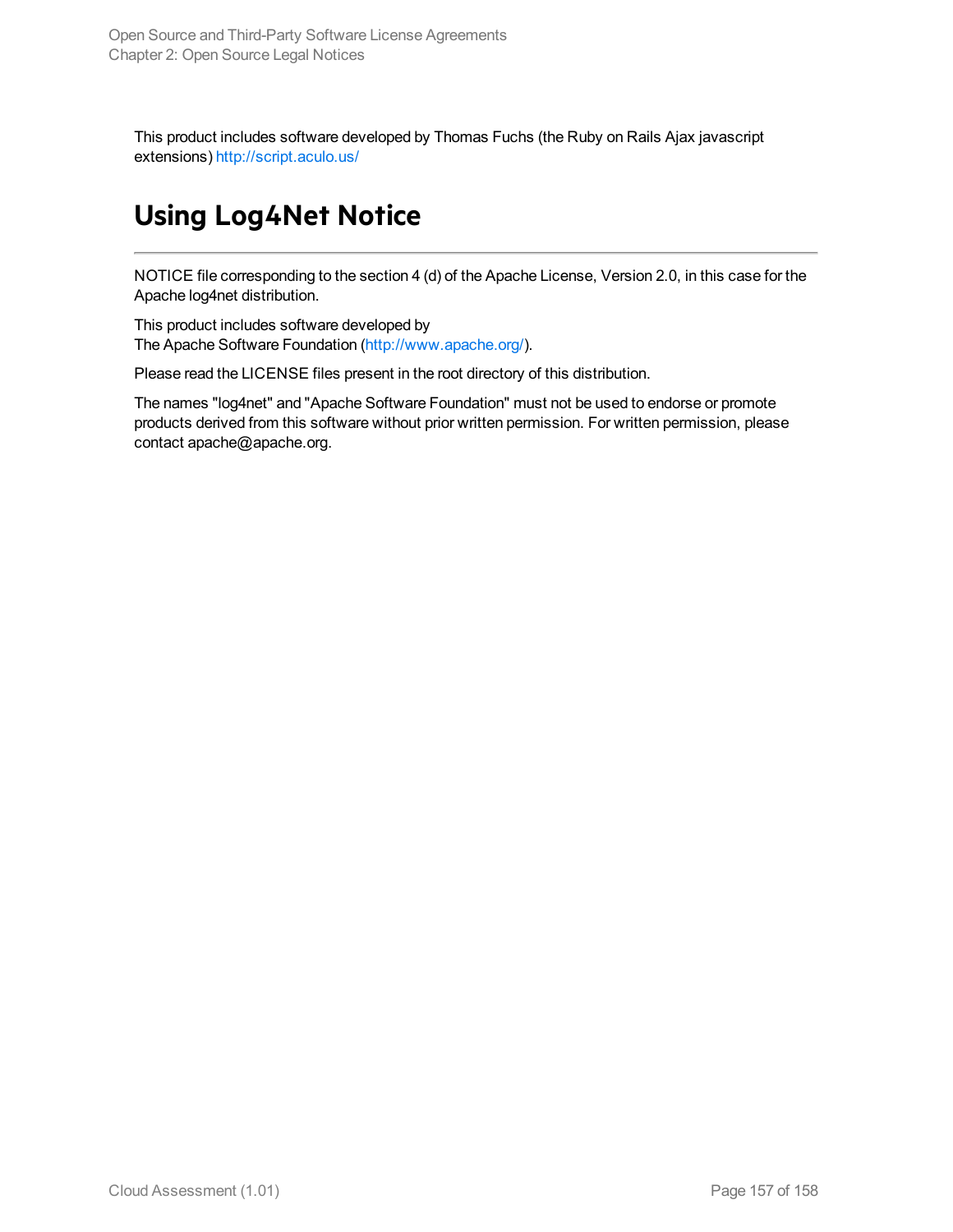This product includes software developed by Thomas Fuchs (the Ruby on Rails Ajax javascript extensions) http://script.aculo.us/

# Using Log4Net Notice

NOTICE file corresponding to the section 4 (d) of the Apache License, Version 2.0, in this case for the Apache log4net distribution.

This product includes software developed by
The Apache Software Foundation (http://www.apache.org/).

Please read the LICENSE files present in the root directory of this distribution.

The names "log4net" and "Apache Software Foundation" must not be used to endorse or promote products derived from this software without prior written permission. For written permission, please contact apache@apache.org.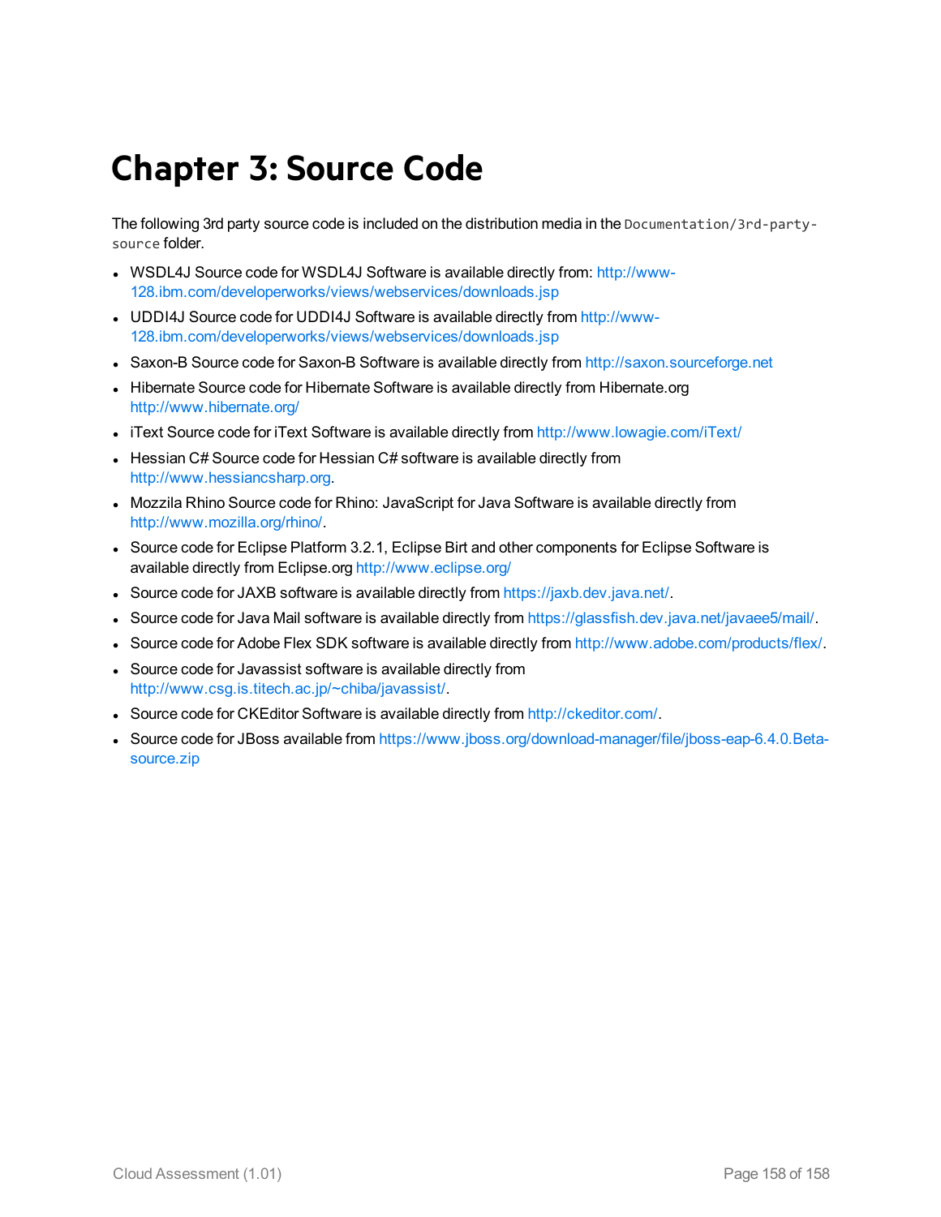# Chapter 3: Source Code

The following 3rd party source code is included on the distribution media in the `Documentation/3rd-party-source` folder.

- WSDL4J Source code for WSDL4J Software is available directly from: http://www-128.ibm.com/developerworks/views/webservices/downloads.jsp
- UDDI4J Source code for UDDI4J Software is available directly from http://www-128.ibm.com/developerworks/views/webservices/downloads.jsp
- Saxon-B Source code for Saxon-B Software is available directly from http://saxon.sourceforge.net
- Hibernate Source code for Hibernate Software is available directly from Hibernate.org http://www.hibernate.org/
- iText Source code for iText Software is available directly from http://www.lowagie.com/iText/
- Hessian C# Source code for Hessian C# software is available directly from http://www.hessiancsharp.org.
- Mozzila Rhino Source code for Rhino: JavaScript for Java Software is available directly from http://www.mozilla.org/rhino/.
- Source code for Eclipse Platform 3.2.1, Eclipse Birt and other components for Eclipse Software is available directly from Eclipse.org http://www.eclipse.org/
- Source code for JAXB software is available directly from https://jaxb.dev.java.net/.
- Source code for Java Mail software is available directly from https://glassfish.dev.java.net/javaee5/mail/.
- Source code for Adobe Flex SDK software is available directly from http://www.adobe.com/products/flex/.
- Source code for Javassist software is available directly from http://www.csg.is.titech.ac.jp/~chiba/javassist/.
- Source code for CKEditor Software is available directly from http://ckeditor.com/.
- Source code for JBoss available from https://www.jboss.org/download-manager/file/jboss-eap-6.4.0.Beta-source.zip